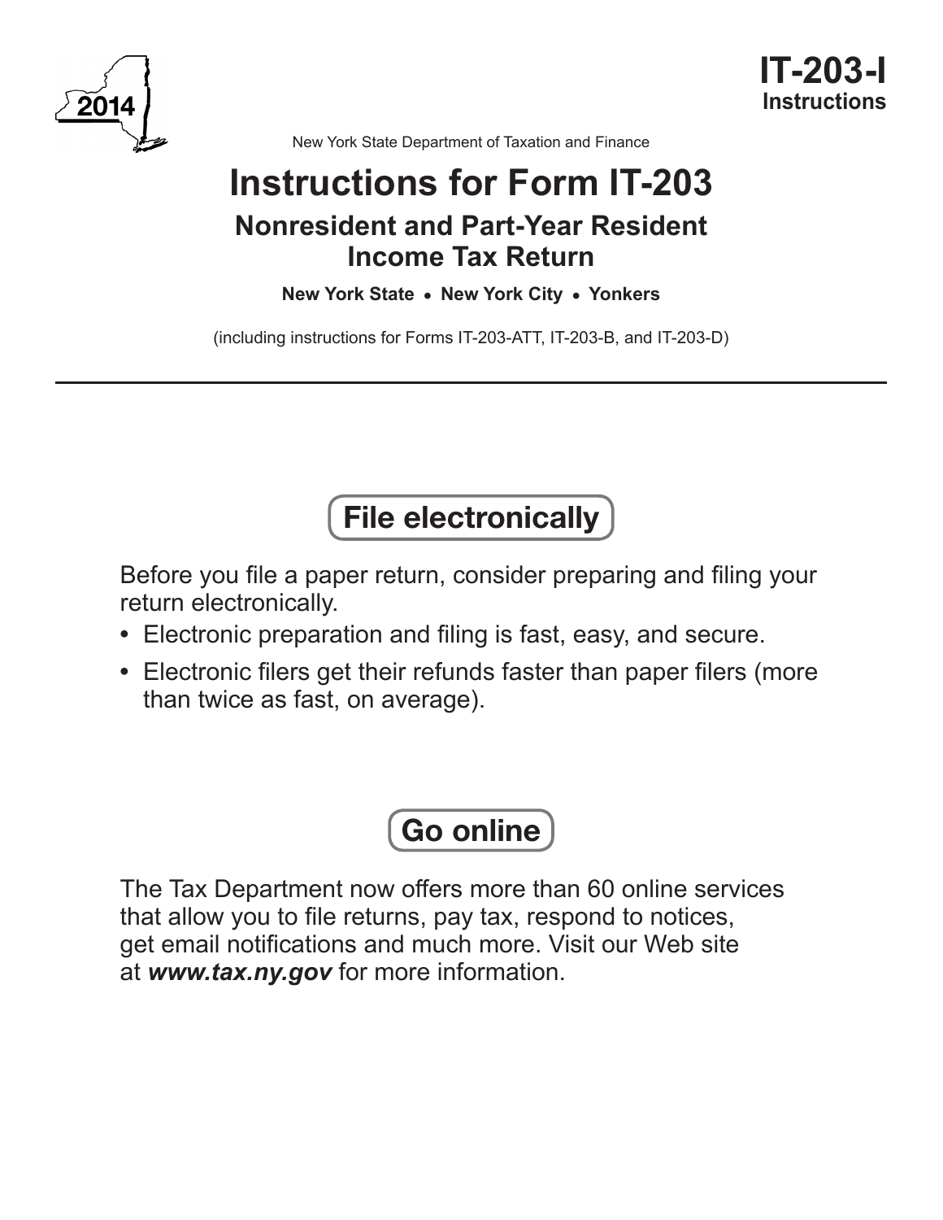2014

**IT-203-I**
**Instructions**

New York State Department of Taxation and Finance

# Instructions for Form IT-203

## Nonresident and Part-Year Resident Income Tax Return

**New York State • New York City • Yonkers**

(including instructions for Forms IT-203-ATT, IT-203-B, and IT-203-D)

---

## File electronically

Before you file a paper return, consider preparing and filing your return electronically.

- Electronic preparation and filing is fast, easy, and secure.
- Electronic filers get their refunds faster than paper filers (more than twice as fast, on average).

## Go online

The Tax Department now offers more than 60 online services that allow you to file returns, pay tax, respond to notices, get email notifications and much more. Visit our Web site at ***www.tax.ny.gov*** for more information.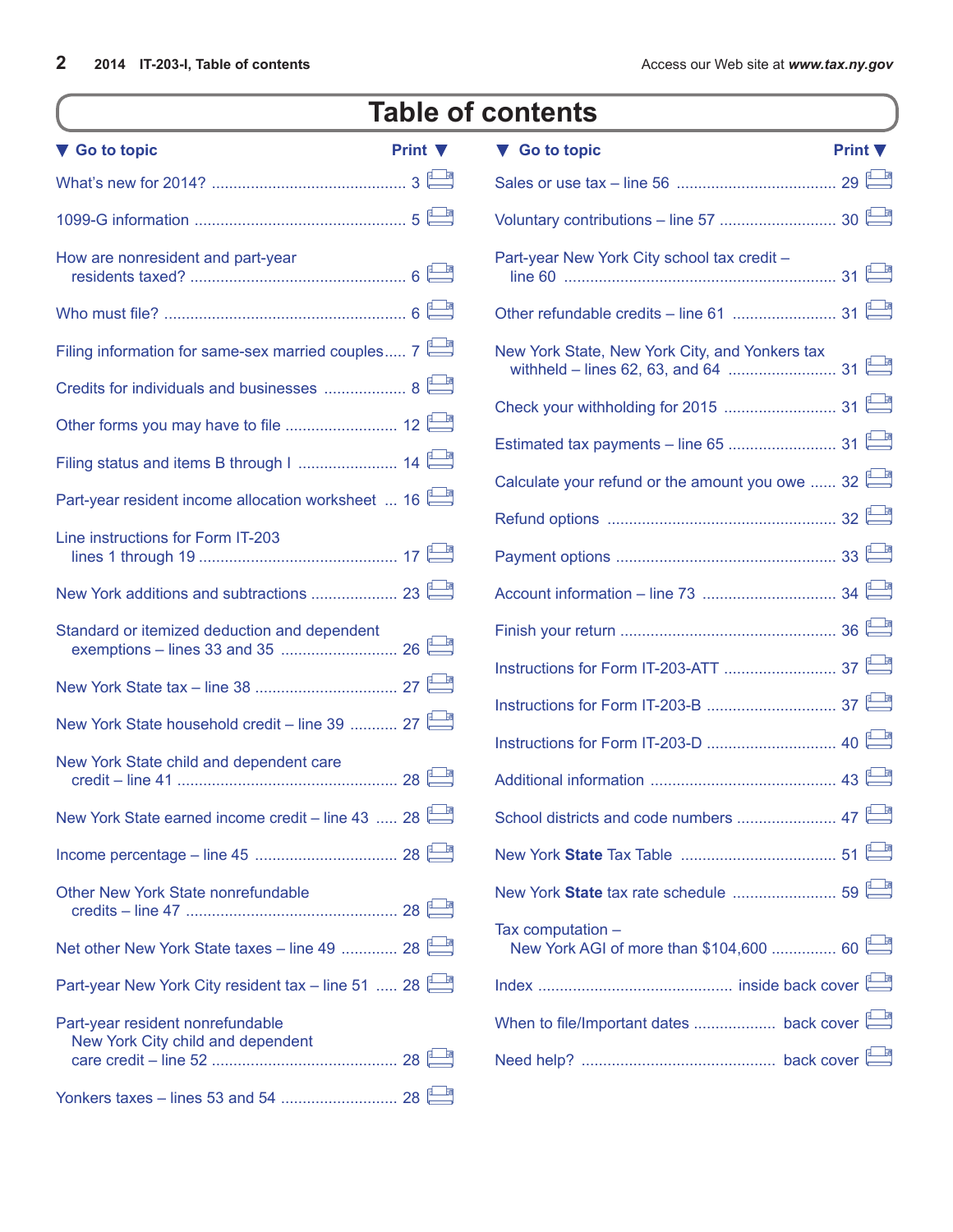# Table of contents

| Go to topic | Print |
|---|---|
| What's new for 2014? | 3 |
| 1099-G information | 5 |
| How are nonresident and part-year residents taxed? | 6 |
| Who must file? | 6 |
| Filing information for same-sex married couples | 7 |
| Credits for individuals and businesses | 8 |
| Other forms you may have to file | 12 |
| Filing status and items B through I | 14 |
| Part-year resident income allocation worksheet | 16 |
| Line instructions for Form IT-203 lines 1 through 19 | 17 |
| New York additions and subtractions | 23 |
| Standard or itemized deduction and dependent exemptions – lines 33 and 35 | 26 |
| New York State tax – line 38 | 27 |
| New York State household credit – line 39 | 27 |
| New York State child and dependent care credit – line 41 | 28 |
| New York State earned income credit – line 43 | 28 |
| Income percentage – line 45 | 28 |
| Other New York State nonrefundable credits – line 47 | 28 |
| Net other New York State taxes – line 49 | 28 |
| Part-year New York City resident tax – line 51 | 28 |
| Part-year resident nonrefundable New York City child and dependent care credit – line 52 | 28 |
| Yonkers taxes – lines 53 and 54 | 28 |
| Sales or use tax – line 56 | 29 |
| Voluntary contributions – line 57 | 30 |
| Part-year New York City school tax credit – line 60 | 31 |
| Other refundable credits – line 61 | 31 |
| New York State, New York City, and Yonkers tax withheld – lines 62, 63, and 64 | 31 |
| Check your withholding for 2015 | 31 |
| Estimated tax payments – line 65 | 31 |
| Calculate your refund or the amount you owe | 32 |
| Refund options | 32 |
| Payment options | 33 |
| Account information – line 73 | 34 |
| Finish your return | 36 |
| Instructions for Form IT-203-ATT | 37 |
| Instructions for Form IT-203-B | 37 |
| Instructions for Form IT-203-D | 40 |
| Additional information | 43 |
| School districts and code numbers | 47 |
| New York **State** Tax Table | 51 |
| New York **State** tax rate schedule | 59 |
| Tax computation – New York AGI of more than $104,600 | 60 |
| Index | inside back cover |
| When to file/Important dates | back cover |
| Need help? | back cover |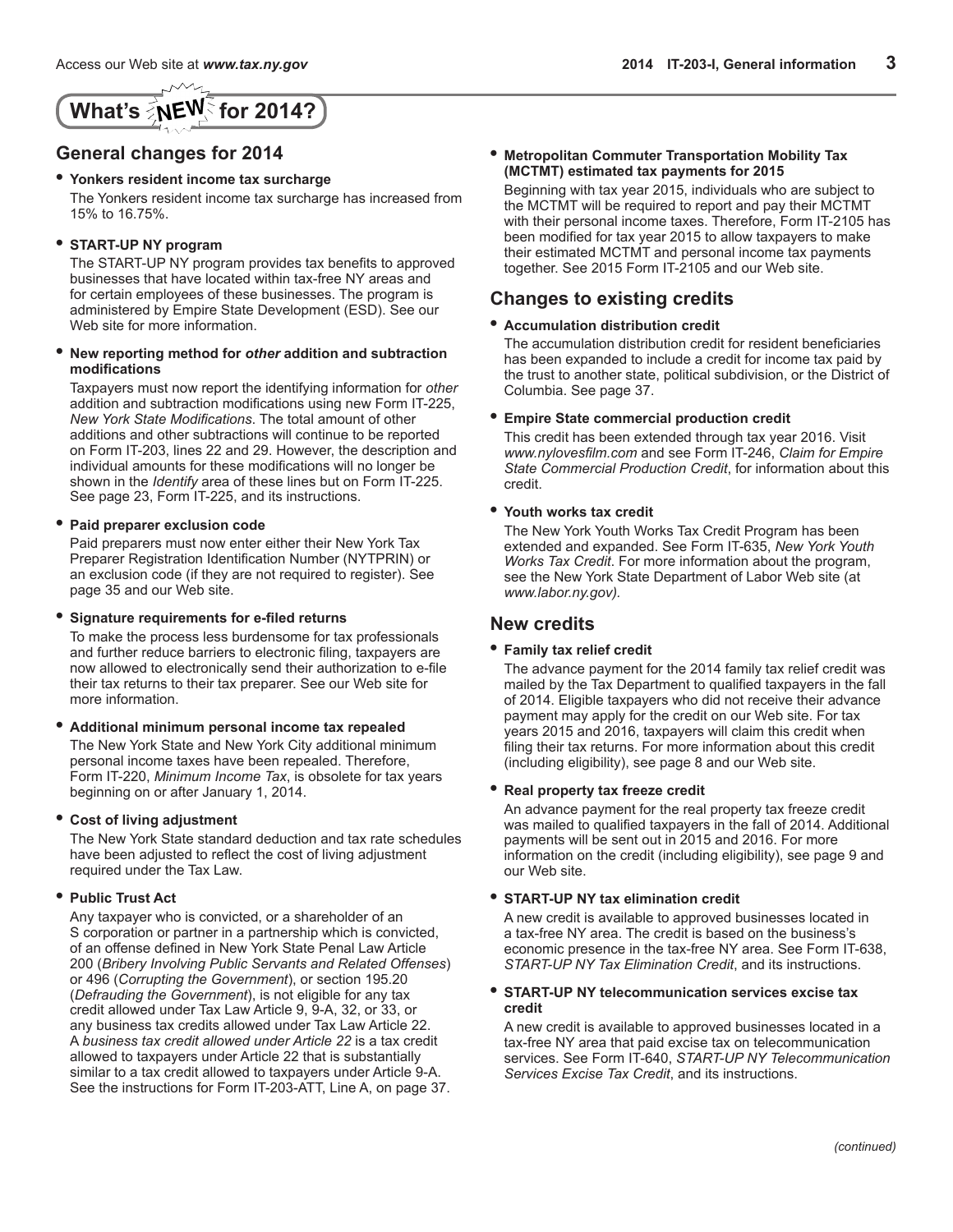# What's NEW for 2014?

## General changes for 2014

- **Yonkers resident income tax surcharge**

  The Yonkers resident income tax surcharge has increased from 15% to 16.75%.

- **START-UP NY program**

  The START-UP NY program provides tax benefits to approved businesses that have located within tax-free NY areas and for certain employees of these businesses. The program is administered by Empire State Development (ESD). See our Web site for more information.

- **New reporting method for *other* addition and subtraction modifications**

  Taxpayers must now report the identifying information for *other* addition and subtraction modifications using new Form IT-225, *New York State Modifications*. The total amount of other additions and other subtractions will continue to be reported on Form IT-203, lines 22 and 29. However, the description and individual amounts for these modifications will no longer be shown in the *Identify* area of these lines but on Form IT-225. See page 23, Form IT-225, and its instructions.

- **Paid preparer exclusion code**

  Paid preparers must now enter either their New York Tax Preparer Registration Identification Number (NYTPRIN) or an exclusion code (if they are not required to register). See page 35 and our Web site.

- **Signature requirements for e-filed returns**

  To make the process less burdensome for tax professionals and further reduce barriers to electronic filing, taxpayers are now allowed to electronically send their authorization to e-file their tax returns to their tax preparer. See our Web site for more information.

- **Additional minimum personal income tax repealed**

  The New York State and New York City additional minimum personal income taxes have been repealed. Therefore, Form IT-220, *Minimum Income Tax*, is obsolete for tax years beginning on or after January 1, 2014.

- **Cost of living adjustment**

  The New York State standard deduction and tax rate schedules have been adjusted to reflect the cost of living adjustment required under the Tax Law.

- **Public Trust Act**

  Any taxpayer who is convicted, or a shareholder of an S corporation or partner in a partnership which is convicted, of an offense defined in New York State Penal Law Article 200 (*Bribery Involving Public Servants and Related Offenses*) or 496 (*Corrupting the Government*), or section 195.20 (*Defrauding the Government*), is not eligible for any tax credit allowed under Tax Law Article 9, 9-A, 32, or 33, or any business tax credits allowed under Tax Law Article 22. A *business tax credit allowed under Article 22* is a tax credit allowed to taxpayers under Article 22 that is substantially similar to a tax credit allowed to taxpayers under Article 9-A. See the instructions for Form IT-203-ATT, Line A, on page 37.

- **Metropolitan Commuter Transportation Mobility Tax (MCTMT) estimated tax payments for 2015**

  Beginning with tax year 2015, individuals who are subject to the MCTMT will be required to report and pay their MCTMT with their personal income taxes. Therefore, Form IT-2105 has been modified for tax year 2015 to allow taxpayers to make their estimated MCTMT and personal income tax payments together. See 2015 Form IT-2105 and our Web site.

## Changes to existing credits

- **Accumulation distribution credit**

  The accumulation distribution credit for resident beneficiaries has been expanded to include a credit for income tax paid by the trust to another state, political subdivision, or the District of Columbia. See page 37.

- **Empire State commercial production credit**

  This credit has been extended through tax year 2016. Visit *www.nylovesfilm.com* and see Form IT-246, *Claim for Empire State Commercial Production Credit*, for information about this credit.

- **Youth works tax credit**

  The New York Youth Works Tax Credit Program has been extended and expanded. See Form IT-635, *New York Youth Works Tax Credit*. For more information about the program, see the New York State Department of Labor Web site (at *www.labor.ny.gov).*

## New credits

- **Family tax relief credit**

  The advance payment for the 2014 family tax relief credit was mailed by the Tax Department to qualified taxpayers in the fall of 2014. Eligible taxpayers who did not receive their advance payment may apply for the credit on our Web site. For tax years 2015 and 2016, taxpayers will claim this credit when filing their tax returns. For more information about this credit (including eligibility), see page 8 and our Web site.

- **Real property tax freeze credit**

  An advance payment for the real property tax freeze credit was mailed to qualified taxpayers in the fall of 2014. Additional payments will be sent out in 2015 and 2016. For more information on the credit (including eligibility), see page 9 and our Web site.

- **START-UP NY tax elimination credit**

  A new credit is available to approved businesses located in a tax-free NY area. The credit is based on the business's economic presence in the tax-free NY area. See Form IT-638, *START-UP NY Tax Elimination Credit*, and its instructions.

- **START-UP NY telecommunication services excise tax credit**

  A new credit is available to approved businesses located in a tax-free NY area that paid excise tax on telecommunication services. See Form IT-640, *START-UP NY Telecommunication Services Excise Tax Credit*, and its instructions.

*(continued)*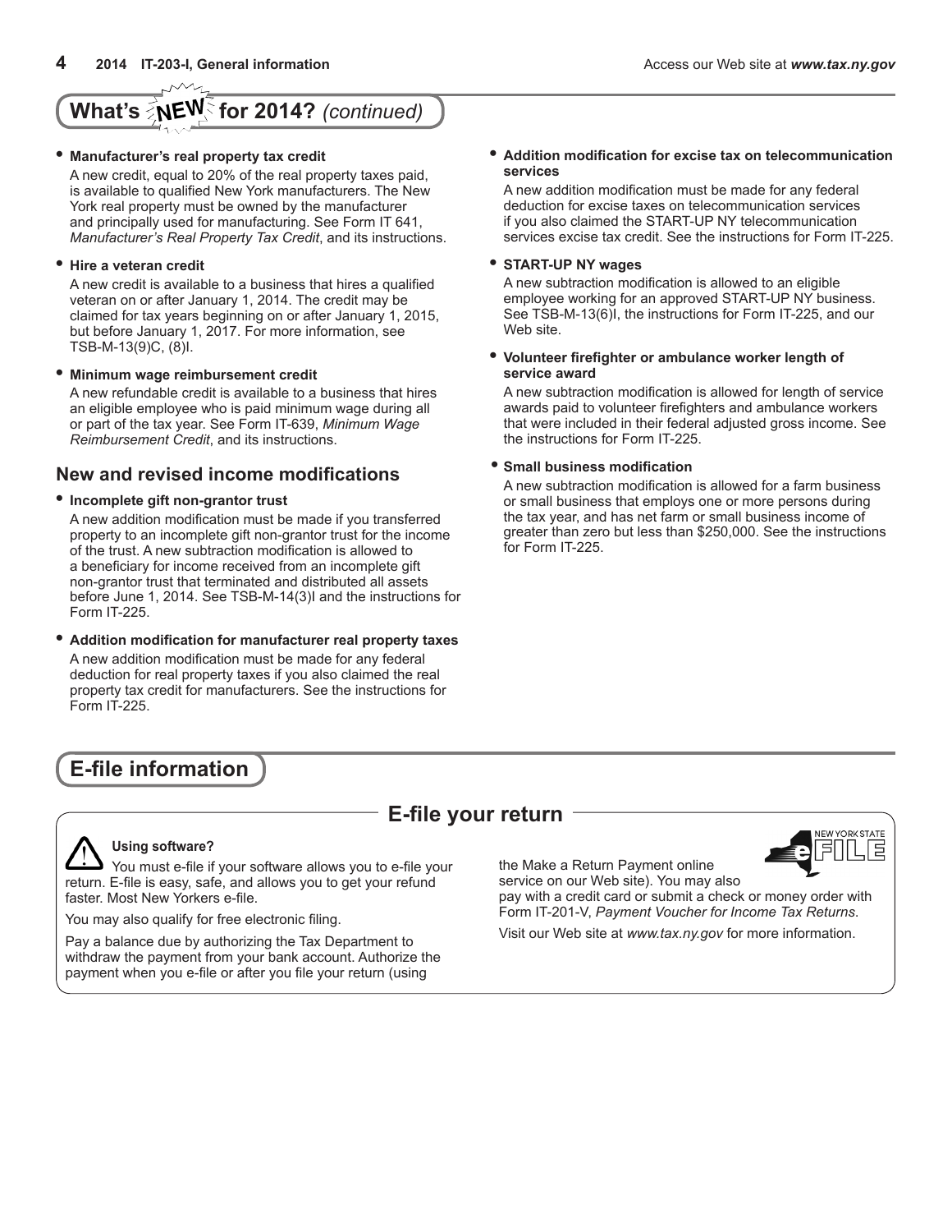## What's NEW for 2014? *(continued)*

- **Manufacturer's real property tax credit**

  A new credit, equal to 20% of the real property taxes paid, is available to qualified New York manufacturers. The New York real property must be owned by the manufacturer and principally used for manufacturing. See Form IT 641, *Manufacturer's Real Property Tax Credit*, and its instructions.

- **Hire a veteran credit**

  A new credit is available to a business that hires a qualified veteran on or after January 1, 2014. The credit may be claimed for tax years beginning on or after January 1, 2015, but before January 1, 2017. For more information, see TSB-M-13(9)C, (8)I.

- **Minimum wage reimbursement credit**

  A new refundable credit is available to a business that hires an eligible employee who is paid minimum wage during all or part of the tax year. See Form IT-639, *Minimum Wage Reimbursement Credit*, and its instructions.

### New and revised income modifications

- **Incomplete gift non-grantor trust**

  A new addition modification must be made if you transferred property to an incomplete gift non-grantor trust for the income of the trust. A new subtraction modification is allowed to a beneficiary for income received from an incomplete gift non-grantor trust that terminated and distributed all assets before June 1, 2014. See TSB-M-14(3)I and the instructions for Form IT-225.

- **Addition modification for manufacturer real property taxes**

  A new addition modification must be made for any federal deduction for real property taxes if you also claimed the real property tax credit for manufacturers. See the instructions for Form IT-225.

- **Addition modification for excise tax on telecommunication services**

  A new addition modification must be made for any federal deduction for excise taxes on telecommunication services if you also claimed the START-UP NY telecommunication services excise tax credit. See the instructions for Form IT-225.

- **START-UP NY wages**

  A new subtraction modification is allowed to an eligible employee working for an approved START-UP NY business. See TSB-M-13(6)I, the instructions for Form IT-225, and our Web site.

- **Volunteer firefighter or ambulance worker length of service award**

  A new subtraction modification is allowed for length of service awards paid to volunteer firefighters and ambulance workers that were included in their federal adjusted gross income. See the instructions for Form IT-225.

- **Small business modification**

  A new subtraction modification is allowed for a farm business or small business that employs one or more persons during the tax year, and has net farm or small business income of greater than zero but less than $250,000. See the instructions for Form IT-225.

## E-file information

### E-file your return

**Using software?**

You must e-file if your software allows you to e-file your return. E-file is easy, safe, and allows you to get your refund faster. Most New Yorkers e-file.

You may also qualify for free electronic filing.

Pay a balance due by authorizing the Tax Department to withdraw the payment from your bank account. Authorize the payment when you e-file or after you file your return (using the Make a Return Payment online service on our Web site). You may also pay with a credit card or submit a check or money order with Form IT-201-V, *Payment Voucher for Income Tax Returns*.

Visit our Web site at *www.tax.ny.gov* for more information.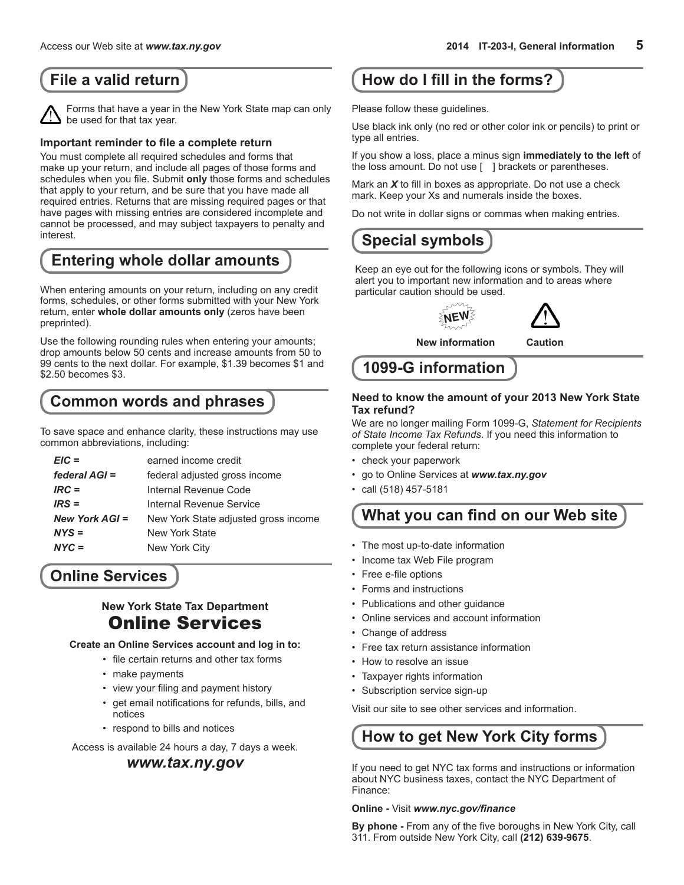## File a valid return

⚠ Forms that have a year in the New York State map can only be used for that tax year.

### Important reminder to file a complete return

You must complete all required schedules and forms that make up your return, and include all pages of those forms and schedules when you file. Submit **only** those forms and schedules that apply to your return, and be sure that you have made all required entries. Returns that are missing required pages or that have pages with missing entries are considered incomplete and cannot be processed, and may subject taxpayers to penalty and interest.

## Entering whole dollar amounts

When entering amounts on your return, including on any credit forms, schedules, or other forms submitted with your New York return, enter **whole dollar amounts only** (zeros have been preprinted).

Use the following rounding rules when entering your amounts; drop amounts below 50 cents and increase amounts from 50 to 99 cents to the next dollar. For example, $1.39 becomes $1 and $2.50 becomes $3.

## Common words and phrases

To save space and enhance clarity, these instructions may use common abbreviations, including:

| | |
|---|---|
| ***EIC =*** | earned income credit |
| ***federal AGI =*** | federal adjusted gross income |
| ***IRC =*** | Internal Revenue Code |
| ***IRS =*** | Internal Revenue Service |
| ***New York AGI =*** | New York State adjusted gross income |
| ***NYS =*** | New York State |
| ***NYC =*** | New York City |

## Online Services

**New York State Tax Department**

**Online Services**

**Create an Online Services account and log in to:**

- file certain returns and other tax forms
- make payments
- view your filing and payment history
- get email notifications for refunds, bills, and notices
- respond to bills and notices

Access is available 24 hours a day, 7 days a week.

***www.tax.ny.gov***

## How do I fill in the forms?

Please follow these guidelines.

Use black ink only (no red or other color ink or pencils) to print or type all entries.

If you show a loss, place a minus sign **immediately to the left** of the loss amount. Do not use [ ] brackets or parentheses.

Mark an ***X*** to fill in boxes as appropriate. Do not use a check mark. Keep your Xs and numerals inside the boxes.

Do not write in dollar signs or commas when making entries.

## Special symbols

Keep an eye out for the following icons or symbols. They will alert you to important new information and to areas where particular caution should be used.

**NEW** — **New information**

⚠ — **Caution**

## 1099-G information

### Need to know the amount of your 2013 New York State Tax refund?

We are no longer mailing Form 1099-G, *Statement for Recipients of State Income Tax Refunds*. If you need this information to complete your federal return:

- check your paperwork
- go to Online Services at ***www.tax.ny.gov***
- call (518) 457-5181

## What you can find on our Web site

- The most up-to-date information
- Income tax Web File program
- Free e-file options
- Forms and instructions
- Publications and other guidance
- Online services and account information
- Change of address
- Free tax return assistance information
- How to resolve an issue
- Taxpayer rights information
- Subscription service sign-up

Visit our site to see other services and information.

## How to get New York City forms

If you need to get NYC tax forms and instructions or information about NYC business taxes, contact the NYC Department of Finance:

**Online -** Visit ***www.nyc.gov/finance***

**By phone -** From any of the five boroughs in New York City, call 311. From outside New York City, call **(212) 639-9675**.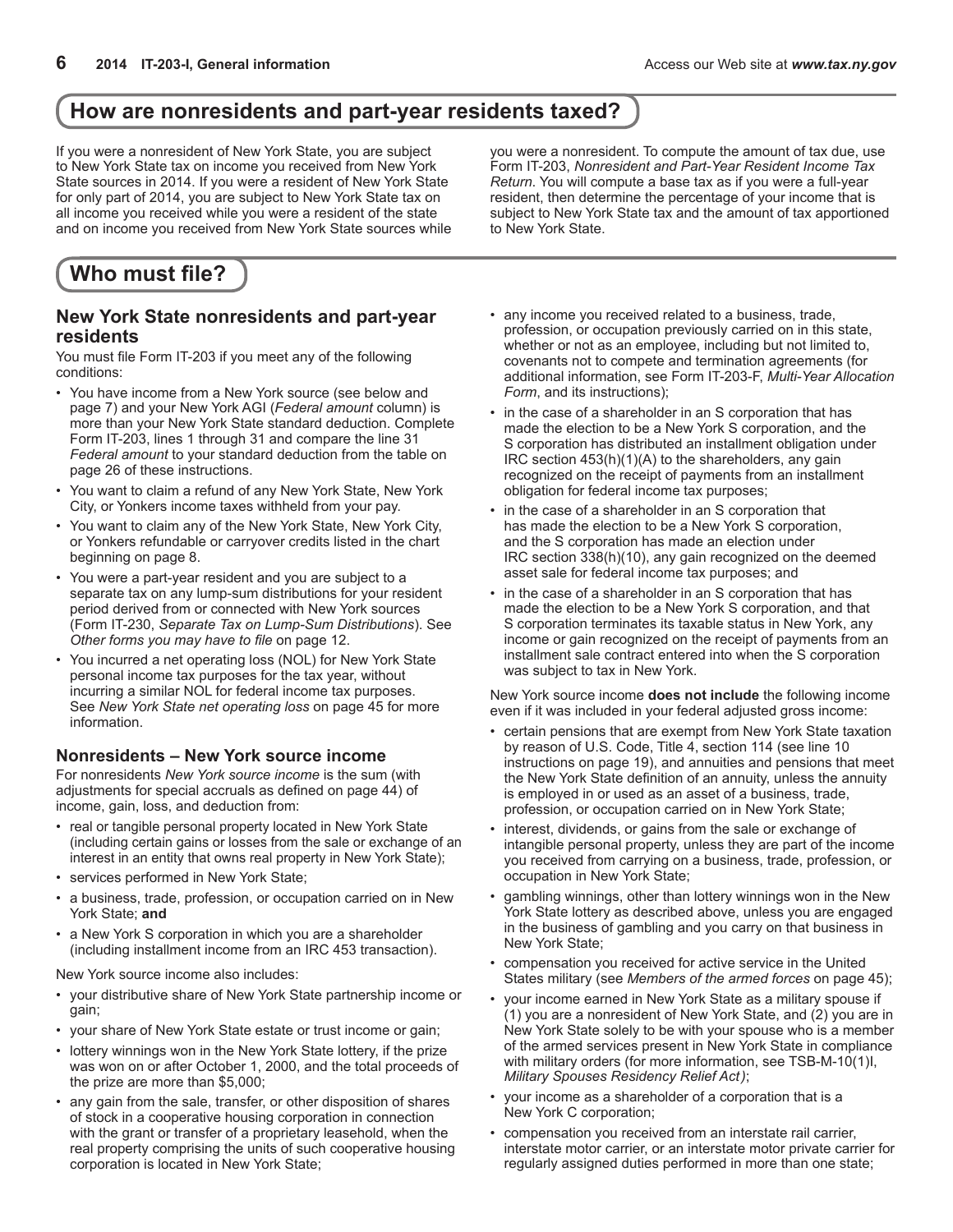## How are nonresidents and part-year residents taxed?

If you were a nonresident of New York State, you are subject to New York State tax on income you received from New York State sources in 2014. If you were a resident of New York State for only part of 2014, you are subject to New York State tax on all income you received while you were a resident of the state and on income you received from New York State sources while you were a nonresident. To compute the amount of tax due, use Form IT-203, *Nonresident and Part-Year Resident Income Tax Return*. You will compute a base tax as if you were a full-year resident, then determine the percentage of your income that is subject to New York State tax and the amount of tax apportioned to New York State.

## Who must file?

### New York State nonresidents and part-year residents

You must file Form IT-203 if you meet any of the following conditions:

- You have income from a New York source (see below and page 7) and your New York AGI (*Federal amount* column) is more than your New York State standard deduction. Complete Form IT-203, lines 1 through 31 and compare the line 31 *Federal amount* to your standard deduction from the table on page 26 of these instructions.
- You want to claim a refund of any New York State, New York City, or Yonkers income taxes withheld from your pay.
- You want to claim any of the New York State, New York City, or Yonkers refundable or carryover credits listed in the chart beginning on page 8.
- You were a part-year resident and you are subject to a separate tax on any lump-sum distributions for your resident period derived from or connected with New York sources (Form IT-230, *Separate Tax on Lump-Sum Distributions*). See *Other forms you may have to file* on page 12.
- You incurred a net operating loss (NOL) for New York State personal income tax purposes for the tax year, without incurring a similar NOL for federal income tax purposes. See *New York State net operating loss* on page 45 for more information.

### Nonresidents – New York source income

For nonresidents *New York source income* is the sum (with adjustments for special accruals as defined on page 44) of income, gain, loss, and deduction from:

- real or tangible personal property located in New York State (including certain gains or losses from the sale or exchange of an interest in an entity that owns real property in New York State);
- services performed in New York State;
- a business, trade, profession, or occupation carried on in New York State; **and**
- a New York S corporation in which you are a shareholder (including installment income from an IRC 453 transaction).

New York source income also includes:

- your distributive share of New York State partnership income or gain;
- your share of New York State estate or trust income or gain;
- lottery winnings won in the New York State lottery, if the prize was won on or after October 1, 2000, and the total proceeds of the prize are more than $5,000;
- any gain from the sale, transfer, or other disposition of shares of stock in a cooperative housing corporation in connection with the grant or transfer of a proprietary leasehold, when the real property comprising the units of such cooperative housing corporation is located in New York State;
- any income you received related to a business, trade, profession, or occupation previously carried on in this state, whether or not as an employee, including but not limited to, covenants not to compete and termination agreements (for additional information, see Form IT-203-F, *Multi-Year Allocation Form*, and its instructions);
- in the case of a shareholder in an S corporation that has made the election to be a New York S corporation, and the S corporation has distributed an installment obligation under IRC section 453(h)(1)(A) to the shareholders, any gain recognized on the receipt of payments from an installment obligation for federal income tax purposes;
- in the case of a shareholder in an S corporation that has made the election to be a New York S corporation, and the S corporation has made an election under IRC section 338(h)(10), any gain recognized on the deemed asset sale for federal income tax purposes; and
- in the case of a shareholder in an S corporation that has made the election to be a New York S corporation, and that S corporation terminates its taxable status in New York, any income or gain recognized on the receipt of payments from an installment sale contract entered into when the S corporation was subject to tax in New York.

New York source income **does not include** the following income even if it was included in your federal adjusted gross income:

- certain pensions that are exempt from New York State taxation by reason of U.S. Code, Title 4, section 114 (see line 10 instructions on page 19), and annuities and pensions that meet the New York State definition of an annuity, unless the annuity is employed in or used as an asset of a business, trade, profession, or occupation carried on in New York State;
- interest, dividends, or gains from the sale or exchange of intangible personal property, unless they are part of the income you received from carrying on a business, trade, profession, or occupation in New York State;
- gambling winnings, other than lottery winnings won in the New York State lottery as described above, unless you are engaged in the business of gambling and you carry on that business in New York State;
- compensation you received for active service in the United States military (see *Members of the armed forces* on page 45);
- your income earned in New York State as a military spouse if (1) you are a nonresident of New York State, and (2) you are in New York State solely to be with your spouse who is a member of the armed services present in New York State in compliance with military orders (for more information, see TSB-M-10(1)I, *Military Spouses Residency Relief Act)*;
- your income as a shareholder of a corporation that is a New York C corporation;
- compensation you received from an interstate rail carrier, interstate motor carrier, or an interstate motor private carrier for regularly assigned duties performed in more than one state;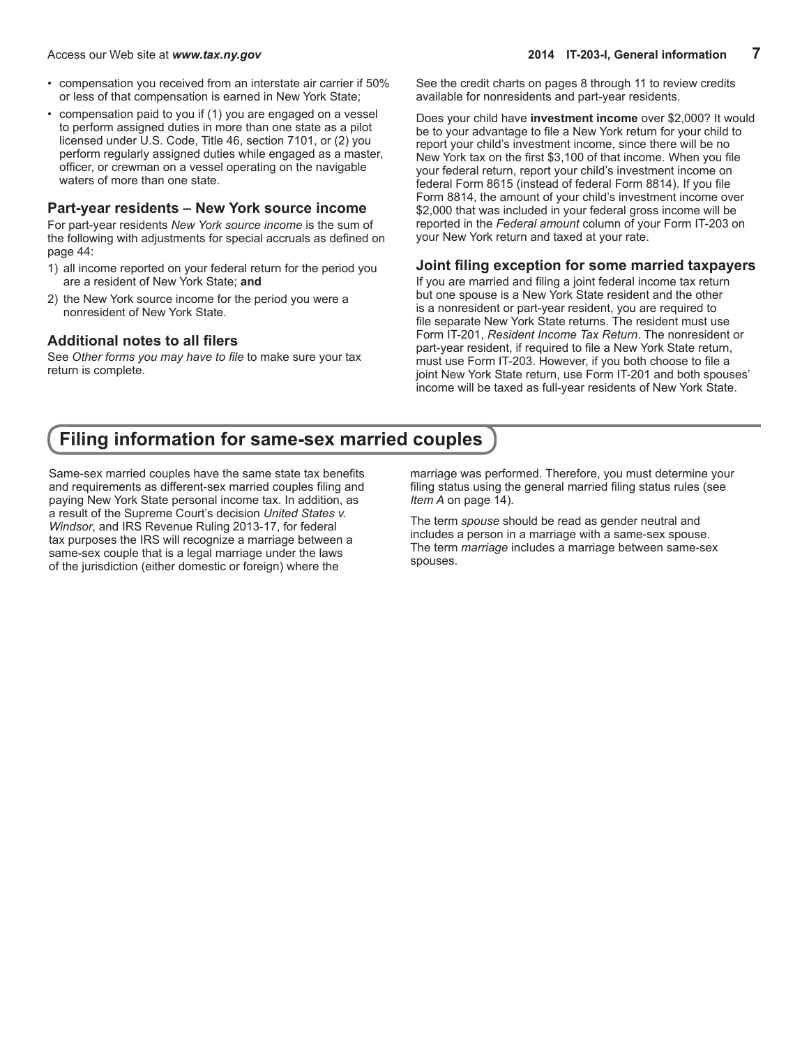- compensation you received from an interstate air carrier if 50% or less of that compensation is earned in New York State;
- compensation paid to you if (1) you are engaged on a vessel to perform assigned duties in more than one state as a pilot licensed under U.S. Code, Title 46, section 7101, or (2) you perform regularly assigned duties while engaged as a master, officer, or crewman on a vessel operating on the navigable waters of more than one state.

### Part-year residents – New York source income

For part-year residents *New York source income* is the sum of the following with adjustments for special accruals as defined on page 44:

1) all income reported on your federal return for the period you are a resident of New York State; **and**
2) the New York source income for the period you were a nonresident of New York State.

### Additional notes to all filers

See *Other forms you may have to file* to make sure your tax return is complete.

See the credit charts on pages 8 through 11 to review credits available for nonresidents and part-year residents.

Does your child have **investment income** over $2,000? It would be to your advantage to file a New York return for your child to report your child's investment income, since there will be no New York tax on the first $3,100 of that income. When you file your federal return, report your child's investment income on federal Form 8615 (instead of federal Form 8814). If you file Form 8814, the amount of your child's investment income over $2,000 that was included in your federal gross income will be reported in the *Federal amount* column of your Form IT-203 on your New York return and taxed at your rate.

### Joint filing exception for some married taxpayers

If you are married and filing a joint federal income tax return but one spouse is a New York State resident and the other is a nonresident or part-year resident, you are required to file separate New York State returns. The resident must use Form IT-201, *Resident Income Tax Return*. The nonresident or part-year resident, if required to file a New York State return, must use Form IT-203. However, if you both choose to file a joint New York State return, use Form IT-201 and both spouses' income will be taxed as full-year residents of New York State.

## Filing information for same-sex married couples

Same-sex married couples have the same state tax benefits and requirements as different-sex married couples filing and paying New York State personal income tax. In addition, as a result of the Supreme Court's decision *United States v. Windsor*, and IRS Revenue Ruling 2013-17, for federal tax purposes the IRS will recognize a marriage between a same-sex couple that is a legal marriage under the laws of the jurisdiction (either domestic or foreign) where the marriage was performed. Therefore, you must determine your filing status using the general married filing status rules (see *Item A* on page 14).

The term *spouse* should be read as gender neutral and includes a person in a marriage with a same-sex spouse. The term *marriage* includes a marriage between same-sex spouses.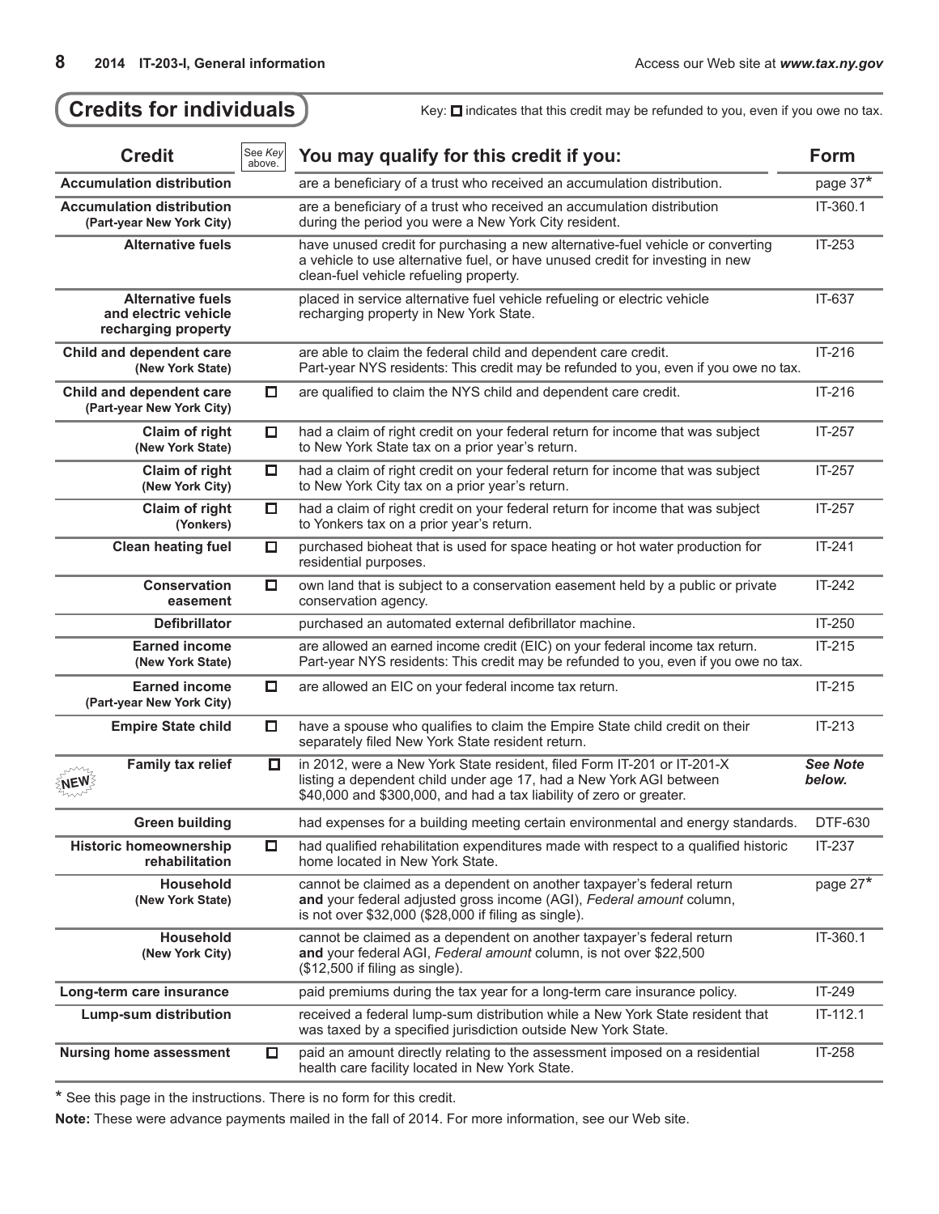## Credits for individuals

Key: ☐ indicates that this credit may be refunded to you, even if you owe no tax.

| Credit | See *Key* above. | You may qualify for this credit if you: | Form |
|---|---|---|---|
| **Accumulation distribution** | | are a beneficiary of a trust who received an accumulation distribution. | page 37* |
| **Accumulation distribution (Part-year New York City)** | | are a beneficiary of a trust who received an accumulation distribution during the period you were a New York City resident. | IT-360.1 |
| **Alternative fuels** | | have unused credit for purchasing a new alternative-fuel vehicle or converting a vehicle to use alternative fuel, or have unused credit for investing in new clean-fuel vehicle refueling property. | IT-253 |
| **Alternative fuels and electric vehicle recharging property** | | placed in service alternative fuel vehicle refueling or electric vehicle recharging property in New York State. | IT-637 |
| **Child and dependent care (New York State)** | | are able to claim the federal child and dependent care credit. Part-year NYS residents: This credit may be refunded to you, even if you owe no tax. | IT-216 |
| **Child and dependent care (Part-year New York City)** | ☐ | are qualified to claim the NYS child and dependent care credit. | IT-216 |
| **Claim of right (New York State)** | ☐ | had a claim of right credit on your federal return for income that was subject to New York State tax on a prior year's return. | IT-257 |
| **Claim of right (New York City)** | ☐ | had a claim of right credit on your federal return for income that was subject to New York City tax on a prior year's return. | IT-257 |
| **Claim of right (Yonkers)** | ☐ | had a claim of right credit on your federal return for income that was subject to Yonkers tax on a prior year's return. | IT-257 |
| **Clean heating fuel** | ☐ | purchased bioheat that is used for space heating or hot water production for residential purposes. | IT-241 |
| **Conservation easement** | ☐ | own land that is subject to a conservation easement held by a public or private conservation agency. | IT-242 |
| **Defibrillator** | | purchased an automated external defibrillator machine. | IT-250 |
| **Earned income (New York State)** | | are allowed an earned income credit (EIC) on your federal income tax return. Part-year NYS residents: This credit may be refunded to you, even if you owe no tax. | IT-215 |
| **Earned income (Part-year New York City)** | ☐ | are allowed an EIC on your federal income tax return. | IT-215 |
| **Empire State child** | ☐ | have a spouse who qualifies to claim the Empire State child credit on their separately filed New York State resident return. | IT-213 |
| NEW **Family tax relief** | ☐ | in 2012, were a New York State resident, filed Form IT-201 or IT-201-X listing a dependent child under age 17, had a New York AGI between $40,000 and $300,000, and had a tax liability of zero or greater. | ***See Note below.*** |
| **Green building** | | had expenses for a building meeting certain environmental and energy standards. | DTF-630 |
| **Historic homeownership rehabilitation** | ☐ | had qualified rehabilitation expenditures made with respect to a qualified historic home located in New York State. | IT-237 |
| **Household (New York State)** | | cannot be claimed as a dependent on another taxpayer's federal return **and** your federal adjusted gross income (AGI), *Federal amount* column, is not over $32,000 ($28,000 if filing as single). | page 27* |
| **Household (New York City)** | | cannot be claimed as a dependent on another taxpayer's federal return **and** your federal AGI, *Federal amount* column, is not over $22,500 ($12,500 if filing as single). | IT-360.1 |
| **Long-term care insurance** | | paid premiums during the tax year for a long-term care insurance policy. | IT-249 |
| **Lump-sum distribution** | | received a federal lump-sum distribution while a New York State resident that was taxed by a specified jurisdiction outside New York State. | IT-112.1 |
| **Nursing home assessment** | ☐ | paid an amount directly relating to the assessment imposed on a residential health care facility located in New York State. | IT-258 |

\* See this page in the instructions. There is no form for this credit.

**Note:** These were advance payments mailed in the fall of 2014. For more information, see our Web site.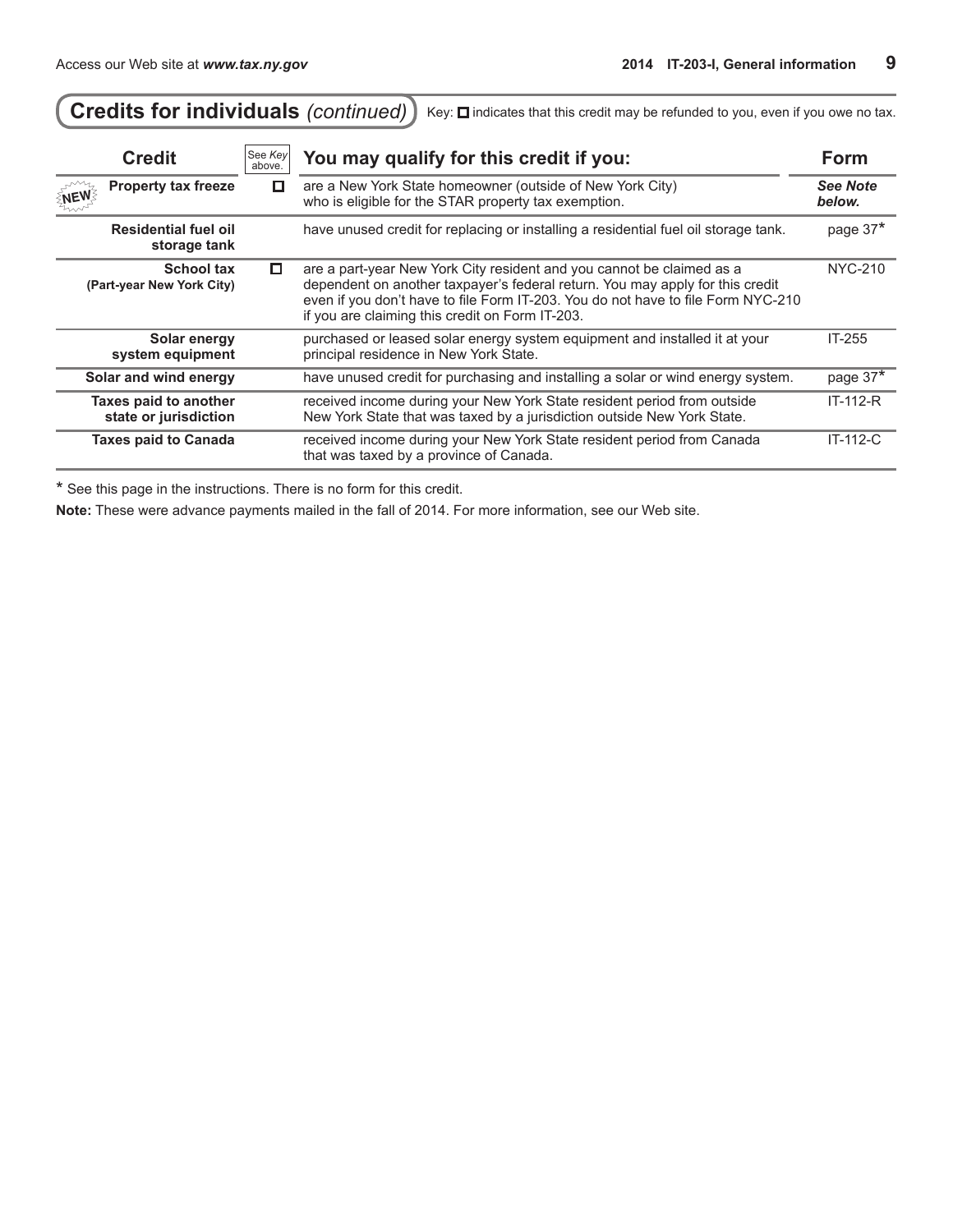## Credits for individuals *(continued)*

Key: ☐ indicates that this credit may be refunded to you, even if you owe no tax.

| Credit | See *Key* above. | You may qualify for this credit if you: | Form |
|---|---|---|---|
| NEW **Property tax freeze** | ☐ | are a New York State homeowner (outside of New York City) who is eligible for the STAR property tax exemption. | ***See Note below.*** |
| **Residential fuel oil storage tank** | | have unused credit for replacing or installing a residential fuel oil storage tank. | page 37* |
| **School tax (Part-year New York City)** | ☐ | are a part-year New York City resident and you cannot be claimed as a dependent on another taxpayer's federal return. You may apply for this credit even if you don't have to file Form IT-203. You do not have to file Form NYC-210 if you are claiming this credit on Form IT-203. | NYC-210 |
| **Solar energy system equipment** | | purchased or leased solar energy system equipment and installed it at your principal residence in New York State. | IT-255 |
| **Solar and wind energy** | | have unused credit for purchasing and installing a solar or wind energy system. | page 37* |
| **Taxes paid to another state or jurisdiction** | | received income during your New York State resident period from outside New York State that was taxed by a jurisdiction outside New York State. | IT-112-R |
| **Taxes paid to Canada** | | received income during your New York State resident period from Canada that was taxed by a province of Canada. | IT-112-C |

* See this page in the instructions. There is no form for this credit.

**Note:** These were advance payments mailed in the fall of 2014. For more information, see our Web site.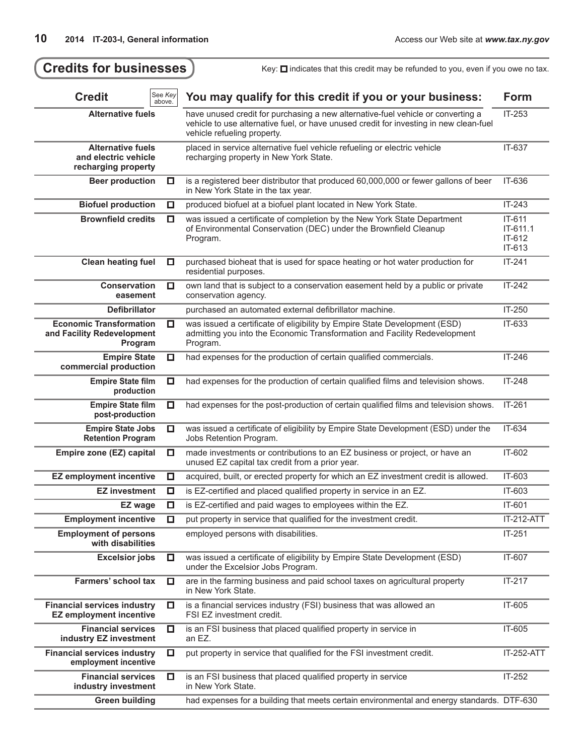## Credits for businesses

Key: ☐ indicates that this credit may be refunded to you, even if you owe no tax.

| Credit | See *Key* above. | You may qualify for this credit if you or your business: | Form |
|---|---|---|---|
| **Alternative fuels** | | have unused credit for purchasing a new alternative-fuel vehicle or converting a vehicle to use alternative fuel, or have unused credit for investing in new clean-fuel vehicle refueling property. | IT-253 |
| **Alternative fuels and electric vehicle recharging property** | | placed in service alternative fuel vehicle refueling or electric vehicle recharging property in New York State. | IT-637 |
| **Beer production** | ☐ | is a registered beer distributor that produced 60,000,000 or fewer gallons of beer in New York State in the tax year. | IT-636 |
| **Biofuel production** | ☐ | produced biofuel at a biofuel plant located in New York State. | IT-243 |
| **Brownfield credits** | ☐ | was issued a certificate of completion by the New York State Department of Environmental Conservation (DEC) under the Brownfield Cleanup Program. | IT-611<br>IT-611.1<br>IT-612<br>IT-613 |
| **Clean heating fuel** | ☐ | purchased bioheat that is used for space heating or hot water production for residential purposes. | IT-241 |
| **Conservation easement** | ☐ | own land that is subject to a conservation easement held by a public or private conservation agency. | IT-242 |
| **Defibrillator** | | purchased an automated external defibrillator machine. | IT-250 |
| **Economic Transformation and Facility Redevelopment Program** | ☐ | was issued a certificate of eligibility by Empire State Development (ESD) admitting you into the Economic Transformation and Facility Redevelopment Program. | IT-633 |
| **Empire State commercial production** | ☐ | had expenses for the production of certain qualified commercials. | IT-246 |
| **Empire State film production** | ☐ | had expenses for the production of certain qualified films and television shows. | IT-248 |
| **Empire State film post-production** | ☐ | had expenses for the post-production of certain qualified films and television shows. | IT-261 |
| **Empire State Jobs Retention Program** | ☐ | was issued a certificate of eligibility by Empire State Development (ESD) under the Jobs Retention Program. | IT-634 |
| **Empire zone (EZ) capital** | ☐ | made investments or contributions to an EZ business or project, or have an unused EZ capital tax credit from a prior year. | IT-602 |
| **EZ employment incentive** | ☐ | acquired, built, or erected property for which an EZ investment credit is allowed. | IT-603 |
| **EZ investment** | ☐ | is EZ-certified and placed qualified property in service in an EZ. | IT-603 |
| **EZ wage** | ☐ | is EZ-certified and paid wages to employees within the EZ. | IT-601 |
| **Employment incentive** | ☐ | put property in service that qualified for the investment credit. | IT-212-ATT |
| **Employment of persons with disabilities** | | employed persons with disabilities. | IT-251 |
| **Excelsior jobs** | ☐ | was issued a certificate of eligibility by Empire State Development (ESD) under the Excelsior Jobs Program. | IT-607 |
| **Farmers' school tax** | ☐ | are in the farming business and paid school taxes on agricultural property in New York State. | IT-217 |
| **Financial services industry EZ employment incentive** | ☐ | is a financial services industry (FSI) business that was allowed an FSI EZ investment credit. | IT-605 |
| **Financial services industry EZ investment** | ☐ | is an FSI business that placed qualified property in service in an EZ. | IT-605 |
| **Financial services industry employment incentive** | ☐ | put property in service that qualified for the FSI investment credit. | IT-252-ATT |
| **Financial services industry investment** | ☐ | is an FSI business that placed qualified property in service in New York State. | IT-252 |
| **Green building** | | had expenses for a building that meets certain environmental and energy standards. | DTF-630 |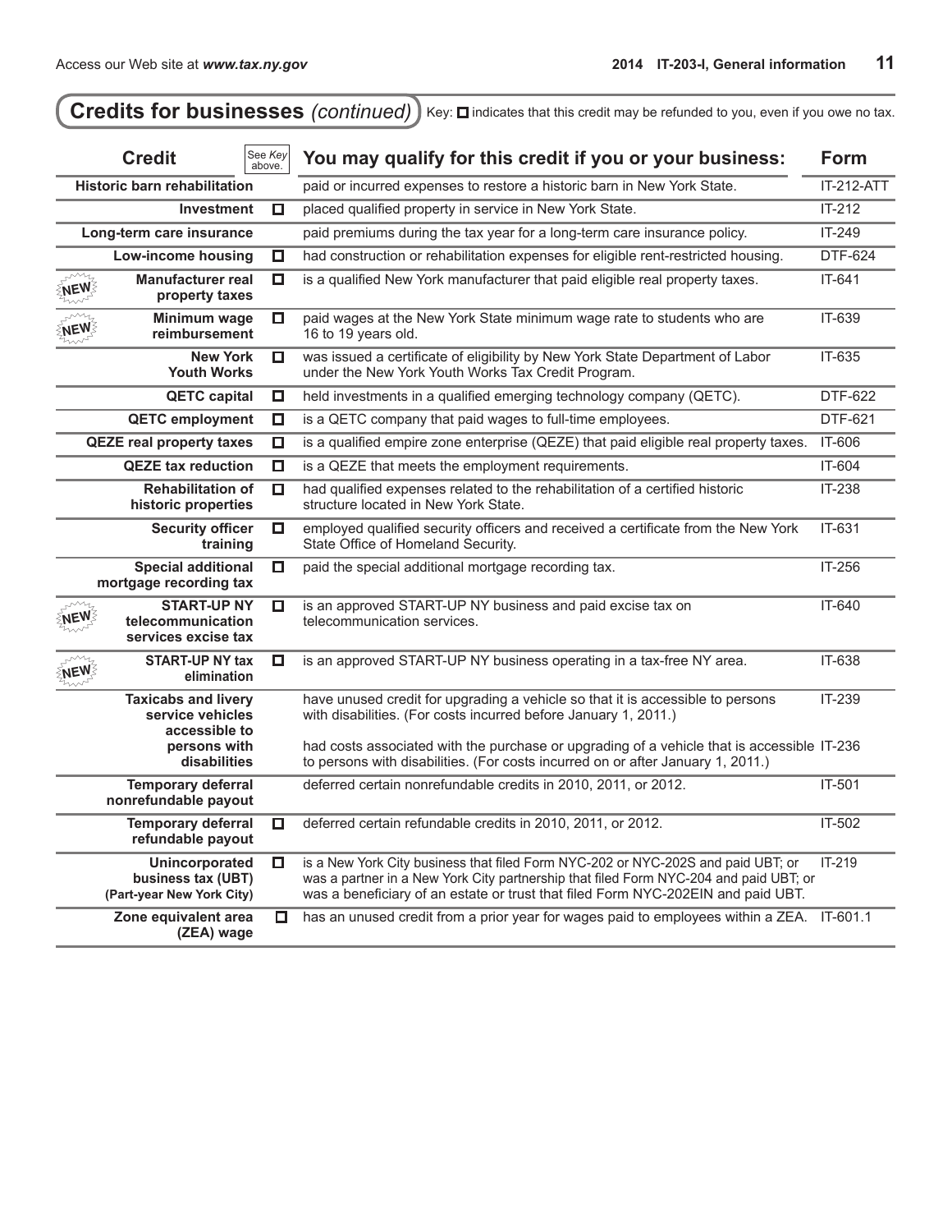## Credits for businesses *(continued)*

Key: ☐ indicates that this credit may be refunded to you, even if you owe no tax.

| Credit | See *Key* above. | You may qualify for this credit if you or your business: | Form |
|---|---|---|---|
| **Historic barn rehabilitation** | | paid or incurred expenses to restore a historic barn in New York State. | IT-212-ATT |
| **Investment** | ☐ | placed qualified property in service in New York State. | IT-212 |
| **Long-term care insurance** | | paid premiums during the tax year for a long-term care insurance policy. | IT-249 |
| **Low-income housing** | ☐ | had construction or rehabilitation expenses for eligible rent-restricted housing. | DTF-624 |
| NEW **Manufacturer real property taxes** | ☐ | is a qualified New York manufacturer that paid eligible real property taxes. | IT-641 |
| NEW **Minimum wage reimbursement** | ☐ | paid wages at the New York State minimum wage rate to students who are 16 to 19 years old. | IT-639 |
| **New York Youth Works** | ☐ | was issued a certificate of eligibility by New York State Department of Labor under the New York Youth Works Tax Credit Program. | IT-635 |
| **QETC capital** | ☐ | held investments in a qualified emerging technology company (QETC). | DTF-622 |
| **QETC employment** | ☐ | is a QETC company that paid wages to full-time employees. | DTF-621 |
| **QEZE real property taxes** | ☐ | is a qualified empire zone enterprise (QEZE) that paid eligible real property taxes. | IT-606 |
| **QEZE tax reduction** | ☐ | is a QEZE that meets the employment requirements. | IT-604 |
| **Rehabilitation of historic properties** | ☐ | had qualified expenses related to the rehabilitation of a certified historic structure located in New York State. | IT-238 |
| **Security officer training** | ☐ | employed qualified security officers and received a certificate from the New York State Office of Homeland Security. | IT-631 |
| **Special additional mortgage recording tax** | ☐ | paid the special additional mortgage recording tax. | IT-256 |
| NEW **START-UP NY telecommunication services excise tax** | ☐ | is an approved START-UP NY business and paid excise tax on telecommunication services. | IT-640 |
| NEW **START-UP NY tax elimination** | ☐ | is an approved START-UP NY business operating in a tax-free NY area. | IT-638 |
| **Taxicabs and livery service vehicles accessible to persons with disabilities** | | have unused credit for upgrading a vehicle so that it is accessible to persons with disabilities. (For costs incurred before January 1, 2011.) | IT-239 |
| | | had costs associated with the purchase or upgrading of a vehicle that is accessible to persons with disabilities. (For costs incurred on or after January 1, 2011.) | IT-236 |
| **Temporary deferral nonrefundable payout** | | deferred certain nonrefundable credits in 2010, 2011, or 2012. | IT-501 |
| **Temporary deferral refundable payout** | ☐ | deferred certain refundable credits in 2010, 2011, or 2012. | IT-502 |
| **Unincorporated business tax (UBT) (Part-year New York City)** | ☐ | is a New York City business that filed Form NYC-202 or NYC-202S and paid UBT; or was a partner in a New York City partnership that filed Form NYC-204 and paid UBT; or was a beneficiary of an estate or trust that filed Form NYC-202EIN and paid UBT. | IT-219 |
| **Zone equivalent area (ZEA) wage** | ☐ | has an unused credit from a prior year for wages paid to employees within a ZEA. | IT-601.1 |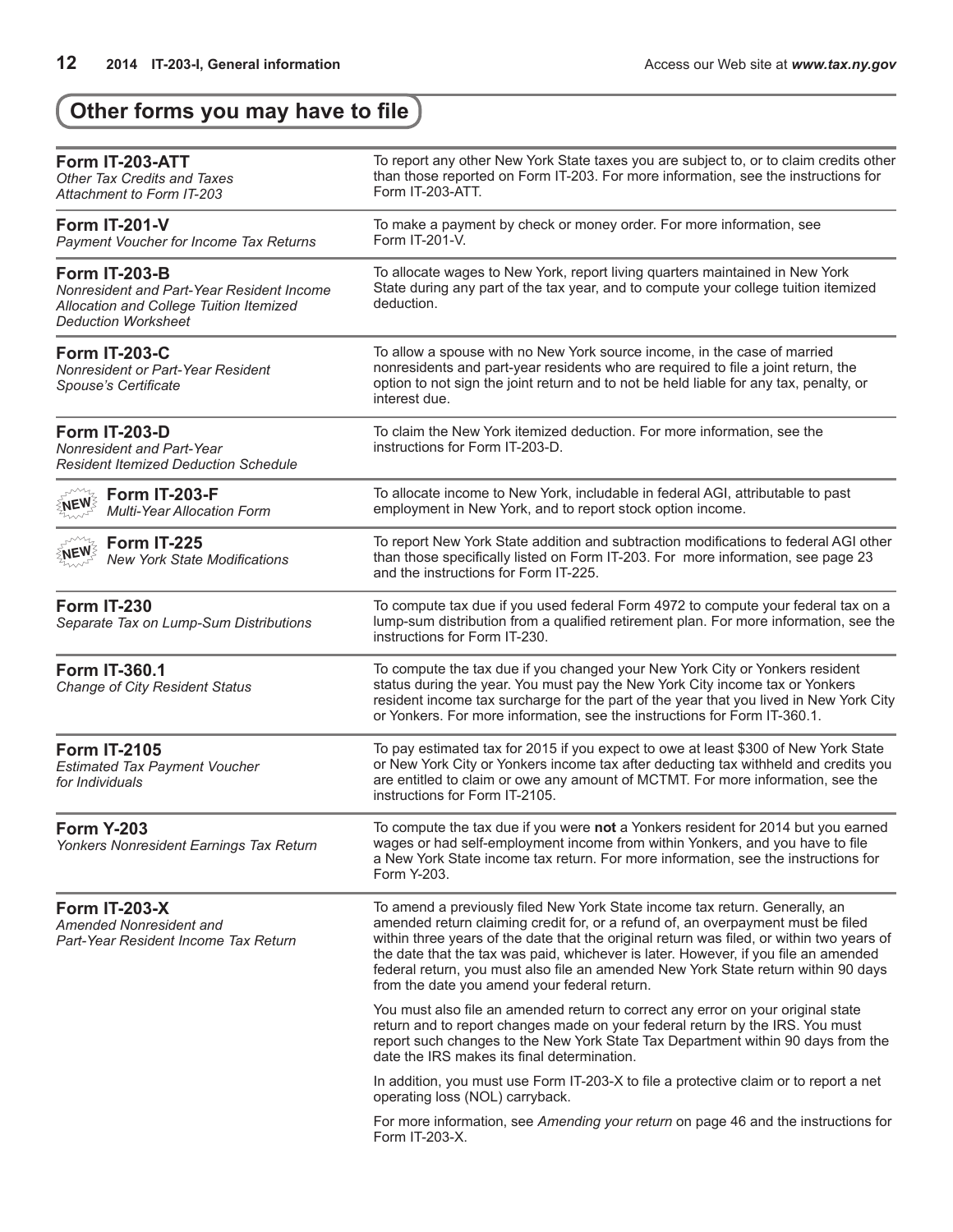## Other forms you may have to file

| Form | Purpose |
|---|---|
| **Form IT-203-ATT**<br>*Other Tax Credits and Taxes Attachment to Form IT-203* | To report any other New York State taxes you are subject to, or to claim credits other than those reported on Form IT-203. For more information, see the instructions for Form IT-203-ATT. |
| **Form IT-201-V**<br>*Payment Voucher for Income Tax Returns* | To make a payment by check or money order. For more information, see Form IT-201-V. |
| **Form IT-203-B**<br>*Nonresident and Part-Year Resident Income Allocation and College Tuition Itemized Deduction Worksheet* | To allocate wages to New York, report living quarters maintained in New York State during any part of the tax year, and to compute your college tuition itemized deduction. |
| **Form IT-203-C**<br>*Nonresident or Part-Year Resident Spouse's Certificate* | To allow a spouse with no New York source income, in the case of married nonresidents and part-year residents who are required to file a joint return, the option to not sign the joint return and to not be held liable for any tax, penalty, or interest due. |
| **Form IT-203-D**<br>*Nonresident and Part-Year Resident Itemized Deduction Schedule* | To claim the New York itemized deduction. For more information, see the instructions for Form IT-203-D. |
| NEW **Form IT-203-F**<br>*Multi-Year Allocation Form* | To allocate income to New York, includable in federal AGI, attributable to past employment in New York, and to report stock option income. |
| NEW **Form IT-225**<br>*New York State Modifications* | To report New York State addition and subtraction modifications to federal AGI other than those specifically listed on Form IT-203. For more information, see page 23 and the instructions for Form IT-225. |
| **Form IT-230**<br>*Separate Tax on Lump-Sum Distributions* | To compute tax due if you used federal Form 4972 to compute your federal tax on a lump-sum distribution from a qualified retirement plan. For more information, see the instructions for Form IT-230. |
| **Form IT-360.1**<br>*Change of City Resident Status* | To compute the tax due if you changed your New York City or Yonkers resident status during the year. You must pay the New York City income tax or Yonkers resident income tax surcharge for the part of the year that you lived in New York City or Yonkers. For more information, see the instructions for Form IT-360.1. |
| **Form IT-2105**<br>*Estimated Tax Payment Voucher for Individuals* | To pay estimated tax for 2015 if you expect to owe at least $300 of New York State or New York City or Yonkers income tax after deducting tax withheld and credits you are entitled to claim or owe any amount of MCTMT. For more information, see the instructions for Form IT-2105. |
| **Form Y-203**<br>*Yonkers Nonresident Earnings Tax Return* | To compute the tax due if you were **not** a Yonkers resident for 2014 but you earned wages or had self-employment income from within Yonkers, and you have to file a New York State income tax return. For more information, see the instructions for Form Y-203. |
| **Form IT-203-X**<br>*Amended Nonresident and Part-Year Resident Income Tax Return* | To amend a previously filed New York State income tax return. Generally, an amended return claiming credit for, or a refund of, an overpayment must be filed within three years of the date that the original return was filed, or within two years of the date that the tax was paid, whichever is later. However, if you file an amended federal return, you must also file an amended New York State return within 90 days from the date you amend your federal return.<br><br>You must also file an amended return to correct any error on your original state return and to report changes made on your federal return by the IRS. You must report such changes to the New York State Tax Department within 90 days from the date the IRS makes its final determination.<br><br>In addition, you must use Form IT-203-X to file a protective claim or to report a net operating loss (NOL) carryback.<br><br>For more information, see *Amending your return* on page 46 and the instructions for Form IT-203-X. |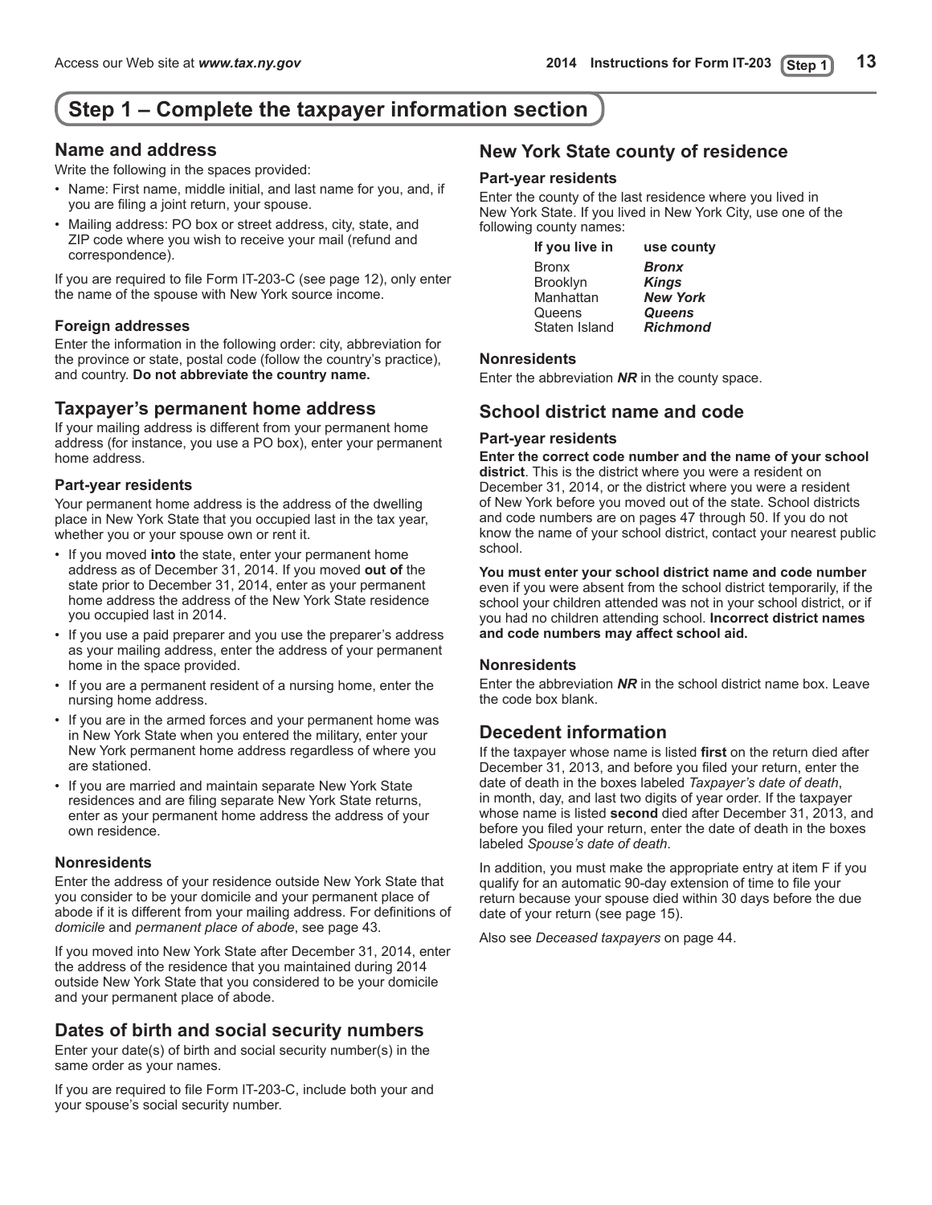# Step 1 – Complete the taxpayer information section

## Name and address

Write the following in the spaces provided:

- Name: First name, middle initial, and last name for you, and, if you are filing a joint return, your spouse.
- Mailing address: PO box or street address, city, state, and ZIP code where you wish to receive your mail (refund and correspondence).

If you are required to file Form IT-203-C (see page 12), only enter the name of the spouse with New York source income.

### Foreign addresses

Enter the information in the following order: city, abbreviation for the province or state, postal code (follow the country's practice), and country. **Do not abbreviate the country name.**

## Taxpayer's permanent home address

If your mailing address is different from your permanent home address (for instance, you use a PO box), enter your permanent home address.

### Part-year residents

Your permanent home address is the address of the dwelling place in New York State that you occupied last in the tax year, whether you or your spouse own or rent it.

- If you moved **into** the state, enter your permanent home address as of December 31, 2014. If you moved **out of** the state prior to December 31, 2014, enter as your permanent home address the address of the New York State residence you occupied last in 2014.
- If you use a paid preparer and you use the preparer's address as your mailing address, enter the address of your permanent home in the space provided.
- If you are a permanent resident of a nursing home, enter the nursing home address.
- If you are in the armed forces and your permanent home was in New York State when you entered the military, enter your New York permanent home address regardless of where you are stationed.
- If you are married and maintain separate New York State residences and are filing separate New York State returns, enter as your permanent home address the address of your own residence.

### Nonresidents

Enter the address of your residence outside New York State that you consider to be your domicile and your permanent place of abode if it is different from your mailing address. For definitions of *domicile* and *permanent place of abode*, see page 43.

If you moved into New York State after December 31, 2014, enter the address of the residence that you maintained during 2014 outside New York State that you considered to be your domicile and your permanent place of abode.

## Dates of birth and social security numbers

Enter your date(s) of birth and social security number(s) in the same order as your names.

If you are required to file Form IT-203-C, include both your and your spouse's social security number.

## New York State county of residence

### Part-year residents

Enter the county of the last residence where you lived in New York State. If you lived in New York City, use one of the following county names:

| If you live in | use county |
|---|---|
| Bronx | ***Bronx*** |
| Brooklyn | ***Kings*** |
| Manhattan | ***New York*** |
| Queens | ***Queens*** |
| Staten Island | ***Richmond*** |

### Nonresidents

Enter the abbreviation ***NR*** in the county space.

## School district name and code

### Part-year residents

**Enter the correct code number and the name of your school district**. This is the district where you were a resident on December 31, 2014, or the district where you were a resident of New York before you moved out of the state. School districts and code numbers are on pages 47 through 50. If you do not know the name of your school district, contact your nearest public school.

**You must enter your school district name and code number** even if you were absent from the school district temporarily, if the school your children attended was not in your school district, or if you had no children attending school. **Incorrect district names and code numbers may affect school aid.**

### Nonresidents

Enter the abbreviation ***NR*** in the school district name box. Leave the code box blank.

## Decedent information

If the taxpayer whose name is listed **first** on the return died after December 31, 2013, and before you filed your return, enter the date of death in the boxes labeled *Taxpayer's date of death*, in month, day, and last two digits of year order. If the taxpayer whose name is listed **second** died after December 31, 2013, and before you filed your return, enter the date of death in the boxes labeled *Spouse's date of death*.

In addition, you must make the appropriate entry at item F if you qualify for an automatic 90-day extension of time to file your return because your spouse died within 30 days before the due date of your return (see page 15).

Also see *Deceased taxpayers* on page 44.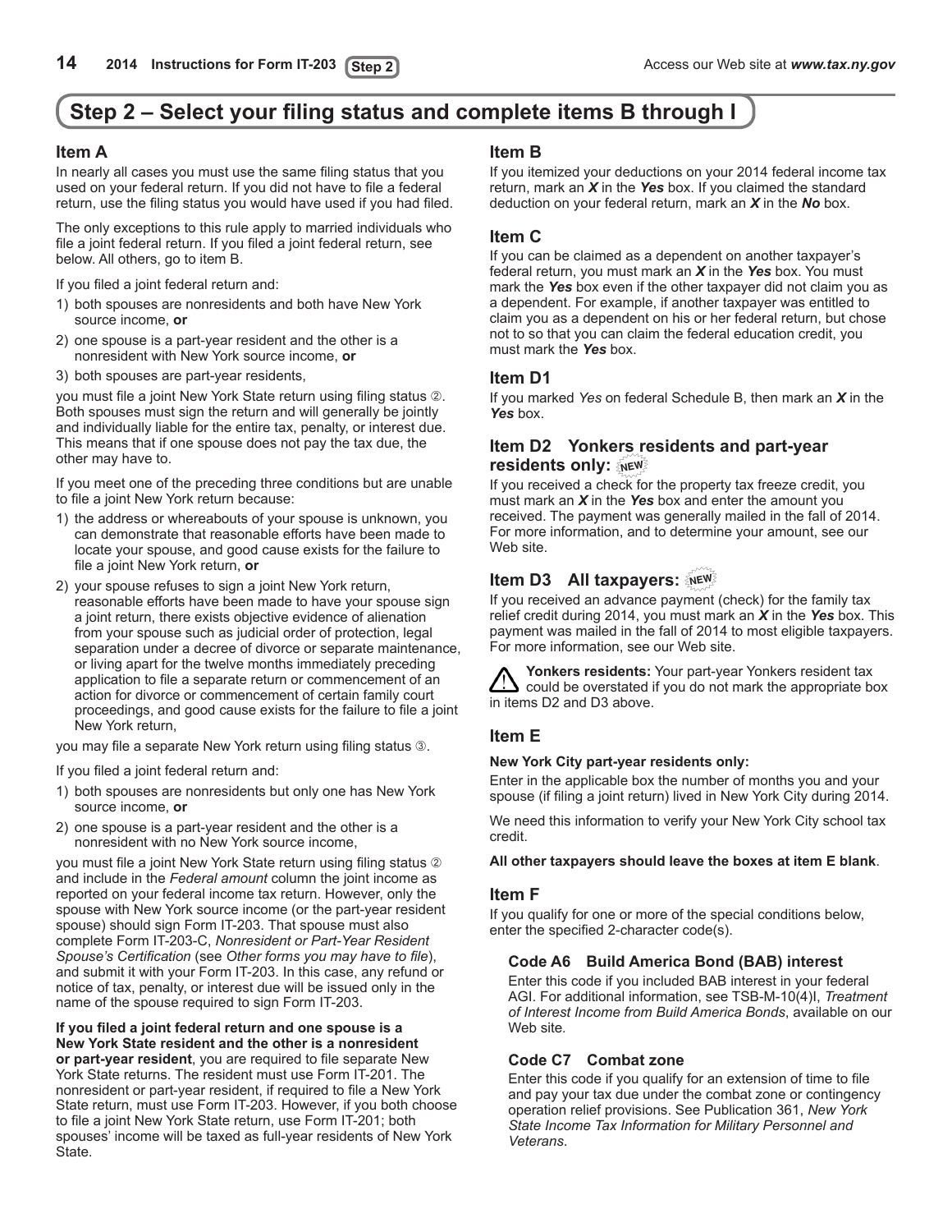## Step 2 – Select your filing status and complete items B through I

### Item A

In nearly all cases you must use the same filing status that you used on your federal return. If you did not have to file a federal return, use the filing status you would have used if you had filed.

The only exceptions to this rule apply to married individuals who file a joint federal return. If you filed a joint federal return, see below. All others, go to item B.

If you filed a joint federal return and:

1) both spouses are nonresidents and both have New York source income, **or**
2) one spouse is a part-year resident and the other is a nonresident with New York source income, **or**
3) both spouses are part-year residents,

you must file a joint New York State return using filing status ②. Both spouses must sign the return and will generally be jointly and individually liable for the entire tax, penalty, or interest due. This means that if one spouse does not pay the tax due, the other may have to.

If you meet one of the preceding three conditions but are unable to file a joint New York return because:

1) the address or whereabouts of your spouse is unknown, you can demonstrate that reasonable efforts have been made to locate your spouse, and good cause exists for the failure to file a joint New York return, **or**
2) your spouse refuses to sign a joint New York return, reasonable efforts have been made to have your spouse sign a joint return, there exists objective evidence of alienation from your spouse such as judicial order of protection, legal separation under a decree of divorce or separate maintenance, or living apart for the twelve months immediately preceding application to file a separate return or commencement of an action for divorce or commencement of certain family court proceedings, and good cause exists for the failure to file a joint New York return,

you may file a separate New York return using filing status ③.

If you filed a joint federal return and:

1) both spouses are nonresidents but only one has New York source income, **or**
2) one spouse is a part-year resident and the other is a nonresident with no New York source income,

you must file a joint New York State return using filing status ② and include in the *Federal amount* column the joint income as reported on your federal income tax return. However, only the spouse with New York source income (or the part-year resident spouse) should sign Form IT-203. That spouse must also complete Form IT-203-C, *Nonresident or Part-Year Resident Spouse's Certification* (see *Other forms you may have to file*), and submit it with your Form IT-203. In this case, any refund or notice of tax, penalty, or interest due will be issued only in the name of the spouse required to sign Form IT-203.

**If you filed a joint federal return and one spouse is a New York State resident and the other is a nonresident or part-year resident**, you are required to file separate New York State returns. The resident must use Form IT-201. The nonresident or part-year resident, if required to file a New York State return, must use Form IT-203. However, if you both choose to file a joint New York State return, use Form IT-201; both spouses' income will be taxed as full-year residents of New York State.

### Item B

If you itemized your deductions on your 2014 federal income tax return, mark an ***X*** in the ***Yes*** box. If you claimed the standard deduction on your federal return, mark an ***X*** in the ***No*** box.

### Item C

If you can be claimed as a dependent on another taxpayer's federal return, you must mark an ***X*** in the ***Yes*** box. You must mark the ***Yes*** box even if the other taxpayer did not claim you as a dependent. For example, if another taxpayer was entitled to claim you as a dependent on his or her federal return, but chose not to so that you can claim the federal education credit, you must mark the ***Yes*** box.

### Item D1

If you marked *Yes* on federal Schedule B, then mark an ***X*** in the ***Yes*** box.

### Item D2 Yonkers residents and part-year residents only: NEW

If you received a check for the property tax freeze credit, you must mark an ***X*** in the ***Yes*** box and enter the amount you received. The payment was generally mailed in the fall of 2014. For more information, and to determine your amount, see our Web site.

### Item D3 All taxpayers: NEW

If you received an advance payment (check) for the family tax relief credit during 2014, you must mark an ***X*** in the ***Yes*** box. This payment was mailed in the fall of 2014 to most eligible taxpayers. For more information, see our Web site.

**Yonkers residents:** Your part-year Yonkers resident tax could be overstated if you do not mark the appropriate box in items D2 and D3 above.

### Item E

**New York City part-year residents only:**

Enter in the applicable box the number of months you and your spouse (if filing a joint return) lived in New York City during 2014.

We need this information to verify your New York City school tax credit.

**All other taxpayers should leave the boxes at item E blank**.

### Item F

If you qualify for one or more of the special conditions below, enter the specified 2-character code(s).

#### Code A6 Build America Bond (BAB) interest

Enter this code if you included BAB interest in your federal AGI. For additional information, see TSB-M-10(4)I, *Treatment of Interest Income from Build America Bonds*, available on our Web site.

#### Code C7 Combat zone

Enter this code if you qualify for an extension of time to file and pay your tax due under the combat zone or contingency operation relief provisions. See Publication 361, *New York State Income Tax Information for Military Personnel and Veterans*.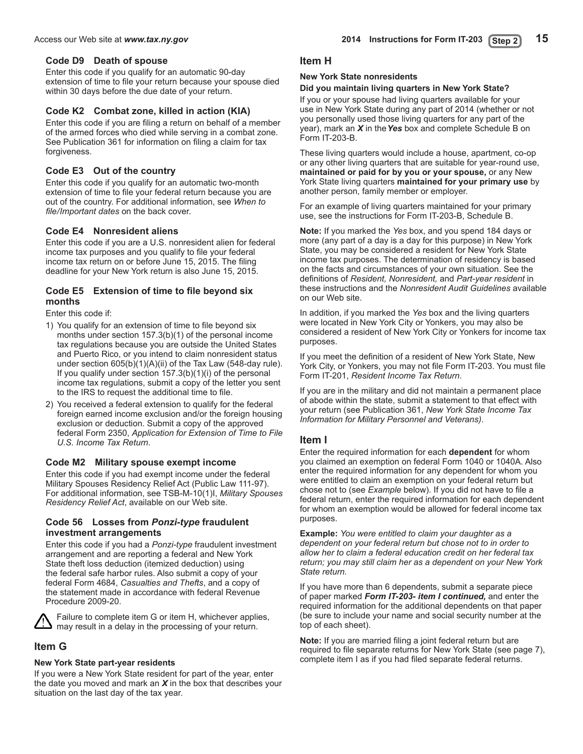### Code D9 Death of spouse

Enter this code if you qualify for an automatic 90-day extension of time to file your return because your spouse died within 30 days before the due date of your return.

### Code K2 Combat zone, killed in action (KIA)

Enter this code if you are filing a return on behalf of a member of the armed forces who died while serving in a combat zone. See Publication 361 for information on filing a claim for tax forgiveness.

### Code E3 Out of the country

Enter this code if you qualify for an automatic two-month extension of time to file your federal return because you are out of the country. For additional information, see *When to file/Important dates* on the back cover.

### Code E4 Nonresident aliens

Enter this code if you are a U.S. nonresident alien for federal income tax purposes and you qualify to file your federal income tax return on or before June 15, 2015. The filing deadline for your New York return is also June 15, 2015.

### Code E5 Extension of time to file beyond six months

Enter this code if:

1) You qualify for an extension of time to file beyond six months under section 157.3(b)(1) of the personal income tax regulations because you are outside the United States and Puerto Rico, or you intend to claim nonresident status under section 605(b)(1)(A)(ii) of the Tax Law (548-day rule). If you qualify under section 157.3(b)(1)(i) of the personal income tax regulations, submit a copy of the letter you sent to the IRS to request the additional time to file.
2) You received a federal extension to qualify for the federal foreign earned income exclusion and/or the foreign housing exclusion or deduction. Submit a copy of the approved federal Form 2350, *Application for Extension of Time to File U.S. Income Tax Return*.

### Code M2 Military spouse exempt income

Enter this code if you had exempt income under the federal Military Spouses Residency Relief Act (Public Law 111-97). For additional information, see TSB-M-10(1)I, *Military Spouses Residency Relief Act*, available on our Web site.

### Code 56 Losses from *Ponzi-type* fraudulent investment arrangements

Enter this code if you had a *Ponzi-type* fraudulent investment arrangement and are reporting a federal and New York State theft loss deduction (itemized deduction) using the federal safe harbor rules. Also submit a copy of your federal Form 4684, *Casualties and Thefts*, and a copy of the statement made in accordance with federal Revenue Procedure 2009-20.

⚠ Failure to complete item G or item H, whichever applies, may result in a delay in the processing of your return.

## Item G

**New York State part-year residents**

If you were a New York State resident for part of the year, enter the date you moved and mark an ***X*** in the box that describes your situation on the last day of the tax year.

## Item H

**New York State nonresidents**

**Did you maintain living quarters in New York State?**

If you or your spouse had living quarters available for your use in New York State during any part of 2014 (whether or not you personally used those living quarters for any part of the year), mark an ***X*** in the ***Yes*** box and complete Schedule B on Form IT-203-B.

These living quarters would include a house, apartment, co-op or any other living quarters that are suitable for year-round use, **maintained or paid for by you or your spouse,** or any New York State living quarters **maintained for your primary use** by another person, family member or employer.

For an example of living quarters maintained for your primary use, see the instructions for Form IT-203-B, Schedule B.

**Note:** If you marked the *Yes* box, and you spend 184 days or more (any part of a day is a day for this purpose) in New York State, you may be considered a resident for New York State income tax purposes. The determination of residency is based on the facts and circumstances of your own situation. See the definitions of *Resident, Nonresident,* and *Part-year resident* in these instructions and the *Nonresident Audit Guidelines* available on our Web site.

In addition, if you marked the *Yes* box and the living quarters were located in New York City or Yonkers, you may also be considered a resident of New York City or Yonkers for income tax purposes.

If you meet the definition of a resident of New York State, New York City, or Yonkers, you may not file Form IT-203. You must file Form IT-201, *Resident Income Tax Return*.

If you are in the military and did not maintain a permanent place of abode within the state, submit a statement to that effect with your return (see Publication 361, *New York State Income Tax Information for Military Personnel and Veterans)*.

## Item I

Enter the required information for each **dependent** for whom you claimed an exemption on federal Form 1040 or 1040A. Also enter the required information for any dependent for whom you were entitled to claim an exemption on your federal return but chose not to (see *Example* below). If you did not have to file a federal return, enter the required information for each dependent for whom an exemption would be allowed for federal income tax purposes.

**Example:** *You were entitled to claim your daughter as a dependent on your federal return but chose not to in order to allow her to claim a federal education credit on her federal tax return; you may still claim her as a dependent on your New York State return.*

If you have more than 6 dependents, submit a separate piece of paper marked ***Form IT-203- item I continued,*** and enter the required information for the additional dependents on that paper (be sure to include your name and social security number at the top of each sheet).

**Note:** If you are married filing a joint federal return but are required to file separate returns for New York State (see page 7), complete item I as if you had filed separate federal returns.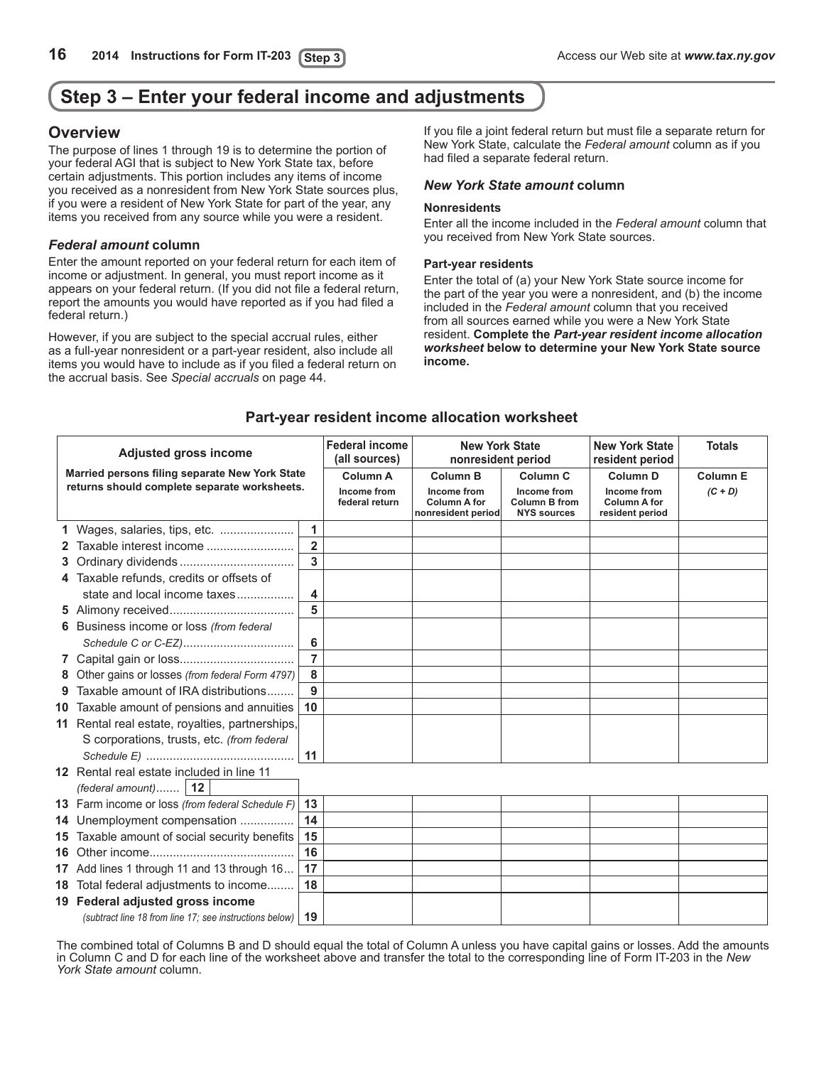## Step 3 – Enter your federal income and adjustments

### Overview

The purpose of lines 1 through 19 is to determine the portion of your federal AGI that is subject to New York State tax, before certain adjustments. This portion includes any items of income you received as a nonresident from New York State sources plus, if you were a resident of New York State for part of the year, any items you received from any source while you were a resident.

### *Federal amount* column

Enter the amount reported on your federal return for each item of income or adjustment. In general, you must report income as it appears on your federal return. (If you did not file a federal return, report the amounts you would have reported as if you had filed a federal return.)

However, if you are subject to the special accrual rules, either as a full-year nonresident or a part-year resident, also include all items you would have to include as if you filed a federal return on the accrual basis. See *Special accruals* on page 44.

If you file a joint federal return but must file a separate return for New York State, calculate the *Federal amount* column as if you had filed a separate federal return.

### *New York State amount* column

**Nonresidents**

Enter all the income included in the *Federal amount* column that you received from New York State sources.

**Part-year residents**

Enter the total of (a) your New York State source income for the part of the year you were a nonresident, and (b) the income included in the *Federal amount* column that you received from all sources earned while you were a New York State resident. **Complete the *Part-year resident income allocation worksheet* below to determine your New York State source income.**

### Part-year resident income allocation worksheet

| Adjusted gross income<br>Married persons filing separate New York State returns should complete separate worksheets. | | Federal income (all sources) | New York State nonresident period | | New York State resident period | Totals |
|---|---|---|---|---|---|---|
| | | **Column A**<br>Income from federal return | **Column B**<br>Income from Column A for nonresident period | **Column C**<br>Income from Column B from NYS sources | **Column D**<br>Income from Column A for resident period | **Column E**<br>*(C + D)* |
| **1** Wages, salaries, tips, etc. | 1 | | | | | |
| **2** Taxable interest income | 2 | | | | | |
| **3** Ordinary dividends | 3 | | | | | |
| **4** Taxable refunds, credits or offsets of state and local income taxes | 4 | | | | | |
| **5** Alimony received | 5 | | | | | |
| **6** Business income or loss *(from federal Schedule C or C-EZ)* | 6 | | | | | |
| **7** Capital gain or loss | 7 | | | | | |
| **8** Other gains or losses *(from federal Form 4797)* | 8 | | | | | |
| **9** Taxable amount of IRA distributions | 9 | | | | | |
| **10** Taxable amount of pensions and annuities | 10 | | | | | |
| **11** Rental real estate, royalties, partnerships, S corporations, trusts, etc. *(from federal Schedule E)* | 11 | | | | | |
| **12** Rental real estate included in line 11 *(federal amount)* **12** | | | | | | |
| **13** Farm income or loss *(from federal Schedule F)* | 13 | | | | | |
| **14** Unemployment compensation | 14 | | | | | |
| **15** Taxable amount of social security benefits | 15 | | | | | |
| **16** Other income | 16 | | | | | |
| **17** Add lines 1 through 11 and 13 through 16 | 17 | | | | | |
| **18** Total federal adjustments to income | 18 | | | | | |
| **19 Federal adjusted gross income** *(subtract line 18 from line 17; see instructions below)* | 19 | | | | | |

The combined total of Columns B and D should equal the total of Column A unless you have capital gains or losses. Add the amounts in Column C and D for each line of the worksheet above and transfer the total to the corresponding line of Form IT-203 in the *New York State amount* column.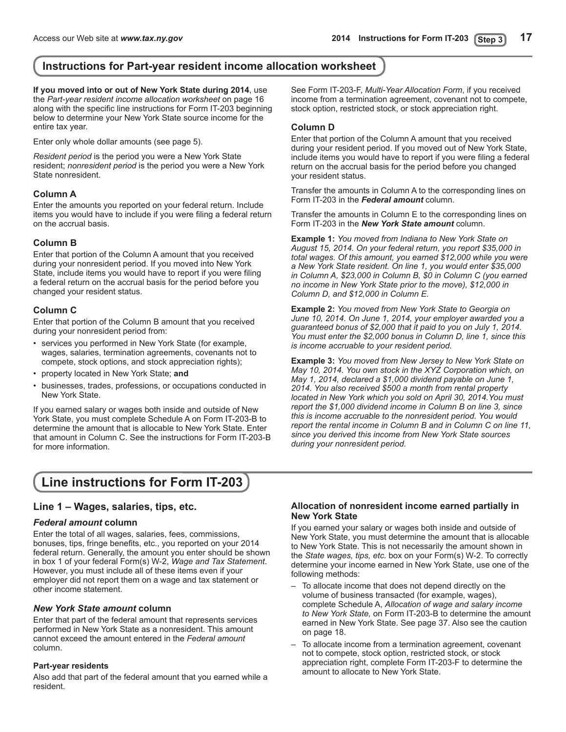## Instructions for Part-year resident income allocation worksheet

**If you moved into or out of New York State during 2014**, use the *Part-year resident income allocation worksheet* on page 16 along with the specific line instructions for Form IT-203 beginning below to determine your New York State source income for the entire tax year.

Enter only whole dollar amounts (see page 5).

*Resident period* is the period you were a New York State resident; *nonresident period* is the period you were a New York State nonresident.

### Column A

Enter the amounts you reported on your federal return. Include items you would have to include if you were filing a federal return on the accrual basis.

### Column B

Enter that portion of the Column A amount that you received during your nonresident period. If you moved into New York State, include items you would have to report if you were filing a federal return on the accrual basis for the period before you changed your resident status.

### Column C

Enter that portion of the Column B amount that you received during your nonresident period from:

- services you performed in New York State (for example, wages, salaries, termination agreements, covenants not to compete, stock options, and stock appreciation rights);
- property located in New York State; **and**
- businesses, trades, professions, or occupations conducted in New York State.

If you earned salary or wages both inside and outside of New York State, you must complete Schedule A on Form IT-203-B to determine the amount that is allocable to New York State. Enter that amount in Column C. See the instructions for Form IT-203-B for more information.

See Form IT-203-F, *Multi-Year Allocation Form*, if you received income from a termination agreement, covenant not to compete, stock option, restricted stock, or stock appreciation right.

### Column D

Enter that portion of the Column A amount that you received during your resident period. If you moved out of New York State, include items you would have to report if you were filing a federal return on the accrual basis for the period before you changed your resident status.

Transfer the amounts in Column A to the corresponding lines on Form IT-203 in the ***Federal amount*** column.

Transfer the amounts in Column E to the corresponding lines on Form IT-203 in the ***New York State amount*** column.

**Example 1:** *You moved from Indiana to New York State on August 15, 2014. On your federal return, you report $35,000 in total wages. Of this amount, you earned $12,000 while you were a New York State resident. On line 1, you would enter $35,000 in Column A, $23,000 in Column B, $0 in Column C (you earned no income in New York State prior to the move), $12,000 in Column D, and $12,000 in Column E.*

**Example 2:** *You moved from New York State to Georgia on June 10, 2014. On June 1, 2014, your employer awarded you a guaranteed bonus of $2,000 that it paid to you on July 1, 2014. You must enter the $2,000 bonus in Column D, line 1, since this is income accruable to your resident period.*

**Example 3:** *You moved from New Jersey to New York State on May 10, 2014. You own stock in the XYZ Corporation which, on May 1, 2014, declared a $1,000 dividend payable on June 1, 2014. You also received $500 a month from rental property located in New York which you sold on April 30, 2014.You must report the $1,000 dividend income in Column B on line 3, since this is income accruable to the nonresident period. You would report the rental income in Column B and in Column C on line 11, since you derived this income from New York State sources during your nonresident period.*

## Line instructions for Form IT-203

### Line 1 – Wages, salaries, tips, etc.

#### *Federal amount* column

Enter the total of all wages, salaries, fees, commissions, bonuses, tips, fringe benefits, etc., you reported on your 2014 federal return. Generally, the amount you enter should be shown in box 1 of your federal Form(s) W-2, *Wage and Tax Statement*. However, you must include all of these items even if your employer did not report them on a wage and tax statement or other income statement.

#### *New York State amount* column

Enter that part of the federal amount that represents services performed in New York State as a nonresident. This amount cannot exceed the amount entered in the *Federal amount* column.

**Part-year residents**

Also add that part of the federal amount that you earned while a resident.

#### Allocation of nonresident income earned partially in New York State

If you earned your salary or wages both inside and outside of New York State, you must determine the amount that is allocable to New York State. This is not necessarily the amount shown in the *State wages, tips, etc.* box on your Form(s) W-2. To correctly determine your income earned in New York State, use one of the following methods:

- To allocate income that does not depend directly on the volume of business transacted (for example, wages), complete Schedule A, *Allocation of wage and salary income to New York State,* on Form IT-203-B to determine the amount earned in New York State. See page 37. Also see the caution on page 18.
- To allocate income from a termination agreement, covenant not to compete, stock option, restricted stock, or stock appreciation right, complete Form IT-203-F to determine the amount to allocate to New York State.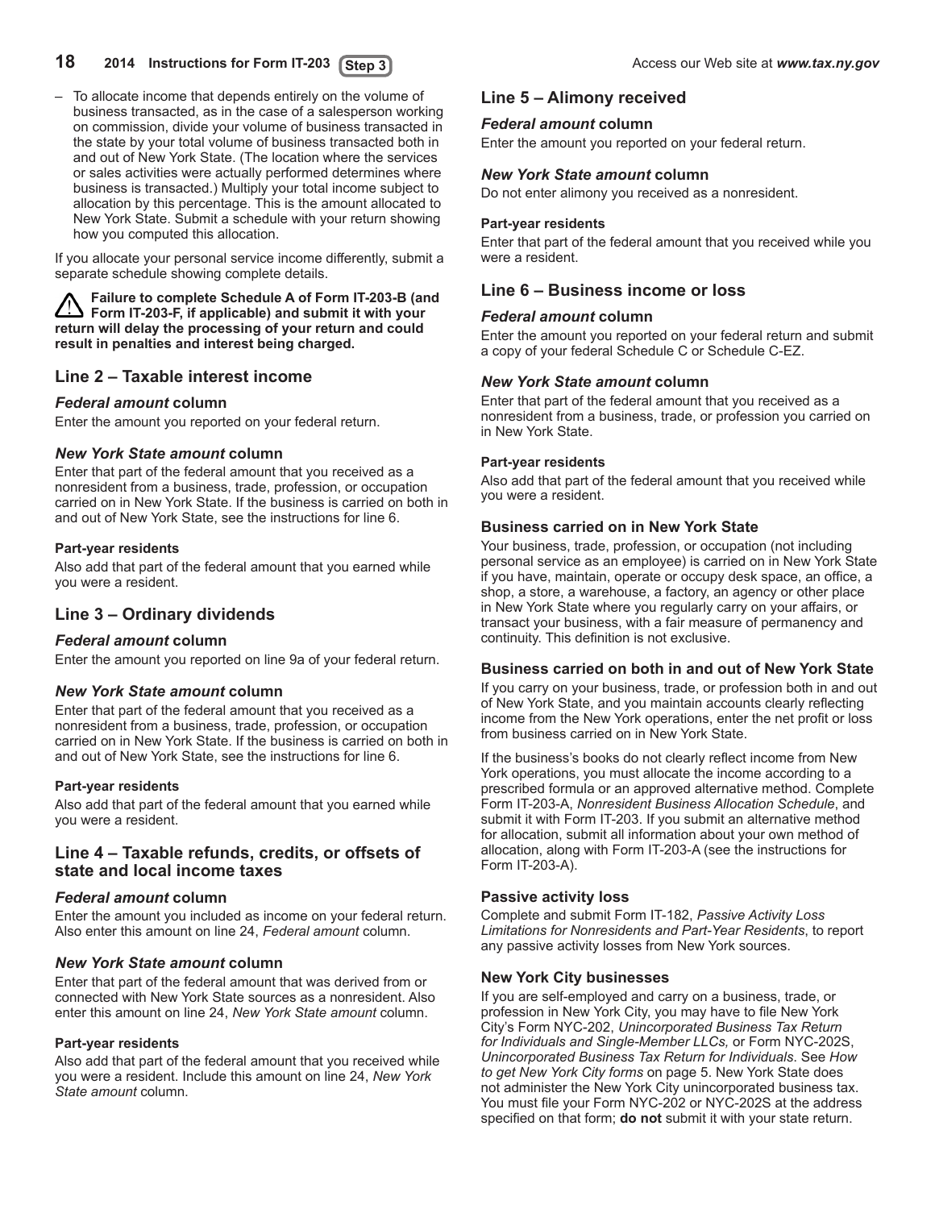– To allocate income that depends entirely on the volume of business transacted, as in the case of a salesperson working on commission, divide your volume of business transacted in the state by your total volume of business transacted both in and out of New York State. (The location where the services or sales activities were actually performed determines where business is transacted.) Multiply your total income subject to allocation by this percentage. This is the amount allocated to New York State. Submit a schedule with your return showing how you computed this allocation.

If you allocate your personal service income differently, submit a separate schedule showing complete details.

**Failure to complete Schedule A of Form IT-203-B (and Form IT-203-F, if applicable) and submit it with your return will delay the processing of your return and could result in penalties and interest being charged.**

## Line 2 – Taxable interest income

### *Federal amount* column

Enter the amount you reported on your federal return.

### *New York State amount* column

Enter that part of the federal amount that you received as a nonresident from a business, trade, profession, or occupation carried on in New York State. If the business is carried on both in and out of New York State, see the instructions for line 6.

#### Part-year residents

Also add that part of the federal amount that you earned while you were a resident.

## Line 3 – Ordinary dividends

### *Federal amount* column

Enter the amount you reported on line 9a of your federal return.

### *New York State amount* column

Enter that part of the federal amount that you received as a nonresident from a business, trade, profession, or occupation carried on in New York State. If the business is carried on both in and out of New York State, see the instructions for line 6.

#### Part-year residents

Also add that part of the federal amount that you earned while you were a resident.

## Line 4 – Taxable refunds, credits, or offsets of state and local income taxes

### *Federal amount* column

Enter the amount you included as income on your federal return. Also enter this amount on line 24, *Federal amount* column.

### *New York State amount* column

Enter that part of the federal amount that was derived from or connected with New York State sources as a nonresident. Also enter this amount on line 24, *New York State amount* column.

#### Part-year residents

Also add that part of the federal amount that you received while you were a resident. Include this amount on line 24, *New York State amount* column.

## Line 5 – Alimony received

### *Federal amount* column

Enter the amount you reported on your federal return.

### *New York State amount* column

Do not enter alimony you received as a nonresident.

#### Part-year residents

Enter that part of the federal amount that you received while you were a resident.

## Line 6 – Business income or loss

### *Federal amount* column

Enter the amount you reported on your federal return and submit a copy of your federal Schedule C or Schedule C-EZ.

### *New York State amount* column

Enter that part of the federal amount that you received as a nonresident from a business, trade, or profession you carried on in New York State.

#### Part-year residents

Also add that part of the federal amount that you received while you were a resident.

### Business carried on in New York State

Your business, trade, profession, or occupation (not including personal service as an employee) is carried on in New York State if you have, maintain, operate or occupy desk space, an office, a shop, a store, a warehouse, a factory, an agency or other place in New York State where you regularly carry on your affairs, or transact your business, with a fair measure of permanency and continuity. This definition is not exclusive.

### Business carried on both in and out of New York State

If you carry on your business, trade, or profession both in and out of New York State, and you maintain accounts clearly reflecting income from the New York operations, enter the net profit or loss from business carried on in New York State.

If the business's books do not clearly reflect income from New York operations, you must allocate the income according to a prescribed formula or an approved alternative method. Complete Form IT-203-A, *Nonresident Business Allocation Schedule*, and submit it with Form IT-203. If you submit an alternative method for allocation, submit all information about your own method of allocation, along with Form IT-203-A (see the instructions for Form IT-203-A).

### Passive activity loss

Complete and submit Form IT-182, *Passive Activity Loss Limitations for Nonresidents and Part-Year Residents*, to report any passive activity losses from New York sources.

### New York City businesses

If you are self-employed and carry on a business, trade, or profession in New York City, you may have to file New York City's Form NYC-202, *Unincorporated Business Tax Return for Individuals and Single-Member LLCs,* or Form NYC-202S, *Unincorporated Business Tax Return for Individuals*. See *How to get New York City forms* on page 5. New York State does not administer the New York City unincorporated business tax. You must file your Form NYC-202 or NYC-202S at the address specified on that form; **do not** submit it with your state return.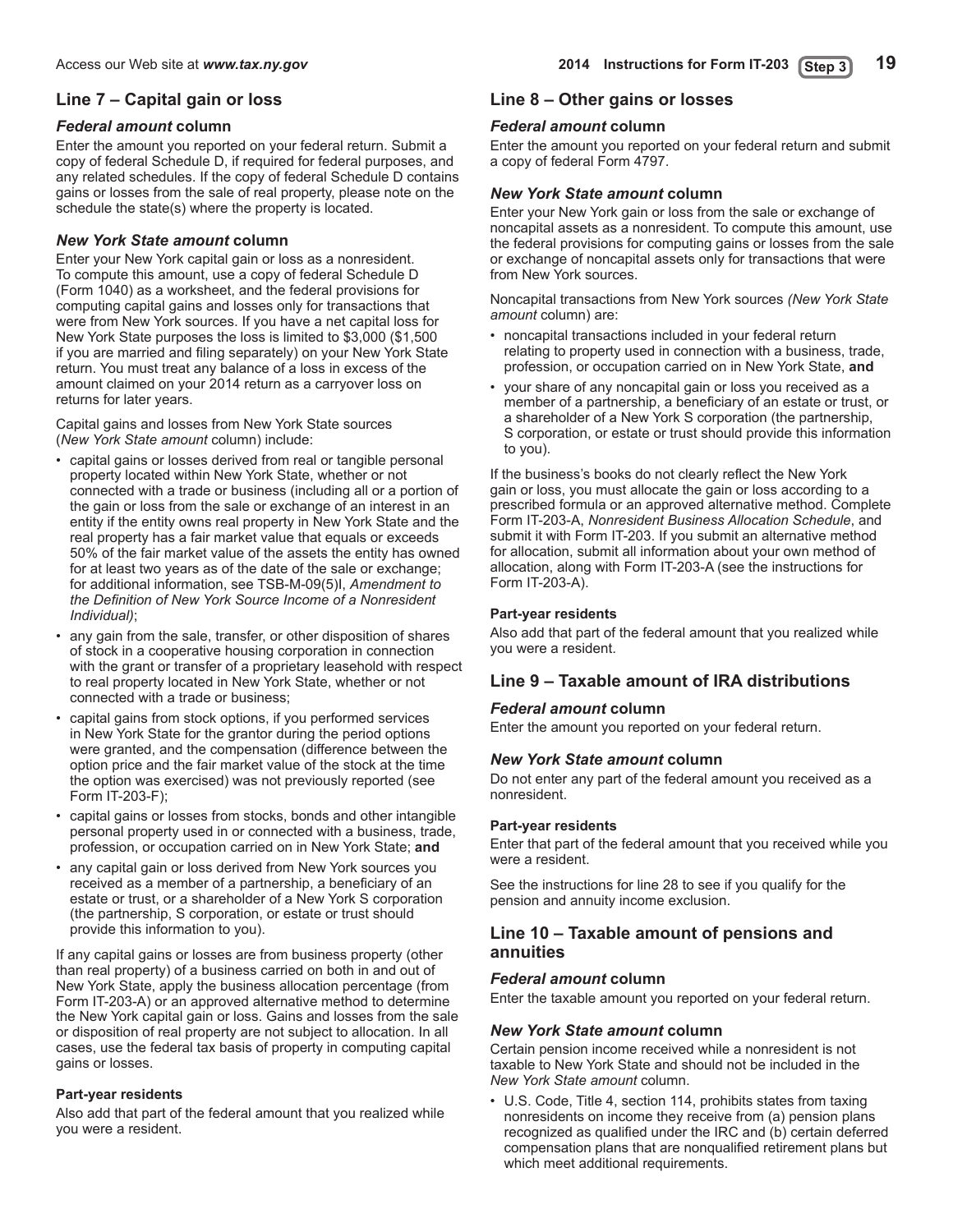## Line 7 – Capital gain or loss

### *Federal amount* column

Enter the amount you reported on your federal return. Submit a copy of federal Schedule D, if required for federal purposes, and any related schedules. If the copy of federal Schedule D contains gains or losses from the sale of real property, please note on the schedule the state(s) where the property is located.

### *New York State amount* column

Enter your New York capital gain or loss as a nonresident. To compute this amount, use a copy of federal Schedule D (Form 1040) as a worksheet, and the federal provisions for computing capital gains and losses only for transactions that were from New York sources. If you have a net capital loss for New York State purposes the loss is limited to $3,000 ($1,500 if you are married and filing separately) on your New York State return. You must treat any balance of a loss in excess of the amount claimed on your 2014 return as a carryover loss on returns for later years.

Capital gains and losses from New York State sources (*New York State amount* column) include:

- capital gains or losses derived from real or tangible personal property located within New York State, whether or not connected with a trade or business (including all or a portion of the gain or loss from the sale or exchange of an interest in an entity if the entity owns real property in New York State and the real property has a fair market value that equals or exceeds 50% of the fair market value of the assets the entity has owned for at least two years as of the date of the sale or exchange; for additional information, see TSB-M-09(5)I, *Amendment to the Definition of New York Source Income of a Nonresident Individual)*;
- any gain from the sale, transfer, or other disposition of shares of stock in a cooperative housing corporation in connection with the grant or transfer of a proprietary leasehold with respect to real property located in New York State, whether or not connected with a trade or business;
- capital gains from stock options, if you performed services in New York State for the grantor during the period options were granted, and the compensation (difference between the option price and the fair market value of the stock at the time the option was exercised) was not previously reported (see Form IT-203-F);
- capital gains or losses from stocks, bonds and other intangible personal property used in or connected with a business, trade, profession, or occupation carried on in New York State; **and**
- any capital gain or loss derived from New York sources you received as a member of a partnership, a beneficiary of an estate or trust, or a shareholder of a New York S corporation (the partnership, S corporation, or estate or trust should provide this information to you).

If any capital gains or losses are from business property (other than real property) of a business carried on both in and out of New York State, apply the business allocation percentage (from Form IT-203-A) or an approved alternative method to determine the New York capital gain or loss. Gains and losses from the sale or disposition of real property are not subject to allocation. In all cases, use the federal tax basis of property in computing capital gains or losses.

#### Part-year residents

Also add that part of the federal amount that you realized while you were a resident.

## Line 8 – Other gains or losses

### *Federal amount* column

Enter the amount you reported on your federal return and submit a copy of federal Form 4797.

### *New York State amount* column

Enter your New York gain or loss from the sale or exchange of noncapital assets as a nonresident. To compute this amount, use the federal provisions for computing gains or losses from the sale or exchange of noncapital assets only for transactions that were from New York sources.

Noncapital transactions from New York sources *(New York State amount* column) are:

- noncapital transactions included in your federal return relating to property used in connection with a business, trade, profession, or occupation carried on in New York State, **and**
- your share of any noncapital gain or loss you received as a member of a partnership, a beneficiary of an estate or trust, or a shareholder of a New York S corporation (the partnership, S corporation, or estate or trust should provide this information to you).

If the business's books do not clearly reflect the New York gain or loss, you must allocate the gain or loss according to a prescribed formula or an approved alternative method. Complete Form IT-203-A, *Nonresident Business Allocation Schedule*, and submit it with Form IT-203. If you submit an alternative method for allocation, submit all information about your own method of allocation, along with Form IT-203-A (see the instructions for Form IT-203-A).

#### Part-year residents

Also add that part of the federal amount that you realized while you were a resident.

## Line 9 – Taxable amount of IRA distributions

### *Federal amount* column

Enter the amount you reported on your federal return.

### *New York State amount* column

Do not enter any part of the federal amount you received as a nonresident.

#### Part-year residents

Enter that part of the federal amount that you received while you were a resident.

See the instructions for line 28 to see if you qualify for the pension and annuity income exclusion.

## Line 10 – Taxable amount of pensions and annuities

### *Federal amount* column

Enter the taxable amount you reported on your federal return.

### *New York State amount* column

Certain pension income received while a nonresident is not taxable to New York State and should not be included in the *New York State amount* column.

- U.S. Code, Title 4, section 114, prohibits states from taxing nonresidents on income they receive from (a) pension plans recognized as qualified under the IRC and (b) certain deferred compensation plans that are nonqualified retirement plans but which meet additional requirements.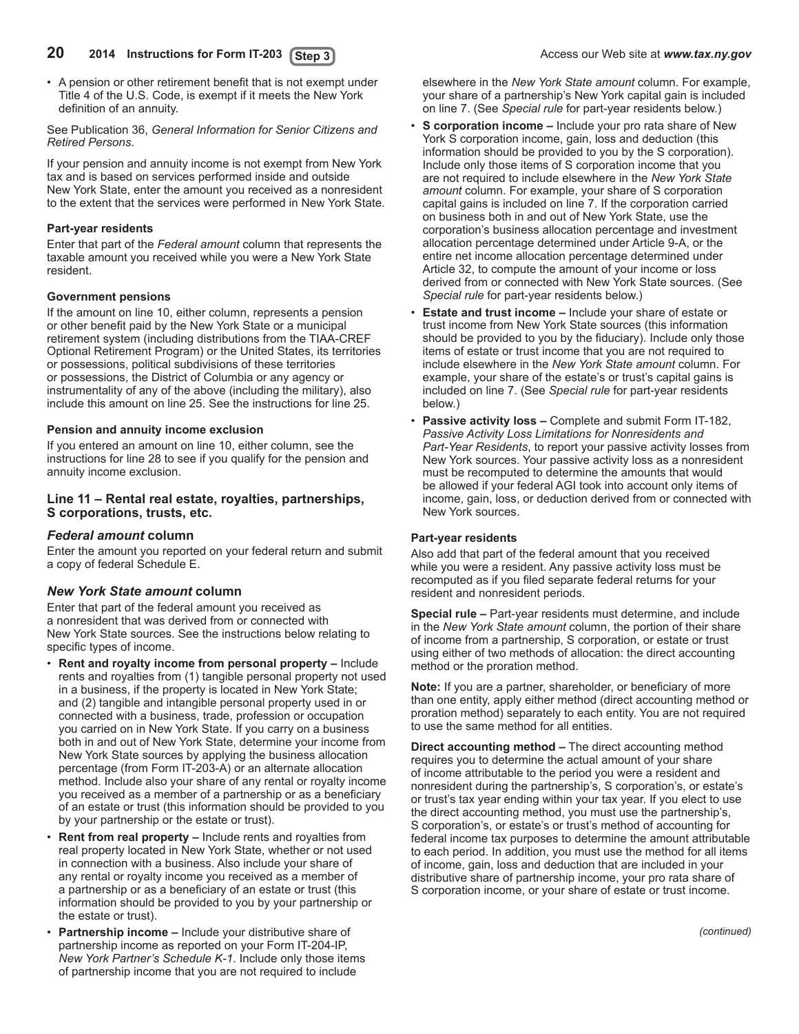- A pension or other retirement benefit that is not exempt under Title 4 of the U.S. Code, is exempt if it meets the New York definition of an annuity.

See Publication 36, *General Information for Senior Citizens and Retired Persons*.

If your pension and annuity income is not exempt from New York tax and is based on services performed inside and outside New York State, enter the amount you received as a nonresident to the extent that the services were performed in New York State.

**Part-year residents**

Enter that part of the *Federal amount* column that represents the taxable amount you received while you were a New York State resident.

**Government pensions**

If the amount on line 10, either column, represents a pension or other benefit paid by the New York State or a municipal retirement system (including distributions from the TIAA-CREF Optional Retirement Program) or the United States, its territories or possessions, political subdivisions of these territories or possessions, the District of Columbia or any agency or instrumentality of any of the above (including the military), also include this amount on line 25. See the instructions for line 25.

**Pension and annuity income exclusion**

If you entered an amount on line 10, either column, see the instructions for line 28 to see if you qualify for the pension and annuity income exclusion.

### Line 11 – Rental real estate, royalties, partnerships, S corporations, trusts, etc.

#### *Federal amount* column

Enter the amount you reported on your federal return and submit a copy of federal Schedule E.

#### *New York State amount* column

Enter that part of the federal amount you received as a nonresident that was derived from or connected with New York State sources. See the instructions below relating to specific types of income.

- **Rent and royalty income from personal property –** Include rents and royalties from (1) tangible personal property not used in a business, if the property is located in New York State; and (2) tangible and intangible personal property used in or connected with a business, trade, profession or occupation you carried on in New York State. If you carry on a business both in and out of New York State, determine your income from New York State sources by applying the business allocation percentage (from Form IT-203-A) or an alternate allocation method. Include also your share of any rental or royalty income you received as a member of a partnership or as a beneficiary of an estate or trust (this information should be provided to you by your partnership or the estate or trust).
- **Rent from real property –** Include rents and royalties from real property located in New York State, whether or not used in connection with a business. Also include your share of any rental or royalty income you received as a member of a partnership or as a beneficiary of an estate or trust (this information should be provided to you by your partnership or the estate or trust).
- **Partnership income –** Include your distributive share of partnership income as reported on your Form IT-204-IP, *New York Partner's Schedule K-1*. Include only those items of partnership income that you are not required to include elsewhere in the *New York State amount* column. For example, your share of a partnership's New York capital gain is included on line 7. (See *Special rule* for part-year residents below.)
- **S corporation income –** Include your pro rata share of New York S corporation income, gain, loss and deduction (this information should be provided to you by the S corporation). Include only those items of S corporation income that you are not required to include elsewhere in the *New York State amount* column. For example, your share of S corporation capital gains is included on line 7. If the corporation carried on business both in and out of New York State, use the corporation's business allocation percentage and investment allocation percentage determined under Article 9-A, or the entire net income allocation percentage determined under Article 32, to compute the amount of your income or loss derived from or connected with New York State sources. (See *Special rule* for part-year residents below.)
- **Estate and trust income –** Include your share of estate or trust income from New York State sources (this information should be provided to you by the fiduciary). Include only those items of estate or trust income that you are not required to include elsewhere in the *New York State amount* column. For example, your share of the estate's or trust's capital gains is included on line 7. (See *Special rule* for part-year residents below.)
- **Passive activity loss –** Complete and submit Form IT-182, *Passive Activity Loss Limitations for Nonresidents and Part-Year Residents*, to report your passive activity losses from New York sources. Your passive activity loss as a nonresident must be recomputed to determine the amounts that would be allowed if your federal AGI took into account only items of income, gain, loss, or deduction derived from or connected with New York sources.

**Part-year residents**

Also add that part of the federal amount that you received while you were a resident. Any passive activity loss must be recomputed as if you filed separate federal returns for your resident and nonresident periods.

**Special rule –** Part-year residents must determine, and include in the *New York State amount* column, the portion of their share of income from a partnership, S corporation, or estate or trust using either of two methods of allocation: the direct accounting method or the proration method.

**Note:** If you are a partner, shareholder, or beneficiary of more than one entity, apply either method (direct accounting method or proration method) separately to each entity. You are not required to use the same method for all entities.

**Direct accounting method –** The direct accounting method requires you to determine the actual amount of your share of income attributable to the period you were a resident and nonresident during the partnership's, S corporation's, or estate's or trust's tax year ending within your tax year. If you elect to use the direct accounting method, you must use the partnership's, S corporation's, or estate's or trust's method of accounting for federal income tax purposes to determine the amount attributable to each period. In addition, you must use the method for all items of income, gain, loss and deduction that are included in your distributive share of partnership income, your pro rata share of S corporation income, or your share of estate or trust income.

*(continued)*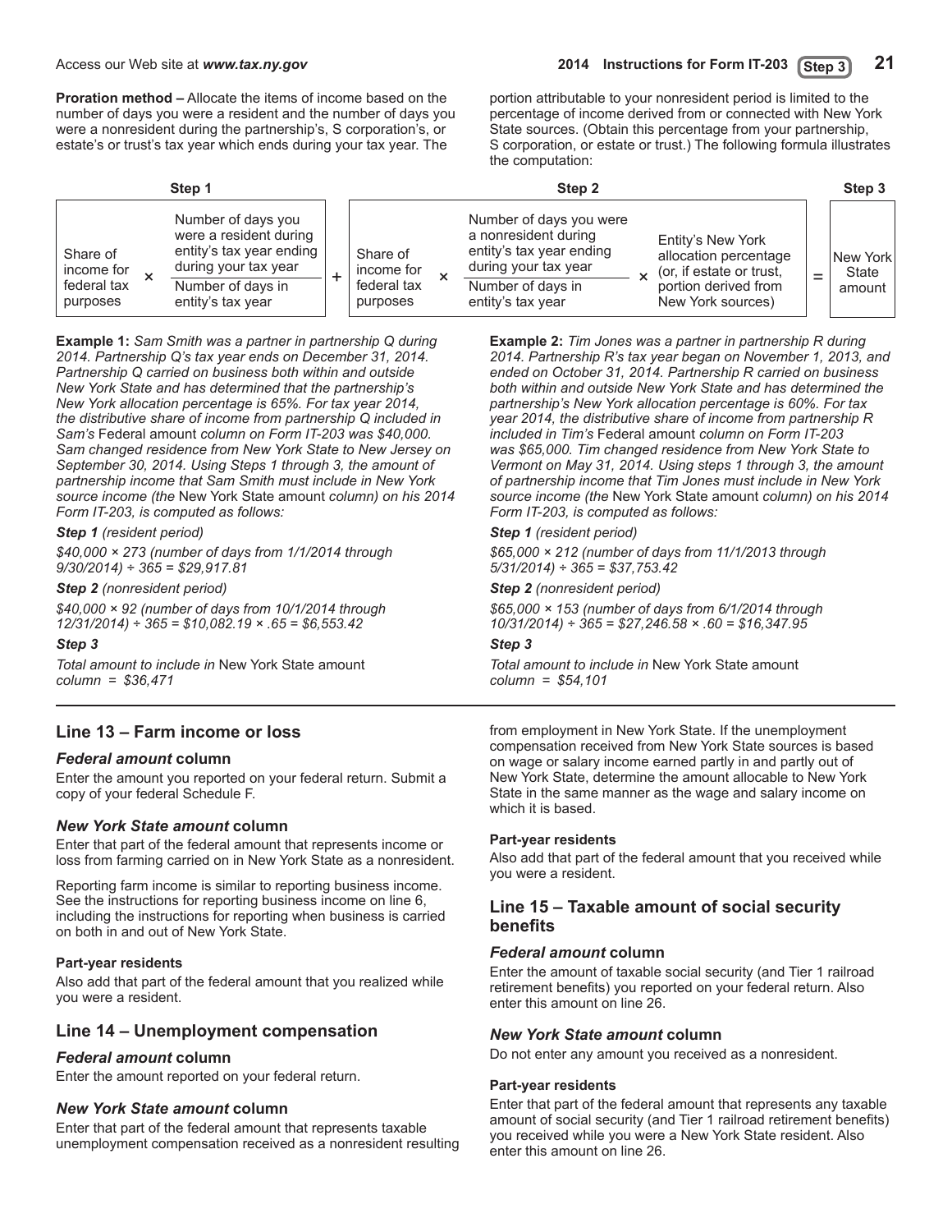**Proration method –** Allocate the items of income based on the number of days you were a resident and the number of days you were a nonresident during the partnership's, S corporation's, or estate's or trust's tax year which ends during your tax year. The portion attributable to your nonresident period is limited to the percentage of income derived from or connected with New York State sources. (Obtain this percentage from your partnership, S corporation, or estate or trust.) The following formula illustrates the computation:

| Step 1 | | | | Step 2 | | | | | | Step 3 |
|---|---|---|---|---|---|---|---|---|---|---|
| Share of income for federal tax purposes | × | Number of days you were a resident during entity's tax year ending during your tax year / Number of days in entity's tax year | + | Share of income for federal tax purposes | × | Number of days you were a nonresident during entity's tax year ending during your tax year / Number of days in entity's tax year | × | Entity's New York allocation percentage (or, if estate or trust, portion derived from New York sources) | = | New York State amount |

**Example 1:** *Sam Smith was a partner in partnership Q during 2014. Partnership Q's tax year ends on December 31, 2014. Partnership Q carried on business both within and outside New York State and has determined that the partnership's New York allocation percentage is 65%. For tax year 2014, the distributive share of income from partnership Q included in Sam's* Federal amount *column on Form IT-203 was $40,000. Sam changed residence from New York State to New Jersey on September 30, 2014. Using Steps 1 through 3, the amount of partnership income that Sam Smith must include in New York source income (the* New York State amount *column) on his 2014 Form IT-203, is computed as follows:*

***Step 1*** *(resident period)*

*$40,000 × 273 (number of days from 1/1/2014 through 9/30/2014) ÷ 365 = $29,917.81*

***Step 2*** *(nonresident period)*

*$40,000 × 92 (number of days from 10/1/2014 through 12/31/2014) ÷ 365 = $10,082.19 × .65 = $6,553.42*

***Step 3***

*Total amount to include in* New York State amount *column = $36,471*

**Example 2:** *Tim Jones was a partner in partnership R during 2014. Partnership R's tax year began on November 1, 2013, and ended on October 31, 2014. Partnership R carried on business both within and outside New York State and has determined the partnership's New York allocation percentage is 60%. For tax year 2014, the distributive share of income from partnership R included in Tim's* Federal amount *column on Form IT-203 was $65,000. Tim changed residence from New York State to Vermont on May 31, 2014. Using steps 1 through 3, the amount of partnership income that Tim Jones must include in New York source income (the* New York State amount *column) on his 2014 Form IT-203, is computed as follows:*

***Step 1*** *(resident period)*

*$65,000 × 212 (number of days from 11/1/2013 through 5/31/2014) ÷ 365 = $37,753.42*

***Step 2*** *(nonresident period)*

*$65,000 × 153 (number of days from 6/1/2014 through 10/31/2014) ÷ 365 = $27,246.58 × .60 = $16,347.95*

***Step 3***

*Total amount to include in* New York State amount *column = $54,101*

## Line 13 – Farm income or loss

### *Federal amount* column

Enter the amount you reported on your federal return. Submit a copy of your federal Schedule F.

### *New York State amount* column

Enter that part of the federal amount that represents income or loss from farming carried on in New York State as a nonresident.

Reporting farm income is similar to reporting business income. See the instructions for reporting business income on line 6, including the instructions for reporting when business is carried on both in and out of New York State.

#### Part-year residents

Also add that part of the federal amount that you realized while you were a resident.

## Line 14 – Unemployment compensation

### *Federal amount* column

Enter the amount reported on your federal return.

### *New York State amount* column

Enter that part of the federal amount that represents taxable unemployment compensation received as a nonresident resulting from employment in New York State. If the unemployment compensation received from New York State sources is based on wage or salary income earned partly in and partly out of New York State, determine the amount allocable to New York State in the same manner as the wage and salary income on which it is based.

#### Part-year residents

Also add that part of the federal amount that you received while you were a resident.

## Line 15 – Taxable amount of social security benefits

### *Federal amount* column

Enter the amount of taxable social security (and Tier 1 railroad retirement benefits) you reported on your federal return. Also enter this amount on line 26.

### *New York State amount* column

Do not enter any amount you received as a nonresident.

#### Part-year residents

Enter that part of the federal amount that represents any taxable amount of social security (and Tier 1 railroad retirement benefits) you received while you were a New York State resident. Also enter this amount on line 26.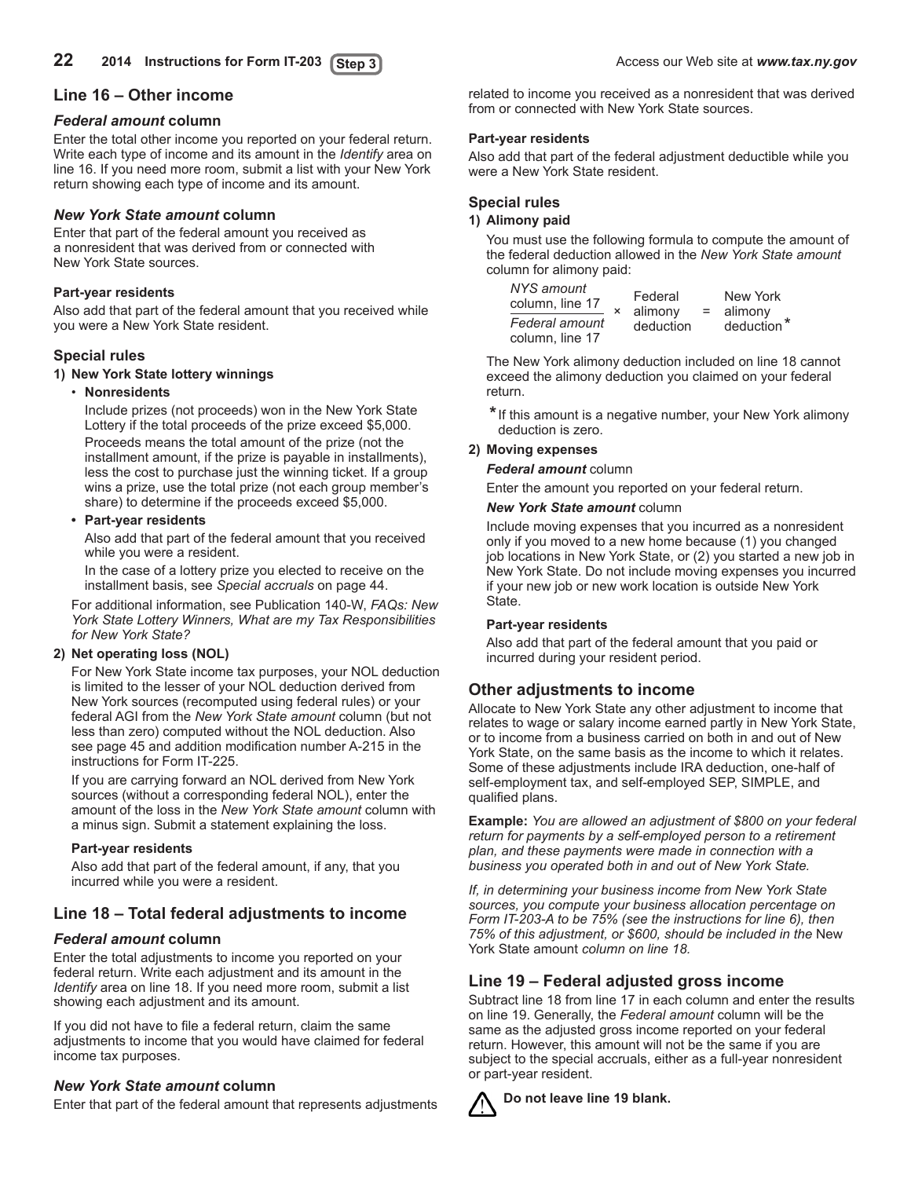## Line 16 – Other income

### *Federal amount* column

Enter the total other income you reported on your federal return. Write each type of income and its amount in the *Identify* area on line 16. If you need more room, submit a list with your New York return showing each type of income and its amount.

### *New York State amount* column

Enter that part of the federal amount you received as a nonresident that was derived from or connected with New York State sources.

**Part-year residents**

Also add that part of the federal amount that you received while you were a New York State resident.

### Special rules

**1) New York State lottery winnings**

- **Nonresidents**

  Include prizes (not proceeds) won in the New York State Lottery if the total proceeds of the prize exceed $5,000. Proceeds means the total amount of the prize (not the installment amount, if the prize is payable in installments), less the cost to purchase just the winning ticket. If a group wins a prize, use the total prize (not each group member's share) to determine if the proceeds exceed $5,000.

- **Part-year residents**

  Also add that part of the federal amount that you received while you were a resident.

  In the case of a lottery prize you elected to receive on the installment basis, see *Special accruals* on page 44.

For additional information, see Publication 140-W, *FAQs: New York State Lottery Winners, What are my Tax Responsibilities for New York State?*

**2) Net operating loss (NOL)**

For New York State income tax purposes, your NOL deduction is limited to the lesser of your NOL deduction derived from New York sources (recomputed using federal rules) or your federal AGI from the *New York State amount* column (but not less than zero) computed without the NOL deduction. Also see page 45 and addition modification number A-215 in the instructions for Form IT-225.

If you are carrying forward an NOL derived from New York sources (without a corresponding federal NOL), enter the amount of the loss in the *New York State amount* column with a minus sign. Submit a statement explaining the loss.

**Part-year residents**

Also add that part of the federal amount, if any, that you incurred while you were a resident.

## Line 18 – Total federal adjustments to income

### *Federal amount* column

Enter the total adjustments to income you reported on your federal return. Write each adjustment and its amount in the *Identify* area on line 18. If you need more room, submit a list showing each adjustment and its amount.

If you did not have to file a federal return, claim the same adjustments to income that you would have claimed for federal income tax purposes.

### *New York State amount* column

Enter that part of the federal amount that represents adjustments related to income you received as a nonresident that was derived from or connected with New York State sources.

**Part-year residents**

Also add that part of the federal adjustment deductible while you were a New York State resident.

### Special rules

**1) Alimony paid**

You must use the following formula to compute the amount of the federal deduction allowed in the *New York State amount* column for alimony paid:

$$\frac{\text{NYS amount column, line 17}}{\text{Federal amount column, line 17}} \times \text{Federal alimony deduction} = \text{New York alimony deduction}^{*}$$

The New York alimony deduction included on line 18 cannot exceed the alimony deduction you claimed on your federal return.

\* If this amount is a negative number, your New York alimony deduction is zero.

**2) Moving expenses**

***Federal amount*** **column**

Enter the amount you reported on your federal return.

***New York State amount*** **column**

Include moving expenses that you incurred as a nonresident only if you moved to a new home because (1) you changed job locations in New York State, or (2) you started a new job in New York State. Do not include moving expenses you incurred if your new job or new work location is outside New York State.

**Part-year residents**

Also add that part of the federal amount that you paid or incurred during your resident period.

## Other adjustments to income

Allocate to New York State any other adjustment to income that relates to wage or salary income earned partly in New York State, or to income from a business carried on both in and out of New York State, on the same basis as the income to which it relates. Some of these adjustments include IRA deduction, one-half of self-employment tax, and self-employed SEP, SIMPLE, and qualified plans.

**Example:** *You are allowed an adjustment of $800 on your federal return for payments by a self-employed person to a retirement plan, and these payments were made in connection with a business you operated both in and out of New York State.*

*If, in determining your business income from New York State sources, you compute your business allocation percentage on Form IT-203-A to be 75% (see the instructions for line 6), then 75% of this adjustment, or $600, should be included in the* New York State amount *column on line 18.*

## Line 19 – Federal adjusted gross income

Subtract line 18 from line 17 in each column and enter the results on line 19. Generally, the *Federal amount* column will be the same as the adjusted gross income reported on your federal return. However, this amount will not be the same if you are subject to the special accruals, either as a full-year nonresident or part-year resident.

⚠ **Do not leave line 19 blank.**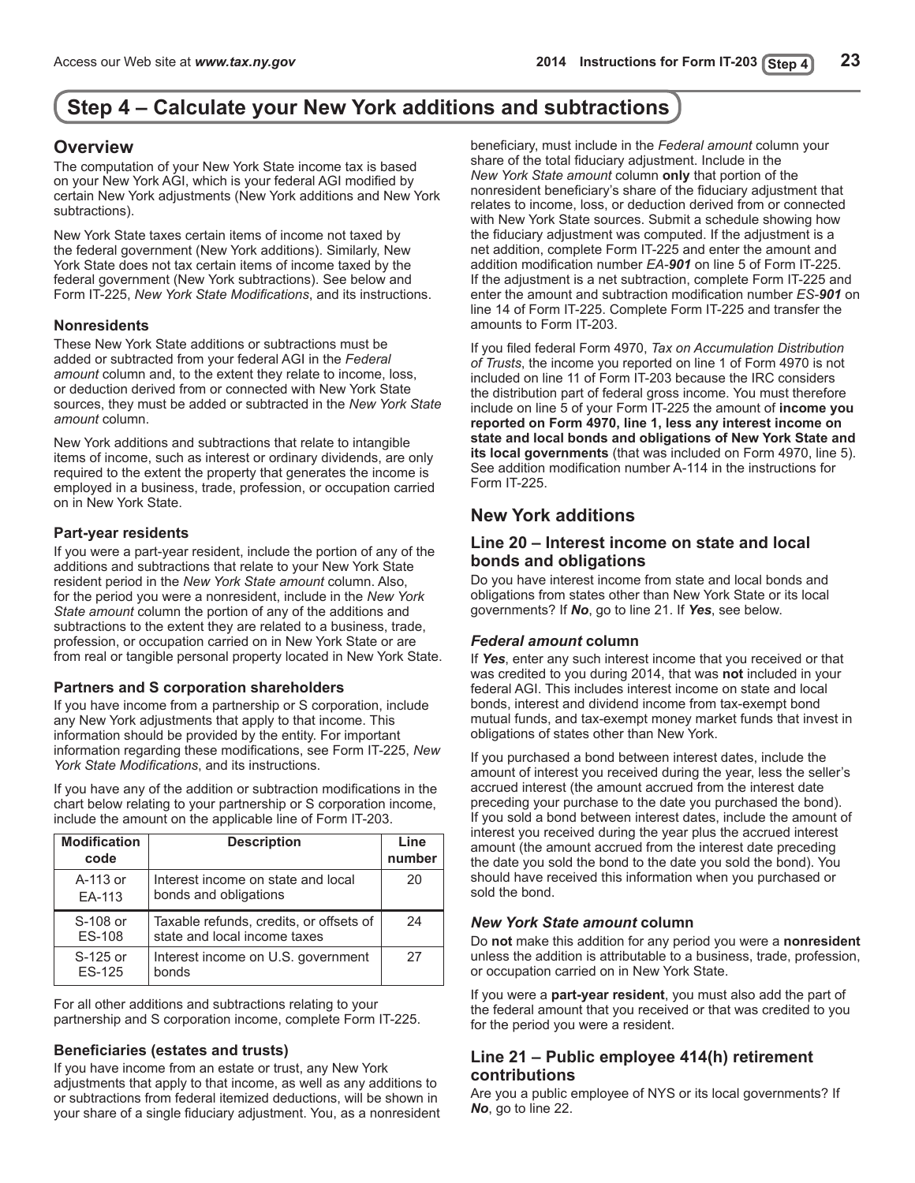# Step 4 – Calculate your New York additions and subtractions

## Overview

The computation of your New York State income tax is based on your New York AGI, which is your federal AGI modified by certain New York adjustments (New York additions and New York subtractions).

New York State taxes certain items of income not taxed by the federal government (New York additions). Similarly, New York State does not tax certain items of income taxed by the federal government (New York subtractions). See below and Form IT-225, *New York State Modifications*, and its instructions.

### Nonresidents

These New York State additions or subtractions must be added or subtracted from your federal AGI in the *Federal amount* column and, to the extent they relate to income, loss, or deduction derived from or connected with New York State sources, they must be added or subtracted in the *New York State amount* column.

New York additions and subtractions that relate to intangible items of income, such as interest or ordinary dividends, are only required to the extent the property that generates the income is employed in a business, trade, profession, or occupation carried on in New York State.

### Part-year residents

If you were a part-year resident, include the portion of any of the additions and subtractions that relate to your New York State resident period in the *New York State amount* column. Also, for the period you were a nonresident, include in the *New York State amount* column the portion of any of the additions and subtractions to the extent they are related to a business, trade, profession, or occupation carried on in New York State or are from real or tangible personal property located in New York State.

### Partners and S corporation shareholders

If you have income from a partnership or S corporation, include any New York adjustments that apply to that income. This information should be provided by the entity. For important information regarding these modifications, see Form IT-225, *New York State Modifications*, and its instructions.

If you have any of the addition or subtraction modifications in the chart below relating to your partnership or S corporation income, include the amount on the applicable line of Form IT-203.

| Modification code | Description | Line number |
|---|---|---|
| A-113 or EA-113 | Interest income on state and local bonds and obligations | 20 |
| S-108 or ES-108 | Taxable refunds, credits, or offsets of state and local income taxes | 24 |
| S-125 or ES-125 | Interest income on U.S. government bonds | 27 |

For all other additions and subtractions relating to your partnership and S corporation income, complete Form IT-225.

### Beneficiaries (estates and trusts)

If you have income from an estate or trust, any New York adjustments that apply to that income, as well as any additions to or subtractions from federal itemized deductions, will be shown in your share of a single fiduciary adjustment. You, as a nonresident beneficiary, must include in the *Federal amount* column your share of the total fiduciary adjustment. Include in the *New York State amount* column **only** that portion of the nonresident beneficiary's share of the fiduciary adjustment that relates to income, loss, or deduction derived from or connected with New York State sources. Submit a schedule showing how the fiduciary adjustment was computed. If the adjustment is a net addition, complete Form IT-225 and enter the amount and addition modification number *EA-**901*** on line 5 of Form IT-225. If the adjustment is a net subtraction, complete Form IT-225 and enter the amount and subtraction modification number *ES-**901*** on line 14 of Form IT-225. Complete Form IT-225 and transfer the amounts to Form IT-203.

If you filed federal Form 4970, *Tax on Accumulation Distribution of Trusts*, the income you reported on line 1 of Form 4970 is not included on line 11 of Form IT-203 because the IRC considers the distribution part of federal gross income. You must therefore include on line 5 of your Form IT-225 the amount of **income you reported on Form 4970, line 1, less any interest income on state and local bonds and obligations of New York State and its local governments** (that was included on Form 4970, line 5). See addition modification number A-114 in the instructions for Form IT-225.

## New York additions

### Line 20 – Interest income on state and local bonds and obligations

Do you have interest income from state and local bonds and obligations from states other than New York State or its local governments? If ***No***, go to line 21. If ***Yes***, see below.

#### *Federal amount* column

If ***Yes***, enter any such interest income that you received or that was credited to you during 2014, that was **not** included in your federal AGI. This includes interest income on state and local bonds, interest and dividend income from tax-exempt bond mutual funds, and tax-exempt money market funds that invest in obligations of states other than New York.

If you purchased a bond between interest dates, include the amount of interest you received during the year, less the seller's accrued interest (the amount accrued from the interest date preceding your purchase to the date you purchased the bond). If you sold a bond between interest dates, include the amount of interest you received during the year plus the accrued interest amount (the amount accrued from the interest date preceding the date you sold the bond to the date you sold the bond). You should have received this information when you purchased or sold the bond.

#### *New York State amount* column

Do **not** make this addition for any period you were a **nonresident** unless the addition is attributable to a business, trade, profession, or occupation carried on in New York State.

If you were a **part-year resident**, you must also add the part of the federal amount that you received or that was credited to you for the period you were a resident.

### Line 21 – Public employee 414(h) retirement contributions

Are you a public employee of NYS or its local governments? If ***No***, go to line 22.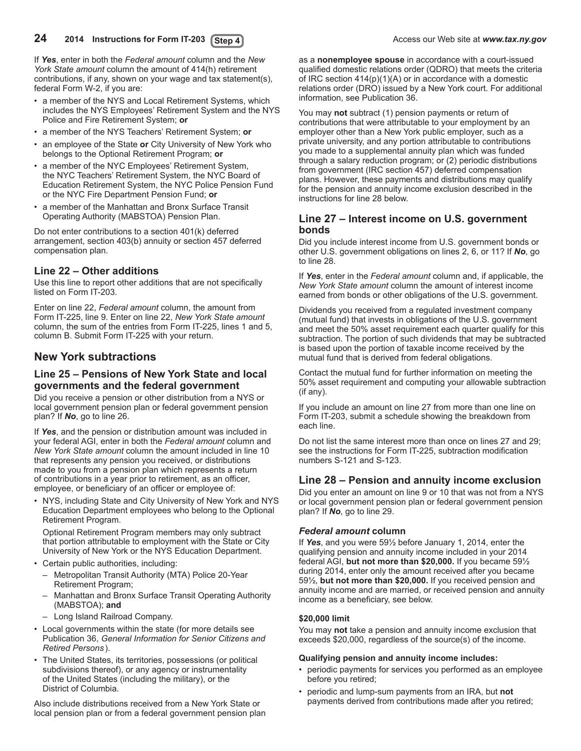If ***Yes***, enter in both the *Federal amount* column and the *New York State amount* column the amount of 414(h) retirement contributions, if any, shown on your wage and tax statement(s), federal Form W-2, if you are:

- a member of the NYS and Local Retirement Systems, which includes the NYS Employees' Retirement System and the NYS Police and Fire Retirement System; **or**
- a member of the NYS Teachers' Retirement System; **or**
- an employee of the State **or** City University of New York who belongs to the Optional Retirement Program; **or**
- a member of the NYC Employees' Retirement System, the NYC Teachers' Retirement System, the NYC Board of Education Retirement System, the NYC Police Pension Fund or the NYC Fire Department Pension Fund; **or**
- a member of the Manhattan and Bronx Surface Transit Operating Authority (MABSTOA) Pension Plan.

Do not enter contributions to a section 401(k) deferred arrangement, section 403(b) annuity or section 457 deferred compensation plan.

### Line 22 – Other additions

Use this line to report other additions that are not specifically listed on Form IT-203.

Enter on line 22, *Federal amount* column, the amount from Form IT-225, line 9. Enter on line 22, *New York State amount* column, the sum of the entries from Form IT-225, lines 1 and 5, column B. Submit Form IT-225 with your return.

## New York subtractions

### Line 25 – Pensions of New York State and local governments and the federal government

Did you receive a pension or other distribution from a NYS or local government pension plan or federal government pension plan? If ***No***, go to line 26.

If ***Yes***, and the pension or distribution amount was included in your federal AGI, enter in both the *Federal amount* column and *New York State amount* column the amount included in line 10 that represents any pension you received, or distributions made to you from a pension plan which represents a return of contributions in a year prior to retirement, as an officer, employee, or beneficiary of an officer or employee of:

- NYS, including State and City University of New York and NYS Education Department employees who belong to the Optional Retirement Program.

  Optional Retirement Program members may only subtract that portion attributable to employment with the State or City University of New York or the NYS Education Department.
- Certain public authorities, including:
  - Metropolitan Transit Authority (MTA) Police 20-Year Retirement Program;
  - Manhattan and Bronx Surface Transit Operating Authority (MABSTOA); **and**
  - Long Island Railroad Company.
- Local governments within the state (for more details see Publication 36, *General Information for Senior Citizens and Retired Persons*).
- The United States, its territories, possessions (or political subdivisions thereof), or any agency or instrumentality of the United States (including the military), or the District of Columbia.

Also include distributions received from a New York State or local pension plan or from a federal government pension plan as a **nonemployee spouse** in accordance with a court-issued qualified domestic relations order (QDRO) that meets the criteria of IRC section 414(p)(1)(A) or in accordance with a domestic relations order (DRO) issued by a New York court. For additional information, see Publication 36.

You may **not** subtract (1) pension payments or return of contributions that were attributable to your employment by an employer other than a New York public employer, such as a private university, and any portion attributable to contributions you made to a supplemental annuity plan which was funded through a salary reduction program; or (2) periodic distributions from government (IRC section 457) deferred compensation plans. However, these payments and distributions may qualify for the pension and annuity income exclusion described in the instructions for line 28 below.

### Line 27 – Interest income on U.S. government bonds

Did you include interest income from U.S. government bonds or other U.S. government obligations on lines 2, 6, or 11? If ***No***, go to line 28.

If ***Yes***, enter in the *Federal amount* column and, if applicable, the *New York State amount* column the amount of interest income earned from bonds or other obligations of the U.S. government.

Dividends you received from a regulated investment company (mutual fund) that invests in obligations of the U.S. government and meet the 50% asset requirement each quarter qualify for this subtraction. The portion of such dividends that may be subtracted is based upon the portion of taxable income received by the mutual fund that is derived from federal obligations.

Contact the mutual fund for further information on meeting the 50% asset requirement and computing your allowable subtraction (if any).

If you include an amount on line 27 from more than one line on Form IT-203, submit a schedule showing the breakdown from each line.

Do not list the same interest more than once on lines 27 and 29; see the instructions for Form IT-225, subtraction modification numbers S-121 and S-123.

### Line 28 – Pension and annuity income exclusion

Did you enter an amount on line 9 or 10 that was not from a NYS or local government pension plan or federal government pension plan? If ***No***, go to line 29.

#### *Federal amount* column

If ***Yes***, and you were 59½ before January 1, 2014, enter the qualifying pension and annuity income included in your 2014 federal AGI, **but not more than $20,000.** If you became 59½ during 2014, enter only the amount received after you became 59½, **but not more than $20,000.** If you received pension and annuity income and are married, or received pension and annuity income as a beneficiary, see below.

**$20,000 limit**

You may **not** take a pension and annuity income exclusion that exceeds $20,000, regardless of the source(s) of the income.

**Qualifying pension and annuity income includes:**

- periodic payments for services you performed as an employee before you retired;
- periodic and lump-sum payments from an IRA, but **not** payments derived from contributions made after you retired;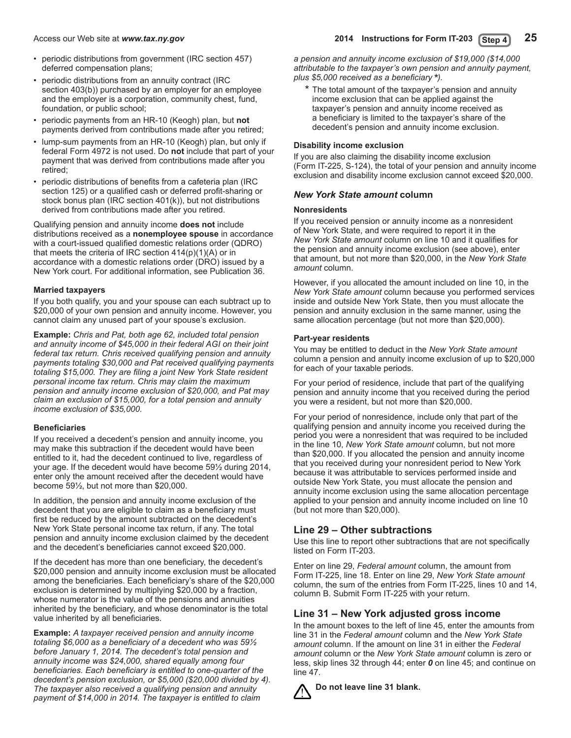- periodic distributions from government (IRC section 457) deferred compensation plans;
- periodic distributions from an annuity contract (IRC section 403(b)) purchased by an employer for an employee and the employer is a corporation, community chest, fund, foundation, or public school;
- periodic payments from an HR-10 (Keogh) plan, but **not** payments derived from contributions made after you retired;
- lump-sum payments from an HR-10 (Keogh) plan, but only if federal Form 4972 is not used. Do **not** include that part of your payment that was derived from contributions made after you retired;
- periodic distributions of benefits from a cafeteria plan (IRC section 125) or a qualified cash or deferred profit-sharing or stock bonus plan (IRC section 401(k)), but not distributions derived from contributions made after you retired.

Qualifying pension and annuity income **does not** include distributions received as a **nonemployee spouse** in accordance with a court-issued qualified domestic relations order (QDRO) that meets the criteria of IRC section 414(p)(1)(A) or in accordance with a domestic relations order (DRO) issued by a New York court. For additional information, see Publication 36.

#### Married taxpayers

If you both qualify, you and your spouse can each subtract up to $20,000 of your own pension and annuity income. However, you cannot claim any unused part of your spouse's exclusion.

**Example:** *Chris and Pat, both age 62, included total pension and annuity income of $45,000 in their federal AGI on their joint federal tax return. Chris received qualifying pension and annuity payments totaling $30,000 and Pat received qualifying payments totaling $15,000. They are filing a joint New York State resident personal income tax return. Chris may claim the maximum pension and annuity income exclusion of $20,000, and Pat may claim an exclusion of $15,000, for a total pension and annuity income exclusion of $35,000.*

#### Beneficiaries

If you received a decedent's pension and annuity income, you may make this subtraction if the decedent would have been entitled to it, had the decedent continued to live, regardless of your age. If the decedent would have become 59½ during 2014, enter only the amount received after the decedent would have become 59½, but not more than $20,000.

In addition, the pension and annuity income exclusion of the decedent that you are eligible to claim as a beneficiary must first be reduced by the amount subtracted on the decedent's New York State personal income tax return, if any. The total pension and annuity income exclusion claimed by the decedent and the decedent's beneficiaries cannot exceed $20,000.

If the decedent has more than one beneficiary, the decedent's $20,000 pension and annuity income exclusion must be allocated among the beneficiaries. Each beneficiary's share of the $20,000 exclusion is determined by multiplying $20,000 by a fraction, whose numerator is the value of the pensions and annuities inherited by the beneficiary, and whose denominator is the total value inherited by all beneficiaries.

**Example:** *A taxpayer received pension and annuity income totaling $6,000 as a beneficiary of a decedent who was 59½ before January 1, 2014. The decedent's total pension and annuity income was $24,000, shared equally among four beneficiaries. Each beneficiary is entitled to one-quarter of the decedent's pension exclusion, or $5,000 ($20,000 divided by 4). The taxpayer also received a qualifying pension and annuity payment of $14,000 in 2014. The taxpayer is entitled to claim a pension and annuity income exclusion of $19,000 ($14,000 attributable to the taxpayer's own pension and annuity payment, plus $5,000 received as a beneficiary **\***).*

\* The total amount of the taxpayer's pension and annuity income exclusion that can be applied against the taxpayer's pension and annuity income received as a beneficiary is limited to the taxpayer's share of the decedent's pension and annuity income exclusion.

#### Disability income exclusion

If you are also claiming the disability income exclusion (Form IT-225, S-124), the total of your pension and annuity income exclusion and disability income exclusion cannot exceed $20,000.

### *New York State amount* column

#### Nonresidents

If you received pension or annuity income as a nonresident of New York State, and were required to report it in the *New York State amount* column on line 10 and it qualifies for the pension and annuity income exclusion (see above), enter that amount, but not more than $20,000, in the *New York State amount* column.

However, if you allocated the amount included on line 10, in the *New York State amount* column because you performed services inside and outside New York State, then you must allocate the pension and annuity exclusion in the same manner, using the same allocation percentage (but not more than $20,000).

#### Part-year residents

You may be entitled to deduct in the *New York State amount* column a pension and annuity income exclusion of up to $20,000 for each of your taxable periods.

For your period of residence, include that part of the qualifying pension and annuity income that you received during the period you were a resident, but not more than $20,000.

For your period of nonresidence, include only that part of the qualifying pension and annuity income you received during the period you were a nonresident that was required to be included in the line 10, *New York State amount* column, but not more than $20,000. If you allocated the pension and annuity income that you received during your nonresident period to New York because it was attributable to services performed inside and outside New York State, you must allocate the pension and annuity income exclusion using the same allocation percentage applied to your pension and annuity income included on line 10 (but not more than $20,000).

## Line 29 – Other subtractions

Use this line to report other subtractions that are not specifically listed on Form IT-203.

Enter on line 29, *Federal amount* column, the amount from Form IT-225, line 18. Enter on line 29, *New York State amount* column, the sum of the entries from Form IT-225, lines 10 and 14, column B. Submit Form IT-225 with your return.

## Line 31 – New York adjusted gross income

In the amount boxes to the left of line 45, enter the amounts from line 31 in the *Federal amount* column and the *New York State amount* column. If the amount on line 31 in either the *Federal amount* column or the *New York State amount* column is zero or less, skip lines 32 through 44; enter ***0*** on line 45; and continue on line 47.

⚠ **Do not leave line 31 blank.**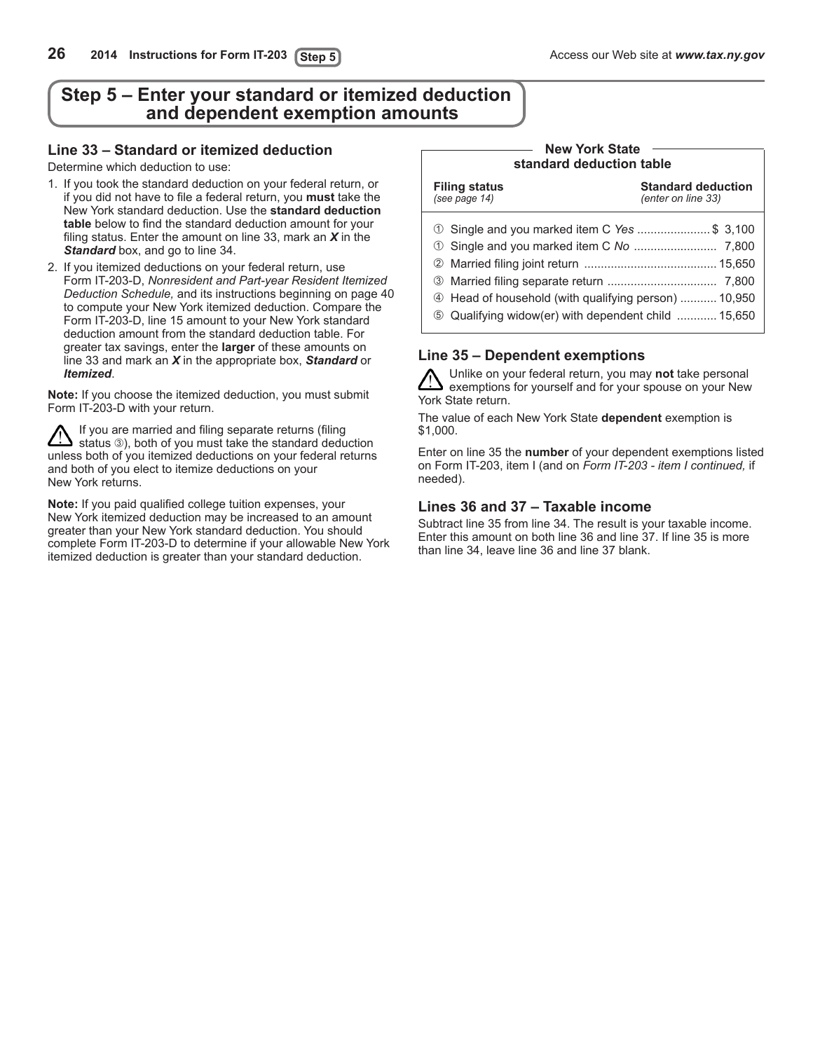# Step 5 – Enter your standard or itemized deduction and dependent exemption amounts

## Line 33 – Standard or itemized deduction

Determine which deduction to use:

1. If you took the standard deduction on your federal return, or if you did not have to file a federal return, you **must** take the New York standard deduction. Use the **standard deduction table** below to find the standard deduction amount for your filing status. Enter the amount on line 33, mark an ***X*** in the ***Standard*** box, and go to line 34.
2. If you itemized deductions on your federal return, use Form IT-203-D, *Nonresident and Part-year Resident Itemized Deduction Schedule,* and its instructions beginning on page 40 to compute your New York itemized deduction. Compare the Form IT-203-D, line 15 amount to your New York standard deduction amount from the standard deduction table. For greater tax savings, enter the **larger** of these amounts on line 33 and mark an ***X*** in the appropriate box, ***Standard*** or ***Itemized***.

**Note:** If you choose the itemized deduction, you must submit Form IT-203-D with your return.

⚠ If you are married and filing separate returns (filing status ③), both of you must take the standard deduction unless both of you itemized deductions on your federal returns and both of you elect to itemize deductions on your New York returns.

**Note:** If you paid qualified college tuition expenses, your New York itemized deduction may be increased to an amount greater than your New York standard deduction. You should complete Form IT-203-D to determine if your allowable New York itemized deduction is greater than your standard deduction.

**New York State standard deduction table**

| Filing status *(see page 14)* | Standard deduction *(enter on line 33)* |
|---|---|
| ① Single and you marked item C *Yes* | $ 3,100 |
| ① Single and you marked item C *No* | 7,800 |
| ② Married filing joint return | 15,650 |
| ③ Married filing separate return | 7,800 |
| ④ Head of household (with qualifying person) | 10,950 |
| ⑤ Qualifying widow(er) with dependent child | 15,650 |

## Line 35 – Dependent exemptions

⚠ Unlike on your federal return, you may **not** take personal exemptions for yourself and for your spouse on your New York State return.

The value of each New York State **dependent** exemption is $1,000.

Enter on line 35 the **number** of your dependent exemptions listed on Form IT-203, item I (and on *Form IT-203 - item I continued,* if needed).

## Lines 36 and 37 – Taxable income

Subtract line 35 from line 34. The result is your taxable income. Enter this amount on both line 36 and line 37. If line 35 is more than line 34, leave line 36 and line 37 blank.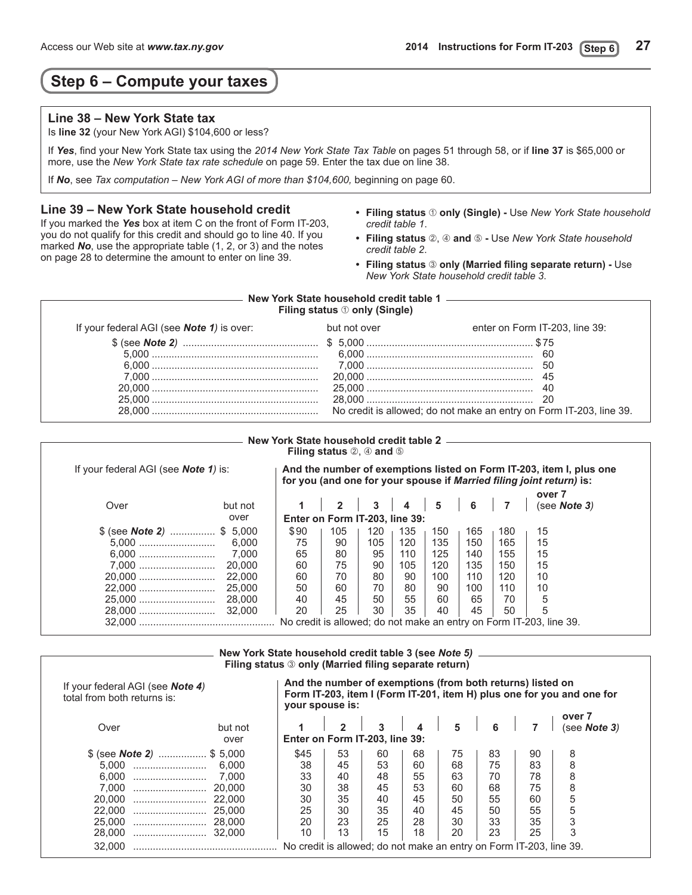# Step 6 – Compute your taxes

## Line 38 – New York State tax

Is **line 32** (your New York AGI) $104,600 or less?

If ***Yes***, find your New York State tax using the *2014 New York State Tax Table* on pages 51 through 58, or if **line 37** is $65,000 or more, use the *New York State tax rate schedule* on page 59. Enter the tax due on line 38.

If ***No***, see *Tax computation – New York AGI of more than $104,600,* beginning on page 60.

## Line 39 – New York State household credit

If you marked the ***Yes*** box at item C on the front of Form IT-203, you do not qualify for this credit and should go to line 40. If you marked ***No***, use the appropriate table (1, 2, or 3) and the notes on page 28 to determine the amount to enter on line 39.

- **Filing status ① only (Single) -** Use *New York State household credit table 1*.
- **Filing status ②, ④ and ⑤ -** Use *New York State household credit table 2*.
- **Filing status ③ only (Married filing separate return) -** Use *New York State household credit table 3*.

**New York State household credit table 1**
**Filing status ① only (Single)**

| If your federal AGI (see ***Note 1***) is over: | but not over | enter on Form IT-203, line 39: |
|---|---|---|
| $ (see ***Note 2***) | $ 5,000 | $75 |
| 5,000 | 6,000 | 60 |
| 6,000 | 7,000 | 50 |
| 7,000 | 20,000 | 45 |
| 20,000 | 25,000 | 40 |
| 25,000 | 28,000 | 20 |
| 28,000 | No credit is allowed; do not make an entry on Form IT-203, line 39. | |

**New York State household credit table 2**
**Filing status ②, ④ and ⑤**

| If your federal AGI (see ***Note 1***) is: | | **And the number of exemptions listed on Form IT-203, item I, plus one for you (and one for your spouse if *Married filing joint return*) is:** | | | | | | | |
|---|---|---|---|---|---|---|---|---|---|
| Over | but not over | **1** | **2** | **3** | **4** | **5** | **6** | **7** | **over 7** (see ***Note 3***) |
| | | **Enter on Form IT-203, line 39:** | | | | | | | |
| $ (see ***Note 2***) | $ 5,000 | $90 | 105 | 120 | 135 | 150 | 165 | 180 | 15 |
| 5,000 | 6,000 | 75 | 90 | 105 | 120 | 135 | 150 | 165 | 15 |
| 6,000 | 7,000 | 65 | 80 | 95 | 110 | 125 | 140 | 155 | 15 |
| 7,000 | 20,000 | 60 | 75 | 90 | 105 | 120 | 135 | 150 | 15 |
| 20,000 | 22,000 | 60 | 70 | 80 | 90 | 100 | 110 | 120 | 10 |
| 22,000 | 25,000 | 50 | 60 | 70 | 80 | 90 | 100 | 110 | 10 |
| 25,000 | 28,000 | 40 | 45 | 50 | 55 | 60 | 65 | 70 | 5 |
| 28,000 | 32,000 | 20 | 25 | 30 | 35 | 40 | 45 | 50 | 5 |
| 32,000 | | No credit is allowed; do not make an entry on Form IT-203, line 39. | | | | | | | |

**New York State household credit table 3 (see *Note 5*)**
**Filing status ③ only (Married filing separate return)**

| If your federal AGI (see ***Note 4***) total from both returns is: | | **And the number of exemptions (from both returns) listed on Form IT-203, item I (Form IT-201, item H) plus one for you and one for your spouse is:** | | | | | | | |
|---|---|---|---|---|---|---|---|---|---|
| Over | but not over | **1** | **2** | **3** | **4** | **5** | **6** | **7** | **over 7** (see ***Note 3***) |
| | | **Enter on Form IT-203, line 39:** | | | | | | | |
| $ (see ***Note 2***) | $ 5,000 | $45 | 53 | 60 | 68 | 75 | 83 | 90 | 8 |
| 5,000 | 6,000 | 38 | 45 | 53 | 60 | 68 | 75 | 83 | 8 |
| 6,000 | 7,000 | 33 | 40 | 48 | 55 | 63 | 70 | 78 | 8 |
| 7,000 | 20,000 | 30 | 38 | 45 | 53 | 60 | 68 | 75 | 8 |
| 20,000 | 22,000 | 30 | 35 | 40 | 45 | 50 | 55 | 60 | 5 |
| 22,000 | 25,000 | 25 | 30 | 35 | 40 | 45 | 50 | 55 | 5 |
| 25,000 | 28,000 | 20 | 23 | 25 | 28 | 30 | 33 | 35 | 3 |
| 28,000 | 32,000 | 10 | 13 | 15 | 18 | 20 | 23 | 25 | 3 |
| 32,000 | | No credit is allowed; do not make an entry on Form IT-203, line 39. | | | | | | | |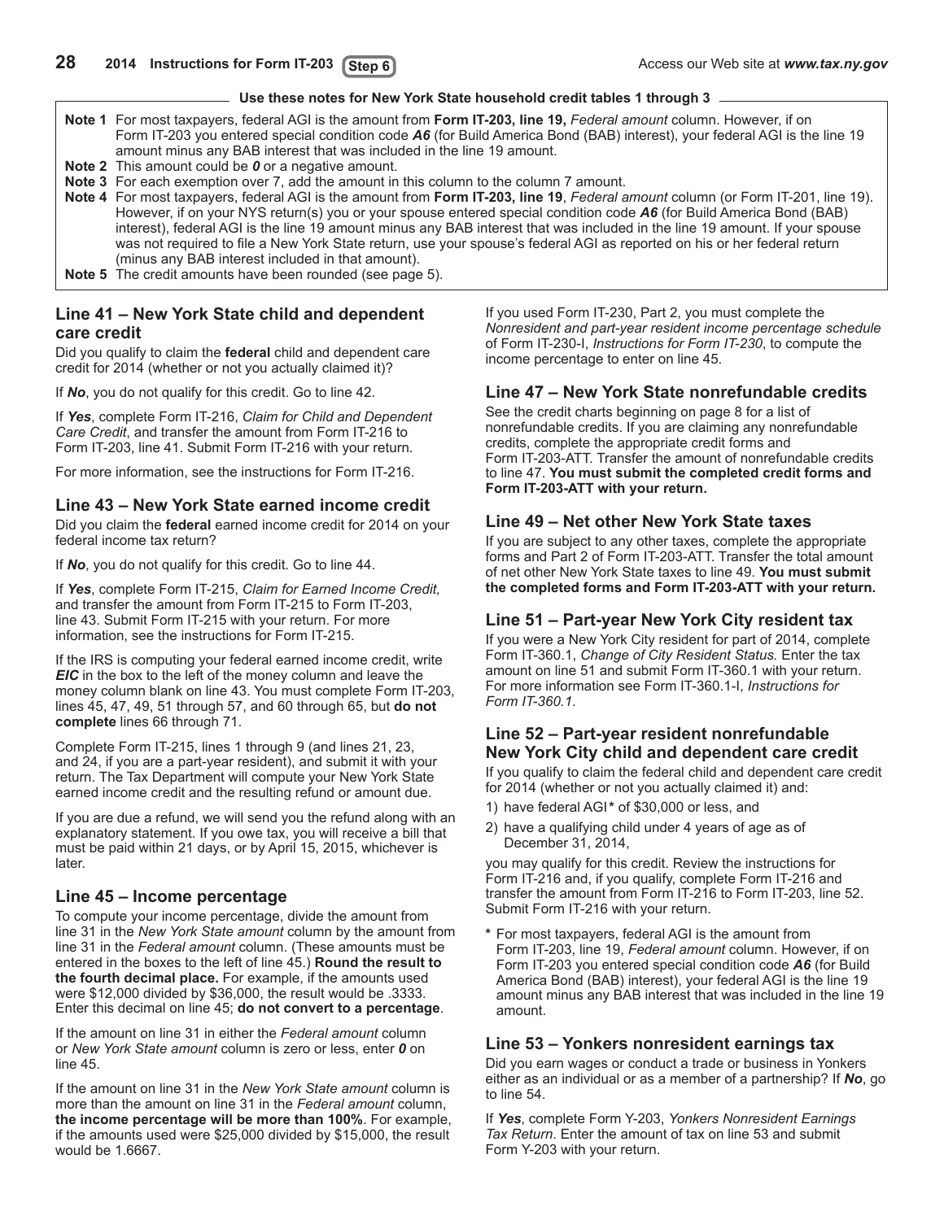**Use these notes for New York State household credit tables 1 through 3**

**Note 1** For most taxpayers, federal AGI is the amount from **Form IT-203, line 19,** *Federal amount* column. However, if on Form IT-203 you entered special condition code ***A6*** (for Build America Bond (BAB) interest), your federal AGI is the line 19 amount minus any BAB interest that was included in the line 19 amount.

**Note 2** This amount could be ***0*** or a negative amount.

**Note 3** For each exemption over 7, add the amount in this column to the column 7 amount.

**Note 4** For most taxpayers, federal AGI is the amount from **Form IT-203, line 19**, *Federal amount* column (or Form IT-201, line 19). However, if on your NYS return(s) you or your spouse entered special condition code ***A6*** (for Build America Bond (BAB) interest), federal AGI is the line 19 amount minus any BAB interest that was included in the line 19 amount. If your spouse was not required to file a New York State return, use your spouse's federal AGI as reported on his or her federal return (minus any BAB interest included in that amount).

**Note 5** The credit amounts have been rounded (see page 5).

## Line 41 – New York State child and dependent care credit

Did you qualify to claim the **federal** child and dependent care credit for 2014 (whether or not you actually claimed it)?

If ***No***, you do not qualify for this credit. Go to line 42.

If ***Yes***, complete Form IT-216, *Claim for Child and Dependent Care Credit*, and transfer the amount from Form IT-216 to Form IT-203, line 41. Submit Form IT-216 with your return.

For more information, see the instructions for Form IT-216.

## Line 43 – New York State earned income credit

Did you claim the **federal** earned income credit for 2014 on your federal income tax return?

If ***No***, you do not qualify for this credit. Go to line 44.

If ***Yes***, complete Form IT-215, *Claim for Earned Income Credit,* and transfer the amount from Form IT-215 to Form IT-203, line 43. Submit Form IT-215 with your return. For more information, see the instructions for Form IT-215.

If the IRS is computing your federal earned income credit, write ***EIC*** in the box to the left of the money column and leave the money column blank on line 43. You must complete Form IT-203, lines 45, 47, 49, 51 through 57, and 60 through 65, but **do not complete** lines 66 through 71.

Complete Form IT-215, lines 1 through 9 (and lines 21, 23, and 24, if you are a part-year resident), and submit it with your return. The Tax Department will compute your New York State earned income credit and the resulting refund or amount due.

If you are due a refund, we will send you the refund along with an explanatory statement. If you owe tax, you will receive a bill that must be paid within 21 days, or by April 15, 2015, whichever is later.

## Line 45 – Income percentage

To compute your income percentage, divide the amount from line 31 in the *New York State amount* column by the amount from line 31 in the *Federal amount* column. (These amounts must be entered in the boxes to the left of line 45.) **Round the result to the fourth decimal place.** For example, if the amounts used were $12,000 divided by $36,000, the result would be .3333. Enter this decimal on line 45; **do not convert to a percentage**.

If the amount on line 31 in either the *Federal amount* column or *New York State amount* column is zero or less, enter ***0*** on line 45.

If the amount on line 31 in the *New York State amount* column is more than the amount on line 31 in the *Federal amount* column, **the income percentage will be more than 100%**. For example, if the amounts used were $25,000 divided by $15,000, the result would be 1.6667.

If you used Form IT-230, Part 2, you must complete the *Nonresident and part-year resident income percentage schedule* of Form IT-230-I, *Instructions for Form IT-230*, to compute the income percentage to enter on line 45.

## Line 47 – New York State nonrefundable credits

See the credit charts beginning on page 8 for a list of nonrefundable credits. If you are claiming any nonrefundable credits, complete the appropriate credit forms and Form IT-203-ATT. Transfer the amount of nonrefundable credits to line 47. **You must submit the completed credit forms and Form IT-203-ATT with your return.**

## Line 49 – Net other New York State taxes

If you are subject to any other taxes, complete the appropriate forms and Part 2 of Form IT-203-ATT. Transfer the total amount of net other New York State taxes to line 49. **You must submit the completed forms and Form IT-203-ATT with your return.**

## Line 51 – Part-year New York City resident tax

If you were a New York City resident for part of 2014, complete Form IT-360.1, *Change of City Resident Status.* Enter the tax amount on line 51 and submit Form IT-360.1 with your return. For more information see Form IT-360.1-I, *Instructions for Form IT-360.1.*

## Line 52 – Part-year resident nonrefundable New York City child and dependent care credit

If you qualify to claim the federal child and dependent care credit for 2014 (whether or not you actually claimed it) and:

1) have federal AGI* of $30,000 or less, and
2) have a qualifying child under 4 years of age as of December 31, 2014,

you may qualify for this credit. Review the instructions for Form IT-216 and, if you qualify, complete Form IT-216 and transfer the amount from Form IT-216 to Form IT-203, line 52. Submit Form IT-216 with your return.

\* For most taxpayers, federal AGI is the amount from Form IT-203, line 19, *Federal amount* column. However, if on Form IT-203 you entered special condition code ***A6*** (for Build America Bond (BAB) interest), your federal AGI is the line 19 amount minus any BAB interest that was included in the line 19 amount.

## Line 53 – Yonkers nonresident earnings tax

Did you earn wages or conduct a trade or business in Yonkers either as an individual or as a member of a partnership? If ***No***, go to line 54.

If ***Yes***, complete Form Y-203, *Yonkers Nonresident Earnings Tax Return*. Enter the amount of tax on line 53 and submit Form Y-203 with your return.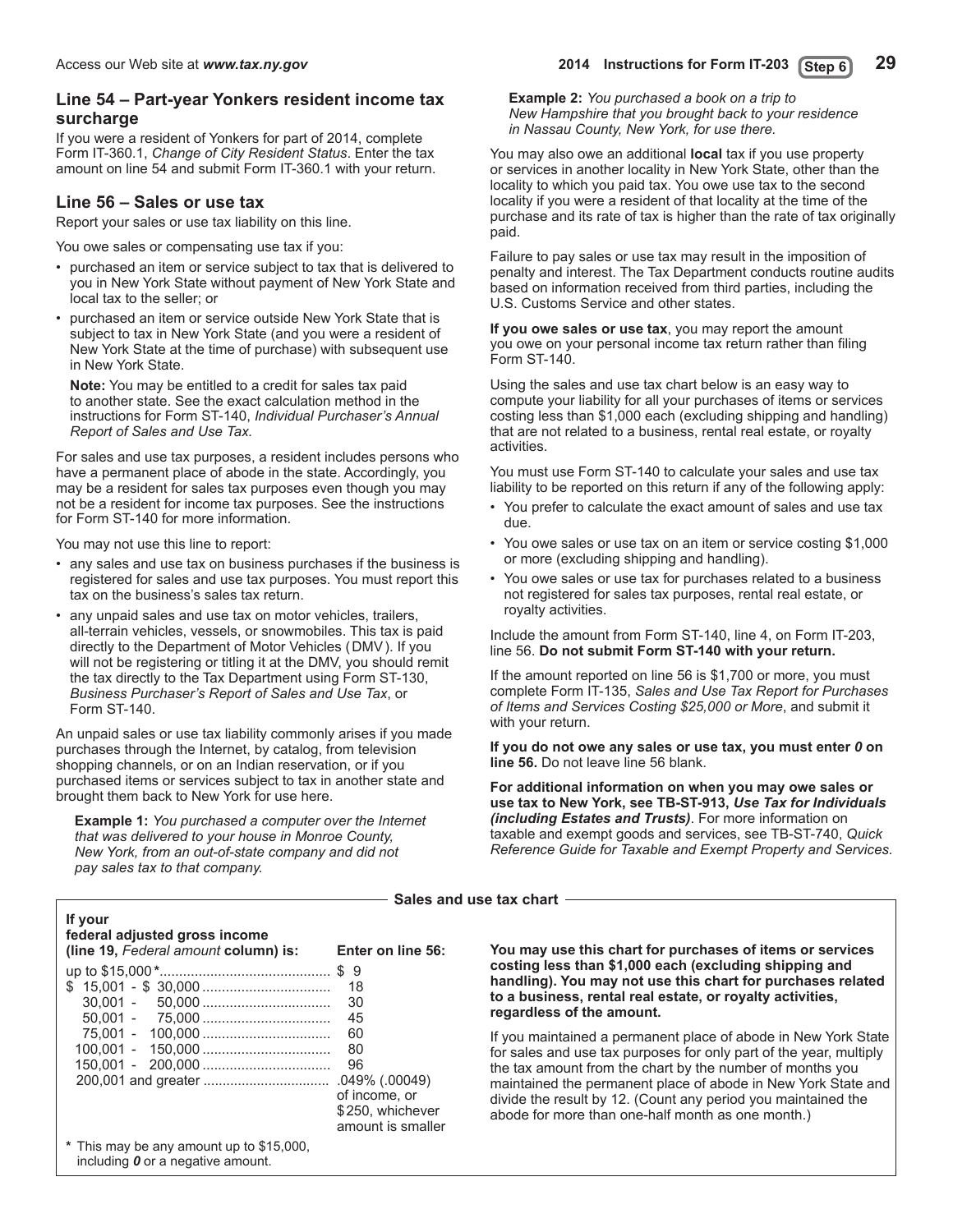## Line 54 – Part-year Yonkers resident income tax surcharge

If you were a resident of Yonkers for part of 2014, complete Form IT-360.1, *Change of City Resident Status*. Enter the tax amount on line 54 and submit Form IT-360.1 with your return.

## Line 56 – Sales or use tax

Report your sales or use tax liability on this line.

You owe sales or compensating use tax if you:

- purchased an item or service subject to tax that is delivered to you in New York State without payment of New York State and local tax to the seller; or
- purchased an item or service outside New York State that is subject to tax in New York State (and you were a resident of New York State at the time of purchase) with subsequent use in New York State.

**Note:** You may be entitled to a credit for sales tax paid to another state. See the exact calculation method in the instructions for Form ST-140, *Individual Purchaser's Annual Report of Sales and Use Tax.*

For sales and use tax purposes, a resident includes persons who have a permanent place of abode in the state. Accordingly, you may be a resident for sales tax purposes even though you may not be a resident for income tax purposes. See the instructions for Form ST-140 for more information.

You may not use this line to report:

- any sales and use tax on business purchases if the business is registered for sales and use tax purposes. You must report this tax on the business's sales tax return.
- any unpaid sales and use tax on motor vehicles, trailers, all-terrain vehicles, vessels, or snowmobiles. This tax is paid directly to the Department of Motor Vehicles (DMV). If you will not be registering or titling it at the DMV, you should remit the tax directly to the Tax Department using Form ST-130, *Business Purchaser's Report of Sales and Use Tax*, or Form ST-140.

An unpaid sales or use tax liability commonly arises if you made purchases through the Internet, by catalog, from television shopping channels, or on an Indian reservation, or if you purchased items or services subject to tax in another state and brought them back to New York for use here.

**Example 1:** *You purchased a computer over the Internet that was delivered to your house in Monroe County, New York, from an out-of-state company and did not pay sales tax to that company.*

**Example 2:** *You purchased a book on a trip to New Hampshire that you brought back to your residence in Nassau County, New York, for use there.*

You may also owe an additional **local** tax if you use property or services in another locality in New York State, other than the locality to which you paid tax. You owe use tax to the second locality if you were a resident of that locality at the time of the purchase and its rate of tax is higher than the rate of tax originally paid.

Failure to pay sales or use tax may result in the imposition of penalty and interest. The Tax Department conducts routine audits based on information received from third parties, including the U.S. Customs Service and other states.

**If you owe sales or use tax**, you may report the amount you owe on your personal income tax return rather than filing Form ST-140.

Using the sales and use tax chart below is an easy way to compute your liability for all your purchases of items or services costing less than $1,000 each (excluding shipping and handling) that are not related to a business, rental real estate, or royalty activities.

You must use Form ST-140 to calculate your sales and use tax liability to be reported on this return if any of the following apply:

- You prefer to calculate the exact amount of sales and use tax due.
- You owe sales or use tax on an item or service costing $1,000 or more (excluding shipping and handling).
- You owe sales or use tax for purchases related to a business not registered for sales tax purposes, rental real estate, or royalty activities.

Include the amount from Form ST-140, line 4, on Form IT-203, line 56. **Do not submit Form ST-140 with your return.**

If the amount reported on line 56 is $1,700 or more, you must complete Form IT-135, *Sales and Use Tax Report for Purchases of Items and Services Costing $25,000 or More*, and submit it with your return.

**If you do not owe any sales or use tax, you must enter *0* on line 56.** Do not leave line 56 blank.

**For additional information on when you may owe sales or use tax to New York, see TB-ST-913, *Use Tax for Individuals (including Estates and Trusts)*.** For more information on taxable and exempt goods and services, see TB-ST-740, *Quick Reference Guide for Taxable and Exempt Property and Services.*

### Sales and use tax chart

| If your federal adjusted gross income (line 19, *Federal amount* column) is: | Enter on line 56: |
|---|---|
| up to $15,000* | $ 9 |
| $ 15,001 - $ 30,000 | 18 |
| 30,001 - 50,000 | 30 |
| 50,001 - 75,000 | 45 |
| 75,001 - 100,000 | 60 |
| 100,001 - 150,000 | 80 |
| 150,001 - 200,000 | 96 |
| 200,001 and greater | .049% (.00049) of income, or $250, whichever amount is smaller |

\* This may be any amount up to $15,000, including *0* or a negative amount.

**You may use this chart for purchases of items or services costing less than $1,000 each (excluding shipping and handling). You may not use this chart for purchases related to a business, rental real estate, or royalty activities, regardless of the amount.**

If you maintained a permanent place of abode in New York State for sales and use tax purposes for only part of the year, multiply the tax amount from the chart by the number of months you maintained the permanent place of abode in New York State and divide the result by 12. (Count any period you maintained the abode for more than one-half month as one month.)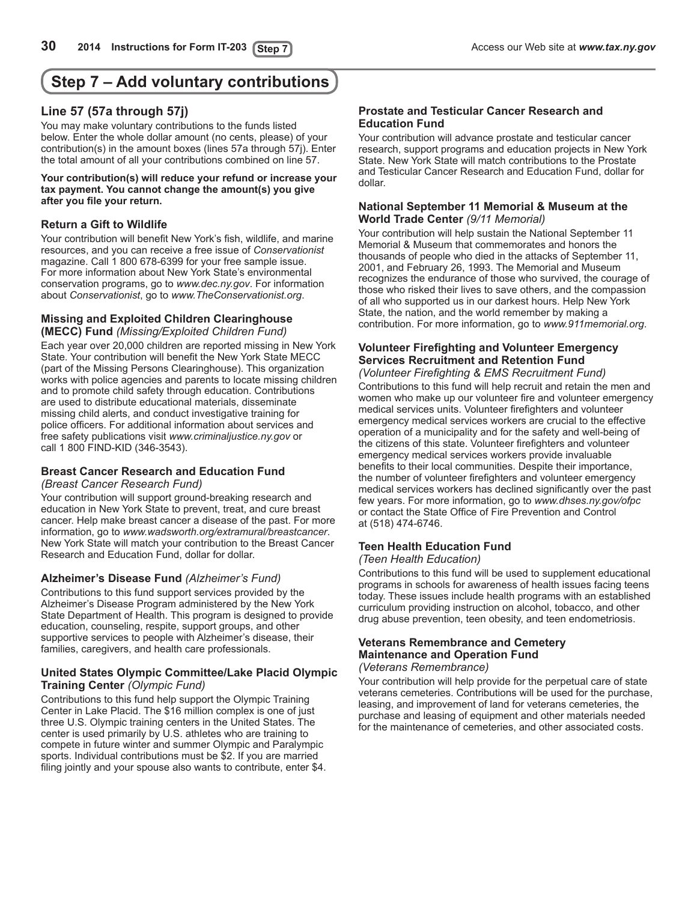# Step 7 – Add voluntary contributions

## Line 57 (57a through 57j)

You may make voluntary contributions to the funds listed below. Enter the whole dollar amount (no cents, please) of your contribution(s) in the amount boxes (lines 57a through 57j). Enter the total amount of all your contributions combined on line 57.

**Your contribution(s) will reduce your refund or increase your tax payment. You cannot change the amount(s) you give after you file your return.**

### Return a Gift to Wildlife

Your contribution will benefit New York's fish, wildlife, and marine resources, and you can receive a free issue of *Conservationist* magazine. Call 1 800 678-6399 for your free sample issue. For more information about New York State's environmental conservation programs, go to *www.dec.ny.gov*. For information about *Conservationist*, go to *www.TheConservationist.org*.

### Missing and Exploited Children Clearinghouse (MECC) Fund *(Missing/Exploited Children Fund)*

Each year over 20,000 children are reported missing in New York State. Your contribution will benefit the New York State MECC (part of the Missing Persons Clearinghouse). This organization works with police agencies and parents to locate missing children and to promote child safety through education. Contributions are used to distribute educational materials, disseminate missing child alerts, and conduct investigative training for police officers. For additional information about services and free safety publications visit *www.criminaljustice.ny.gov* or call 1 800 FIND-KID (346-3543).

### Breast Cancer Research and Education Fund *(Breast Cancer Research Fund)*

Your contribution will support ground-breaking research and education in New York State to prevent, treat, and cure breast cancer. Help make breast cancer a disease of the past. For more information, go to *www.wadsworth.org/extramural/breastcancer*. New York State will match your contribution to the Breast Cancer Research and Education Fund, dollar for dollar.

### Alzheimer's Disease Fund *(Alzheimer's Fund)*

Contributions to this fund support services provided by the Alzheimer's Disease Program administered by the New York State Department of Health. This program is designed to provide education, counseling, respite, support groups, and other supportive services to people with Alzheimer's disease, their families, caregivers, and health care professionals.

### United States Olympic Committee/Lake Placid Olympic Training Center *(Olympic Fund)*

Contributions to this fund help support the Olympic Training Center in Lake Placid. The $16 million complex is one of just three U.S. Olympic training centers in the United States. The center is used primarily by U.S. athletes who are training to compete in future winter and summer Olympic and Paralympic sports. Individual contributions must be $2. If you are married filing jointly and your spouse also wants to contribute, enter $4.

### Prostate and Testicular Cancer Research and Education Fund

Your contribution will advance prostate and testicular cancer research, support programs and education projects in New York State. New York State will match contributions to the Prostate and Testicular Cancer Research and Education Fund, dollar for dollar.

### National September 11 Memorial & Museum at the World Trade Center *(9/11 Memorial)*

Your contribution will help sustain the National September 11 Memorial & Museum that commemorates and honors the thousands of people who died in the attacks of September 11, 2001, and February 26, 1993. The Memorial and Museum recognizes the endurance of those who survived, the courage of those who risked their lives to save others, and the compassion of all who supported us in our darkest hours. Help New York State, the nation, and the world remember by making a contribution. For more information, go to *www.911memorial.org*.

### Volunteer Firefighting and Volunteer Emergency Services Recruitment and Retention Fund *(Volunteer Firefighting & EMS Recruitment Fund)*

Contributions to this fund will help recruit and retain the men and women who make up our volunteer fire and volunteer emergency medical services units. Volunteer firefighters and volunteer emergency medical services workers are crucial to the effective operation of a municipality and for the safety and well-being of the citizens of this state. Volunteer firefighters and volunteer emergency medical services workers provide invaluable benefits to their local communities. Despite their importance, the number of volunteer firefighters and volunteer emergency medical services workers has declined significantly over the past few years. For more information, go to *www.dhses.ny.gov/ofpc* or contact the State Office of Fire Prevention and Control at (518) 474-6746.

### Teen Health Education Fund *(Teen Health Education)*

Contributions to this fund will be used to supplement educational programs in schools for awareness of health issues facing teens today. These issues include health programs with an established curriculum providing instruction on alcohol, tobacco, and other drug abuse prevention, teen obesity, and teen endometriosis.

### Veterans Remembrance and Cemetery Maintenance and Operation Fund *(Veterans Remembrance)*

Your contribution will help provide for the perpetual care of state veterans cemeteries. Contributions will be used for the purchase, leasing, and improvement of land for veterans cemeteries, the purchase and leasing of equipment and other materials needed for the maintenance of cemeteries, and other associated costs.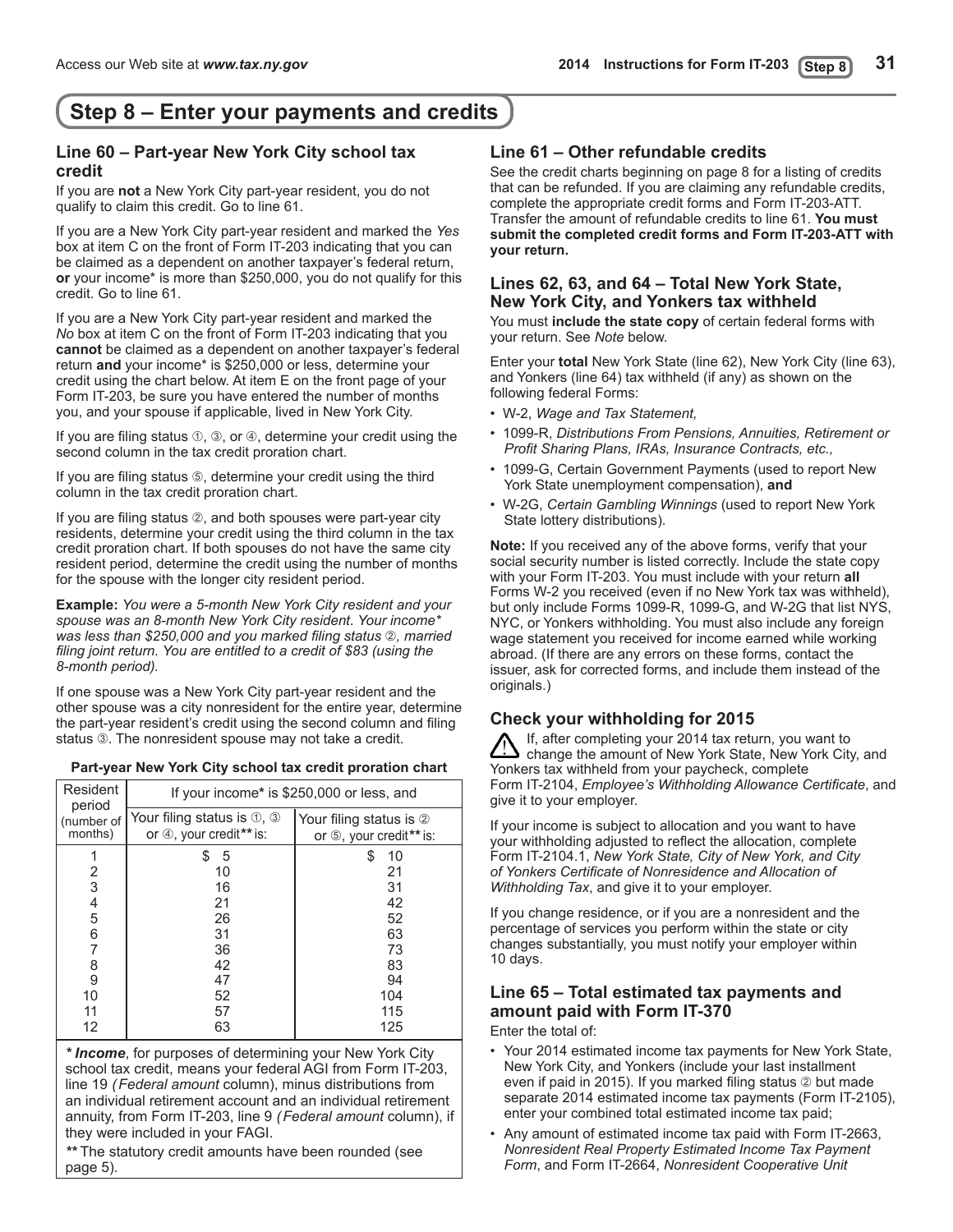## Step 8 – Enter your payments and credits

### Line 60 – Part-year New York City school tax credit

If you are **not** a New York City part-year resident, you do not qualify to claim this credit. Go to line 61.

If you are a New York City part-year resident and marked the *Yes* box at item C on the front of Form IT-203 indicating that you can be claimed as a dependent on another taxpayer's federal return, **or** your income* is more than $250,000, you do not qualify for this credit. Go to line 61.

If you are a New York City part-year resident and marked the *No* box at item C on the front of Form IT-203 indicating that you **cannot** be claimed as a dependent on another taxpayer's federal return **and** your income* is $250,000 or less, determine your credit using the chart below. At item E on the front page of your Form IT-203, be sure you have entered the number of months you, and your spouse if applicable, lived in New York City.

If you are filing status ①, ③, or ④, determine your credit using the second column in the tax credit proration chart.

If you are filing status ⑤, determine your credit using the third column in the tax credit proration chart.

If you are filing status ②, and both spouses were part-year city residents, determine your credit using the third column in the tax credit proration chart. If both spouses do not have the same city resident period, determine the credit using the number of months for the spouse with the longer city resident period.

**Example:** *You were a 5-month New York City resident and your spouse was an 8-month New York City resident. Your income* was less than $250,000 and you marked filing status ②, married filing joint return. You are entitled to a credit of $83 (using the 8-month period).*

If one spouse was a New York City part-year resident and the other spouse was a city nonresident for the entire year, determine the part-year resident's credit using the second column and filing status ③. The nonresident spouse may not take a credit.

**Part-year New York City school tax credit proration chart**

| Resident period (number of months) | If your income* is $250,000 or less, and | |
|---|---|---|
| | Your filing status is ①, ③ or ④, your credit** is: | Your filing status is ② or ⑤, your credit** is: |
| 1 | $ 5 | $ 10 |
| 2 | 10 | 21 |
| 3 | 16 | 31 |
| 4 | 21 | 42 |
| 5 | 26 | 52 |
| 6 | 31 | 63 |
| 7 | 36 | 73 |
| 8 | 42 | 83 |
| 9 | 47 | 94 |
| 10 | 52 | 104 |
| 11 | 57 | 115 |
| 12 | 63 | 125 |

*** Income**, for purposes of determining your New York City school tax credit, means your federal AGI from Form IT-203, line 19 *(Federal amount* column), minus distributions from an individual retirement account and an individual retirement annuity, from Form IT-203, line 9 *(Federal amount* column), if they were included in your FAGI.

** The statutory credit amounts have been rounded (see page 5).

### Line 61 – Other refundable credits

See the credit charts beginning on page 8 for a listing of credits that can be refunded. If you are claiming any refundable credits, complete the appropriate credit forms and Form IT-203-ATT. Transfer the amount of refundable credits to line 61. **You must submit the completed credit forms and Form IT-203-ATT with your return.**

### Lines 62, 63, and 64 – Total New York State, New York City, and Yonkers tax withheld

You must **include the state copy** of certain federal forms with your return. See *Note* below.

Enter your **total** New York State (line 62), New York City (line 63), and Yonkers (line 64) tax withheld (if any) as shown on the following federal Forms:

- W-2, *Wage and Tax Statement,*
- 1099-R, *Distributions From Pensions, Annuities, Retirement or Profit Sharing Plans, IRAs, Insurance Contracts, etc.,*
- 1099-G, Certain Government Payments (used to report New York State unemployment compensation), **and**
- W-2G, *Certain Gambling Winnings* (used to report New York State lottery distributions).

**Note:** If you received any of the above forms, verify that your social security number is listed correctly. Include the state copy with your Form IT-203. You must include with your return **all** Forms W-2 you received (even if no New York tax was withheld), but only include Forms 1099-R, 1099-G, and W-2G that list NYS, NYC, or Yonkers withholding. You must also include any foreign wage statement you received for income earned while working abroad. (If there are any errors on these forms, contact the issuer, ask for corrected forms, and include them instead of the originals.)

### Check your withholding for 2015

If, after completing your 2014 tax return, you want to change the amount of New York State, New York City, and Yonkers tax withheld from your paycheck, complete Form IT-2104, *Employee's Withholding Allowance Certificate*, and give it to your employer.

If your income is subject to allocation and you want to have your withholding adjusted to reflect the allocation, complete Form IT-2104.1, *New York State, City of New York, and City of Yonkers Certificate of Nonresidence and Allocation of Withholding Tax*, and give it to your employer.

If you change residence, or if you are a nonresident and the percentage of services you perform within the state or city changes substantially, you must notify your employer within 10 days.

### Line 65 – Total estimated tax payments and amount paid with Form IT-370

Enter the total of:

- Your 2014 estimated income tax payments for New York State, New York City, and Yonkers (include your last installment even if paid in 2015). If you marked filing status ② but made separate 2014 estimated income tax payments (Form IT-2105), enter your combined total estimated income tax paid;
- Any amount of estimated income tax paid with Form IT-2663, *Nonresident Real Property Estimated Income Tax Payment Form*, and Form IT-2664, *Nonresident Cooperative Unit*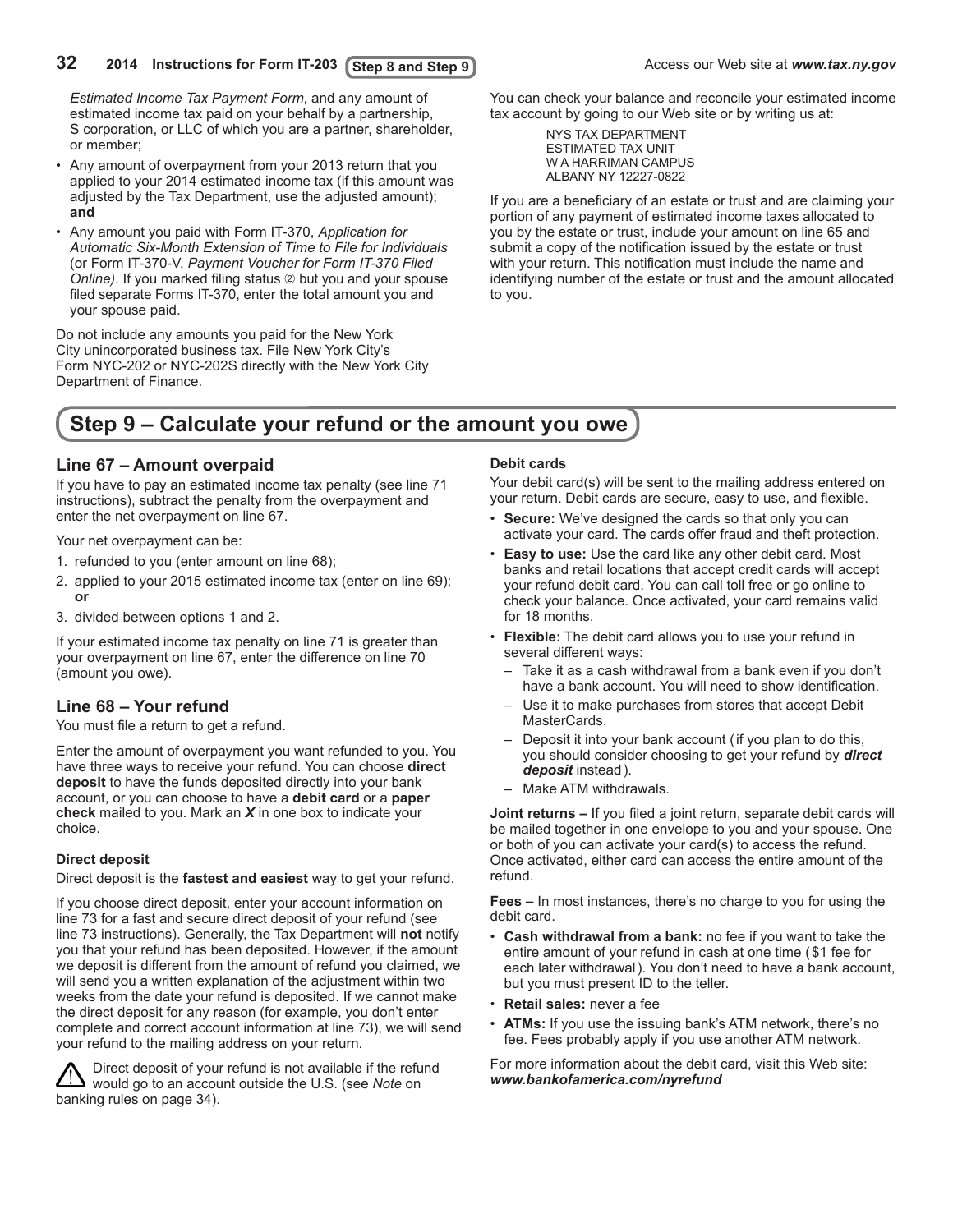*Estimated Income Tax Payment Form*, and any amount of estimated income tax paid on your behalf by a partnership, S corporation, or LLC of which you are a partner, shareholder, or member;

- Any amount of overpayment from your 2013 return that you applied to your 2014 estimated income tax (if this amount was adjusted by the Tax Department, use the adjusted amount); **and**
- Any amount you paid with Form IT-370, *Application for Automatic Six-Month Extension of Time to File for Individuals* (or Form IT-370-V, *Payment Voucher for Form IT-370 Filed Online)*. If you marked filing status ② but you and your spouse filed separate Forms IT-370, enter the total amount you and your spouse paid.

Do not include any amounts you paid for the New York City unincorporated business tax. File New York City's Form NYC-202 or NYC-202S directly with the New York City Department of Finance.

You can check your balance and reconcile your estimated income tax account by going to our Web site or by writing us at:

NYS TAX DEPARTMENT
ESTIMATED TAX UNIT
W A HARRIMAN CAMPUS
ALBANY NY 12227-0822

If you are a beneficiary of an estate or trust and are claiming your portion of any payment of estimated income taxes allocated to you by the estate or trust, include your amount on line 65 and submit a copy of the notification issued by the estate or trust with your return. This notification must include the name and identifying number of the estate or trust and the amount allocated to you.

## Step 9 – Calculate your refund or the amount you owe

### Line 67 – Amount overpaid

If you have to pay an estimated income tax penalty (see line 71 instructions), subtract the penalty from the overpayment and enter the net overpayment on line 67.

Your net overpayment can be:

1. refunded to you (enter amount on line 68);
2. applied to your 2015 estimated income tax (enter on line 69); **or**
3. divided between options 1 and 2.

If your estimated income tax penalty on line 71 is greater than your overpayment on line 67, enter the difference on line 70 (amount you owe).

### Line 68 – Your refund

You must file a return to get a refund.

Enter the amount of overpayment you want refunded to you. You have three ways to receive your refund. You can choose **direct deposit** to have the funds deposited directly into your bank account, or you can choose to have a **debit card** or a **paper check** mailed to you. Mark an ***X*** in one box to indicate your choice.

#### Direct deposit

Direct deposit is the **fastest and easiest** way to get your refund.

If you choose direct deposit, enter your account information on line 73 for a fast and secure direct deposit of your refund (see line 73 instructions). Generally, the Tax Department will **not** notify you that your refund has been deposited. However, if the amount we deposit is different from the amount of refund you claimed, we will send you a written explanation of the adjustment within two weeks from the date your refund is deposited. If we cannot make the direct deposit for any reason (for example, you don't enter complete and correct account information at line 73), we will send your refund to the mailing address on your return.

⚠ Direct deposit of your refund is not available if the refund would go to an account outside the U.S. (see *Note* on banking rules on page 34).

#### Debit cards

Your debit card(s) will be sent to the mailing address entered on your return. Debit cards are secure, easy to use, and flexible.

- **Secure:** We've designed the cards so that only you can activate your card. The cards offer fraud and theft protection.
- **Easy to use:** Use the card like any other debit card. Most banks and retail locations that accept credit cards will accept your refund debit card. You can call toll free or go online to check your balance. Once activated, your card remains valid for 18 months.
- **Flexible:** The debit card allows you to use your refund in several different ways:
  - Take it as a cash withdrawal from a bank even if you don't have a bank account. You will need to show identification.
  - Use it to make purchases from stores that accept Debit MasterCards.
  - Deposit it into your bank account (if you plan to do this, you should consider choosing to get your refund by ***direct deposit*** instead).
  - Make ATM withdrawals.

**Joint returns –** If you filed a joint return, separate debit cards will be mailed together in one envelope to you and your spouse. One or both of you can activate your card(s) to access the refund. Once activated, either card can access the entire amount of the refund.

**Fees –** In most instances, there's no charge to you for using the debit card.

- **Cash withdrawal from a bank:** no fee if you want to take the entire amount of your refund in cash at one time ($1 fee for each later withdrawal). You don't need to have a bank account, but you must present ID to the teller.
- **Retail sales:** never a fee
- **ATMs:** If you use the issuing bank's ATM network, there's no fee. Fees probably apply if you use another ATM network.

For more information about the debit card, visit this Web site: ***www.bankofamerica.com/nyrefund***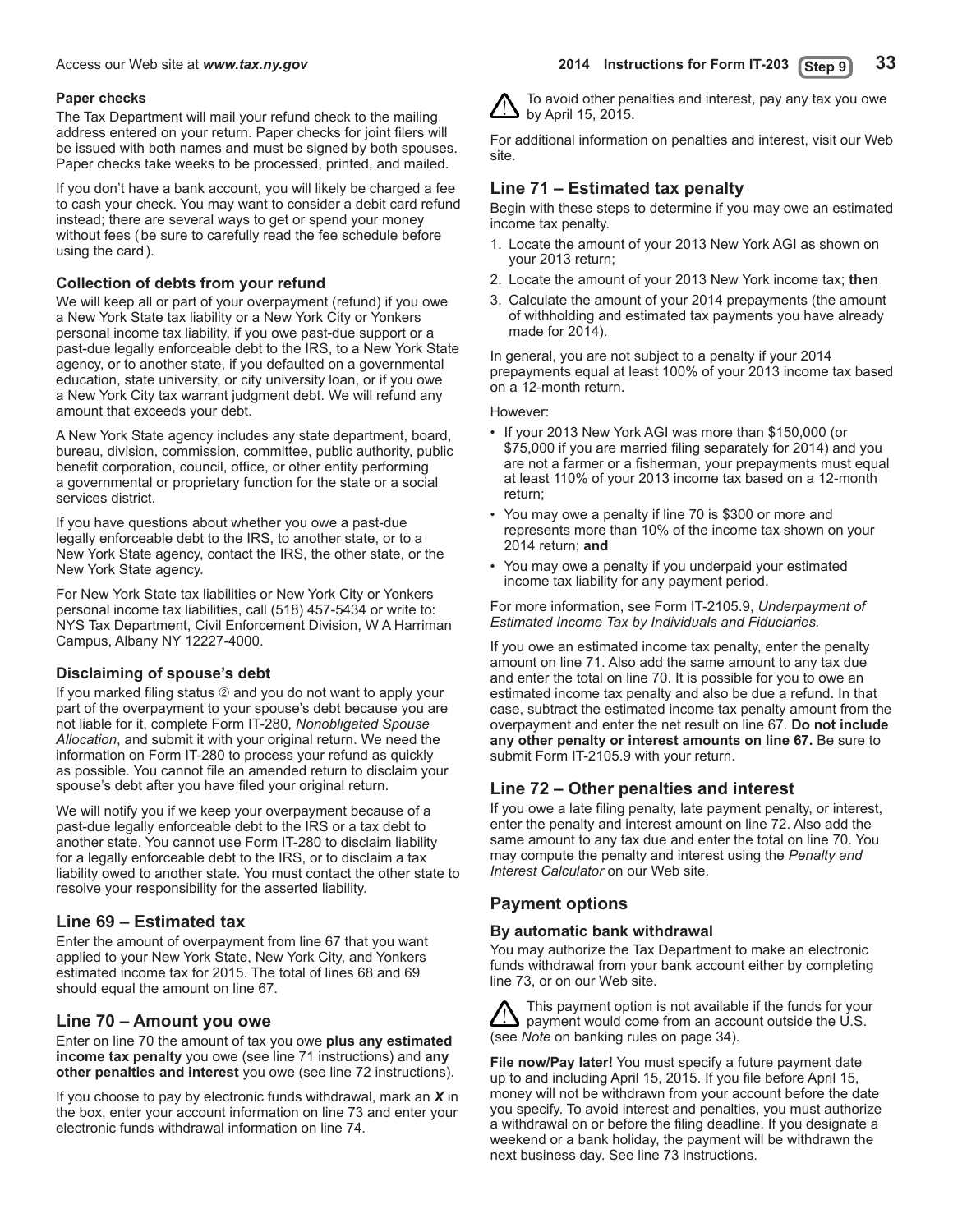**Paper checks**

The Tax Department will mail your refund check to the mailing address entered on your return. Paper checks for joint filers will be issued with both names and must be signed by both spouses. Paper checks take weeks to be processed, printed, and mailed.

If you don't have a bank account, you will likely be charged a fee to cash your check. You may want to consider a debit card refund instead; there are several ways to get or spend your money without fees (be sure to carefully read the fee schedule before using the card).

### Collection of debts from your refund

We will keep all or part of your overpayment (refund) if you owe a New York State tax liability or a New York City or Yonkers personal income tax liability, if you owe past-due support or a past-due legally enforceable debt to the IRS, to a New York State agency, or to another state, if you defaulted on a governmental education, state university, or city university loan, or if you owe a New York City tax warrant judgment debt. We will refund any amount that exceeds your debt.

A New York State agency includes any state department, board, bureau, division, commission, committee, public authority, public benefit corporation, council, office, or other entity performing a governmental or proprietary function for the state or a social services district.

If you have questions about whether you owe a past-due legally enforceable debt to the IRS, to another state, or to a New York State agency, contact the IRS, the other state, or the New York State agency.

For New York State tax liabilities or New York City or Yonkers personal income tax liabilities, call (518) 457-5434 or write to: NYS Tax Department, Civil Enforcement Division, W A Harriman Campus, Albany NY 12227-4000.

### Disclaiming of spouse's debt

If you marked filing status ② and you do not want to apply your part of the overpayment to your spouse's debt because you are not liable for it, complete Form IT-280, *Nonobligated Spouse Allocation*, and submit it with your original return. We need the information on Form IT-280 to process your refund as quickly as possible. You cannot file an amended return to disclaim your spouse's debt after you have filed your original return.

We will notify you if we keep your overpayment because of a past-due legally enforceable debt to the IRS or a tax debt to another state. You cannot use Form IT-280 to disclaim liability for a legally enforceable debt to the IRS, or to disclaim a tax liability owed to another state. You must contact the other state to resolve your responsibility for the asserted liability.

## Line 69 – Estimated tax

Enter the amount of overpayment from line 67 that you want applied to your New York State, New York City, and Yonkers estimated income tax for 2015. The total of lines 68 and 69 should equal the amount on line 67.

## Line 70 – Amount you owe

Enter on line 70 the amount of tax you owe **plus any estimated income tax penalty** you owe (see line 71 instructions) and **any other penalties and interest** you owe (see line 72 instructions).

If you choose to pay by electronic funds withdrawal, mark an ***X*** in the box, enter your account information on line 73 and enter your electronic funds withdrawal information on line 74.

⚠ To avoid other penalties and interest, pay any tax you owe by April 15, 2015.

For additional information on penalties and interest, visit our Web site.

## Line 71 – Estimated tax penalty

Begin with these steps to determine if you may owe an estimated income tax penalty.

1. Locate the amount of your 2013 New York AGI as shown on your 2013 return;
2. Locate the amount of your 2013 New York income tax; **then**
3. Calculate the amount of your 2014 prepayments (the amount of withholding and estimated tax payments you have already made for 2014).

In general, you are not subject to a penalty if your 2014 prepayments equal at least 100% of your 2013 income tax based on a 12-month return.

However:

- If your 2013 New York AGI was more than $150,000 (or $75,000 if you are married filing separately for 2014) and you are not a farmer or a fisherman, your prepayments must equal at least 110% of your 2013 income tax based on a 12-month return;
- You may owe a penalty if line 70 is $300 or more and represents more than 10% of the income tax shown on your 2014 return; **and**
- You may owe a penalty if you underpaid your estimated income tax liability for any payment period.

For more information, see Form IT-2105.9, *Underpayment of Estimated Income Tax by Individuals and Fiduciaries.*

If you owe an estimated income tax penalty, enter the penalty amount on line 71. Also add the same amount to any tax due and enter the total on line 70. It is possible for you to owe an estimated income tax penalty and also be due a refund. In that case, subtract the estimated income tax penalty amount from the overpayment and enter the net result on line 67. **Do not include any other penalty or interest amounts on line 67.** Be sure to submit Form IT-2105.9 with your return.

## Line 72 – Other penalties and interest

If you owe a late filing penalty, late payment penalty, or interest, enter the penalty and interest amount on line 72. Also add the same amount to any tax due and enter the total on line 70. You may compute the penalty and interest using the *Penalty and Interest Calculator* on our Web site.

## Payment options

### By automatic bank withdrawal

You may authorize the Tax Department to make an electronic funds withdrawal from your bank account either by completing line 73, or on our Web site.

⚠ This payment option is not available if the funds for your payment would come from an account outside the U.S. (see *Note* on banking rules on page 34).

**File now/Pay later!** You must specify a future payment date up to and including April 15, 2015. If you file before April 15, money will not be withdrawn from your account before the date you specify. To avoid interest and penalties, you must authorize a withdrawal on or before the filing deadline. If you designate a weekend or a bank holiday, the payment will be withdrawn the next business day. See line 73 instructions.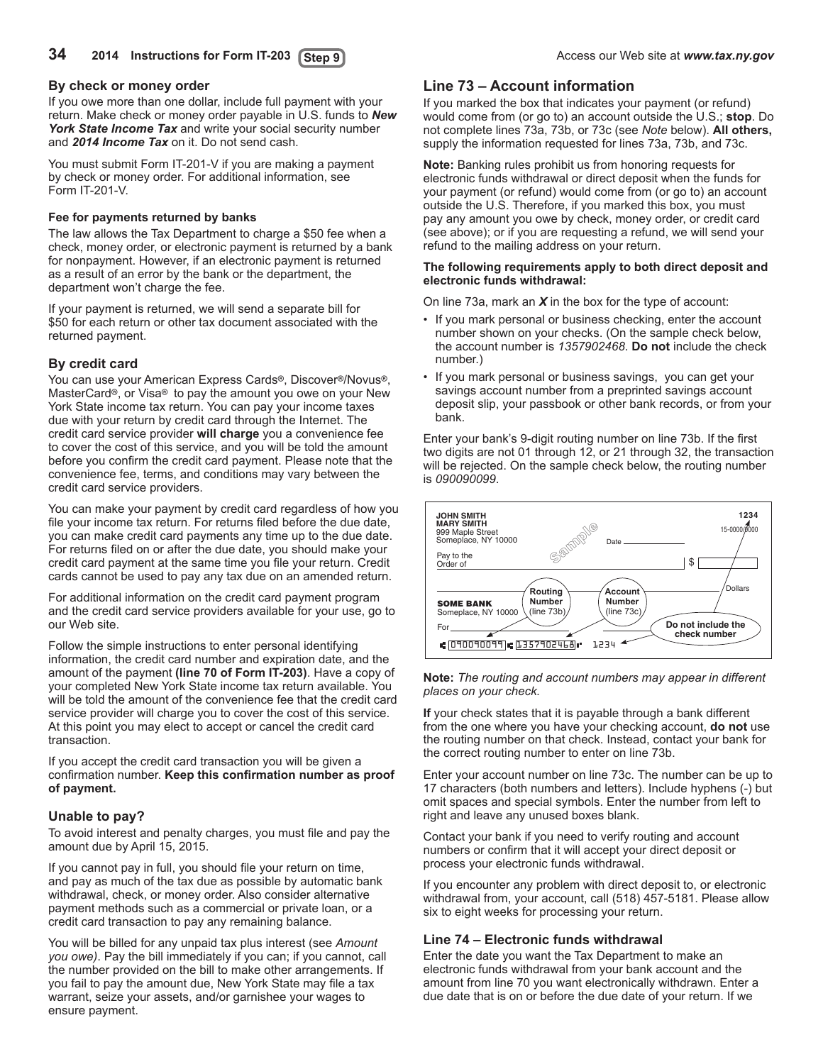## By check or money order

If you owe more than one dollar, include full payment with your return. Make check or money order payable in U.S. funds to ***New York State Income Tax*** and write your social security number and ***2014 Income Tax*** on it. Do not send cash.

You must submit Form IT-201-V if you are making a payment by check or money order. For additional information, see Form IT-201-V.

#### Fee for payments returned by banks

The law allows the Tax Department to charge a $50 fee when a check, money order, or electronic payment is returned by a bank for nonpayment. However, if an electronic payment is returned as a result of an error by the bank or the department, the department won't charge the fee.

If your payment is returned, we will send a separate bill for $50 for each return or other tax document associated with the returned payment.

## By credit card

You can use your American Express Cards®, Discover®/Novus®, MasterCard®, or Visa® to pay the amount you owe on your New York State income tax return. You can pay your income taxes due with your return by credit card through the Internet. The credit card service provider **will charge** you a convenience fee to cover the cost of this service, and you will be told the amount before you confirm the credit card payment. Please note that the convenience fee, terms, and conditions may vary between the credit card service providers.

You can make your payment by credit card regardless of how you file your income tax return. For returns filed before the due date, you can make credit card payments any time up to the due date. For returns filed on or after the due date, you should make your credit card payment at the same time you file your return. Credit cards cannot be used to pay any tax due on an amended return.

For additional information on the credit card payment program and the credit card service providers available for your use, go to our Web site.

Follow the simple instructions to enter personal identifying information, the credit card number and expiration date, and the amount of the payment **(line 70 of Form IT-203)**. Have a copy of your completed New York State income tax return available. You will be told the amount of the convenience fee that the credit card service provider will charge you to cover the cost of this service. At this point you may elect to accept or cancel the credit card transaction.

If you accept the credit card transaction you will be given a confirmation number. **Keep this confirmation number as proof of payment.**

## Unable to pay?

To avoid interest and penalty charges, you must file and pay the amount due by April 15, 2015.

If you cannot pay in full, you should file your return on time, and pay as much of the tax due as possible by automatic bank withdrawal, check, or money order. Also consider alternative payment methods such as a commercial or private loan, or a credit card transaction to pay any remaining balance.

You will be billed for any unpaid tax plus interest (see *Amount you owe)*. Pay the bill immediately if you can; if you cannot, call the number provided on the bill to make other arrangements. If you fail to pay the amount due, New York State may file a tax warrant, seize your assets, and/or garnishee your wages to ensure payment.

## Line 73 – Account information

If you marked the box that indicates your payment (or refund) would come from (or go to) an account outside the U.S.; **stop**. Do not complete lines 73a, 73b, or 73c (see *Note* below). **All others,** supply the information requested for lines 73a, 73b, and 73c.

**Note:** Banking rules prohibit us from honoring requests for electronic funds withdrawal or direct deposit when the funds for your payment (or refund) would come from (or go to) an account outside the U.S. Therefore, if you marked this box, you must pay any amount you owe by check, money order, or credit card (see above); or if you are requesting a refund, we will send your refund to the mailing address on your return.

**The following requirements apply to both direct deposit and electronic funds withdrawal:**

On line 73a, mark an ***X*** in the box for the type of account:

- If you mark personal or business checking, enter the account number shown on your checks. (On the sample check below, the account number is *1357902468*. **Do not** include the check number.)
- If you mark personal or business savings, you can get your savings account number from a preprinted savings account deposit slip, your passbook or other bank records, or from your bank.

Enter your bank's 9-digit routing number on line 73b. If the first two digits are not 01 through 12, or 21 through 32, the transaction will be rejected. On the sample check below, the routing number is *090090099*.

JOHN SMITH
MARY SMITH
999 Maple Street
Someplace, NY 10000

1234
15-0000/0000

Sample

Date

Pay to the Order of $

Dollars

SOME BANK
Someplace, NY 10000

Routing Number (line 73b)

Account Number (line 73c)

Do not include the check number

For

090090099 1357902468 1234

**Note:** *The routing and account numbers may appear in different places on your check.*

**If** your check states that it is payable through a bank different from the one where you have your checking account, **do not** use the routing number on that check. Instead, contact your bank for the correct routing number to enter on line 73b.

Enter your account number on line 73c. The number can be up to 17 characters (both numbers and letters). Include hyphens (-) but omit spaces and special symbols. Enter the number from left to right and leave any unused boxes blank.

Contact your bank if you need to verify routing and account numbers or confirm that it will accept your direct deposit or process your electronic funds withdrawal.

If you encounter any problem with direct deposit to, or electronic withdrawal from, your account, call (518) 457-5181. Please allow six to eight weeks for processing your return.

## Line 74 – Electronic funds withdrawal

Enter the date you want the Tax Department to make an electronic funds withdrawal from your bank account and the amount from line 70 you want electronically withdrawn. Enter a due date that is on or before the due date of your return. If we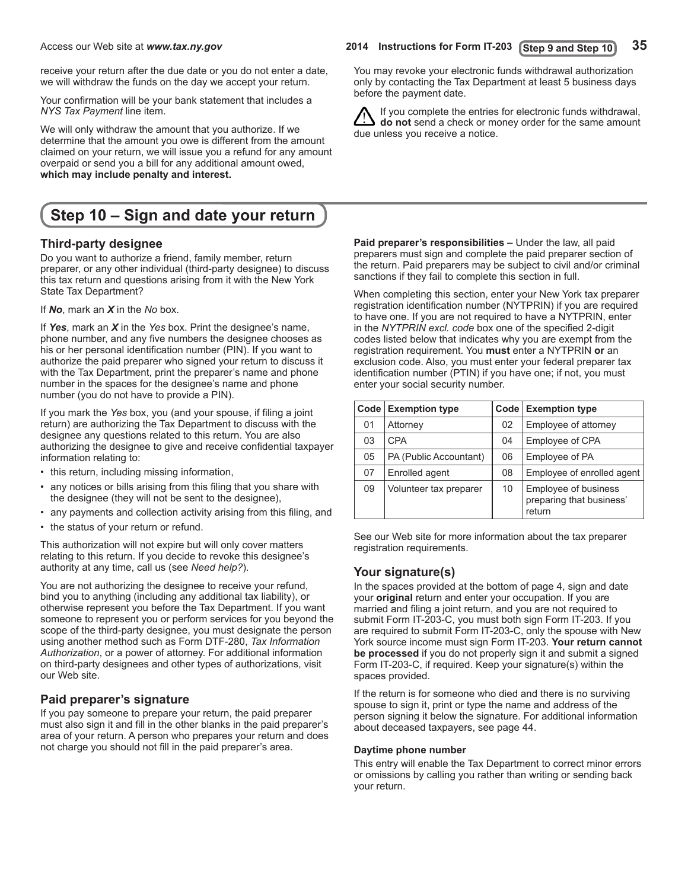receive your return after the due date or you do not enter a date, we will withdraw the funds on the day we accept your return.

Your confirmation will be your bank statement that includes a *NYS Tax Payment* line item.

We will only withdraw the amount that you authorize. If we determine that the amount you owe is different from the amount claimed on your return, we will issue you a refund for any amount overpaid or send you a bill for any additional amount owed, **which may include penalty and interest.**

You may revoke your electronic funds withdrawal authorization only by contacting the Tax Department at least 5 business days before the payment date.

If you complete the entries for electronic funds withdrawal, **do not** send a check or money order for the same amount due unless you receive a notice.

## Step 10 – Sign and date your return

### Third-party designee

Do you want to authorize a friend, family member, return preparer, or any other individual (third-party designee) to discuss this tax return and questions arising from it with the New York State Tax Department?

If ***No***, mark an ***X*** in the *No* box.

If ***Yes***, mark an ***X*** in the *Yes* box. Print the designee's name, phone number, and any five numbers the designee chooses as his or her personal identification number (PIN). If you want to authorize the paid preparer who signed your return to discuss it with the Tax Department, print the preparer's name and phone number in the spaces for the designee's name and phone number (you do not have to provide a PIN).

If you mark the *Yes* box, you (and your spouse, if filing a joint return) are authorizing the Tax Department to discuss with the designee any questions related to this return. You are also authorizing the designee to give and receive confidential taxpayer information relating to:

- this return, including missing information,
- any notices or bills arising from this filing that you share with the designee (they will not be sent to the designee),
- any payments and collection activity arising from this filing, and
- the status of your return or refund.

This authorization will not expire but will only cover matters relating to this return. If you decide to revoke this designee's authority at any time, call us (see *Need help?*).

You are not authorizing the designee to receive your refund, bind you to anything (including any additional tax liability), or otherwise represent you before the Tax Department. If you want someone to represent you or perform services for you beyond the scope of the third-party designee, you must designate the person using another method such as Form DTF-280, *Tax Information Authorization*, or a power of attorney. For additional information on third-party designees and other types of authorizations, visit our Web site.

### Paid preparer's signature

If you pay someone to prepare your return, the paid preparer must also sign it and fill in the other blanks in the paid preparer's area of your return. A person who prepares your return and does not charge you should not fill in the paid preparer's area.

**Paid preparer's responsibilities –** Under the law, all paid preparers must sign and complete the paid preparer section of the return. Paid preparers may be subject to civil and/or criminal sanctions if they fail to complete this section in full.

When completing this section, enter your New York tax preparer registration identification number (NYTPRIN) if you are required to have one. If you are not required to have a NYTPRIN, enter in the *NYTPRIN excl. code* box one of the specified 2-digit codes listed below that indicates why you are exempt from the registration requirement. You **must** enter a NYTPRIN **or** an exclusion code. Also, you must enter your federal preparer tax identification number (PTIN) if you have one; if not, you must enter your social security number.

| Code | Exemption type | Code | Exemption type |
|---|---|---|---|
| 01 | Attorney | 02 | Employee of attorney |
| 03 | CPA | 04 | Employee of CPA |
| 05 | PA (Public Accountant) | 06 | Employee of PA |
| 07 | Enrolled agent | 08 | Employee of enrolled agent |
| 09 | Volunteer tax preparer | 10 | Employee of business preparing that business' return |

See our Web site for more information about the tax preparer registration requirements.

### Your signature(s)

In the spaces provided at the bottom of page 4, sign and date your **original** return and enter your occupation. If you are married and filing a joint return, and you are not required to submit Form IT-203-C, you must both sign Form IT-203. If you are required to submit Form IT-203-C, only the spouse with New York source income must sign Form IT-203. **Your return cannot be processed** if you do not properly sign it and submit a signed Form IT-203-C, if required. Keep your signature(s) within the spaces provided.

If the return is for someone who died and there is no surviving spouse to sign it, print or type the name and address of the person signing it below the signature. For additional information about deceased taxpayers, see page 44.

#### Daytime phone number

This entry will enable the Tax Department to correct minor errors or omissions by calling you rather than writing or sending back your return.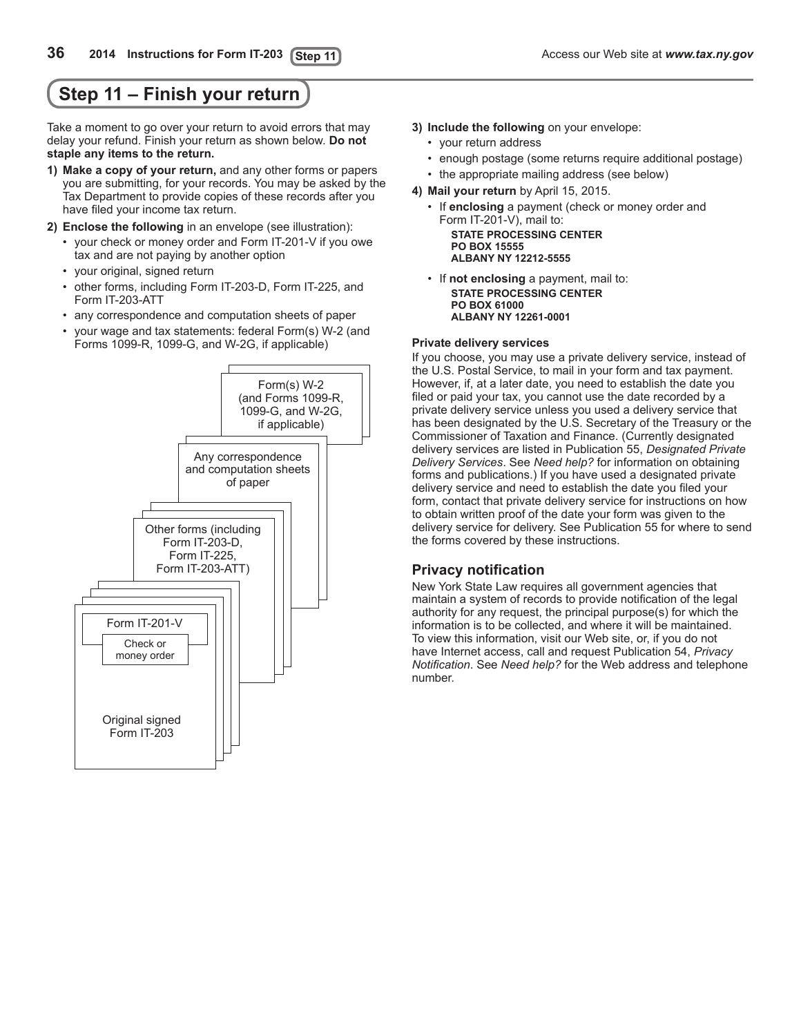# Step 11 – Finish your return

Take a moment to go over your return to avoid errors that may delay your refund. Finish your return as shown below. **Do not staple any items to the return.**

1) **Make a copy of your return,** and any other forms or papers you are submitting, for your records. You may be asked by the Tax Department to provide copies of these records after you have filed your income tax return.

2) **Enclose the following** in an envelope (see illustration):
   - your check or money order and Form IT-201-V if you owe tax and are not paying by another option
   - your original, signed return
   - other forms, including Form IT-203-D, Form IT-225, and Form IT-203-ATT
   - any correspondence and computation sheets of paper
   - your wage and tax statements: federal Form(s) W-2 (and Forms 1099-R, 1099-G, and W-2G, if applicable)

Form(s) W-2 (and Forms 1099-R, 1099-G, and W-2G, if applicable)

Any correspondence and computation sheets of paper

Other forms (including Form IT-203-D, Form IT-225, Form IT-203-ATT)

Form IT-201-V

Check or money order

Original signed Form IT-203

3) **Include the following** on your envelope:
   - your return address
   - enough postage (some returns require additional postage)
   - the appropriate mailing address (see below)

4) **Mail your return** by April 15, 2015.
   - If **enclosing** a payment (check or money order and Form IT-201-V), mail to:
     **STATE PROCESSING CENTER**
     **PO BOX 15555**
     **ALBANY NY 12212-5555**
   - If **not enclosing** a payment, mail to:
     **STATE PROCESSING CENTER**
     **PO BOX 61000**
     **ALBANY NY 12261-0001**

**Private delivery services**

If you choose, you may use a private delivery service, instead of the U.S. Postal Service, to mail in your form and tax payment. However, if, at a later date, you need to establish the date you filed or paid your tax, you cannot use the date recorded by a private delivery service unless you used a delivery service that has been designated by the U.S. Secretary of the Treasury or the Commissioner of Taxation and Finance. (Currently designated delivery services are listed in Publication 55, *Designated Private Delivery Services*. See *Need help?* for information on obtaining forms and publications.) If you have used a designated private delivery service and need to establish the date you filed your form, contact that private delivery service for instructions on how to obtain written proof of the date your form was given to the delivery service for delivery. See Publication 55 for where to send the forms covered by these instructions.

## Privacy notification

New York State Law requires all government agencies that maintain a system of records to provide notification of the legal authority for any request, the principal purpose(s) for which the information is to be collected, and where it will be maintained. To view this information, visit our Web site, or, if you do not have Internet access, call and request Publication 54, *Privacy Notification*. See *Need help?* for the Web address and telephone number.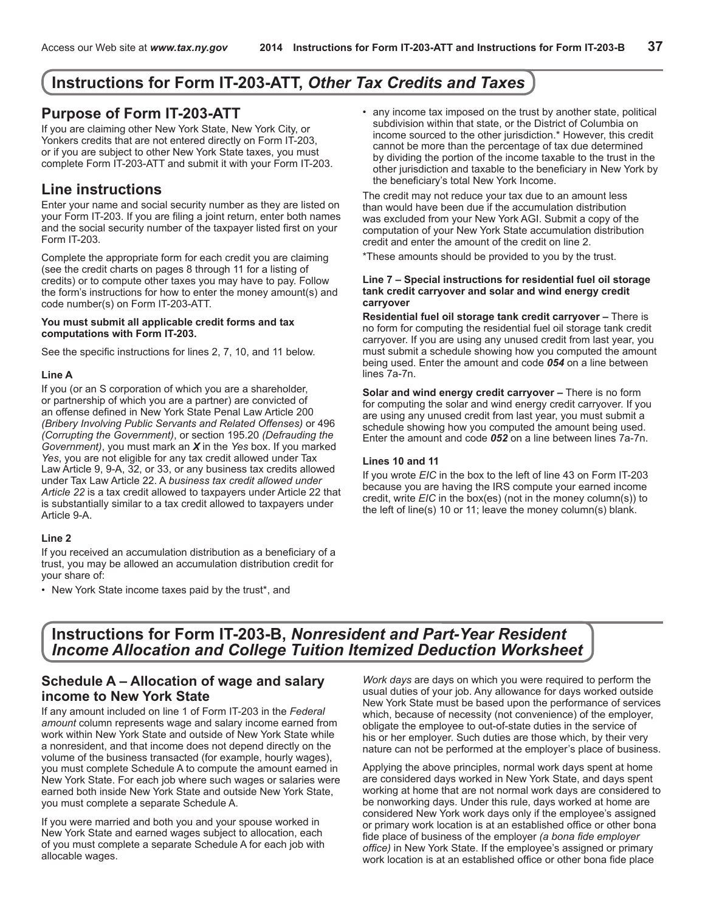# Instructions for Form IT-203-ATT, *Other Tax Credits and Taxes*

## Purpose of Form IT-203-ATT

If you are claiming other New York State, New York City, or Yonkers credits that are not entered directly on Form IT-203, or if you are subject to other New York State taxes, you must complete Form IT-203-ATT and submit it with your Form IT-203.

## Line instructions

Enter your name and social security number as they are listed on your Form IT-203. If you are filing a joint return, enter both names and the social security number of the taxpayer listed first on your Form IT-203.

Complete the appropriate form for each credit you are claiming (see the credit charts on pages 8 through 11 for a listing of credits) or to compute other taxes you may have to pay. Follow the form's instructions for how to enter the money amount(s) and code number(s) on Form IT-203-ATT.

**You must submit all applicable credit forms and tax computations with Form IT-203.**

See the specific instructions for lines 2, 7, 10, and 11 below.

#### Line A

If you (or an S corporation of which you are a shareholder, or partnership of which you are a partner) are convicted of an offense defined in New York State Penal Law Article 200 *(Bribery Involving Public Servants and Related Offenses)* or 496 *(Corrupting the Government)*, or section 195.20 *(Defrauding the Government)*, you must mark an ***X*** in the *Yes* box. If you marked *Yes*, you are not eligible for any tax credit allowed under Tax Law Article 9, 9-A, 32, or 33, or any business tax credits allowed under Tax Law Article 22. A *business tax credit allowed under Article 22* is a tax credit allowed to taxpayers under Article 22 that is substantially similar to a tax credit allowed to taxpayers under Article 9-A.

#### Line 2

If you received an accumulation distribution as a beneficiary of a trust, you may be allowed an accumulation distribution credit for your share of:

- New York State income taxes paid by the trust*, and
- any income tax imposed on the trust by another state, political subdivision within that state, or the District of Columbia on income sourced to the other jurisdiction.* However, this credit cannot be more than the percentage of tax due determined by dividing the portion of the income taxable to the trust in the other jurisdiction and taxable to the beneficiary in New York by the beneficiary's total New York Income.

The credit may not reduce your tax due to an amount less than would have been due if the accumulation distribution was excluded from your New York AGI. Submit a copy of the computation of your New York State accumulation distribution credit and enter the amount of the credit on line 2.

*These amounts should be provided to you by the trust.

#### Line 7 – Special instructions for residential fuel oil storage tank credit carryover and solar and wind energy credit carryover

**Residential fuel oil storage tank credit carryover –** There is no form for computing the residential fuel oil storage tank credit carryover. If you are using any unused credit from last year, you must submit a schedule showing how you computed the amount being used. Enter the amount and code ***054*** on a line between lines 7a-7n.

**Solar and wind energy credit carryover –** There is no form for computing the solar and wind energy credit carryover. If you are using any unused credit from last year, you must submit a schedule showing how you computed the amount being used. Enter the amount and code ***052*** on a line between lines 7a-7n.

#### Lines 10 and 11

If you wrote *EIC* in the box to the left of line 43 on Form IT-203 because you are having the IRS compute your earned income credit, write *EIC* in the box(es) (not in the money column(s)) to the left of line(s) 10 or 11; leave the money column(s) blank.

# Instructions for Form IT-203-B, *Nonresident and Part-Year Resident Income Allocation and College Tuition Itemized Deduction Worksheet*

## Schedule A – Allocation of wage and salary income to New York State

If any amount included on line 1 of Form IT-203 in the *Federal amount* column represents wage and salary income earned from work within New York State and outside of New York State while a nonresident, and that income does not depend directly on the volume of the business transacted (for example, hourly wages), you must complete Schedule A to compute the amount earned in New York State. For each job where such wages or salaries were earned both inside New York State and outside New York State, you must complete a separate Schedule A.

If you were married and both you and your spouse worked in New York State and earned wages subject to allocation, each of you must complete a separate Schedule A for each job with allocable wages.

*Work days* are days on which you were required to perform the usual duties of your job. Any allowance for days worked outside New York State must be based upon the performance of services which, because of necessity (not convenience) of the employer, obligate the employee to out-of-state duties in the service of his or her employer. Such duties are those which, by their very nature can not be performed at the employer's place of business.

Applying the above principles, normal work days spent at home are considered days worked in New York State, and days spent working at home that are not normal work days are considered to be nonworking days. Under this rule, days worked at home are considered New York work days only if the employee's assigned or primary work location is at an established office or other bona fide place of business of the employer *(a bona fide employer office)* in New York State. If the employee's assigned or primary work location is at an established office or other bona fide place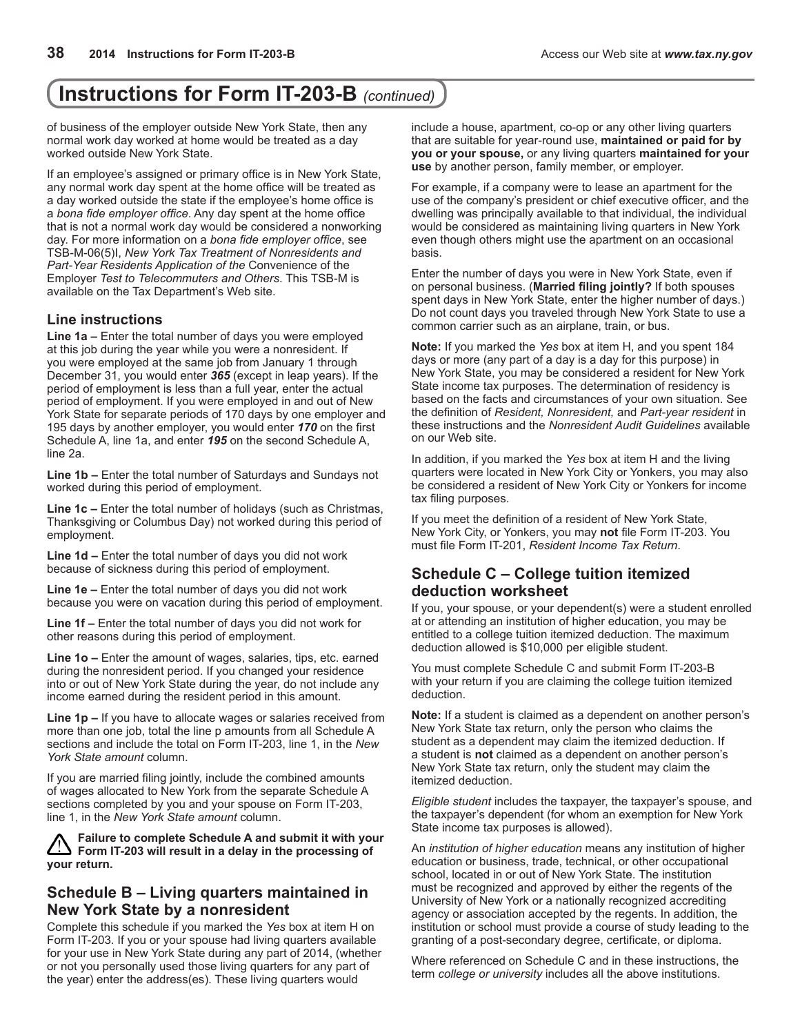# Instructions for Form IT-203-B *(continued)*

of business of the employer outside New York State, then any normal work day worked at home would be treated as a day worked outside New York State.

If an employee's assigned or primary office is in New York State, any normal work day spent at the home office will be treated as a day worked outside the state if the employee's home office is a *bona fide employer office*. Any day spent at the home office that is not a normal work day would be considered a nonworking day. For more information on a *bona fide employer office*, see TSB-M-06(5)I, *New York Tax Treatment of Nonresidents and Part-Year Residents Application of the* Convenience of the Employer *Test to Telecommuters and Others*. This TSB-M is available on the Tax Department's Web site.

## Line instructions

**Line 1a –** Enter the total number of days you were employed at this job during the year while you were a nonresident. If you were employed at the same job from January 1 through December 31, you would enter ***365*** (except in leap years). If the period of employment is less than a full year, enter the actual period of employment. If you were employed in and out of New York State for separate periods of 170 days by one employer and 195 days by another employer, you would enter ***170*** on the first Schedule A, line 1a, and enter ***195*** on the second Schedule A, line 2a.

**Line 1b –** Enter the total number of Saturdays and Sundays not worked during this period of employment.

**Line 1c –** Enter the total number of holidays (such as Christmas, Thanksgiving or Columbus Day) not worked during this period of employment.

**Line 1d –** Enter the total number of days you did not work because of sickness during this period of employment.

**Line 1e –** Enter the total number of days you did not work because you were on vacation during this period of employment.

**Line 1f –** Enter the total number of days you did not work for other reasons during this period of employment.

**Line 1o –** Enter the amount of wages, salaries, tips, etc. earned during the nonresident period. If you changed your residence into or out of New York State during the year, do not include any income earned during the resident period in this amount.

**Line 1p –** If you have to allocate wages or salaries received from more than one job, total the line p amounts from all Schedule A sections and include the total on Form IT-203, line 1, in the *New York State amount* column.

If you are married filing jointly, include the combined amounts of wages allocated to New York from the separate Schedule A sections completed by you and your spouse on Form IT-203, line 1, in the *New York State amount* column.

⚠ **Failure to complete Schedule A and submit it with your Form IT-203 will result in a delay in the processing of your return.**

## Schedule B – Living quarters maintained in New York State by a nonresident

Complete this schedule if you marked the *Yes* box at item H on Form IT-203. If you or your spouse had living quarters available for your use in New York State during any part of 2014, (whether or not you personally used those living quarters for any part of the year) enter the address(es). These living quarters would include a house, apartment, co-op or any other living quarters that are suitable for year-round use, **maintained or paid for by you or your spouse,** or any living quarters **maintained for your use** by another person, family member, or employer.

For example, if a company were to lease an apartment for the use of the company's president or chief executive officer, and the dwelling was principally available to that individual, the individual would be considered as maintaining living quarters in New York even though others might use the apartment on an occasional basis.

Enter the number of days you were in New York State, even if on personal business. (**Married filing jointly?** If both spouses spent days in New York State, enter the higher number of days.) Do not count days you traveled through New York State to use a common carrier such as an airplane, train, or bus.

**Note:** If you marked the *Yes* box at item H, and you spent 184 days or more (any part of a day is a day for this purpose) in New York State, you may be considered a resident for New York State income tax purposes. The determination of residency is based on the facts and circumstances of your own situation. See the definition of *Resident, Nonresident,* and *Part-year resident* in these instructions and the *Nonresident Audit Guidelines* available on our Web site.

In addition, if you marked the *Yes* box at item H and the living quarters were located in New York City or Yonkers, you may also be considered a resident of New York City or Yonkers for income tax filing purposes.

If you meet the definition of a resident of New York State, New York City, or Yonkers, you may **not** file Form IT-203. You must file Form IT-201, *Resident Income Tax Return*.

## Schedule C – College tuition itemized deduction worksheet

If you, your spouse, or your dependent(s) were a student enrolled at or attending an institution of higher education, you may be entitled to a college tuition itemized deduction. The maximum deduction allowed is $10,000 per eligible student.

You must complete Schedule C and submit Form IT-203-B with your return if you are claiming the college tuition itemized deduction.

**Note:** If a student is claimed as a dependent on another person's New York State tax return, only the person who claims the student as a dependent may claim the itemized deduction. If a student is **not** claimed as a dependent on another person's New York State tax return, only the student may claim the itemized deduction.

*Eligible student* includes the taxpayer, the taxpayer's spouse, and the taxpayer's dependent (for whom an exemption for New York State income tax purposes is allowed).

An *institution of higher education* means any institution of higher education or business, trade, technical, or other occupational school, located in or out of New York State. The institution must be recognized and approved by either the regents of the University of New York or a nationally recognized accrediting agency or association accepted by the regents. In addition, the institution or school must provide a course of study leading to the granting of a post-secondary degree, certificate, or diploma.

Where referenced on Schedule C and in these instructions, the term *college or university* includes all the above institutions.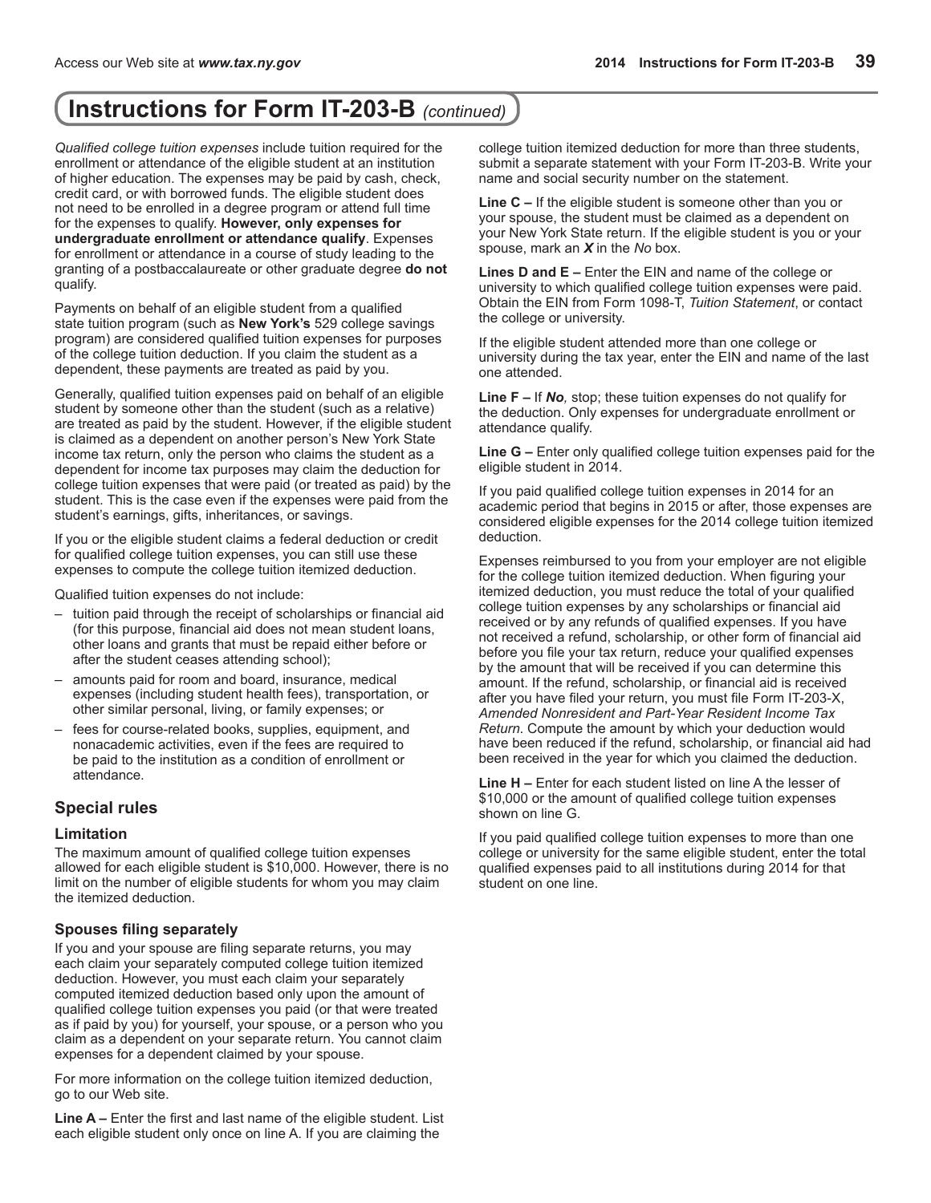# Instructions for Form IT-203-B *(continued)*

*Qualified college tuition expenses* include tuition required for the enrollment or attendance of the eligible student at an institution of higher education. The expenses may be paid by cash, check, credit card, or with borrowed funds. The eligible student does not need to be enrolled in a degree program or attend full time for the expenses to qualify. **However, only expenses for undergraduate enrollment or attendance qualify**. Expenses for enrollment or attendance in a course of study leading to the granting of a postbaccalaureate or other graduate degree **do not** qualify.

Payments on behalf of an eligible student from a qualified state tuition program (such as **New York's** 529 college savings program) are considered qualified tuition expenses for purposes of the college tuition deduction. If you claim the student as a dependent, these payments are treated as paid by you.

Generally, qualified tuition expenses paid on behalf of an eligible student by someone other than the student (such as a relative) are treated as paid by the student. However, if the eligible student is claimed as a dependent on another person's New York State income tax return, only the person who claims the student as a dependent for income tax purposes may claim the deduction for college tuition expenses that were paid (or treated as paid) by the student. This is the case even if the expenses were paid from the student's earnings, gifts, inheritances, or savings.

If you or the eligible student claims a federal deduction or credit for qualified college tuition expenses, you can still use these expenses to compute the college tuition itemized deduction.

Qualified tuition expenses do not include:

- tuition paid through the receipt of scholarships or financial aid (for this purpose, financial aid does not mean student loans, other loans and grants that must be repaid either before or after the student ceases attending school);
- amounts paid for room and board, insurance, medical expenses (including student health fees), transportation, or other similar personal, living, or family expenses; or
- fees for course-related books, supplies, equipment, and nonacademic activities, even if the fees are required to be paid to the institution as a condition of enrollment or attendance.

## Special rules

### Limitation

The maximum amount of qualified college tuition expenses allowed for each eligible student is $10,000. However, there is no limit on the number of eligible students for whom you may claim the itemized deduction.

### Spouses filing separately

If you and your spouse are filing separate returns, you may each claim your separately computed college tuition itemized deduction. However, you must each claim your separately computed itemized deduction based only upon the amount of qualified college tuition expenses you paid (or that were treated as if paid by you) for yourself, your spouse, or a person who you claim as a dependent on your separate return. You cannot claim expenses for a dependent claimed by your spouse.

For more information on the college tuition itemized deduction, go to our Web site.

**Line A –** Enter the first and last name of the eligible student. List each eligible student only once on line A. If you are claiming the college tuition itemized deduction for more than three students, submit a separate statement with your Form IT-203-B. Write your name and social security number on the statement.

**Line C –** If the eligible student is someone other than you or your spouse, the student must be claimed as a dependent on your New York State return. If the eligible student is you or your spouse, mark an ***X*** in the *No* box.

**Lines D and E –** Enter the EIN and name of the college or university to which qualified college tuition expenses were paid. Obtain the EIN from Form 1098-T, *Tuition Statement*, or contact the college or university.

If the eligible student attended more than one college or university during the tax year, enter the EIN and name of the last one attended.

**Line F –** If ***No****,* stop; these tuition expenses do not qualify for the deduction. Only expenses for undergraduate enrollment or attendance qualify.

**Line G –** Enter only qualified college tuition expenses paid for the eligible student in 2014.

If you paid qualified college tuition expenses in 2014 for an academic period that begins in 2015 or after, those expenses are considered eligible expenses for the 2014 college tuition itemized deduction.

Expenses reimbursed to you from your employer are not eligible for the college tuition itemized deduction. When figuring your itemized deduction, you must reduce the total of your qualified college tuition expenses by any scholarships or financial aid received or by any refunds of qualified expenses. If you have not received a refund, scholarship, or other form of financial aid before you file your tax return, reduce your qualified expenses by the amount that will be received if you can determine this amount. If the refund, scholarship, or financial aid is received after you have filed your return, you must file Form IT-203-X, *Amended Nonresident and Part-Year Resident Income Tax Return*. Compute the amount by which your deduction would have been reduced if the refund, scholarship, or financial aid had been received in the year for which you claimed the deduction.

**Line H –** Enter for each student listed on line A the lesser of $10,000 or the amount of qualified college tuition expenses shown on line G.

If you paid qualified college tuition expenses to more than one college or university for the same eligible student, enter the total qualified expenses paid to all institutions during 2014 for that student on one line.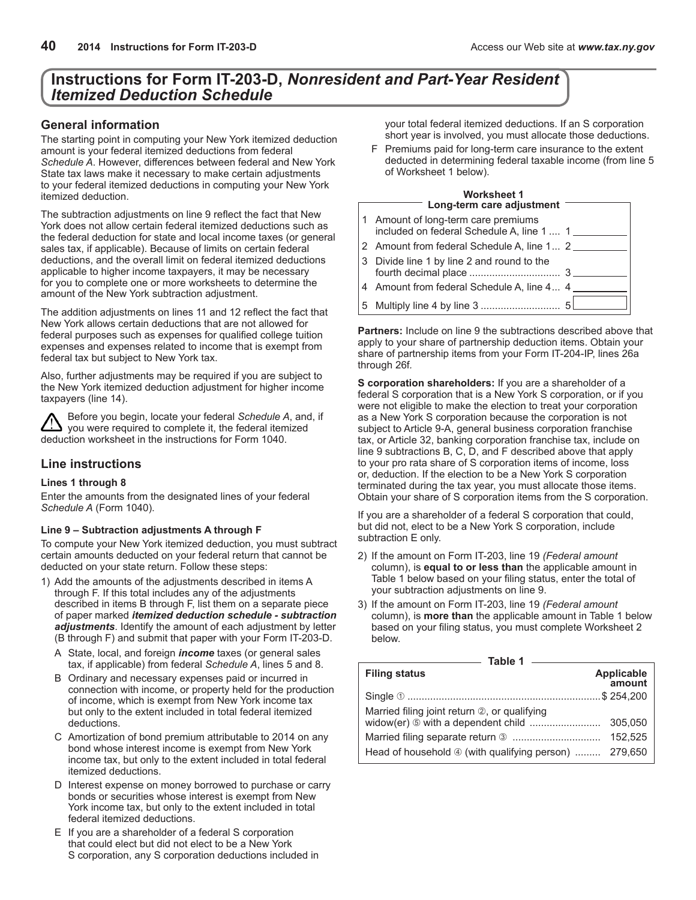# Instructions for Form IT-203-D, *Nonresident and Part-Year Resident Itemized Deduction Schedule*

## General information

The starting point in computing your New York itemized deduction amount is your federal itemized deductions from federal *Schedule A*. However, differences between federal and New York State tax laws make it necessary to make certain adjustments to your federal itemized deductions in computing your New York itemized deduction.

The subtraction adjustments on line 9 reflect the fact that New York does not allow certain federal itemized deductions such as the federal deduction for state and local income taxes (or general sales tax, if applicable). Because of limits on certain federal deductions, and the overall limit on federal itemized deductions applicable to higher income taxpayers, it may be necessary for you to complete one or more worksheets to determine the amount of the New York subtraction adjustment.

The addition adjustments on lines 11 and 12 reflect the fact that New York allows certain deductions that are not allowed for federal purposes such as expenses for qualified college tuition expenses and expenses related to income that is exempt from federal tax but subject to New York tax.

Also, further adjustments may be required if you are subject to the New York itemized deduction adjustment for higher income taxpayers (line 14).

Before you begin, locate your federal *Schedule A,* and, if you were required to complete it, the federal itemized deduction worksheet in the instructions for Form 1040.

## Line instructions

### Lines 1 through 8

Enter the amounts from the designated lines of your federal *Schedule A* (Form 1040).

### Line 9 – Subtraction adjustments A through F

To compute your New York itemized deduction, you must subtract certain amounts deducted on your federal return that cannot be deducted on your state return. Follow these steps:

1) Add the amounts of the adjustments described in items A through F. If this total includes any of the adjustments described in items B through F, list them on a separate piece of paper marked ***itemized deduction schedule - subtraction adjustments***. Identify the amount of each adjustment by letter (B through F) and submit that paper with your Form IT-203-D.

   A State, local, and foreign ***income*** taxes (or general sales tax, if applicable) from federal *Schedule A*, lines 5 and 8.

   B Ordinary and necessary expenses paid or incurred in connection with income, or property held for the production of income, which is exempt from New York income tax but only to the extent included in total federal itemized deductions.

   C Amortization of bond premium attributable to 2014 on any bond whose interest income is exempt from New York income tax, but only to the extent included in total federal itemized deductions.

   D Interest expense on money borrowed to purchase or carry bonds or securities whose interest is exempt from New York income tax, but only to the extent included in total federal itemized deductions.

   E If you are a shareholder of a federal S corporation that could elect but did not elect to be a New York S corporation, any S corporation deductions included in your total federal itemized deductions. If an S corporation short year is involved, you must allocate those deductions.

   F Premiums paid for long-term care insurance to the extent deducted in determining federal taxable income (from line 5 of Worksheet 1 below).

**Worksheet 1**
**Long-term care adjustment**

| | | | |
|---|---|---|---|
| 1 | Amount of long-term care premiums included on federal Schedule A, line 1 | 1 | |
| 2 | Amount from federal Schedule A, line 1 | 2 | |
| 3 | Divide line 1 by line 2 and round to the fourth decimal place | 3 | |
| 4 | Amount from federal Schedule A, line 4 | 4 | |
| 5 | Multiply line 4 by line 3 | 5 | |

**Partners:** Include on line 9 the subtractions described above that apply to your share of partnership deduction items. Obtain your share of partnership items from your Form IT-204-IP, lines 26a through 26f.

**S corporation shareholders:** If you are a shareholder of a federal S corporation that is a New York S corporation, or if you were not eligible to make the election to treat your corporation as a New York S corporation because the corporation is not subject to Article 9-A, general business corporation franchise tax, or Article 32, banking corporation franchise tax, include on line 9 subtractions B, C, D, and F described above that apply to your pro rata share of S corporation items of income, loss or, deduction. If the election to be a New York S corporation terminated during the tax year, you must allocate those items. Obtain your share of S corporation items from the S corporation.

If you are a shareholder of a federal S corporation that could, but did not, elect to be a New York S corporation, include subtraction E only.

2) If the amount on Form IT-203, line 19 *(Federal amount* column), is **equal to or less than** the applicable amount in Table 1 below based on your filing status, enter the total of your subtraction adjustments on line 9.

3) If the amount on Form IT-203, line 19 *(Federal amount* column), is **more than** the applicable amount in Table 1 below based on your filing status, you must complete Worksheet 2 below.

**Table 1**

| Filing status | Applicable amount |
|---|---|
| Single ① | $ 254,200 |
| Married filing joint return ②, or qualifying widow(er) ⑤ with a dependent child | 305,050 |
| Married filing separate return ③ | 152,525 |
| Head of household ④ (with qualifying person) | 279,650 |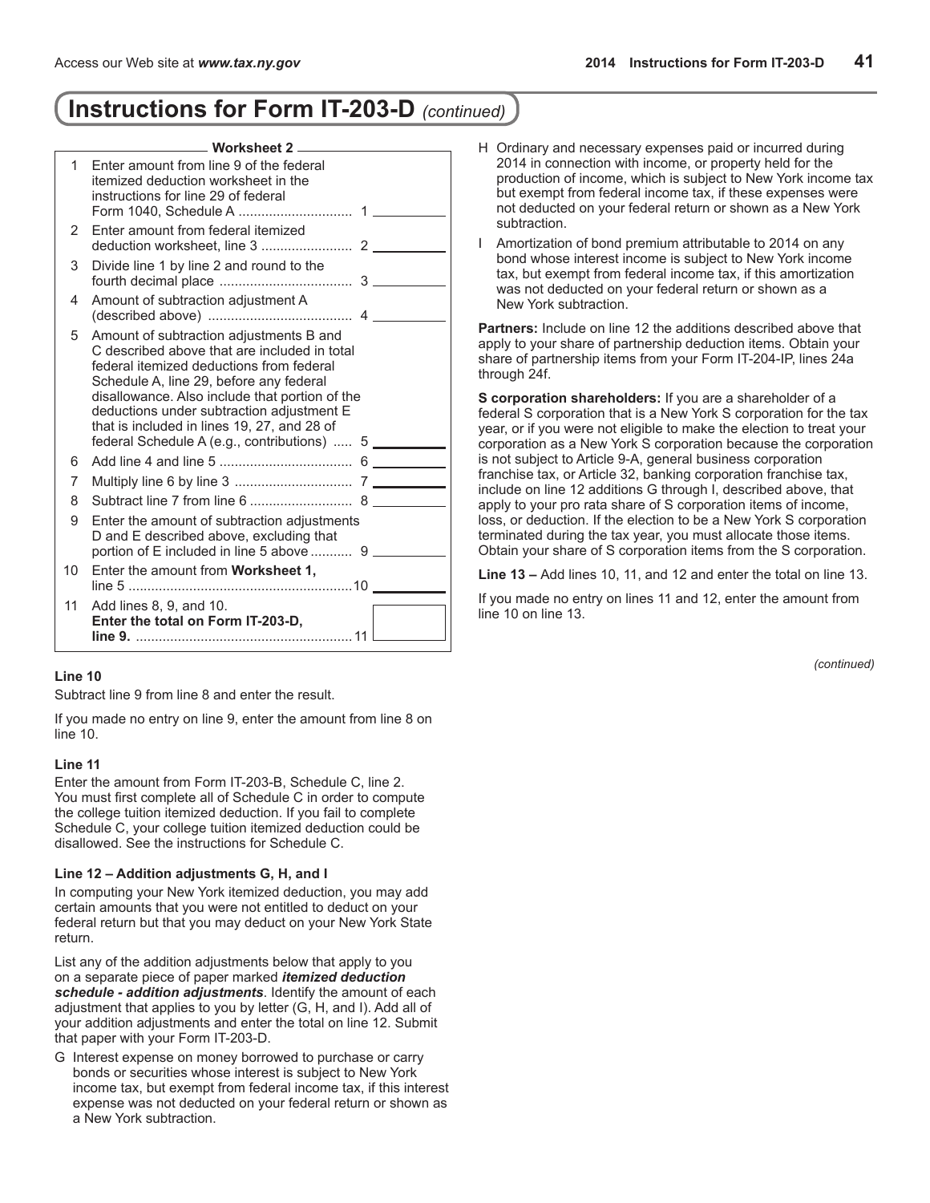## Instructions for Form IT-203-D *(continued)*

**Worksheet 2**

| | | | |
|---|---|---|---|
| 1 | Enter amount from line 9 of the federal itemized deduction worksheet in the instructions for line 29 of federal Form 1040, Schedule A | 1 | |
| 2 | Enter amount from federal itemized deduction worksheet, line 3 | 2 | |
| 3 | Divide line 1 by line 2 and round to the fourth decimal place | 3 | |
| 4 | Amount of subtraction adjustment A (described above) | 4 | |
| 5 | Amount of subtraction adjustments B and C described above that are included in total federal itemized deductions from federal Schedule A, line 29, before any federal disallowance. Also include that portion of the deductions under subtraction adjustment E that is included in lines 19, 27, and 28 of federal Schedule A (e.g., contributions) | 5 | |
| 6 | Add line 4 and line 5 | 6 | |
| 7 | Multiply line 6 by line 3 | 7 | |
| 8 | Subtract line 7 from line 6 | 8 | |
| 9 | Enter the amount of subtraction adjustments D and E described above, excluding that portion of E included in line 5 above | 9 | |
| 10 | Enter the amount from **Worksheet 1,** line 5 | 10 | |
| 11 | Add lines 8, 9, and 10. **Enter the total on Form IT-203-D, line 9.** | 11 | |

### Line 10

Subtract line 9 from line 8 and enter the result.

If you made no entry on line 9, enter the amount from line 8 on line 10.

### Line 11

Enter the amount from Form IT-203-B, Schedule C, line 2. You must first complete all of Schedule C in order to compute the college tuition itemized deduction. If you fail to complete Schedule C, your college tuition itemized deduction could be disallowed. See the instructions for Schedule C.

### Line 12 – Addition adjustments G, H, and I

In computing your New York itemized deduction, you may add certain amounts that you were not entitled to deduct on your federal return but that you may deduct on your New York State return.

List any of the addition adjustments below that apply to you on a separate piece of paper marked ***itemized deduction schedule - addition adjustments***. Identify the amount of each adjustment that applies to you by letter (G, H, and I). Add all of your addition adjustments and enter the total on line 12. Submit that paper with your Form IT-203-D.

G Interest expense on money borrowed to purchase or carry bonds or securities whose interest is subject to New York income tax, but exempt from federal income tax, if this interest expense was not deducted on your federal return or shown as a New York subtraction.

H Ordinary and necessary expenses paid or incurred during 2014 in connection with income, or property held for the production of income, which is subject to New York income tax but exempt from federal income tax, if these expenses were not deducted on your federal return or shown as a New York subtraction.

I Amortization of bond premium attributable to 2014 on any bond whose interest income is subject to New York income tax, but exempt from federal income tax, if this amortization was not deducted on your federal return or shown as a New York subtraction.

**Partners:** Include on line 12 the additions described above that apply to your share of partnership deduction items. Obtain your share of partnership items from your Form IT-204-IP, lines 24a through 24f.

**S corporation shareholders:** If you are a shareholder of a federal S corporation that is a New York S corporation for the tax year, or if you were not eligible to make the election to treat your corporation as a New York S corporation because the corporation is not subject to Article 9-A, general business corporation franchise tax, or Article 32, banking corporation franchise tax, include on line 12 additions G through I, described above, that apply to your pro rata share of S corporation items of income, loss, or deduction. If the election to be a New York S corporation terminated during the tax year, you must allocate those items. Obtain your share of S corporation items from the S corporation.

**Line 13 –** Add lines 10, 11, and 12 and enter the total on line 13.

If you made no entry on lines 11 and 12, enter the amount from line 10 on line 13.

*(continued)*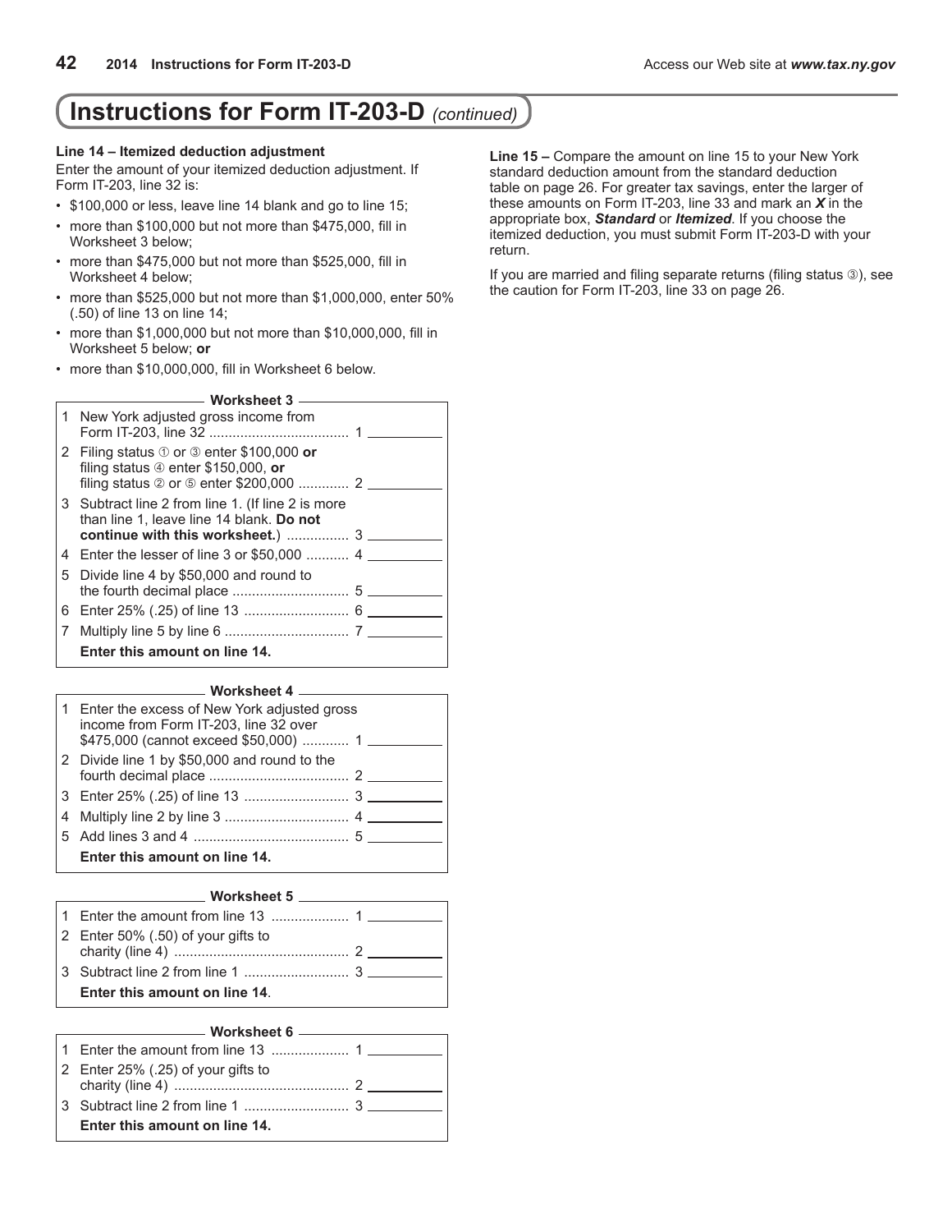# Instructions for Form IT-203-D *(continued)*

**Line 14 – Itemized deduction adjustment**

Enter the amount of your itemized deduction adjustment. If Form IT-203, line 32 is:

- $100,000 or less, leave line 14 blank and go to line 15;
- more than $100,000 but not more than $475,000, fill in Worksheet 3 below;
- more than $475,000 but not more than $525,000, fill in Worksheet 4 below;
- more than $525,000 but not more than $1,000,000, enter 50% (.50) of line 13 on line 14;
- more than $1,000,000 but not more than $10,000,000, fill in Worksheet 5 below; **or**
- more than $10,000,000, fill in Worksheet 6 below.

**Worksheet 3**

| | | | |
|---|---|---|---|
| 1 | New York adjusted gross income from Form IT-203, line 32 | 1 | |
| 2 | Filing status ① or ③ enter $100,000 **or** filing status ④ enter $150,000, **or** filing status ② or ⑤ enter $200,000 | 2 | |
| 3 | Subtract line 2 from line 1. (If line 2 is more than line 1, leave line 14 blank. **Do not continue with this worksheet.**) | 3 | |
| 4 | Enter the lesser of line 3 or $50,000 | 4 | |
| 5 | Divide line 4 by $50,000 and round to the fourth decimal place | 5 | |
| 6 | Enter 25% (.25) of line 13 | 6 | |
| 7 | Multiply line 5 by line 6 | 7 | |
| | **Enter this amount on line 14.** | | |

**Worksheet 4**

| | | | |
|---|---|---|---|
| 1 | Enter the excess of New York adjusted gross income from Form IT-203, line 32 over $475,000 (cannot exceed $50,000) | 1 | |
| 2 | Divide line 1 by $50,000 and round to the fourth decimal place | 2 | |
| 3 | Enter 25% (.25) of line 13 | 3 | |
| 4 | Multiply line 2 by line 3 | 4 | |
| 5 | Add lines 3 and 4 | 5 | |
| | **Enter this amount on line 14.** | | |

**Worksheet 5**

| | | | |
|---|---|---|---|
| 1 | Enter the amount from line 13 | 1 | |
| 2 | Enter 50% (.50) of your gifts to charity (line 4) | 2 | |
| 3 | Subtract line 2 from line 1 | 3 | |
| | **Enter this amount on line 14**. | | |

**Worksheet 6**

| | | | |
|---|---|---|---|
| 1 | Enter the amount from line 13 | 1 | |
| 2 | Enter 25% (.25) of your gifts to charity (line 4) | 2 | |
| 3 | Subtract line 2 from line 1 | 3 | |
| | **Enter this amount on line 14.** | | |

**Line 15 –** Compare the amount on line 15 to your New York standard deduction amount from the standard deduction table on page 26. For greater tax savings, enter the larger of these amounts on Form IT-203, line 33 and mark an ***X*** in the appropriate box, ***Standard*** or ***Itemized***. If you choose the itemized deduction, you must submit Form IT-203-D with your return.

If you are married and filing separate returns (filing status ③), see the caution for Form IT-203, line 33 on page 26.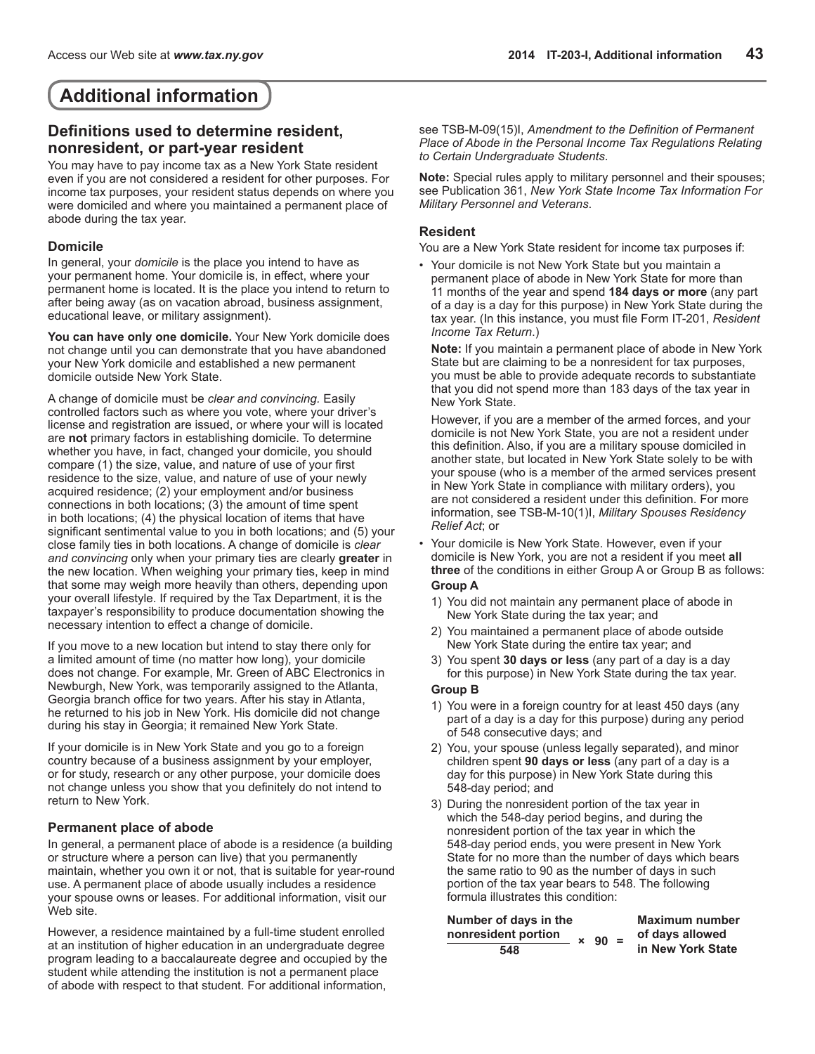# Additional information

## Definitions used to determine resident, nonresident, or part-year resident

You may have to pay income tax as a New York State resident even if you are not considered a resident for other purposes. For income tax purposes, your resident status depends on where you were domiciled and where you maintained a permanent place of abode during the tax year.

### Domicile

In general, your *domicile* is the place you intend to have as your permanent home. Your domicile is, in effect, where your permanent home is located. It is the place you intend to return to after being away (as on vacation abroad, business assignment, educational leave, or military assignment).

**You can have only one domicile.** Your New York domicile does not change until you can demonstrate that you have abandoned your New York domicile and established a new permanent domicile outside New York State.

A change of domicile must be *clear and convincing.* Easily controlled factors such as where you vote, where your driver's license and registration are issued, or where your will is located are **not** primary factors in establishing domicile. To determine whether you have, in fact, changed your domicile, you should compare (1) the size, value, and nature of use of your first residence to the size, value, and nature of use of your newly acquired residence; (2) your employment and/or business connections in both locations; (3) the amount of time spent in both locations; (4) the physical location of items that have significant sentimental value to you in both locations; and (5) your close family ties in both locations. A change of domicile is *clear and convincing* only when your primary ties are clearly **greater** in the new location. When weighing your primary ties, keep in mind that some may weigh more heavily than others, depending upon your overall lifestyle. If required by the Tax Department, it is the taxpayer's responsibility to produce documentation showing the necessary intention to effect a change of domicile.

If you move to a new location but intend to stay there only for a limited amount of time (no matter how long), your domicile does not change. For example, Mr. Green of ABC Electronics in Newburgh, New York, was temporarily assigned to the Atlanta, Georgia branch office for two years. After his stay in Atlanta, he returned to his job in New York. His domicile did not change during his stay in Georgia; it remained New York State.

If your domicile is in New York State and you go to a foreign country because of a business assignment by your employer, or for study, research or any other purpose, your domicile does not change unless you show that you definitely do not intend to return to New York.

### Permanent place of abode

In general, a permanent place of abode is a residence (a building or structure where a person can live) that you permanently maintain, whether you own it or not, that is suitable for year-round use. A permanent place of abode usually includes a residence your spouse owns or leases. For additional information, visit our Web site.

However, a residence maintained by a full-time student enrolled at an institution of higher education in an undergraduate degree program leading to a baccalaureate degree and occupied by the student while attending the institution is not a permanent place of abode with respect to that student. For additional information, see TSB-M-09(15)I, *Amendment to the Definition of Permanent Place of Abode in the Personal Income Tax Regulations Relating to Certain Undergraduate Students*.

**Note:** Special rules apply to military personnel and their spouses; see Publication 361, *New York State Income Tax Information For Military Personnel and Veterans*.

### Resident

You are a New York State resident for income tax purposes if:

- Your domicile is not New York State but you maintain a permanent place of abode in New York State for more than 11 months of the year and spend **184 days or more** (any part of a day is a day for this purpose) in New York State during the tax year. (In this instance, you must file Form IT-201, *Resident Income Tax Return*.)

  **Note:** If you maintain a permanent place of abode in New York State but are claiming to be a nonresident for tax purposes, you must be able to provide adequate records to substantiate that you did not spend more than 183 days of the tax year in New York State.

  However, if you are a member of the armed forces, and your domicile is not New York State, you are not a resident under this definition. Also, if you are a military spouse domiciled in another state, but located in New York State solely to be with your spouse (who is a member of the armed services present in New York State in compliance with military orders), you are not considered a resident under this definition. For more information, see TSB-M-10(1)I, *Military Spouses Residency Relief Act*; or

- Your domicile is New York State. However, even if your domicile is New York, you are not a resident if you meet **all three** of the conditions in either Group A or Group B as follows:

  **Group A**

  1) You did not maintain any permanent place of abode in New York State during the tax year; and
  2) You maintained a permanent place of abode outside New York State during the entire tax year; and
  3) You spent **30 days or less** (any part of a day is a day for this purpose) in New York State during the tax year.

  **Group B**

  1) You were in a foreign country for at least 450 days (any part of a day is a day for this purpose) during any period of 548 consecutive days; and
  2) You, your spouse (unless legally separated), and minor children spent **90 days or less** (any part of a day is a day for this purpose) in New York State during this 548-day period; and
  3) During the nonresident portion of the tax year in which the 548-day period begins, and during the nonresident portion of the tax year in which the 548-day period ends, you were present in New York State for no more than the number of days which bears the same ratio to 90 as the number of days in such portion of the tax year bears to 548. The following formula illustrates this condition:

$$\frac{\textbf{Number of days in the nonresident portion}}{\textbf{548}} \times 90 = \textbf{Maximum number of days allowed in New York State}$$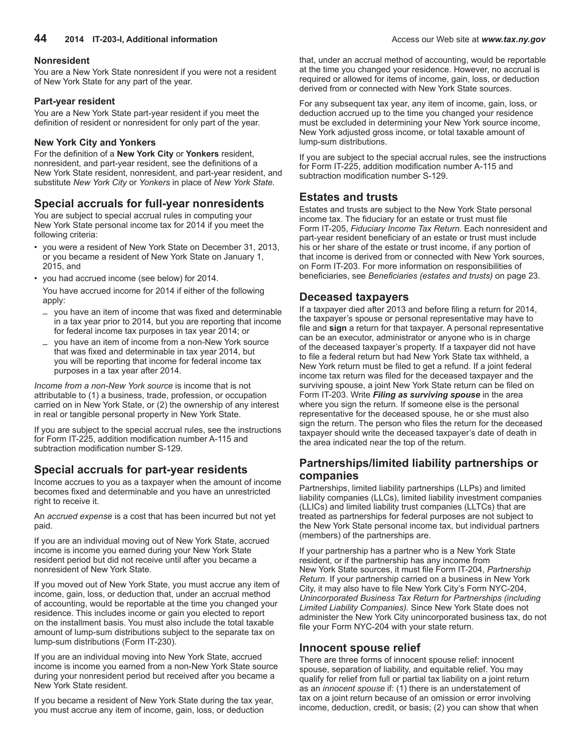### Nonresident

You are a New York State nonresident if you were not a resident of New York State for any part of the year.

### Part-year resident

You are a New York State part-year resident if you meet the definition of resident or nonresident for only part of the year.

### New York City and Yonkers

For the definition of a **New York City** or **Yonkers** resident, nonresident, and part-year resident, see the definitions of a New York State resident, nonresident, and part-year resident, and substitute *New York City* or *Yonkers* in place of *New York State.*

## Special accruals for full-year nonresidents

You are subject to special accrual rules in computing your New York State personal income tax for 2014 if you meet the following criteria:

- you were a resident of New York State on December 31, 2013, or you became a resident of New York State on January 1, 2015, and
- you had accrued income (see below) for 2014.

  You have accrued income for 2014 if either of the following apply:

  - you have an item of income that was fixed and determinable in a tax year prior to 2014, but you are reporting that income for federal income tax purposes in tax year 2014; or
  - you have an item of income from a non-New York source that was fixed and determinable in tax year 2014, but you will be reporting that income for federal income tax purposes in a tax year after 2014.

*Income from a non-New York source* is income that is not attributable to (1) a business, trade, profession, or occupation carried on in New York State, or (2) the ownership of any interest in real or tangible personal property in New York State.

If you are subject to the special accrual rules, see the instructions for Form IT-225, addition modification number A-115 and subtraction modification number S-129.

## Special accruals for part-year residents

Income accrues to you as a taxpayer when the amount of income becomes fixed and determinable and you have an unrestricted right to receive it.

An *accrued expense* is a cost that has been incurred but not yet paid.

If you are an individual moving out of New York State, accrued income is income you earned during your New York State resident period but did not receive until after you became a nonresident of New York State.

If you moved out of New York State, you must accrue any item of income, gain, loss, or deduction that, under an accrual method of accounting, would be reportable at the time you changed your residence. This includes income or gain you elected to report on the installment basis. You must also include the total taxable amount of lump-sum distributions subject to the separate tax on lump-sum distributions (Form IT-230).

If you are an individual moving into New York State, accrued income is income you earned from a non-New York State source during your nonresident period but received after you became a New York State resident.

If you became a resident of New York State during the tax year, you must accrue any item of income, gain, loss, or deduction that, under an accrual method of accounting, would be reportable at the time you changed your residence. However, no accrual is required or allowed for items of income, gain, loss, or deduction derived from or connected with New York State sources.

For any subsequent tax year, any item of income, gain, loss, or deduction accrued up to the time you changed your residence must be excluded in determining your New York source income, New York adjusted gross income, or total taxable amount of lump-sum distributions.

If you are subject to the special accrual rules, see the instructions for Form IT-225, addition modification number A-115 and subtraction modification number S-129.

## Estates and trusts

Estates and trusts are subject to the New York State personal income tax. The fiduciary for an estate or trust must file Form IT-205, *Fiduciary Income Tax Return.* Each nonresident and part-year resident beneficiary of an estate or trust must include his or her share of the estate or trust income, if any portion of that income is derived from or connected with New York sources, on Form IT-203. For more information on responsibilities of beneficiaries, see *Beneficiaries (estates and trusts)* on page 23.

## Deceased taxpayers

If a taxpayer died after 2013 and before filing a return for 2014, the taxpayer's spouse or personal representative may have to file and **sign** a return for that taxpayer. A personal representative can be an executor, administrator or anyone who is in charge of the deceased taxpayer's property. If a taxpayer did not have to file a federal return but had New York State tax withheld, a New York return must be filed to get a refund. If a joint federal income tax return was filed for the deceased taxpayer and the surviving spouse, a joint New York State return can be filed on Form IT-203. Write ***Filing as surviving spouse*** in the area where you sign the return. If someone else is the personal representative for the deceased spouse, he or she must also sign the return. The person who files the return for the deceased taxpayer should write the deceased taxpayer's date of death in the area indicated near the top of the return.

## Partnerships/limited liability partnerships or companies

Partnerships, limited liability partnerships (LLPs) and limited liability companies (LLCs), limited liability investment companies (LLICs) and limited liability trust companies (LLTCs) that are treated as partnerships for federal purposes are not subject to the New York State personal income tax, but individual partners (members) of the partnerships are.

If your partnership has a partner who is a New York State resident, or if the partnership has any income from New York State sources, it must file Form IT-204, *Partnership Return.* If your partnership carried on a business in New York City, it may also have to file New York City's Form NYC-204, *Unincorporated Business Tax Return for Partnerships (including Limited Liability Companies).* Since New York State does not administer the New York City unincorporated business tax, do not file your Form NYC-204 with your state return.

## Innocent spouse relief

There are three forms of innocent spouse relief: innocent spouse, separation of liability, and equitable relief. You may qualify for relief from full or partial tax liability on a joint return as an *innocent spouse* if: (1) there is an understatement of tax on a joint return because of an omission or error involving income, deduction, credit, or basis; (2) you can show that when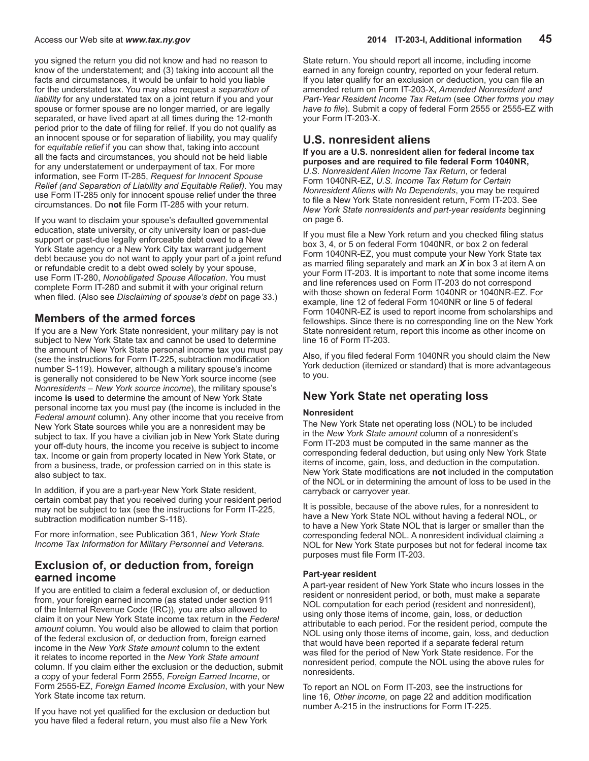you signed the return you did not know and had no reason to know of the understatement; and (3) taking into account all the facts and circumstances, it would be unfair to hold you liable for the understated tax. You may also request a *separation of liability* for any understated tax on a joint return if you and your spouse or former spouse are no longer married, or are legally separated, or have lived apart at all times during the 12-month period prior to the date of filing for relief. If you do not qualify as an innocent spouse or for separation of liability, you may qualify for *equitable relief* if you can show that, taking into account all the facts and circumstances, you should not be held liable for any understatement or underpayment of tax. For more information, see Form IT-285, *Request for Innocent Spouse Relief (and Separation of Liability and Equitable Relief)*. You may use Form IT-285 only for innocent spouse relief under the three circumstances. Do **not** file Form IT-285 with your return.

If you want to disclaim your spouse's defaulted governmental education, state university, or city university loan or past-due support or past-due legally enforceable debt owed to a New York State agency or a New York City tax warrant judgement debt because you do not want to apply your part of a joint refund or refundable credit to a debt owed solely by your spouse, use Form IT-280, *Nonobligated Spouse Allocation*. You must complete Form IT-280 and submit it with your original return when filed. (Also see *Disclaiming of spouse's debt* on page 33.)

## Members of the armed forces

If you are a New York State nonresident, your military pay is not subject to New York State tax and cannot be used to determine the amount of New York State personal income tax you must pay (see the instructions for Form IT-225, subtraction modification number S-119). However, although a military spouse's income is generally not considered to be New York source income (see *Nonresidents – New York source income*), the military spouse's income **is used** to determine the amount of New York State personal income tax you must pay (the income is included in the *Federal amount* column). Any other income that you receive from New York State sources while you are a nonresident may be subject to tax. If you have a civilian job in New York State during your off-duty hours, the income you receive is subject to income tax. Income or gain from property located in New York State, or from a business, trade, or profession carried on in this state is also subject to tax.

In addition, if you are a part-year New York State resident, certain combat pay that you received during your resident period may not be subject to tax (see the instructions for Form IT-225, subtraction modification number S-118).

For more information, see Publication 361, *New York State Income Tax Information for Military Personnel and Veterans.*

## Exclusion of, or deduction from, foreign earned income

If you are entitled to claim a federal exclusion of, or deduction from, your foreign earned income (as stated under section 911 of the Internal Revenue Code (IRC)), you are also allowed to claim it on your New York State income tax return in the *Federal amount* column. You would also be allowed to claim that portion of the federal exclusion of, or deduction from, foreign earned income in the *New York State amount* column to the extent it relates to income reported in the *New York State amount* column. If you claim either the exclusion or the deduction, submit a copy of your federal Form 2555, *Foreign Earned Income*, or Form 2555-EZ, *Foreign Earned Income Exclusion*, with your New York State income tax return.

If you have not yet qualified for the exclusion or deduction but you have filed a federal return, you must also file a New York State return. You should report all income, including income earned in any foreign country, reported on your federal return. If you later qualify for an exclusion or deduction, you can file an amended return on Form IT-203-X, *Amended Nonresident and Part-Year Resident Income Tax Return* (see *Other forms you may have to file*). Submit a copy of federal Form 2555 or 2555-EZ with your Form IT-203-X.

## U.S. nonresident aliens

**If you are a U.S. nonresident alien for federal income tax purposes and are required to file federal Form 1040NR,** *U.S. Nonresident Alien Income Tax Return*, or federal Form 1040NR-EZ, *U.S. Income Tax Return for Certain Nonresident Aliens with No Dependents*, you may be required to file a New York State nonresident return, Form IT-203. See *New York State nonresidents and part-year residents* beginning on page 6.

If you must file a New York return and you checked filing status box 3, 4, or 5 on federal Form 1040NR, or box 2 on federal Form 1040NR-EZ, you must compute your New York State tax as married filing separately and mark an ***X*** in box 3 at item A on your Form IT-203. It is important to note that some income items and line references used on Form IT-203 do not correspond with those shown on federal Form 1040NR or 1040NR-EZ. For example, line 12 of federal Form 1040NR or line 5 of federal Form 1040NR-EZ is used to report income from scholarships and fellowships. Since there is no corresponding line on the New York State nonresident return, report this income as other income on line 16 of Form IT-203.

Also, if you filed federal Form 1040NR you should claim the New York deduction (itemized or standard) that is more advantageous to you.

## New York State net operating loss

### Nonresident

The New York State net operating loss (NOL) to be included in the *New York State amount* column of a nonresident's Form IT-203 must be computed in the same manner as the corresponding federal deduction, but using only New York State items of income, gain, loss, and deduction in the computation. New York State modifications are **not** included in the computation of the NOL or in determining the amount of loss to be used in the carryback or carryover year.

It is possible, because of the above rules, for a nonresident to have a New York State NOL without having a federal NOL, or to have a New York State NOL that is larger or smaller than the corresponding federal NOL. A nonresident individual claiming a NOL for New York State purposes but not for federal income tax purposes must file Form IT-203.

### Part-year resident

A part-year resident of New York State who incurs losses in the resident or nonresident period, or both, must make a separate NOL computation for each period (resident and nonresident), using only those items of income, gain, loss, or deduction attributable to each period. For the resident period, compute the NOL using only those items of income, gain, loss, and deduction that would have been reported if a separate federal return was filed for the period of New York State residence. For the nonresident period, compute the NOL using the above rules for nonresidents.

To report an NOL on Form IT-203, see the instructions for line 16, *Other income,* on page 22 and addition modification number A-215 in the instructions for Form IT-225.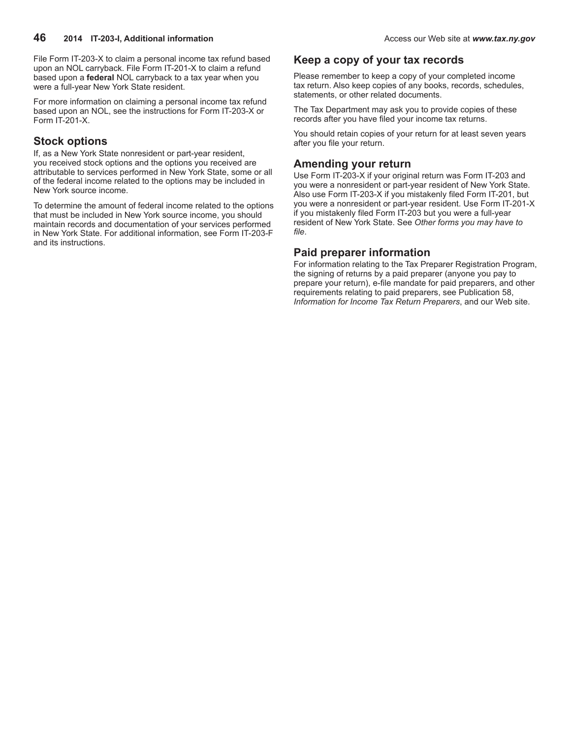File Form IT-203-X to claim a personal income tax refund based upon an NOL carryback. File Form IT-201-X to claim a refund based upon a **federal** NOL carryback to a tax year when you were a full-year New York State resident.

For more information on claiming a personal income tax refund based upon an NOL, see the instructions for Form IT-203-X or Form IT-201-X.

## Stock options

If, as a New York State nonresident or part-year resident, you received stock options and the options you received are attributable to services performed in New York State, some or all of the federal income related to the options may be included in New York source income.

To determine the amount of federal income related to the options that must be included in New York source income, you should maintain records and documentation of your services performed in New York State. For additional information, see Form IT-203-F and its instructions.

## Keep a copy of your tax records

Please remember to keep a copy of your completed income tax return. Also keep copies of any books, records, schedules, statements, or other related documents.

The Tax Department may ask you to provide copies of these records after you have filed your income tax returns.

You should retain copies of your return for at least seven years after you file your return.

## Amending your return

Use Form IT-203-X if your original return was Form IT-203 and you were a nonresident or part-year resident of New York State. Also use Form IT-203-X if you mistakenly filed Form IT-201, but you were a nonresident or part-year resident. Use Form IT-201-X if you mistakenly filed Form IT-203 but you were a full-year resident of New York State. See *Other forms you may have to file*.

## Paid preparer information

For information relating to the Tax Preparer Registration Program, the signing of returns by a paid preparer (anyone you pay to prepare your return), e-file mandate for paid preparers, and other requirements relating to paid preparers, see Publication 58, *Information for Income Tax Return Preparers*, and our Web site.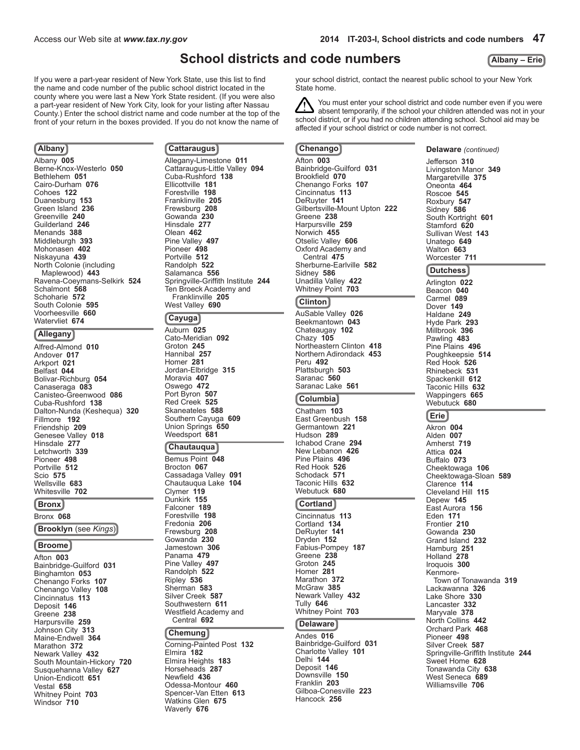# School districts and code numbers

**Albany – Erie**

If you were a part-year resident of New York State, use this list to find the name and code number of the public school district located in the county where you were last a New York State resident. (If you were also a part-year resident of New York City, look for your listing after Nassau County.) Enter the school district name and code number at the top of the front of your return in the boxes provided. If you do not know the name of your school district, contact the nearest public school to your New York State home.

⚠ You must enter your school district and code number even if you were absent temporarily, if the school your children attended was not in your school district, or if you had no children attending school. School aid may be affected if your school district or code number is not correct.

## Albany

Albany **005**
Berne-Knox-Westerlo **050**
Bethlehem **051**
Cairo-Durham **076**
Cohoes **122**
Duanesburg **153**
Green Island **236**
Greenville **240**
Guilderland **246**
Menands **388**
Middleburgh **393**
Mohonasen **402**
Niskayuna **439**
North Colonie (including Maplewood) **443**
Ravena-Coeymans-Selkirk **524**
Schalmont **568**
Schoharie **572**
South Colonie **595**
Voorheesville **660**
Watervliet **674**

## Allegany

Alfred-Almond **010**
Andover **017**
Arkport **021**
Belfast **044**
Bolivar-Richburg **054**
Canaseraga **083**
Canisteo-Greenwood **086**
Cuba-Rushford **138**
Dalton-Nunda (Keshequa) **320**
Fillmore **192**
Friendship **209**
Genesee Valley **018**
Hinsdale **277**
Letchworth **339**
Pioneer **498**
Portville **512**
Scio **575**
Wellsville **683**
Whitesville **702**

## Bronx

Bronx **068**

## Brooklyn (see *Kings*)

## Broome

Afton **003**
Bainbridge-Guilford **031**
Binghamton **053**
Chenango Forks **107**
Chenango Valley **108**
Cincinnatus **113**
Deposit **146**
Greene **238**
Harpursville **259**
Johnson City **313**
Maine-Endwell **364**
Marathon **372**
Newark Valley **432**
South Mountain-Hickory **720**
Susquehanna Valley **627**
Union-Endicott **651**
Vestal **658**
Whitney Point **703**
Windsor **710**

## Cattaraugus

Allegany-Limestone **011**
Cattaraugus-Little Valley **094**
Cuba-Rushford **138**
Ellicottville **181**
Forestville **198**
Franklinville **205**
Frewsburg **208**
Gowanda **230**
Hinsdale **277**
Olean **462**
Pine Valley **497**
Pioneer **498**
Portville **512**
Randolph **522**
Salamanca **556**
Springville-Griffith Institute **244**
Ten Broeck Academy and Franklinville **205**
West Valley **690**

## Cayuga

Auburn **025**
Cato-Meridian **092**
Groton **245**
Hannibal **257**
Homer **281**
Jordan-Elbridge **315**
Moravia **407**
Oswego **472**
Port Byron **507**
Red Creek **525**
Skaneateles **588**
Southern Cayuga **609**
Union Springs **650**
Weedsport **681**

## Chautauqua

Bemus Point **048**
Brocton **067**
Cassadaga Valley **091**
Chautauqua Lake **104**
Clymer **119**
Dunkirk **155**
Falconer **189**
Forestville **198**
Fredonia **206**
Frewsburg **208**
Gowanda **230**
Jamestown **306**
Panama **479**
Pine Valley **497**
Randolph **522**
Ripley **536**
Sherman **583**
Silver Creek **587**
Southwestern **611**
Westfield Academy and Central **692**

## Chemung

Corning-Painted Post **132**
Elmira **182**
Elmira Heights **183**
Horseheads **287**
Newfield **436**
Odessa-Montour **460**
Spencer-Van Etten **613**
Watkins Glen **675**
Waverly **676**

## Chenango

Afton **003**
Bainbridge-Guilford **031**
Brookfield **070**
Chenango Forks **107**
Cincinnatus **113**
DeRuyter **141**
Gilbertsville-Mount Upton **222**
Greene **238**
Harpursville **259**
Norwich **455**
Otselic Valley **606**
Oxford Academy and Central **475**
Sherburne-Earlville **582**
Sidney **586**
Unadilla Valley **422**
Whitney Point **703**

## Clinton

AuSable Valley **026**
Beekmantown **043**
Chateaugay **102**
Chazy **105**
Northeastern Clinton **418**
Northern Adirondack **453**
Peru **492**
Plattsburgh **503**
Saranac **560**
Saranac Lake **561**

## Columbia

Chatham **103**
East Greenbush **158**
Germantown **221**
Hudson **289**
Ichabod Crane **294**
New Lebanon **426**
Pine Plains **496**
Red Hook **526**
Schodack **571**
Taconic Hills **632**
Webutuck **680**

## Cortland

Cincinnatus **113**
Cortland **134**
DeRuyter **141**
Dryden **152**
Fabius-Pompey **187**
Greene **238**
Groton **245**
Homer **281**
Marathon **372**
McGraw **385**
Newark Valley **432**
Tully **646**
Whitney Point **703**

## Delaware

Andes **016**
Bainbridge-Guilford **031**
Charlotte Valley **101**
Delhi **144**
Deposit **146**
Downsville **150**
Franklin **203**
Gilboa-Conesville **223**
Hancock **256**

**Delaware** *(continued)*

Jefferson **310**
Livingston Manor **349**
Margaretville **375**
Oneonta **464**
Roscoe **545**
Roxbury **547**
Sidney **586**
South Kortright **601**
Stamford **620**
Sullivan West **143**
Unatego **649**
Walton **663**
Worcester **711**

## Dutchess

Arlington **022**
Beacon **040**
Carmel **089**
Dover **149**
Haldane **249**
Hyde Park **293**
Millbrook **396**
Pawling **483**
Pine Plains **496**
Poughkeepsie **514**
Red Hook **526**
Rhinebeck **531**
Spackenkill **612**
Taconic Hills **632**
Wappingers **665**
Webutuck **680**

## Erie

Akron **004**
Alden **007**
Amherst **719**
Attica **024**
Buffalo **073**
Cheektowaga **106**
Cheektowaga-Sloan **589**
Clarence **114**
Cleveland Hill **115**
Depew **145**
East Aurora **156**
Eden **171**
Frontier **210**
Gowanda **230**
Grand Island **232**
Hamburg **251**
Holland **278**
Iroquois **300**
Kenmore-Town of Tonawanda **319**
Lackawanna **326**
Lake Shore **330**
Lancaster **332**
Maryvale **378**
North Collins **442**
Orchard Park **468**
Pioneer **498**
Silver Creek **587**
Springville-Griffith Institute **244**
Sweet Home **628**
Tonawanda City **638**
West Seneca **689**
Williamsville **706**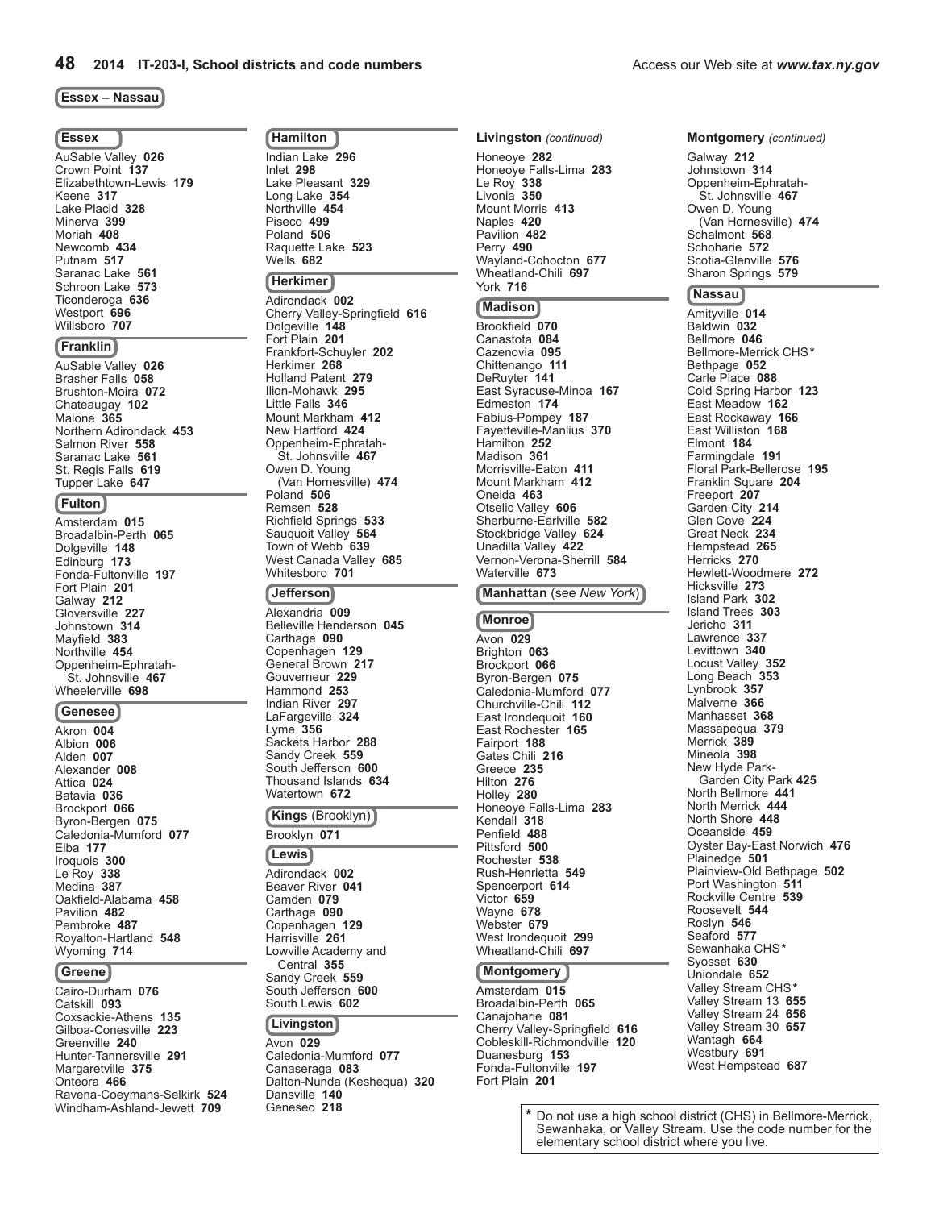## Essex – Nassau

### Essex

AuSable Valley **026**
Crown Point **137**
Elizabethtown-Lewis **179**
Keene **317**
Lake Placid **328**
Minerva **399**
Moriah **408**
Newcomb **434**
Putnam **517**
Saranac Lake **561**
Schroon Lake **573**
Ticonderoga **636**
Westport **696**
Willsboro **707**

### Franklin

AuSable Valley **026**
Brasher Falls **058**
Brushton-Moira **072**
Chateaugay **102**
Malone **365**
Northern Adirondack **453**
Salmon River **558**
Saranac Lake **561**
St. Regis Falls **619**
Tupper Lake **647**

### Fulton

Amsterdam **015**
Broadalbin-Perth **065**
Dolgeville **148**
Edinburg **173**
Fonda-Fultonville **197**
Fort Plain **201**
Galway **212**
Gloversville **227**
Johnstown **314**
Mayfield **383**
Northville **454**
Oppenheim-Ephratah-St. Johnsville **467**
Wheelerville **698**

### Genesee

Akron **004**
Albion **006**
Alden **007**
Alexander **008**
Attica **024**
Batavia **036**
Brockport **066**
Byron-Bergen **075**
Caledonia-Mumford **077**
Elba **177**
Iroquois **300**
Le Roy **338**
Medina **387**
Oakfield-Alabama **458**
Pavilion **482**
Pembroke **487**
Royalton-Hartland **548**
Wyoming **714**

### Greene

Cairo-Durham **076**
Catskill **093**
Coxsackie-Athens **135**
Gilboa-Conesville **223**
Greenville **240**
Hunter-Tannersville **291**
Margaretville **375**
Onteora **466**
Ravena-Coeymans-Selkirk **524**
Windham-Ashland-Jewett **709**

### Hamilton

Indian Lake **296**
Inlet **298**
Lake Pleasant **329**
Long Lake **354**
Northville **454**
Piseco **499**
Poland **506**
Raquette Lake **523**
Wells **682**

### Herkimer

Adirondack **002**
Cherry Valley-Springfield **616**
Dolgeville **148**
Fort Plain **201**
Frankfort-Schuyler **202**
Herkimer **268**
Holland Patent **279**
Ilion-Mohawk **295**
Little Falls **346**
Mount Markham **412**
New Hartford **424**
Oppenheim-Ephratah-St. Johnsville **467**
Owen D. Young (Van Hornesville) **474**
Poland **506**
Remsen **528**
Richfield Springs **533**
Sauquoit Valley **564**
Town of Webb **639**
West Canada Valley **685**
Whitesboro **701**

### Jefferson

Alexandria **009**
Belleville Henderson **045**
Carthage **090**
Copenhagen **129**
General Brown **217**
Gouverneur **229**
Hammond **253**
Indian River **297**
LaFargeville **324**
Lyme **356**
Sackets Harbor **288**
Sandy Creek **559**
South Jefferson **600**
Thousand Islands **634**
Watertown **672**

### Kings (Brooklyn)

Brooklyn **071**

### Lewis

Adirondack **002**
Beaver River **041**
Camden **079**
Carthage **090**
Copenhagen **129**
Harrisville **261**
Lowville Academy and Central **355**
Sandy Creek **559**
South Jefferson **600**
South Lewis **602**

### Livingston

Avon **029**
Caledonia-Mumford **077**
Canaseraga **083**
Dalton-Nunda (Keshequa) **320**
Dansville **140**
Geneseo **218**

### Livingston *(continued)*

Honeoye **282**
Honeoye Falls-Lima **283**
Le Roy **338**
Livonia **350**
Mount Morris **413**
Naples **420**
Pavilion **482**
Perry **490**
Wayland-Cohocton **677**
Wheatland-Chili **697**
York **716**

### Madison

Brookfield **070**
Canastota **084**
Cazenovia **095**
Chittenango **111**
DeRuyter **141**
East Syracuse-Minoa **167**
Edmeston **174**
Fabius-Pompey **187**
Fayetteville-Manlius **370**
Hamilton **252**
Madison **361**
Morrisville-Eaton **411**
Mount Markham **412**
Oneida **463**
Otselic Valley **606**
Sherburne-Earlville **582**
Stockbridge Valley **624**
Unadilla Valley **422**
Vernon-Verona-Sherrill **584**
Waterville **673**

### Manhattan (see *New York*)

### Monroe

Avon **029**
Brighton **063**
Brockport **066**
Byron-Bergen **075**
Caledonia-Mumford **077**
Churchville-Chili **112**
East Irondequoit **160**
East Rochester **165**
Fairport **188**
Gates Chili **216**
Greece **235**
Hilton **276**
Holley **280**
Honeoye Falls-Lima **283**
Kendall **318**
Penfield **488**
Pittsford **500**
Rochester **538**
Rush-Henrietta **549**
Spencerport **614**
Victor **659**
Wayne **678**
Webster **679**
West Irondequoit **299**
Wheatland-Chili **697**

### Montgomery

Amsterdam **015**
Broadalbin-Perth **065**
Canajoharie **081**
Cherry Valley-Springfield **616**
Cobleskill-Richmondville **120**
Duanesburg **153**
Fonda-Fultonville **197**
Fort Plain **201**

### Montgomery *(continued)*

Galway **212**
Johnstown **314**
Oppenheim-Ephratah-St. Johnsville **467**
Owen D. Young (Van Hornesville) **474**
Schalmont **568**
Schoharie **572**
Scotia-Glenville **576**
Sharon Springs **579**

### Nassau

Amityville **014**
Baldwin **032**
Bellmore **046**
Bellmore-Merrick CHS*
Bethpage **052**
Carle Place **088**
Cold Spring Harbor **123**
East Meadow **162**
East Rockaway **166**
East Williston **168**
Elmont **184**
Farmingdale **191**
Floral Park-Bellerose **195**
Franklin Square **204**
Freeport **207**
Garden City **214**
Glen Cove **224**
Great Neck **234**
Hempstead **265**
Herricks **270**
Hewlett-Woodmere **272**
Hicksville **273**
Island Park **302**
Island Trees **303**
Jericho **311**
Lawrence **337**
Levittown **340**
Locust Valley **352**
Long Beach **353**
Lynbrook **357**
Malverne **366**
Manhasset **368**
Massapequa **379**
Merrick **389**
Mineola **398**
New Hyde Park-Garden City Park **425**
North Bellmore **441**
North Merrick **444**
North Shore **448**
Oceanside **459**
Oyster Bay-East Norwich **476**
Plainedge **501**
Plainview-Old Bethpage **502**
Port Washington **511**
Rockville Centre **539**
Roosevelt **544**
Roslyn **546**
Seaford **577**
Sewanhaka CHS*
Syosset **630**
Uniondale **652**
Valley Stream CHS*
Valley Stream 13 **655**
Valley Stream 24 **656**
Valley Stream 30 **657**
Wantagh **664**
Westbury **691**
West Hempstead **687**

\* Do not use a high school district (CHS) in Bellmore-Merrick, Sewanhaka, or Valley Stream. Use the code number for the elementary school district where you live.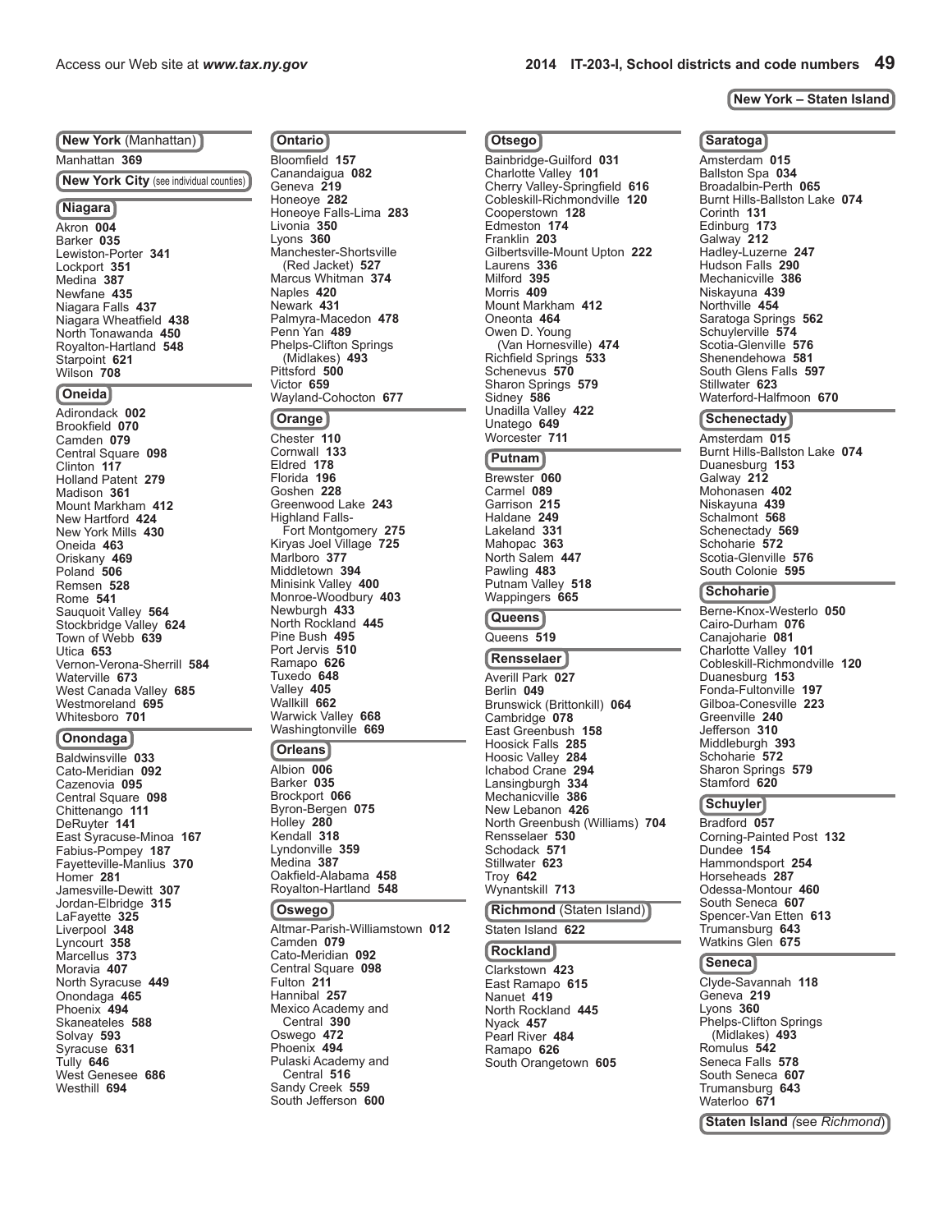**New York – Staten Island**

## New York (Manhattan)

Manhattan **369**

## New York City (see individual counties)

## Niagara

Akron **004**
Barker **035**
Lewiston-Porter **341**
Lockport **351**
Medina **387**
Newfane **435**
Niagara Falls **437**
Niagara Wheatfield **438**
North Tonawanda **450**
Royalton-Hartland **548**
Starpoint **621**
Wilson **708**

## Oneida

Adirondack **002**
Brookfield **070**
Camden **079**
Central Square **098**
Clinton **117**
Holland Patent **279**
Madison **361**
Mount Markham **412**
New Hartford **424**
New York Mills **430**
Oneida **463**
Oriskany **469**
Poland **506**
Remsen **528**
Rome **541**
Sauquoit Valley **564**
Stockbridge Valley **624**
Town of Webb **639**
Utica **653**
Vernon-Verona-Sherrill **584**
Waterville **673**
West Canada Valley **685**
Westmoreland **695**
Whitesboro **701**

## Onondaga

Baldwinsville **033**
Cato-Meridian **092**
Cazenovia **095**
Central Square **098**
Chittenango **111**
DeRuyter **141**
East Syracuse-Minoa **167**
Fabius-Pompey **187**
Fayetteville-Manlius **370**
Homer **281**
Jamesville-Dewitt **307**
Jordan-Elbridge **315**
LaFayette **325**
Liverpool **348**
Lyncourt **358**
Marcellus **373**
Moravia **407**
North Syracuse **449**
Onondaga **465**
Phoenix **494**
Skaneateles **588**
Solvay **593**
Syracuse **631**
Tully **646**
West Genesee **686**
Westhill **694**

## Ontario

Bloomfield **157**
Canandaigua **082**
Geneva **219**
Honeoye **282**
Honeoye Falls-Lima **283**
Livonia **350**
Lyons **360**
Manchester-Shortsville (Red Jacket) **527**
Marcus Whitman **374**
Naples **420**
Newark **431**
Palmyra-Macedon **478**
Penn Yan **489**
Phelps-Clifton Springs (Midlakes) **493**
Pittsford **500**
Victor **659**
Wayland-Cohocton **677**

## Orange

Chester **110**
Cornwall **133**
Eldred **178**
Florida **196**
Goshen **228**
Greenwood Lake **243**
Highland Falls-Fort Montgomery **275**
Kiryas Joel Village **725**
Marlboro **377**
Middletown **394**
Minisink Valley **400**
Monroe-Woodbury **403**
Newburgh **433**
North Rockland **445**
Pine Bush **495**
Port Jervis **510**
Ramapo **626**
Tuxedo **648**
Valley **405**
Wallkill **662**
Warwick Valley **668**
Washingtonville **669**

## Orleans

Albion **006**
Barker **035**
Brockport **066**
Byron-Bergen **075**
Holley **280**
Kendall **318**
Lyndonville **359**
Medina **387**
Oakfield-Alabama **458**
Royalton-Hartland **548**

## Oswego

Altmar-Parish-Williamstown **012**
Camden **079**
Cato-Meridian **092**
Central Square **098**
Fulton **211**
Hannibal **257**
Mexico Academy and Central **390**
Oswego **472**
Phoenix **494**
Pulaski Academy and Central **516**
Sandy Creek **559**
South Jefferson **600**

## Otsego

Bainbridge-Guilford **031**
Charlotte Valley **101**
Cherry Valley-Springfield **616**
Cobleskill-Richmondville **120**
Cooperstown **128**
Edmeston **174**
Franklin **203**
Gilbertsville-Mount Upton **222**
Laurens **336**
Milford **395**
Morris **409**
Mount Markham **412**
Oneonta **464**
Owen D. Young (Van Hornesville) **474**
Richfield Springs **533**
Schenevus **570**
Sharon Springs **579**
Sidney **586**
Unadilla Valley **422**
Unatego **649**
Worcester **711**

## Putnam

Brewster **060**
Carmel **089**
Garrison **215**
Haldane **249**
Lakeland **331**
Mahopac **363**
North Salem **447**
Pawling **483**
Putnam Valley **518**
Wappingers **665**

## Queens

Queens **519**

## Rensselaer

Averill Park **027**
Berlin **049**
Brunswick (Brittonkill) **064**
Cambridge **078**
East Greenbush **158**
Hoosick Falls **285**
Hoosic Valley **284**
Ichabod Crane **294**
Lansingburgh **334**
Mechanicville **386**
New Lebanon **426**
North Greenbush (Williams) **704**
Rensselaer **530**
Schodack **571**
Stillwater **623**
Troy **642**
Wynantskill **713**

## Richmond (Staten Island)

Staten Island **622**

## Rockland

Clarkstown **423**
East Ramapo **615**
Nanuet **419**
North Rockland **445**
Nyack **457**
Pearl River **484**
Ramapo **626**
South Orangetown **605**

## Saratoga

Amsterdam **015**
Ballston Spa **034**
Broadalbin-Perth **065**
Burnt Hills-Ballston Lake **074**
Corinth **131**
Edinburg **173**
Galway **212**
Hadley-Luzerne **247**
Hudson Falls **290**
Mechanicville **386**
Niskayuna **439**
Northville **454**
Saratoga Springs **562**
Schuylerville **574**
Scotia-Glenville **576**
Shenendehowa **581**
South Glens Falls **597**
Stillwater **623**
Waterford-Halfmoon **670**

## Schenectady

Amsterdam **015**
Burnt Hills-Ballston Lake **074**
Duanesburg **153**
Galway **212**
Mohonasen **402**
Niskayuna **439**
Schalmont **568**
Schenectady **569**
Schoharie **572**
Scotia-Glenville **576**
South Colonie **595**

## Schoharie

Berne-Knox-Westerlo **050**
Cairo-Durham **076**
Canajoharie **081**
Charlotte Valley **101**
Cobleskill-Richmondville **120**
Duanesburg **153**
Fonda-Fultonville **197**
Gilboa-Conesville **223**
Greenville **240**
Jefferson **310**
Middleburgh **393**
Schoharie **572**
Sharon Springs **579**
Stamford **620**

## Schuyler

Bradford **057**
Corning-Painted Post **132**
Dundee **154**
Hammondsport **254**
Horseheads **287**
Odessa-Montour **460**
South Seneca **607**
Spencer-Van Etten **613**
Trumansburg **643**
Watkins Glen **675**

## Seneca

Clyde-Savannah **118**
Geneva **219**
Lyons **360**
Phelps-Clifton Springs (Midlakes) **493**
Romulus **542**
Seneca Falls **578**
South Seneca **607**
Trumansburg **643**
Waterloo **671**

## Staten Island *(see Richmond)*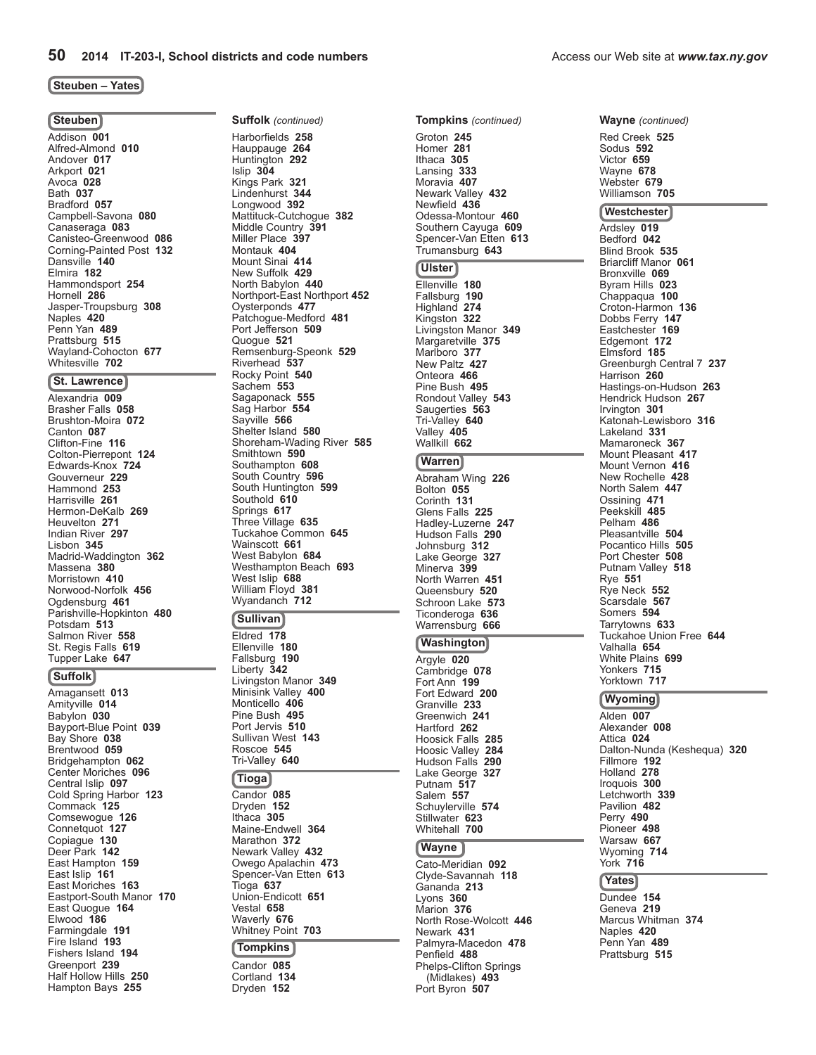## Steuben – Yates

### Steuben

Addison **001**
Alfred-Almond **010**
Andover **017**
Arkport **021**
Avoca **028**
Bath **037**
Bradford **057**
Campbell-Savona **080**
Canaseraga **083**
Canisteo-Greenwood **086**
Corning-Painted Post **132**
Dansville **140**
Elmira **182**
Hammondsport **254**
Hornell **286**
Jasper-Troupsburg **308**
Naples **420**
Penn Yan **489**
Prattsburg **515**
Wayland-Cohocton **677**
Whitesville **702**

### St. Lawrence

Alexandria **009**
Brasher Falls **058**
Brushton-Moira **072**
Canton **087**
Clifton-Fine **116**
Colton-Pierrepont **124**
Edwards-Knox **724**
Gouverneur **229**
Hammond **253**
Harrisville **261**
Hermon-DeKalb **269**
Heuvelton **271**
Indian River **297**
Lisbon **345**
Madrid-Waddington **362**
Massena **380**
Morristown **410**
Norwood-Norfolk **456**
Ogdensburg **461**
Parishville-Hopkinton **480**
Potsdam **513**
Salmon River **558**
St. Regis Falls **619**
Tupper Lake **647**

### Suffolk

Amagansett **013**
Amityville **014**
Babylon **030**
Bayport-Blue Point **039**
Bay Shore **038**
Brentwood **059**
Bridgehampton **062**
Center Moriches **096**
Central Islip **097**
Cold Spring Harbor **123**
Commack **125**
Comsewogue **126**
Connetquot **127**
Copiague **130**
Deer Park **142**
East Hampton **159**
East Islip **161**
East Moriches **163**
Eastport-South Manor **170**
East Quogue **164**
Elwood **186**
Farmingdale **191**
Fire Island **193**
Fishers Island **194**
Greenport **239**
Half Hollow Hills **250**
Hampton Bays **255**

### Suffolk *(continued)*

Harborfields **258**
Hauppauge **264**
Huntington **292**
Islip **304**
Kings Park **321**
Lindenhurst **344**
Longwood **392**
Mattituck-Cutchogue **382**
Middle Country **391**
Miller Place **397**
Montauk **404**
Mount Sinai **414**
New Suffolk **429**
North Babylon **440**
Northport-East Northport **452**
Oysterponds **477**
Patchogue-Medford **481**
Port Jefferson **509**
Quogue **521**
Remsenburg-Speonk **529**
Riverhead **537**
Rocky Point **540**
Sachem **553**
Sagaponack **555**
Sag Harbor **554**
Sayville **566**
Shelter Island **580**
Shoreham-Wading River **585**
Smithtown **590**
Southampton **608**
South Country **596**
South Huntington **599**
Southold **610**
Springs **617**
Three Village **635**
Tuckahoe Common **645**
Wainscott **661**
West Babylon **684**
Westhampton Beach **693**
West Islip **688**
William Floyd **381**
Wyandanch **712**

### Sullivan

Eldred **178**
Ellenville **180**
Fallsburg **190**
Liberty **342**
Livingston Manor **349**
Minisink Valley **400**
Monticello **406**
Pine Bush **495**
Port Jervis **510**
Sullivan West **143**
Roscoe **545**
Tri-Valley **640**

### Tioga

Candor **085**
Dryden **152**
Ithaca **305**
Maine-Endwell **364**
Marathon **372**
Newark Valley **432**
Owego Apalachin **473**
Spencer-Van Etten **613**
Tioga **637**
Union-Endicott **651**
Vestal **658**
Waverly **676**
Whitney Point **703**

### Tompkins

Candor **085**
Cortland **134**
Dryden **152**

### Tompkins *(continued)*

Groton **245**
Homer **281**
Ithaca **305**
Lansing **333**
Moravia **407**
Newark Valley **432**
Newfield **436**
Odessa-Montour **460**
Southern Cayuga **609**
Spencer-Van Etten **613**
Trumansburg **643**

### Ulster

Ellenville **180**
Fallsburg **190**
Highland **274**
Kingston **322**
Livingston Manor **349**
Margaretville **375**
Marlboro **377**
New Paltz **427**
Onteora **466**
Pine Bush **495**
Rondout Valley **543**
Saugerties **563**
Tri-Valley **640**
Valley **405**
Wallkill **662**

### Warren

Abraham Wing **226**
Bolton **055**
Corinth **131**
Glens Falls **225**
Hadley-Luzerne **247**
Hudson Falls **290**
Johnsburg **312**
Lake George **327**
Minerva **399**
North Warren **451**
Queensbury **520**
Schroon Lake **573**
Ticonderoga **636**
Warrensburg **666**

### Washington

Argyle **020**
Cambridge **078**
Fort Ann **199**
Fort Edward **200**
Granville **233**
Greenwich **241**
Hartford **262**
Hoosick Falls **285**
Hoosic Valley **284**
Hudson Falls **290**
Lake George **327**
Putnam **517**
Salem **557**
Schuylerville **574**
Stillwater **623**
Whitehall **700**

### Wayne

Cato-Meridian **092**
Clyde-Savannah **118**
Gananda **213**
Lyons **360**
Marion **376**
North Rose-Wolcott **446**
Newark **431**
Palmyra-Macedon **478**
Penfield **488**
Phelps-Clifton Springs (Midlakes) **493**
Port Byron **507**

### Wayne *(continued)*

Red Creek **525**
Sodus **592**
Victor **659**
Wayne **678**
Webster **679**
Williamson **705**

### Westchester

Ardsley **019**
Bedford **042**
Blind Brook **535**
Briarcliff Manor **061**
Bronxville **069**
Byram Hills **023**
Chappaqua **100**
Croton-Harmon **136**
Dobbs Ferry **147**
Eastchester **169**
Edgemont **172**
Elmsford **185**
Greenburgh Central 7 **237**
Harrison **260**
Hastings-on-Hudson **263**
Hendrick Hudson **267**
Irvington **301**
Katonah-Lewisboro **316**
Lakeland **331**
Mamaroneck **367**
Mount Pleasant **417**
Mount Vernon **416**
New Rochelle **428**
North Salem **447**
Ossining **471**
Peekskill **485**
Pelham **486**
Pleasantville **504**
Pocantico Hills **505**
Port Chester **508**
Putnam Valley **518**
Rye **551**
Rye Neck **552**
Scarsdale **567**
Somers **594**
Tarrytowns **633**
Tuckahoe Union Free **644**
Valhalla **654**
White Plains **699**
Yonkers **715**
Yorktown **717**

### Wyoming

Alden **007**
Alexander **008**
Attica **024**
Dalton-Nunda (Keshequa) **320**
Fillmore **192**
Holland **278**
Iroquois **300**
Letchworth **339**
Pavilion **482**
Perry **490**
Pioneer **498**
Warsaw **667**
Wyoming **714**
York **716**

### Yates

Dundee **154**
Geneva **219**
Marcus Whitman **374**
Naples **420**
Penn Yan **489**
Prattsburg **515**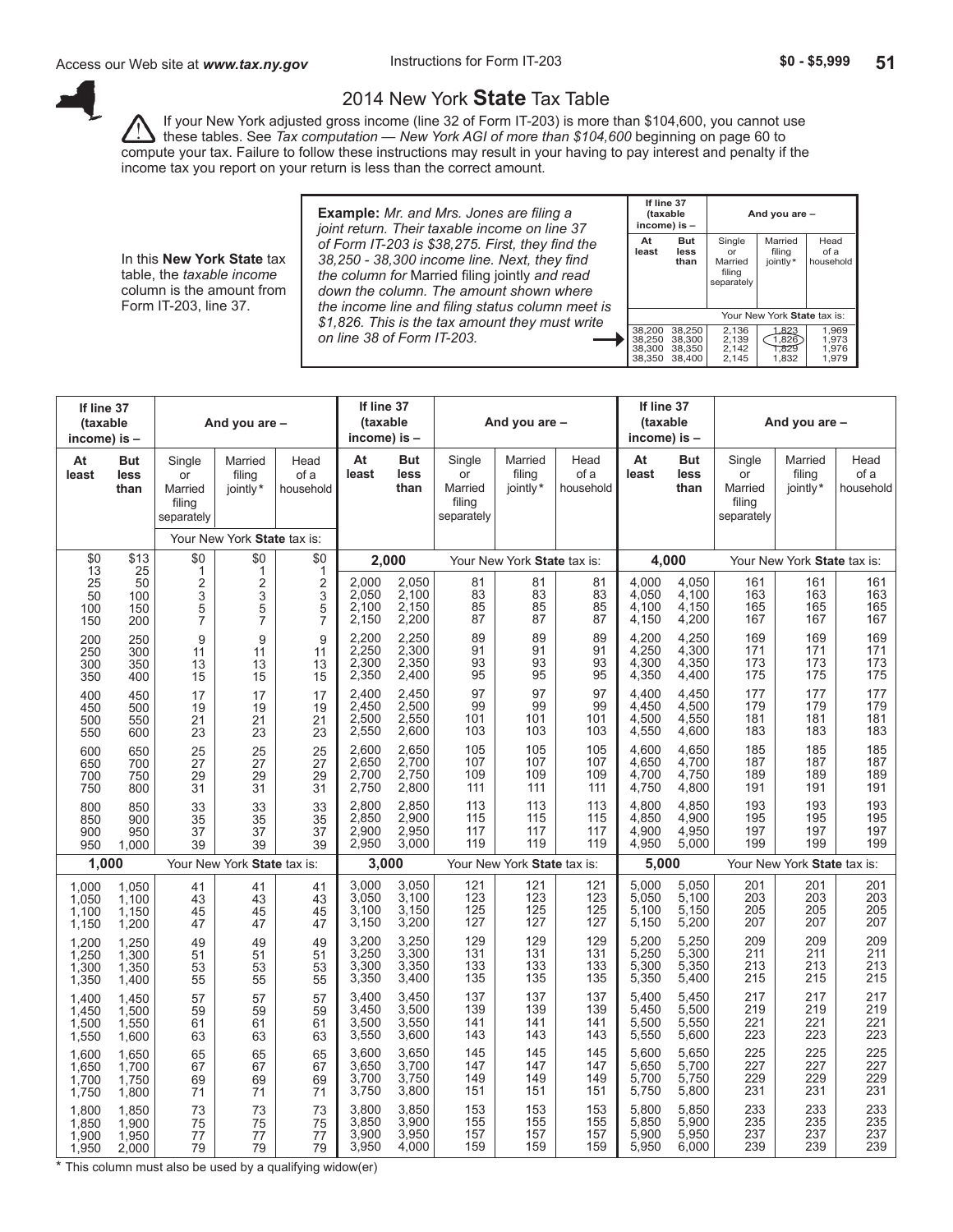# 2014 New York **State** Tax Table

⚠ If your New York adjusted gross income (line 32 of Form IT-203) is more than $104,600, you cannot use these tables. See *Tax computation — New York AGI of more than $104,600* beginning on page 60 to compute your tax. Failure to follow these instructions may result in your having to pay interest and penalty if the income tax you report on your return is less than the correct amount.

In this **New York State** tax table, the *taxable income* column is the amount from Form IT-203, line 37.

**Example:** *Mr. and Mrs. Jones are filing a joint return. Their taxable income on line 37 of Form IT-203 is $38,275. First, they find the 38,250 - 38,300 income line. Next, they find the column for* Married filing jointly *and read down the column. The amount shown where the income line and filing status column meet is $1,826. This is the tax amount they must write on line 38 of Form IT-203.*

| At least | But less than | Single or Married filing separately | Married filing jointly* | Head of a household |
|---|---|---|---|---|
| 38,200 | 38,250 | 2,136 | 1,823 | 1,969 |
| 38,250 | 38,300 | 2,139 | 1,826 | 1,973 |
| 38,300 | 38,350 | 2,142 | 1,829 | 1,976 |
| 38,350 | 38,400 | 2,145 | 1,832 | 1,979 |

| If line 37 (taxable income) is – At least | But less than | Single or Married filing separately | Married filing jointly* | Head of a household |
|---|---|---|---|---|
| $0 | $13 | $0 | $0 | $0 |
| 13 | 25 | 1 | 1 | 1 |
| 25 | 50 | 2 | 2 | 2 |
| 50 | 100 | 3 | 3 | 3 |
| 100 | 150 | 5 | 5 | 5 |
| 150 | 200 | 7 | 7 | 7 |
| 200 | 250 | 9 | 9 | 9 |
| 250 | 300 | 11 | 11 | 11 |
| 300 | 350 | 13 | 13 | 13 |
| 350 | 400 | 15 | 15 | 15 |
| 400 | 450 | 17 | 17 | 17 |
| 450 | 500 | 19 | 19 | 19 |
| 500 | 550 | 21 | 21 | 21 |
| 550 | 600 | 23 | 23 | 23 |
| 600 | 650 | 25 | 25 | 25 |
| 650 | 700 | 27 | 27 | 27 |
| 700 | 750 | 29 | 29 | 29 |
| 750 | 800 | 31 | 31 | 31 |
| 800 | 850 | 33 | 33 | 33 |
| 850 | 900 | 35 | 35 | 35 |
| 900 | 950 | 37 | 37 | 37 |
| 950 | 1,000 | 39 | 39 | 39 |
| **1,000** | | | | |
| 1,000 | 1,050 | 41 | 41 | 41 |
| 1,050 | 1,100 | 43 | 43 | 43 |
| 1,100 | 1,150 | 45 | 45 | 45 |
| 1,150 | 1,200 | 47 | 47 | 47 |
| 1,200 | 1,250 | 49 | 49 | 49 |
| 1,250 | 1,300 | 51 | 51 | 51 |
| 1,300 | 1,350 | 53 | 53 | 53 |
| 1,350 | 1,400 | 55 | 55 | 55 |
| 1,400 | 1,450 | 57 | 57 | 57 |
| 1,450 | 1,500 | 59 | 59 | 59 |
| 1,500 | 1,550 | 61 | 61 | 61 |
| 1,550 | 1,600 | 63 | 63 | 63 |
| 1,600 | 1,650 | 65 | 65 | 65 |
| 1,650 | 1,700 | 67 | 67 | 67 |
| 1,700 | 1,750 | 69 | 69 | 69 |
| 1,750 | 1,800 | 71 | 71 | 71 |
| 1,800 | 1,850 | 73 | 73 | 73 |
| 1,850 | 1,900 | 75 | 75 | 75 |
| 1,900 | 1,950 | 77 | 77 | 77 |
| 1,950 | 2,000 | 79 | 79 | 79 |
| **2,000** | | | | |
| 2,000 | 2,050 | 81 | 81 | 81 |
| 2,050 | 2,100 | 83 | 83 | 83 |
| 2,100 | 2,150 | 85 | 85 | 85 |
| 2,150 | 2,200 | 87 | 87 | 87 |
| 2,200 | 2,250 | 89 | 89 | 89 |
| 2,250 | 2,300 | 91 | 91 | 91 |
| 2,300 | 2,350 | 93 | 93 | 93 |
| 2,350 | 2,400 | 95 | 95 | 95 |
| 2,400 | 2,450 | 97 | 97 | 97 |
| 2,450 | 2,500 | 99 | 99 | 99 |
| 2,500 | 2,550 | 101 | 101 | 101 |
| 2,550 | 2,600 | 103 | 103 | 103 |
| 2,600 | 2,650 | 105 | 105 | 105 |
| 2,650 | 2,700 | 107 | 107 | 107 |
| 2,700 | 2,750 | 109 | 109 | 109 |
| 2,750 | 2,800 | 111 | 111 | 111 |
| 2,800 | 2,850 | 113 | 113 | 113 |
| 2,850 | 2,900 | 115 | 115 | 115 |
| 2,900 | 2,950 | 117 | 117 | 117 |
| 2,950 | 3,000 | 119 | 119 | 119 |
| **3,000** | | | | |
| 3,000 | 3,050 | 121 | 121 | 121 |
| 3,050 | 3,100 | 123 | 123 | 123 |
| 3,100 | 3,150 | 125 | 125 | 125 |
| 3,150 | 3,200 | 127 | 127 | 127 |
| 3,200 | 3,250 | 129 | 129 | 129 |
| 3,250 | 3,300 | 131 | 131 | 131 |
| 3,300 | 3,350 | 133 | 133 | 133 |
| 3,350 | 3,400 | 135 | 135 | 135 |
| 3,400 | 3,450 | 137 | 137 | 137 |
| 3,450 | 3,500 | 139 | 139 | 139 |
| 3,500 | 3,550 | 141 | 141 | 141 |
| 3,550 | 3,600 | 143 | 143 | 143 |
| 3,600 | 3,650 | 145 | 145 | 145 |
| 3,650 | 3,700 | 147 | 147 | 147 |
| 3,700 | 3,750 | 149 | 149 | 149 |
| 3,750 | 3,800 | 151 | 151 | 151 |
| 3,800 | 3,850 | 153 | 153 | 153 |
| 3,850 | 3,900 | 155 | 155 | 155 |
| 3,900 | 3,950 | 157 | 157 | 157 |
| 3,950 | 4,000 | 159 | 159 | 159 |
| **4,000** | | | | |
| 4,000 | 4,050 | 161 | 161 | 161 |
| 4,050 | 4,100 | 163 | 163 | 163 |
| 4,100 | 4,150 | 165 | 165 | 165 |
| 4,150 | 4,200 | 167 | 167 | 167 |
| 4,200 | 4,250 | 169 | 169 | 169 |
| 4,250 | 4,300 | 171 | 171 | 171 |
| 4,300 | 4,350 | 173 | 173 | 173 |
| 4,350 | 4,400 | 175 | 175 | 175 |
| 4,400 | 4,450 | 177 | 177 | 177 |
| 4,450 | 4,500 | 179 | 179 | 179 |
| 4,500 | 4,550 | 181 | 181 | 181 |
| 4,550 | 4,600 | 183 | 183 | 183 |
| 4,600 | 4,650 | 185 | 185 | 185 |
| 4,650 | 4,700 | 187 | 187 | 187 |
| 4,700 | 4,750 | 189 | 189 | 189 |
| 4,750 | 4,800 | 191 | 191 | 191 |
| 4,800 | 4,850 | 193 | 193 | 193 |
| 4,850 | 4,900 | 195 | 195 | 195 |
| 4,900 | 4,950 | 197 | 197 | 197 |
| 4,950 | 5,000 | 199 | 199 | 199 |
| **5,000** | | | | |
| 5,000 | 5,050 | 201 | 201 | 201 |
| 5,050 | 5,100 | 203 | 203 | 203 |
| 5,100 | 5,150 | 205 | 205 | 205 |
| 5,150 | 5,200 | 207 | 207 | 207 |
| 5,200 | 5,250 | 209 | 209 | 209 |
| 5,250 | 5,300 | 211 | 211 | 211 |
| 5,300 | 5,350 | 213 | 213 | 213 |
| 5,350 | 5,400 | 215 | 215 | 215 |
| 5,400 | 5,450 | 217 | 217 | 217 |
| 5,450 | 5,500 | 219 | 219 | 219 |
| 5,500 | 5,550 | 221 | 221 | 221 |
| 5,550 | 5,600 | 223 | 223 | 223 |
| 5,600 | 5,650 | 225 | 225 | 225 |
| 5,650 | 5,700 | 227 | 227 | 227 |
| 5,700 | 5,750 | 229 | 229 | 229 |
| 5,750 | 5,800 | 231 | 231 | 231 |
| 5,800 | 5,850 | 233 | 233 | 233 |
| 5,850 | 5,900 | 235 | 235 | 235 |
| 5,900 | 5,950 | 237 | 237 | 237 |
| 5,950 | 6,000 | 239 | 239 | 239 |

\* This column must also be used by a qualifying widow(er)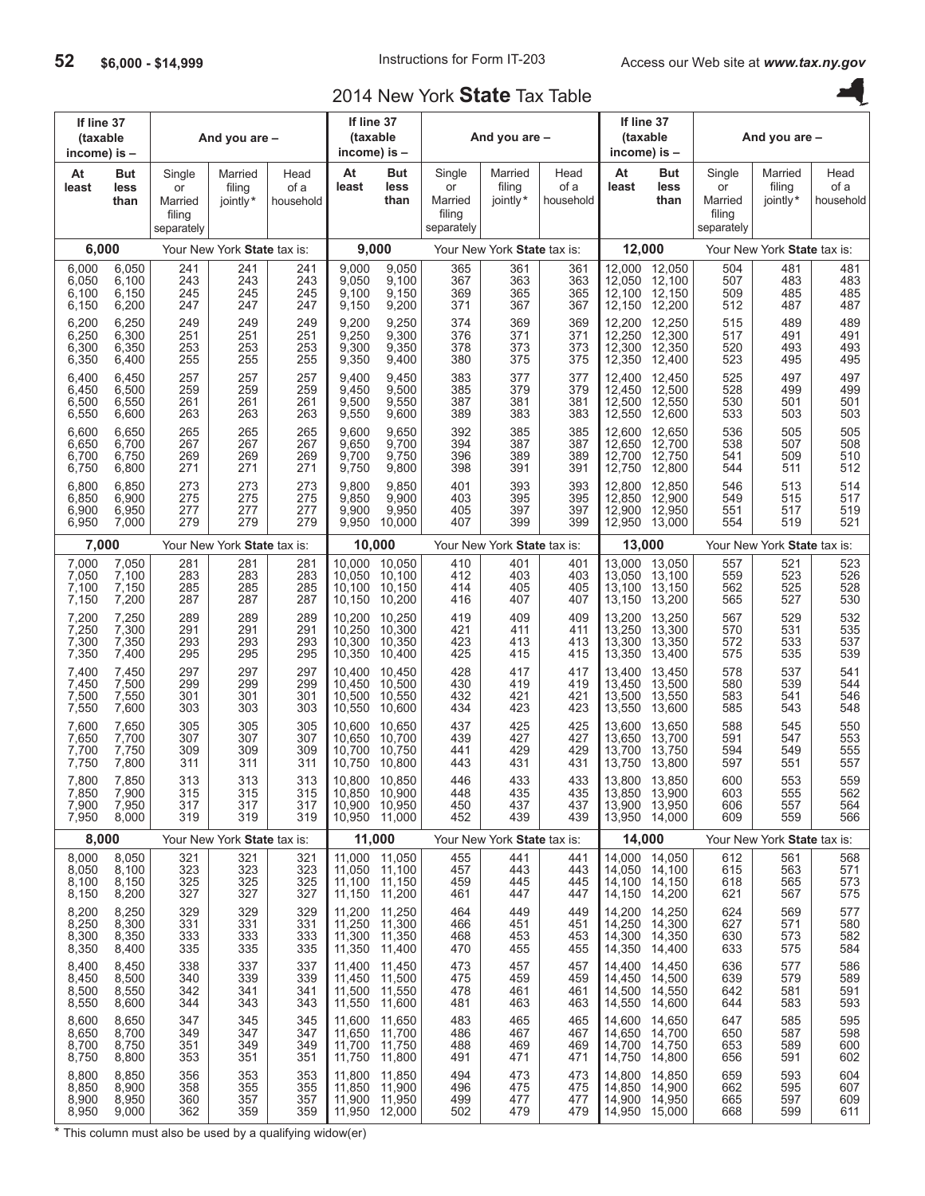# 2014 New York State Tax Table

$6,000 - $14,999

| If line 37 (taxable income) is – At least | But less than | Single or Married filing separately | Married filing jointly* | Head of a household |
|---|---|---|---|---|
| **6,000** | | Your New York **State** tax is: | | |
| 6,000 | 6,050 | 241 | 241 | 241 |
| 6,050 | 6,100 | 243 | 243 | 243 |
| 6,100 | 6,150 | 245 | 245 | 245 |
| 6,150 | 6,200 | 247 | 247 | 247 |
| 6,200 | 6,250 | 249 | 249 | 249 |
| 6,250 | 6,300 | 251 | 251 | 251 |
| 6,300 | 6,350 | 253 | 253 | 253 |
| 6,350 | 6,400 | 255 | 255 | 255 |
| 6,400 | 6,450 | 257 | 257 | 257 |
| 6,450 | 6,500 | 259 | 259 | 259 |
| 6,500 | 6,550 | 261 | 261 | 261 |
| 6,550 | 6,600 | 263 | 263 | 263 |
| 6,600 | 6,650 | 265 | 265 | 265 |
| 6,650 | 6,700 | 267 | 267 | 267 |
| 6,700 | 6,750 | 269 | 269 | 269 |
| 6,750 | 6,800 | 271 | 271 | 271 |
| 6,800 | 6,850 | 273 | 273 | 273 |
| 6,850 | 6,900 | 275 | 275 | 275 |
| 6,900 | 6,950 | 277 | 277 | 277 |
| 6,950 | 7,000 | 279 | 279 | 279 |
| **7,000** | | Your New York **State** tax is: | | |
| 7,000 | 7,050 | 281 | 281 | 281 |
| 7,050 | 7,100 | 283 | 283 | 283 |
| 7,100 | 7,150 | 285 | 285 | 285 |
| 7,150 | 7,200 | 287 | 287 | 287 |
| 7,200 | 7,250 | 289 | 289 | 289 |
| 7,250 | 7,300 | 291 | 291 | 291 |
| 7,300 | 7,350 | 293 | 293 | 293 |
| 7,350 | 7,400 | 295 | 295 | 295 |
| 7,400 | 7,450 | 297 | 297 | 297 |
| 7,450 | 7,500 | 299 | 299 | 299 |
| 7,500 | 7,550 | 301 | 301 | 301 |
| 7,550 | 7,600 | 303 | 303 | 303 |
| 7,600 | 7,650 | 305 | 305 | 305 |
| 7,650 | 7,700 | 307 | 307 | 307 |
| 7,700 | 7,750 | 309 | 309 | 309 |
| 7,750 | 7,800 | 311 | 311 | 311 |
| 7,800 | 7,850 | 313 | 313 | 313 |
| 7,850 | 7,900 | 315 | 315 | 315 |
| 7,900 | 7,950 | 317 | 317 | 317 |
| 7,950 | 8,000 | 319 | 319 | 319 |
| **8,000** | | Your New York **State** tax is: | | |
| 8,000 | 8,050 | 321 | 321 | 321 |
| 8,050 | 8,100 | 323 | 323 | 323 |
| 8,100 | 8,150 | 325 | 325 | 325 |
| 8,150 | 8,200 | 327 | 327 | 327 |
| 8,200 | 8,250 | 329 | 329 | 329 |
| 8,250 | 8,300 | 331 | 331 | 331 |
| 8,300 | 8,350 | 333 | 333 | 333 |
| 8,350 | 8,400 | 335 | 335 | 335 |
| 8,400 | 8,450 | 338 | 337 | 337 |
| 8,450 | 8,500 | 340 | 339 | 339 |
| 8,500 | 8,550 | 342 | 341 | 341 |
| 8,550 | 8,600 | 344 | 343 | 343 |
| 8,600 | 8,650 | 347 | 345 | 345 |
| 8,650 | 8,700 | 349 | 347 | 347 |
| 8,700 | 8,750 | 351 | 349 | 349 |
| 8,750 | 8,800 | 353 | 351 | 351 |
| 8,800 | 8,850 | 356 | 353 | 353 |
| 8,850 | 8,900 | 358 | 355 | 355 |
| 8,900 | 8,950 | 360 | 357 | 357 |
| 8,950 | 9,000 | 362 | 359 | 359 |
| **9,000** | | Your New York **State** tax is: | | |
| 9,000 | 9,050 | 365 | 361 | 361 |
| 9,050 | 9,100 | 367 | 363 | 363 |
| 9,100 | 9,150 | 369 | 365 | 365 |
| 9,150 | 9,200 | 371 | 367 | 367 |
| 9,200 | 9,250 | 374 | 369 | 369 |
| 9,250 | 9,300 | 376 | 371 | 371 |
| 9,300 | 9,350 | 378 | 373 | 373 |
| 9,350 | 9,400 | 380 | 375 | 375 |
| 9,400 | 9,450 | 383 | 377 | 377 |
| 9,450 | 9,500 | 385 | 379 | 379 |
| 9,500 | 9,550 | 387 | 381 | 381 |
| 9,550 | 9,600 | 389 | 383 | 383 |
| 9,600 | 9,650 | 392 | 385 | 385 |
| 9,650 | 9,700 | 394 | 387 | 387 |
| 9,700 | 9,750 | 396 | 389 | 389 |
| 9,750 | 9,800 | 398 | 391 | 391 |
| 9,800 | 9,850 | 401 | 393 | 393 |
| 9,850 | 9,900 | 403 | 395 | 395 |
| 9,900 | 9,950 | 405 | 397 | 397 |
| 9,950 | 10,000 | 407 | 399 | 399 |
| **10,000** | | Your New York **State** tax is: | | |
| 10,000 | 10,050 | 410 | 401 | 401 |
| 10,050 | 10,100 | 412 | 403 | 403 |
| 10,100 | 10,150 | 414 | 405 | 405 |
| 10,150 | 10,200 | 416 | 407 | 407 |
| 10,200 | 10,250 | 419 | 409 | 409 |
| 10,250 | 10,300 | 421 | 411 | 411 |
| 10,300 | 10,350 | 423 | 413 | 413 |
| 10,350 | 10,400 | 425 | 415 | 415 |
| 10,400 | 10,450 | 428 | 417 | 417 |
| 10,450 | 10,500 | 430 | 419 | 419 |
| 10,500 | 10,550 | 432 | 421 | 421 |
| 10,550 | 10,600 | 434 | 423 | 423 |
| 10,600 | 10,650 | 437 | 425 | 425 |
| 10,650 | 10,700 | 439 | 427 | 427 |
| 10,700 | 10,750 | 441 | 429 | 429 |
| 10,750 | 10,800 | 443 | 431 | 431 |
| 10,800 | 10,850 | 446 | 433 | 433 |
| 10,850 | 10,900 | 448 | 435 | 435 |
| 10,900 | 10,950 | 450 | 437 | 437 |
| 10,950 | 11,000 | 452 | 439 | 439 |
| **11,000** | | Your New York **State** tax is: | | |
| 11,000 | 11,050 | 455 | 441 | 441 |
| 11,050 | 11,100 | 457 | 443 | 443 |
| 11,100 | 11,150 | 459 | 445 | 445 |
| 11,150 | 11,200 | 461 | 447 | 447 |
| 11,200 | 11,250 | 464 | 449 | 449 |
| 11,250 | 11,300 | 466 | 451 | 451 |
| 11,300 | 11,350 | 468 | 453 | 453 |
| 11,350 | 11,400 | 470 | 455 | 455 |
| 11,400 | 11,450 | 473 | 457 | 457 |
| 11,450 | 11,500 | 475 | 459 | 459 |
| 11,500 | 11,550 | 478 | 461 | 461 |
| 11,550 | 11,600 | 481 | 463 | 463 |
| 11,600 | 11,650 | 483 | 465 | 465 |
| 11,650 | 11,700 | 486 | 467 | 467 |
| 11,700 | 11,750 | 488 | 469 | 469 |
| 11,750 | 11,800 | 491 | 471 | 471 |
| 11,800 | 11,850 | 494 | 473 | 473 |
| 11,850 | 11,900 | 496 | 475 | 475 |
| 11,900 | 11,950 | 499 | 477 | 477 |
| 11,950 | 12,000 | 502 | 479 | 479 |
| **12,000** | | Your New York **State** tax is: | | |
| 12,000 | 12,050 | 504 | 481 | 481 |
| 12,050 | 12,100 | 507 | 483 | 483 |
| 12,100 | 12,150 | 509 | 485 | 485 |
| 12,150 | 12,200 | 512 | 487 | 487 |
| 12,200 | 12,250 | 515 | 489 | 489 |
| 12,250 | 12,300 | 517 | 491 | 491 |
| 12,300 | 12,350 | 520 | 493 | 493 |
| 12,350 | 12,400 | 523 | 495 | 495 |
| 12,400 | 12,450 | 525 | 497 | 497 |
| 12,450 | 12,500 | 528 | 499 | 499 |
| 12,500 | 12,550 | 530 | 501 | 501 |
| 12,550 | 12,600 | 533 | 503 | 503 |
| 12,600 | 12,650 | 536 | 505 | 505 |
| 12,650 | 12,700 | 538 | 507 | 508 |
| 12,700 | 12,750 | 541 | 509 | 510 |
| 12,750 | 12,800 | 544 | 511 | 512 |
| 12,800 | 12,850 | 546 | 513 | 514 |
| 12,850 | 12,900 | 549 | 515 | 517 |
| 12,900 | 12,950 | 551 | 517 | 519 |
| 12,950 | 13,000 | 554 | 519 | 521 |
| **13,000** | | Your New York **State** tax is: | | |
| 13,000 | 13,050 | 557 | 521 | 523 |
| 13,050 | 13,100 | 559 | 523 | 526 |
| 13,100 | 13,150 | 562 | 525 | 528 |
| 13,150 | 13,200 | 565 | 527 | 530 |
| 13,200 | 13,250 | 567 | 529 | 532 |
| 13,250 | 13,300 | 570 | 531 | 535 |
| 13,300 | 13,350 | 572 | 533 | 537 |
| 13,350 | 13,400 | 575 | 535 | 539 |
| 13,400 | 13,450 | 578 | 537 | 541 |
| 13,450 | 13,500 | 580 | 539 | 544 |
| 13,500 | 13,550 | 583 | 541 | 546 |
| 13,550 | 13,600 | 585 | 543 | 548 |
| 13,600 | 13,650 | 588 | 545 | 550 |
| 13,650 | 13,700 | 591 | 547 | 553 |
| 13,700 | 13,750 | 594 | 549 | 555 |
| 13,750 | 13,800 | 597 | 551 | 557 |
| 13,800 | 13,850 | 600 | 553 | 559 |
| 13,850 | 13,900 | 603 | 555 | 562 |
| 13,900 | 13,950 | 606 | 557 | 564 |
| 13,950 | 14,000 | 609 | 559 | 566 |
| **14,000** | | Your New York **State** tax is: | | |
| 14,000 | 14,050 | 612 | 561 | 568 |
| 14,050 | 14,100 | 615 | 563 | 571 |
| 14,100 | 14,150 | 618 | 565 | 573 |
| 14,150 | 14,200 | 621 | 567 | 575 |
| 14,200 | 14,250 | 624 | 569 | 577 |
| 14,250 | 14,300 | 627 | 571 | 580 |
| 14,300 | 14,350 | 630 | 573 | 582 |
| 14,350 | 14,400 | 633 | 575 | 584 |
| 14,400 | 14,450 | 636 | 577 | 586 |
| 14,450 | 14,500 | 639 | 579 | 589 |
| 14,500 | 14,550 | 642 | 581 | 591 |
| 14,550 | 14,600 | 644 | 583 | 593 |
| 14,600 | 14,650 | 647 | 585 | 595 |
| 14,650 | 14,700 | 650 | 587 | 598 |
| 14,700 | 14,750 | 653 | 589 | 600 |
| 14,750 | 14,800 | 656 | 591 | 602 |
| 14,800 | 14,850 | 659 | 593 | 604 |
| 14,850 | 14,900 | 662 | 595 | 607 |
| 14,900 | 14,950 | 665 | 597 | 609 |
| 14,950 | 15,000 | 668 | 599 | 611 |

\* This column must also be used by a qualifying widow(er)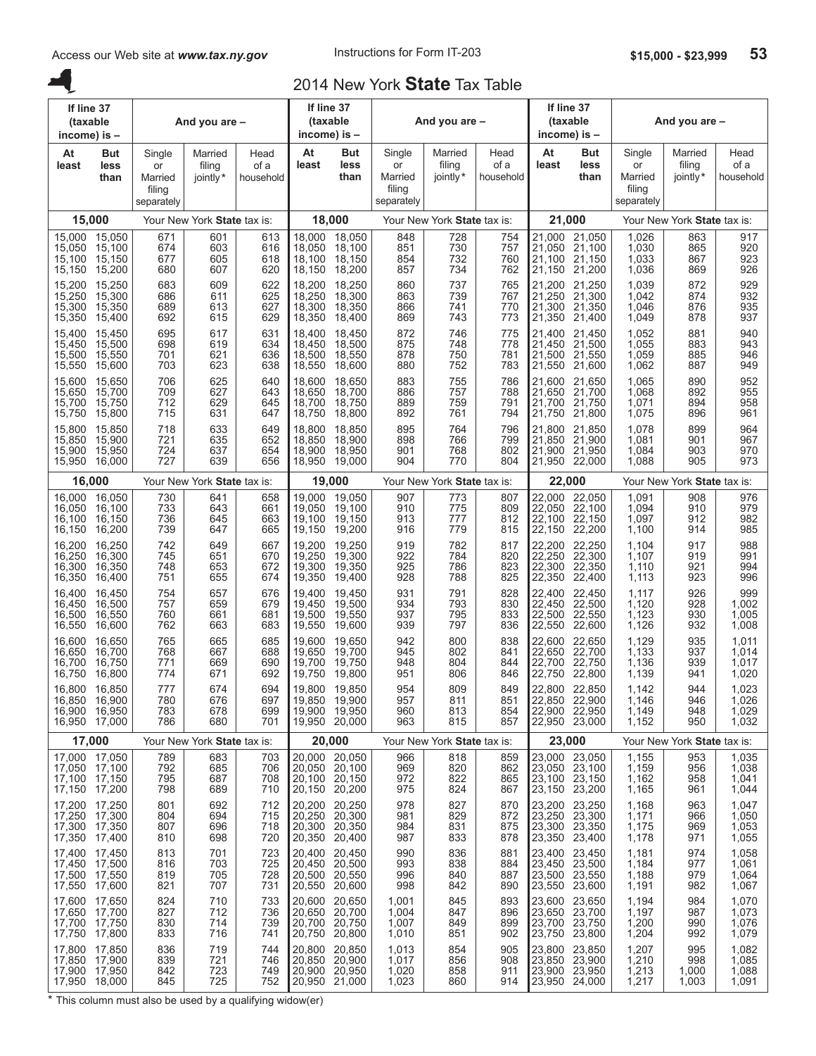# 2014 New York **State** Tax Table

$15,000 - $23,999

| At least | But less than | Single or Married filing separately | Married filing jointly* | Head of a household |
|---|---|---|---|---|
| **15,000** | | Your New York **State** tax is: | | |
| 15,000 | 15,050 | 671 | 601 | 613 |
| 15,050 | 15,100 | 674 | 603 | 616 |
| 15,100 | 15,150 | 677 | 605 | 618 |
| 15,150 | 15,200 | 680 | 607 | 620 |
| 15,200 | 15,250 | 683 | 609 | 622 |
| 15,250 | 15,300 | 686 | 611 | 625 |
| 15,300 | 15,350 | 689 | 613 | 627 |
| 15,350 | 15,400 | 692 | 615 | 629 |
| 15,400 | 15,450 | 695 | 617 | 631 |
| 15,450 | 15,500 | 698 | 619 | 634 |
| 15,500 | 15,550 | 701 | 621 | 636 |
| 15,550 | 15,600 | 703 | 623 | 638 |
| 15,600 | 15,650 | 706 | 625 | 640 |
| 15,650 | 15,700 | 709 | 627 | 643 |
| 15,700 | 15,750 | 712 | 629 | 645 |
| 15,750 | 15,800 | 715 | 631 | 647 |
| 15,800 | 15,850 | 718 | 633 | 649 |
| 15,850 | 15,900 | 721 | 635 | 652 |
| 15,900 | 15,950 | 724 | 637 | 654 |
| 15,950 | 16,000 | 727 | 639 | 656 |
| **16,000** | | Your New York **State** tax is: | | |
| 16,000 | 16,050 | 730 | 641 | 658 |
| 16,050 | 16,100 | 733 | 643 | 661 |
| 16,100 | 16,150 | 736 | 645 | 663 |
| 16,150 | 16,200 | 739 | 647 | 665 |
| 16,200 | 16,250 | 742 | 649 | 667 |
| 16,250 | 16,300 | 745 | 651 | 670 |
| 16,300 | 16,350 | 748 | 653 | 672 |
| 16,350 | 16,400 | 751 | 655 | 674 |
| 16,400 | 16,450 | 754 | 657 | 676 |
| 16,450 | 16,500 | 757 | 659 | 679 |
| 16,500 | 16,550 | 760 | 661 | 681 |
| 16,550 | 16,600 | 762 | 663 | 683 |
| 16,600 | 16,650 | 765 | 665 | 685 |
| 16,650 | 16,700 | 768 | 667 | 688 |
| 16,700 | 16,750 | 771 | 669 | 690 |
| 16,750 | 16,800 | 774 | 671 | 692 |
| 16,800 | 16,850 | 777 | 674 | 694 |
| 16,850 | 16,900 | 780 | 676 | 697 |
| 16,900 | 16,950 | 783 | 678 | 699 |
| 16,950 | 17,000 | 786 | 680 | 701 |
| **17,000** | | Your New York **State** tax is: | | |
| 17,000 | 17,050 | 789 | 683 | 703 |
| 17,050 | 17,100 | 792 | 685 | 706 |
| 17,100 | 17,150 | 795 | 687 | 708 |
| 17,150 | 17,200 | 798 | 689 | 710 |
| 17,200 | 17,250 | 801 | 692 | 712 |
| 17,250 | 17,300 | 804 | 694 | 715 |
| 17,300 | 17,350 | 807 | 696 | 718 |
| 17,350 | 17,400 | 810 | 698 | 720 |
| 17,400 | 17,450 | 813 | 701 | 723 |
| 17,450 | 17,500 | 816 | 703 | 725 |
| 17,500 | 17,550 | 819 | 705 | 728 |
| 17,550 | 17,600 | 821 | 707 | 731 |
| 17,600 | 17,650 | 824 | 710 | 733 |
| 17,650 | 17,700 | 827 | 712 | 736 |
| 17,700 | 17,750 | 830 | 714 | 739 |
| 17,750 | 17,800 | 833 | 716 | 741 |
| 17,800 | 17,850 | 836 | 719 | 744 |
| 17,850 | 17,900 | 839 | 721 | 746 |
| 17,900 | 17,950 | 842 | 723 | 749 |
| 17,950 | 18,000 | 845 | 725 | 752 |
| **18,000** | | Your New York **State** tax is: | | |
| 18,000 | 18,050 | 848 | 728 | 754 |
| 18,050 | 18,100 | 851 | 730 | 757 |
| 18,100 | 18,150 | 854 | 732 | 760 |
| 18,150 | 18,200 | 857 | 734 | 762 |
| 18,200 | 18,250 | 860 | 737 | 765 |
| 18,250 | 18,300 | 863 | 739 | 767 |
| 18,300 | 18,350 | 866 | 741 | 770 |
| 18,350 | 18,400 | 869 | 743 | 773 |
| 18,400 | 18,450 | 872 | 746 | 775 |
| 18,450 | 18,500 | 875 | 748 | 778 |
| 18,500 | 18,550 | 878 | 750 | 781 |
| 18,550 | 18,600 | 880 | 752 | 783 |
| 18,600 | 18,650 | 883 | 755 | 786 |
| 18,650 | 18,700 | 886 | 757 | 788 |
| 18,700 | 18,750 | 889 | 759 | 791 |
| 18,750 | 18,800 | 892 | 761 | 794 |
| 18,800 | 18,850 | 895 | 764 | 796 |
| 18,850 | 18,900 | 898 | 766 | 799 |
| 18,900 | 18,950 | 901 | 768 | 802 |
| 18,950 | 19,000 | 904 | 770 | 804 |
| **19,000** | | Your New York **State** tax is: | | |
| 19,000 | 19,050 | 907 | 773 | 807 |
| 19,050 | 19,100 | 910 | 775 | 809 |
| 19,100 | 19,150 | 913 | 777 | 812 |
| 19,150 | 19,200 | 916 | 779 | 815 |
| 19,200 | 19,250 | 919 | 782 | 817 |
| 19,250 | 19,300 | 922 | 784 | 820 |
| 19,300 | 19,350 | 925 | 786 | 823 |
| 19,350 | 19,400 | 928 | 788 | 825 |
| 19,400 | 19,450 | 931 | 791 | 828 |
| 19,450 | 19,500 | 934 | 793 | 830 |
| 19,500 | 19,550 | 937 | 795 | 833 |
| 19,550 | 19,600 | 939 | 797 | 836 |
| 19,600 | 19,650 | 942 | 800 | 838 |
| 19,650 | 19,700 | 945 | 802 | 841 |
| 19,700 | 19,750 | 948 | 804 | 844 |
| 19,750 | 19,800 | 951 | 806 | 846 |
| 19,800 | 19,850 | 954 | 809 | 849 |
| 19,850 | 19,900 | 957 | 811 | 851 |
| 19,900 | 19,950 | 960 | 813 | 854 |
| 19,950 | 20,000 | 963 | 815 | 857 |
| **20,000** | | Your New York **State** tax is: | | |
| 20,000 | 20,050 | 966 | 818 | 859 |
| 20,050 | 20,100 | 969 | 820 | 862 |
| 20,100 | 20,150 | 972 | 822 | 865 |
| 20,150 | 20,200 | 975 | 824 | 867 |
| 20,200 | 20,250 | 978 | 827 | 870 |
| 20,250 | 20,300 | 981 | 829 | 872 |
| 20,300 | 20,350 | 984 | 831 | 875 |
| 20,350 | 20,400 | 987 | 833 | 878 |
| 20,400 | 20,450 | 990 | 836 | 881 |
| 20,450 | 20,500 | 993 | 838 | 884 |
| 20,500 | 20,550 | 996 | 840 | 887 |
| 20,550 | 20,600 | 998 | 842 | 890 |
| 20,600 | 20,650 | 1,001 | 845 | 893 |
| 20,650 | 20,700 | 1,004 | 847 | 896 |
| 20,700 | 20,750 | 1,007 | 849 | 899 |
| 20,750 | 20,800 | 1,010 | 851 | 902 |
| 20,800 | 20,850 | 1,013 | 854 | 905 |
| 20,850 | 20,900 | 1,017 | 856 | 908 |
| 20,900 | 20,950 | 1,020 | 858 | 911 |
| 20,950 | 21,000 | 1,023 | 860 | 914 |
| **21,000** | | Your New York **State** tax is: | | |
| 21,000 | 21,050 | 1,026 | 863 | 917 |
| 21,050 | 21,100 | 1,030 | 865 | 920 |
| 21,100 | 21,150 | 1,033 | 867 | 923 |
| 21,150 | 21,200 | 1,036 | 869 | 926 |
| 21,200 | 21,250 | 1,039 | 872 | 929 |
| 21,250 | 21,300 | 1,042 | 874 | 932 |
| 21,300 | 21,350 | 1,046 | 876 | 935 |
| 21,350 | 21,400 | 1,049 | 878 | 937 |
| 21,400 | 21,450 | 1,052 | 881 | 940 |
| 21,450 | 21,500 | 1,055 | 883 | 943 |
| 21,500 | 21,550 | 1,059 | 885 | 946 |
| 21,550 | 21,600 | 1,062 | 887 | 949 |
| 21,600 | 21,650 | 1,065 | 890 | 952 |
| 21,650 | 21,700 | 1,068 | 892 | 955 |
| 21,700 | 21,750 | 1,071 | 894 | 958 |
| 21,750 | 21,800 | 1,075 | 896 | 961 |
| 21,800 | 21,850 | 1,078 | 899 | 964 |
| 21,850 | 21,900 | 1,081 | 901 | 967 |
| 21,900 | 21,950 | 1,084 | 903 | 970 |
| 21,950 | 22,000 | 1,088 | 905 | 973 |
| **22,000** | | Your New York **State** tax is: | | |
| 22,000 | 22,050 | 1,091 | 908 | 976 |
| 22,050 | 22,100 | 1,094 | 910 | 979 |
| 22,100 | 22,150 | 1,097 | 912 | 982 |
| 22,150 | 22,200 | 1,100 | 914 | 985 |
| 22,200 | 22,250 | 1,104 | 917 | 988 |
| 22,250 | 22,300 | 1,107 | 919 | 991 |
| 22,300 | 22,350 | 1,110 | 921 | 994 |
| 22,350 | 22,400 | 1,113 | 923 | 996 |
| 22,400 | 22,450 | 1,117 | 926 | 999 |
| 22,450 | 22,500 | 1,120 | 928 | 1,002 |
| 22,500 | 22,550 | 1,123 | 930 | 1,005 |
| 22,550 | 22,600 | 1,126 | 932 | 1,008 |
| 22,600 | 22,650 | 1,129 | 935 | 1,011 |
| 22,650 | 22,700 | 1,133 | 937 | 1,014 |
| 22,700 | 22,750 | 1,136 | 939 | 1,017 |
| 22,750 | 22,800 | 1,139 | 941 | 1,020 |
| 22,800 | 22,850 | 1,142 | 944 | 1,023 |
| 22,850 | 22,900 | 1,146 | 946 | 1,026 |
| 22,900 | 22,950 | 1,149 | 948 | 1,029 |
| 22,950 | 23,000 | 1,152 | 950 | 1,032 |
| **23,000** | | Your New York **State** tax is: | | |
| 23,000 | 23,050 | 1,155 | 953 | 1,035 |
| 23,050 | 23,100 | 1,159 | 956 | 1,038 |
| 23,100 | 23,150 | 1,162 | 958 | 1,041 |
| 23,150 | 23,200 | 1,165 | 961 | 1,044 |
| 23,200 | 23,250 | 1,168 | 963 | 1,047 |
| 23,250 | 23,300 | 1,171 | 966 | 1,050 |
| 23,300 | 23,350 | 1,175 | 969 | 1,053 |
| 23,350 | 23,400 | 1,178 | 971 | 1,055 |
| 23,400 | 23,450 | 1,181 | 974 | 1,058 |
| 23,450 | 23,500 | 1,184 | 977 | 1,061 |
| 23,500 | 23,550 | 1,188 | 979 | 1,064 |
| 23,550 | 23,600 | 1,191 | 982 | 1,067 |
| 23,600 | 23,650 | 1,194 | 984 | 1,070 |
| 23,650 | 23,700 | 1,197 | 987 | 1,073 |
| 23,700 | 23,750 | 1,200 | 990 | 1,076 |
| 23,750 | 23,800 | 1,204 | 992 | 1,079 |
| 23,800 | 23,850 | 1,207 | 995 | 1,082 |
| 23,850 | 23,900 | 1,210 | 998 | 1,085 |
| 23,900 | 23,950 | 1,213 | 1,000 | 1,088 |
| 23,950 | 24,000 | 1,217 | 1,003 | 1,091 |

(If line 37 (taxable income) is – / And you are –)

* This column must also be used by a qualifying widow(er)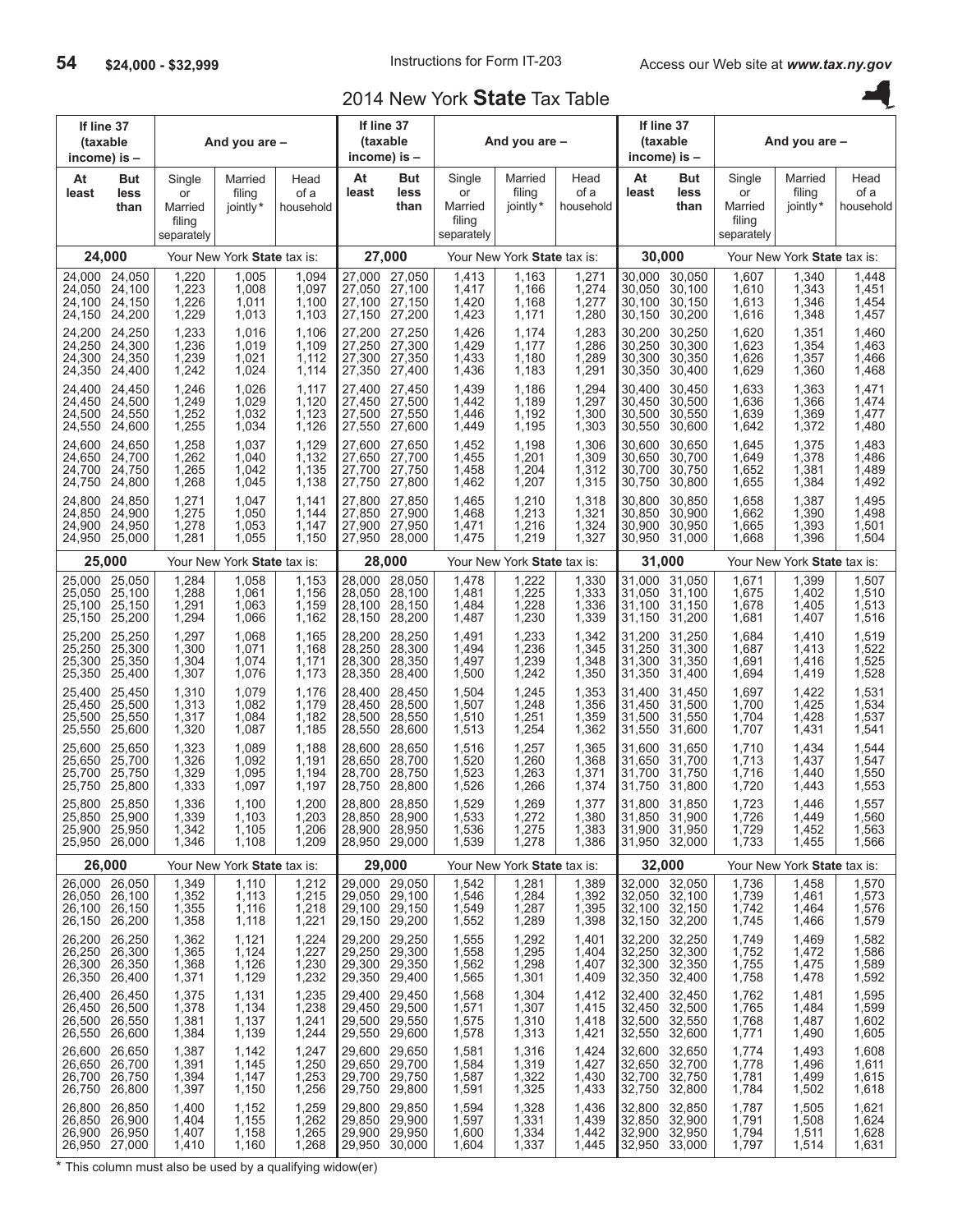## 2014 New York **State** Tax Table

$24,000 - $32,999

| At least | But less than | Single or Married filing separately | Married filing jointly* | Head of a household |
|---|---|---|---|---|
| **24,000** | | Your New York **State** tax is: | | |
| 24,000 | 24,050 | 1,220 | 1,005 | 1,094 |
| 24,050 | 24,100 | 1,223 | 1,008 | 1,097 |
| 24,100 | 24,150 | 1,226 | 1,011 | 1,100 |
| 24,150 | 24,200 | 1,229 | 1,013 | 1,103 |
| 24,200 | 24,250 | 1,233 | 1,016 | 1,106 |
| 24,250 | 24,300 | 1,236 | 1,019 | 1,109 |
| 24,300 | 24,350 | 1,239 | 1,021 | 1,112 |
| 24,350 | 24,400 | 1,242 | 1,024 | 1,114 |
| 24,400 | 24,450 | 1,246 | 1,026 | 1,117 |
| 24,450 | 24,500 | 1,249 | 1,029 | 1,120 |
| 24,500 | 24,550 | 1,252 | 1,032 | 1,123 |
| 24,550 | 24,600 | 1,255 | 1,034 | 1,126 |
| 24,600 | 24,650 | 1,258 | 1,037 | 1,129 |
| 24,650 | 24,700 | 1,262 | 1,040 | 1,132 |
| 24,700 | 24,750 | 1,265 | 1,042 | 1,135 |
| 24,750 | 24,800 | 1,268 | 1,045 | 1,138 |
| 24,800 | 24,850 | 1,271 | 1,047 | 1,141 |
| 24,850 | 24,900 | 1,275 | 1,050 | 1,144 |
| 24,900 | 24,950 | 1,278 | 1,053 | 1,147 |
| 24,950 | 25,000 | 1,281 | 1,055 | 1,150 |
| **25,000** | | Your New York **State** tax is: | | |
| 25,000 | 25,050 | 1,284 | 1,058 | 1,153 |
| 25,050 | 25,100 | 1,288 | 1,061 | 1,156 |
| 25,100 | 25,150 | 1,291 | 1,063 | 1,159 |
| 25,150 | 25,200 | 1,294 | 1,066 | 1,162 |
| 25,200 | 25,250 | 1,297 | 1,068 | 1,165 |
| 25,250 | 25,300 | 1,300 | 1,071 | 1,168 |
| 25,300 | 25,350 | 1,304 | 1,074 | 1,171 |
| 25,350 | 25,400 | 1,307 | 1,076 | 1,173 |
| 25,400 | 25,450 | 1,310 | 1,079 | 1,176 |
| 25,450 | 25,500 | 1,313 | 1,082 | 1,179 |
| 25,500 | 25,550 | 1,317 | 1,084 | 1,182 |
| 25,550 | 25,600 | 1,320 | 1,087 | 1,185 |
| 25,600 | 25,650 | 1,323 | 1,089 | 1,188 |
| 25,650 | 25,700 | 1,326 | 1,092 | 1,191 |
| 25,700 | 25,750 | 1,329 | 1,095 | 1,194 |
| 25,750 | 25,800 | 1,333 | 1,097 | 1,197 |
| 25,800 | 25,850 | 1,336 | 1,100 | 1,200 |
| 25,850 | 25,900 | 1,339 | 1,103 | 1,203 |
| 25,900 | 25,950 | 1,342 | 1,105 | 1,206 |
| 25,950 | 26,000 | 1,346 | 1,108 | 1,209 |
| **26,000** | | Your New York **State** tax is: | | |
| 26,000 | 26,050 | 1,349 | 1,110 | 1,212 |
| 26,050 | 26,100 | 1,352 | 1,113 | 1,215 |
| 26,100 | 26,150 | 1,355 | 1,116 | 1,218 |
| 26,150 | 26,200 | 1,358 | 1,118 | 1,221 |
| 26,200 | 26,250 | 1,362 | 1,121 | 1,224 |
| 26,250 | 26,300 | 1,365 | 1,124 | 1,227 |
| 26,300 | 26,350 | 1,368 | 1,126 | 1,230 |
| 26,350 | 26,400 | 1,371 | 1,129 | 1,232 |
| 26,400 | 26,450 | 1,375 | 1,131 | 1,235 |
| 26,450 | 26,500 | 1,378 | 1,134 | 1,238 |
| 26,500 | 26,550 | 1,381 | 1,137 | 1,241 |
| 26,550 | 26,600 | 1,384 | 1,139 | 1,244 |
| 26,600 | 26,650 | 1,387 | 1,142 | 1,247 |
| 26,650 | 26,700 | 1,391 | 1,145 | 1,250 |
| 26,700 | 26,750 | 1,394 | 1,147 | 1,253 |
| 26,750 | 26,800 | 1,397 | 1,150 | 1,256 |
| 26,800 | 26,850 | 1,400 | 1,152 | 1,259 |
| 26,850 | 26,900 | 1,404 | 1,155 | 1,262 |
| 26,900 | 26,950 | 1,407 | 1,158 | 1,265 |
| 26,950 | 27,000 | 1,410 | 1,160 | 1,268 |
| **27,000** | | Your New York **State** tax is: | | |
| 27,000 | 27,050 | 1,413 | 1,163 | 1,271 |
| 27,050 | 27,100 | 1,417 | 1,166 | 1,274 |
| 27,100 | 27,150 | 1,420 | 1,168 | 1,277 |
| 27,150 | 27,200 | 1,423 | 1,171 | 1,280 |
| 27,200 | 27,250 | 1,426 | 1,174 | 1,283 |
| 27,250 | 27,300 | 1,429 | 1,177 | 1,286 |
| 27,300 | 27,350 | 1,433 | 1,180 | 1,289 |
| 27,350 | 27,400 | 1,436 | 1,183 | 1,291 |
| 27,400 | 27,450 | 1,439 | 1,186 | 1,294 |
| 27,450 | 27,500 | 1,442 | 1,189 | 1,297 |
| 27,500 | 27,550 | 1,446 | 1,192 | 1,300 |
| 27,550 | 27,600 | 1,449 | 1,195 | 1,303 |
| 27,600 | 27,650 | 1,452 | 1,198 | 1,306 |
| 27,650 | 27,700 | 1,455 | 1,201 | 1,309 |
| 27,700 | 27,750 | 1,458 | 1,204 | 1,312 |
| 27,750 | 27,800 | 1,462 | 1,207 | 1,315 |
| 27,800 | 27,850 | 1,465 | 1,210 | 1,318 |
| 27,850 | 27,900 | 1,468 | 1,213 | 1,321 |
| 27,900 | 27,950 | 1,471 | 1,216 | 1,324 |
| 27,950 | 28,000 | 1,475 | 1,219 | 1,327 |
| **28,000** | | Your New York **State** tax is: | | |
| 28,000 | 28,050 | 1,478 | 1,222 | 1,330 |
| 28,050 | 28,100 | 1,481 | 1,225 | 1,333 |
| 28,100 | 28,150 | 1,484 | 1,228 | 1,336 |
| 28,150 | 28,200 | 1,487 | 1,230 | 1,339 |
| 28,200 | 28,250 | 1,491 | 1,233 | 1,342 |
| 28,250 | 28,300 | 1,494 | 1,236 | 1,345 |
| 28,300 | 28,350 | 1,497 | 1,239 | 1,348 |
| 28,350 | 28,400 | 1,500 | 1,242 | 1,350 |
| 28,400 | 28,450 | 1,504 | 1,245 | 1,353 |
| 28,450 | 28,500 | 1,507 | 1,248 | 1,356 |
| 28,500 | 28,550 | 1,510 | 1,251 | 1,359 |
| 28,550 | 28,600 | 1,513 | 1,254 | 1,362 |
| 28,600 | 28,650 | 1,516 | 1,257 | 1,365 |
| 28,650 | 28,700 | 1,520 | 1,260 | 1,368 |
| 28,700 | 28,750 | 1,523 | 1,263 | 1,371 |
| 28,750 | 28,800 | 1,526 | 1,266 | 1,374 |
| 28,800 | 28,850 | 1,529 | 1,269 | 1,377 |
| 28,850 | 28,900 | 1,533 | 1,272 | 1,380 |
| 28,900 | 28,950 | 1,536 | 1,275 | 1,383 |
| 28,950 | 29,000 | 1,539 | 1,278 | 1,386 |
| **29,000** | | Your New York **State** tax is: | | |
| 29,000 | 29,050 | 1,542 | 1,281 | 1,389 |
| 29,050 | 29,100 | 1,546 | 1,284 | 1,392 |
| 29,100 | 29,150 | 1,549 | 1,287 | 1,395 |
| 29,150 | 29,200 | 1,552 | 1,289 | 1,398 |
| 29,200 | 29,250 | 1,555 | 1,292 | 1,401 |
| 29,250 | 29,300 | 1,558 | 1,295 | 1,404 |
| 29,300 | 29,350 | 1,562 | 1,298 | 1,407 |
| 29,350 | 29,400 | 1,565 | 1,301 | 1,409 |
| 29,400 | 29,450 | 1,568 | 1,304 | 1,412 |
| 29,450 | 29,500 | 1,571 | 1,307 | 1,415 |
| 29,500 | 29,550 | 1,575 | 1,310 | 1,418 |
| 29,550 | 29,600 | 1,578 | 1,313 | 1,421 |
| 29,600 | 29,650 | 1,581 | 1,316 | 1,424 |
| 29,650 | 29,700 | 1,584 | 1,319 | 1,427 |
| 29,700 | 29,750 | 1,587 | 1,322 | 1,430 |
| 29,750 | 29,800 | 1,591 | 1,325 | 1,433 |
| 29,800 | 29,850 | 1,594 | 1,328 | 1,436 |
| 29,850 | 29,900 | 1,597 | 1,331 | 1,439 |
| 29,900 | 29,950 | 1,600 | 1,334 | 1,442 |
| 29,950 | 30,000 | 1,604 | 1,337 | 1,445 |
| **30,000** | | Your New York **State** tax is: | | |
| 30,000 | 30,050 | 1,607 | 1,340 | 1,448 |
| 30,050 | 30,100 | 1,610 | 1,343 | 1,451 |
| 30,100 | 30,150 | 1,613 | 1,346 | 1,454 |
| 30,150 | 30,200 | 1,616 | 1,348 | 1,457 |
| 30,200 | 30,250 | 1,620 | 1,351 | 1,460 |
| 30,250 | 30,300 | 1,623 | 1,354 | 1,463 |
| 30,300 | 30,350 | 1,626 | 1,357 | 1,466 |
| 30,350 | 30,400 | 1,629 | 1,360 | 1,468 |
| 30,400 | 30,450 | 1,633 | 1,363 | 1,471 |
| 30,450 | 30,500 | 1,636 | 1,366 | 1,474 |
| 30,500 | 30,550 | 1,639 | 1,369 | 1,477 |
| 30,550 | 30,600 | 1,642 | 1,372 | 1,480 |
| 30,600 | 30,650 | 1,645 | 1,375 | 1,483 |
| 30,650 | 30,700 | 1,649 | 1,378 | 1,486 |
| 30,700 | 30,750 | 1,652 | 1,381 | 1,489 |
| 30,750 | 30,800 | 1,655 | 1,384 | 1,492 |
| 30,800 | 30,850 | 1,658 | 1,387 | 1,495 |
| 30,850 | 30,900 | 1,662 | 1,390 | 1,498 |
| 30,900 | 30,950 | 1,665 | 1,393 | 1,501 |
| 30,950 | 31,000 | 1,668 | 1,396 | 1,504 |
| **31,000** | | Your New York **State** tax is: | | |
| 31,000 | 31,050 | 1,671 | 1,399 | 1,507 |
| 31,050 | 31,100 | 1,675 | 1,402 | 1,510 |
| 31,100 | 31,150 | 1,678 | 1,405 | 1,513 |
| 31,150 | 31,200 | 1,681 | 1,407 | 1,516 |
| 31,200 | 31,250 | 1,684 | 1,410 | 1,519 |
| 31,250 | 31,300 | 1,687 | 1,413 | 1,522 |
| 31,300 | 31,350 | 1,691 | 1,416 | 1,525 |
| 31,350 | 31,400 | 1,694 | 1,419 | 1,528 |
| 31,400 | 31,450 | 1,697 | 1,422 | 1,531 |
| 31,450 | 31,500 | 1,700 | 1,425 | 1,534 |
| 31,500 | 31,550 | 1,704 | 1,428 | 1,537 |
| 31,550 | 31,600 | 1,707 | 1,431 | 1,541 |
| 31,600 | 31,650 | 1,710 | 1,434 | 1,544 |
| 31,650 | 31,700 | 1,713 | 1,437 | 1,547 |
| 31,700 | 31,750 | 1,716 | 1,440 | 1,550 |
| 31,750 | 31,800 | 1,720 | 1,443 | 1,553 |
| 31,800 | 31,850 | 1,723 | 1,446 | 1,557 |
| 31,850 | 31,900 | 1,726 | 1,449 | 1,560 |
| 31,900 | 31,950 | 1,729 | 1,452 | 1,563 |
| 31,950 | 32,000 | 1,733 | 1,455 | 1,566 |
| **32,000** | | Your New York **State** tax is: | | |
| 32,000 | 32,050 | 1,736 | 1,458 | 1,570 |
| 32,050 | 32,100 | 1,739 | 1,461 | 1,573 |
| 32,100 | 32,150 | 1,742 | 1,464 | 1,576 |
| 32,150 | 32,200 | 1,745 | 1,466 | 1,579 |
| 32,200 | 32,250 | 1,749 | 1,469 | 1,582 |
| 32,250 | 32,300 | 1,752 | 1,472 | 1,586 |
| 32,300 | 32,350 | 1,755 | 1,475 | 1,589 |
| 32,350 | 32,400 | 1,758 | 1,478 | 1,592 |
| 32,400 | 32,450 | 1,762 | 1,481 | 1,595 |
| 32,450 | 32,500 | 1,765 | 1,484 | 1,599 |
| 32,500 | 32,550 | 1,768 | 1,487 | 1,602 |
| 32,550 | 32,600 | 1,771 | 1,490 | 1,605 |
| 32,600 | 32,650 | 1,774 | 1,493 | 1,608 |
| 32,650 | 32,700 | 1,778 | 1,496 | 1,611 |
| 32,700 | 32,750 | 1,781 | 1,499 | 1,615 |
| 32,750 | 32,800 | 1,784 | 1,502 | 1,618 |
| 32,800 | 32,850 | 1,787 | 1,505 | 1,621 |
| 32,850 | 32,900 | 1,791 | 1,508 | 1,624 |
| 32,900 | 32,950 | 1,794 | 1,511 | 1,628 |
| 32,950 | 33,000 | 1,797 | 1,514 | 1,631 |

If line 37 (taxable income) is – (At least / But less than); And you are – (Single or Married filing separately / Married filing jointly* / Head of a household)

\* This column must also be used by a qualifying widow(er)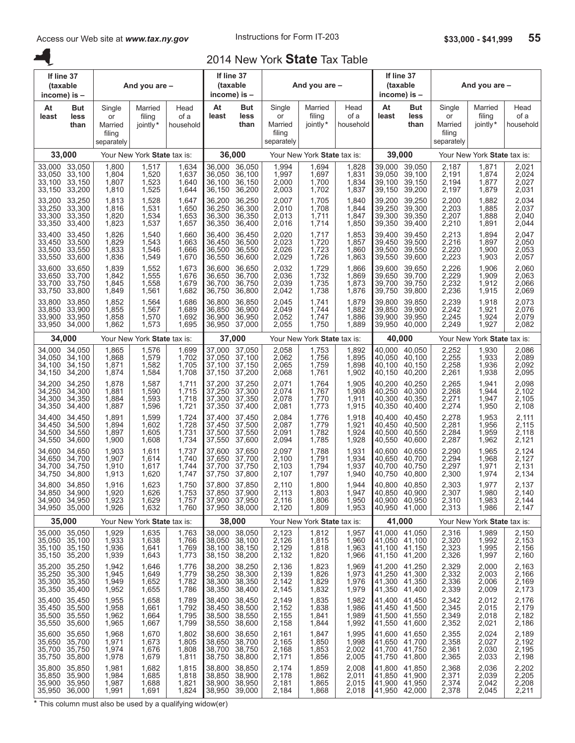## 2014 New York **State** Tax Table

$33,000 - $41,999

| If line 37 (taxable income) is – At least | But less than | Single or Married filing separately | Married filing jointly* | Head of a household |
|---|---|---|---|---|
| **33,000** | | Your New York **State** tax is: | | |
| 33,000 | 33,050 | 1,800 | 1,517 | 1,634 |
| 33,050 | 33,100 | 1,804 | 1,520 | 1,637 |
| 33,100 | 33,150 | 1,807 | 1,523 | 1,640 |
| 33,150 | 33,200 | 1,810 | 1,525 | 1,644 |
| 33,200 | 33,250 | 1,813 | 1,528 | 1,647 |
| 33,250 | 33,300 | 1,816 | 1,531 | 1,650 |
| 33,300 | 33,350 | 1,820 | 1,534 | 1,653 |
| 33,350 | 33,400 | 1,823 | 1,537 | 1,657 |
| 33,400 | 33,450 | 1,826 | 1,540 | 1,660 |
| 33,450 | 33,500 | 1,829 | 1,543 | 1,663 |
| 33,500 | 33,550 | 1,833 | 1,546 | 1,666 |
| 33,550 | 33,600 | 1,836 | 1,549 | 1,670 |
| 33,600 | 33,650 | 1,839 | 1,552 | 1,673 |
| 33,650 | 33,700 | 1,842 | 1,555 | 1,676 |
| 33,700 | 33,750 | 1,845 | 1,558 | 1,679 |
| 33,750 | 33,800 | 1,849 | 1,561 | 1,682 |
| 33,800 | 33,850 | 1,852 | 1,564 | 1,686 |
| 33,850 | 33,900 | 1,855 | 1,567 | 1,689 |
| 33,900 | 33,950 | 1,858 | 1,570 | 1,692 |
| 33,950 | 34,000 | 1,862 | 1,573 | 1,695 |
| **34,000** | | Your New York **State** tax is: | | |
| 34,000 | 34,050 | 1,865 | 1,576 | 1,699 |
| 34,050 | 34,100 | 1,868 | 1,579 | 1,702 |
| 34,100 | 34,150 | 1,871 | 1,582 | 1,705 |
| 34,150 | 34,200 | 1,874 | 1,584 | 1,708 |
| 34,200 | 34,250 | 1,878 | 1,587 | 1,711 |
| 34,250 | 34,300 | 1,881 | 1,590 | 1,715 |
| 34,300 | 34,350 | 1,884 | 1,593 | 1,718 |
| 34,350 | 34,400 | 1,887 | 1,596 | 1,721 |
| 34,400 | 34,450 | 1,891 | 1,599 | 1,724 |
| 34,450 | 34,500 | 1,894 | 1,602 | 1,728 |
| 34,500 | 34,550 | 1,897 | 1,605 | 1,731 |
| 34,550 | 34,600 | 1,900 | 1,608 | 1,734 |
| 34,600 | 34,650 | 1,903 | 1,611 | 1,737 |
| 34,650 | 34,700 | 1,907 | 1,614 | 1,740 |
| 34,700 | 34,750 | 1,910 | 1,617 | 1,744 |
| 34,750 | 34,800 | 1,913 | 1,620 | 1,747 |
| 34,800 | 34,850 | 1,916 | 1,623 | 1,750 |
| 34,850 | 34,900 | 1,920 | 1,626 | 1,753 |
| 34,900 | 34,950 | 1,923 | 1,629 | 1,757 |
| 34,950 | 35,000 | 1,926 | 1,632 | 1,760 |
| **35,000** | | Your New York **State** tax is: | | |
| 35,000 | 35,050 | 1,929 | 1,635 | 1,763 |
| 35,050 | 35,100 | 1,933 | 1,638 | 1,766 |
| 35,100 | 35,150 | 1,936 | 1,641 | 1,769 |
| 35,150 | 35,200 | 1,939 | 1,643 | 1,773 |
| 35,200 | 35,250 | 1,942 | 1,646 | 1,776 |
| 35,250 | 35,300 | 1,945 | 1,649 | 1,779 |
| 35,300 | 35,350 | 1,949 | 1,652 | 1,782 |
| 35,350 | 35,400 | 1,952 | 1,655 | 1,786 |
| 35,400 | 35,450 | 1,955 | 1,658 | 1,789 |
| 35,450 | 35,500 | 1,958 | 1,661 | 1,792 |
| 35,500 | 35,550 | 1,962 | 1,664 | 1,795 |
| 35,550 | 35,600 | 1,965 | 1,667 | 1,799 |
| 35,600 | 35,650 | 1,968 | 1,670 | 1,802 |
| 35,650 | 35,700 | 1,971 | 1,673 | 1,805 |
| 35,700 | 35,750 | 1,974 | 1,676 | 1,808 |
| 35,750 | 35,800 | 1,978 | 1,679 | 1,811 |
| 35,800 | 35,850 | 1,981 | 1,682 | 1,815 |
| 35,850 | 35,900 | 1,984 | 1,685 | 1,818 |
| 35,900 | 35,950 | 1,987 | 1,688 | 1,821 |
| 35,950 | 36,000 | 1,991 | 1,691 | 1,824 |
| **36,000** | | Your New York **State** tax is: | | |
| 36,000 | 36,050 | 1,994 | 1,694 | 1,828 |
| 36,050 | 36,100 | 1,997 | 1,697 | 1,831 |
| 36,100 | 36,150 | 2,000 | 1,700 | 1,834 |
| 36,150 | 36,200 | 2,003 | 1,702 | 1,837 |
| 36,200 | 36,250 | 2,007 | 1,705 | 1,840 |
| 36,250 | 36,300 | 2,010 | 1,708 | 1,844 |
| 36,300 | 36,350 | 2,013 | 1,711 | 1,847 |
| 36,350 | 36,400 | 2,016 | 1,714 | 1,850 |
| 36,400 | 36,450 | 2,020 | 1,717 | 1,853 |
| 36,450 | 36,500 | 2,023 | 1,720 | 1,857 |
| 36,500 | 36,550 | 2,026 | 1,723 | 1,860 |
| 36,550 | 36,600 | 2,029 | 1,726 | 1,863 |
| 36,600 | 36,650 | 2,032 | 1,729 | 1,866 |
| 36,650 | 36,700 | 2,036 | 1,732 | 1,869 |
| 36,700 | 36,750 | 2,039 | 1,735 | 1,873 |
| 36,750 | 36,800 | 2,042 | 1,738 | 1,876 |
| 36,800 | 36,850 | 2,045 | 1,741 | 1,879 |
| 36,850 | 36,900 | 2,049 | 1,744 | 1,882 |
| 36,900 | 36,950 | 2,052 | 1,747 | 1,886 |
| 36,950 | 37,000 | 2,055 | 1,750 | 1,889 |
| **37,000** | | Your New York **State** tax is: | | |
| 37,000 | 37,050 | 2,058 | 1,753 | 1,892 |
| 37,050 | 37,100 | 2,062 | 1,756 | 1,895 |
| 37,100 | 37,150 | 2,065 | 1,759 | 1,898 |
| 37,150 | 37,200 | 2,068 | 1,761 | 1,902 |
| 37,200 | 37,250 | 2,071 | 1,764 | 1,905 |
| 37,250 | 37,300 | 2,074 | 1,767 | 1,908 |
| 37,300 | 37,350 | 2,078 | 1,770 | 1,911 |
| 37,350 | 37,400 | 2,081 | 1,773 | 1,915 |
| 37,400 | 37,450 | 2,084 | 1,776 | 1,918 |
| 37,450 | 37,500 | 2,087 | 1,779 | 1,921 |
| 37,500 | 37,550 | 2,091 | 1,782 | 1,924 |
| 37,550 | 37,600 | 2,094 | 1,785 | 1,928 |
| 37,600 | 37,650 | 2,097 | 1,788 | 1,931 |
| 37,650 | 37,700 | 2,100 | 1,791 | 1,934 |
| 37,700 | 37,750 | 2,103 | 1,794 | 1,937 |
| 37,750 | 37,800 | 2,107 | 1,797 | 1,940 |
| 37,800 | 37,850 | 2,110 | 1,800 | 1,944 |
| 37,850 | 37,900 | 2,113 | 1,803 | 1,947 |
| 37,900 | 37,950 | 2,116 | 1,806 | 1,950 |
| 37,950 | 38,000 | 2,120 | 1,809 | 1,953 |
| **38,000** | | Your New York **State** tax is: | | |
| 38,000 | 38,050 | 2,123 | 1,812 | 1,957 |
| 38,050 | 38,100 | 2,126 | 1,815 | 1,960 |
| 38,100 | 38,150 | 2,129 | 1,818 | 1,963 |
| 38,150 | 38,200 | 2,132 | 1,820 | 1,966 |
| 38,200 | 38,250 | 2,136 | 1,823 | 1,969 |
| 38,250 | 38,300 | 2,139 | 1,826 | 1,973 |
| 38,300 | 38,350 | 2,142 | 1,829 | 1,976 |
| 38,350 | 38,400 | 2,145 | 1,832 | 1,979 |
| 38,400 | 38,450 | 2,149 | 1,835 | 1,982 |
| 38,450 | 38,500 | 2,152 | 1,838 | 1,986 |
| 38,500 | 38,550 | 2,155 | 1,841 | 1,989 |
| 38,550 | 38,600 | 2,158 | 1,844 | 1,992 |
| 38,600 | 38,650 | 2,161 | 1,847 | 1,995 |
| 38,650 | 38,700 | 2,165 | 1,850 | 1,998 |
| 38,700 | 38,750 | 2,168 | 1,853 | 2,002 |
| 38,750 | 38,800 | 2,171 | 1,856 | 2,005 |
| 38,800 | 38,850 | 2,174 | 1,859 | 2,008 |
| 38,850 | 38,900 | 2,178 | 1,862 | 2,011 |
| 38,900 | 38,950 | 2,181 | 1,865 | 2,015 |
| 38,950 | 39,000 | 2,184 | 1,868 | 2,018 |
| **39,000** | | Your New York **State** tax is: | | |
| 39,000 | 39,050 | 2,187 | 1,871 | 2,021 |
| 39,050 | 39,100 | 2,191 | 1,874 | 2,024 |
| 39,100 | 39,150 | 2,194 | 1,877 | 2,027 |
| 39,150 | 39,200 | 2,197 | 1,879 | 2,031 |
| 39,200 | 39,250 | 2,200 | 1,882 | 2,034 |
| 39,250 | 39,300 | 2,203 | 1,885 | 2,037 |
| 39,300 | 39,350 | 2,207 | 1,888 | 2,040 |
| 39,350 | 39,400 | 2,210 | 1,891 | 2,044 |
| 39,400 | 39,450 | 2,213 | 1,894 | 2,047 |
| 39,450 | 39,500 | 2,216 | 1,897 | 2,050 |
| 39,500 | 39,550 | 2,220 | 1,900 | 2,053 |
| 39,550 | 39,600 | 2,223 | 1,903 | 2,057 |
| 39,600 | 39,650 | 2,226 | 1,906 | 2,060 |
| 39,650 | 39,700 | 2,229 | 1,909 | 2,063 |
| 39,700 | 39,750 | 2,232 | 1,912 | 2,066 |
| 39,750 | 39,800 | 2,236 | 1,915 | 2,069 |
| 39,800 | 39,850 | 2,239 | 1,918 | 2,073 |
| 39,850 | 39,900 | 2,242 | 1,921 | 2,076 |
| 39,900 | 39,950 | 2,245 | 1,924 | 2,079 |
| 39,950 | 40,000 | 2,249 | 1,927 | 2,082 |
| **40,000** | | Your New York **State** tax is: | | |
| 40,000 | 40,050 | 2,252 | 1,930 | 2,086 |
| 40,050 | 40,100 | 2,255 | 1,933 | 2,089 |
| 40,100 | 40,150 | 2,258 | 1,936 | 2,092 |
| 40,150 | 40,200 | 2,261 | 1,938 | 2,095 |
| 40,200 | 40,250 | 2,265 | 1,941 | 2,098 |
| 40,250 | 40,300 | 2,268 | 1,944 | 2,102 |
| 40,300 | 40,350 | 2,271 | 1,947 | 2,105 |
| 40,350 | 40,400 | 2,274 | 1,950 | 2,108 |
| 40,400 | 40,450 | 2,278 | 1,953 | 2,111 |
| 40,450 | 40,500 | 2,281 | 1,956 | 2,115 |
| 40,500 | 40,550 | 2,284 | 1,959 | 2,118 |
| 40,550 | 40,600 | 2,287 | 1,962 | 2,121 |
| 40,600 | 40,650 | 2,290 | 1,965 | 2,124 |
| 40,650 | 40,700 | 2,294 | 1,968 | 2,127 |
| 40,700 | 40,750 | 2,297 | 1,971 | 2,131 |
| 40,750 | 40,800 | 2,300 | 1,974 | 2,134 |
| 40,800 | 40,850 | 2,303 | 1,977 | 2,137 |
| 40,850 | 40,900 | 2,307 | 1,980 | 2,140 |
| 40,900 | 40,950 | 2,310 | 1,983 | 2,144 |
| 40,950 | 41,000 | 2,313 | 1,986 | 2,147 |
| **41,000** | | Your New York **State** tax is: | | |
| 41,000 | 41,050 | 2,316 | 1,989 | 2,150 |
| 41,050 | 41,100 | 2,320 | 1,992 | 2,153 |
| 41,100 | 41,150 | 2,323 | 1,995 | 2,156 |
| 41,150 | 41,200 | 2,326 | 1,997 | 2,160 |
| 41,200 | 41,250 | 2,329 | 2,000 | 2,163 |
| 41,250 | 41,300 | 2,332 | 2,003 | 2,166 |
| 41,300 | 41,350 | 2,336 | 2,006 | 2,169 |
| 41,350 | 41,400 | 2,339 | 2,009 | 2,173 |
| 41,400 | 41,450 | 2,342 | 2,012 | 2,176 |
| 41,450 | 41,500 | 2,345 | 2,015 | 2,179 |
| 41,500 | 41,550 | 2,349 | 2,018 | 2,182 |
| 41,550 | 41,600 | 2,352 | 2,021 | 2,186 |
| 41,600 | 41,650 | 2,355 | 2,024 | 2,189 |
| 41,650 | 41,700 | 2,358 | 2,027 | 2,192 |
| 41,700 | 41,750 | 2,361 | 2,030 | 2,195 |
| 41,750 | 41,800 | 2,365 | 2,033 | 2,198 |
| 41,800 | 41,850 | 2,368 | 2,036 | 2,202 |
| 41,850 | 41,900 | 2,371 | 2,039 | 2,205 |
| 41,900 | 41,950 | 2,374 | 2,042 | 2,208 |
| 41,950 | 42,000 | 2,378 | 2,045 | 2,211 |

\* This column must also be used by a qualifying widow(er)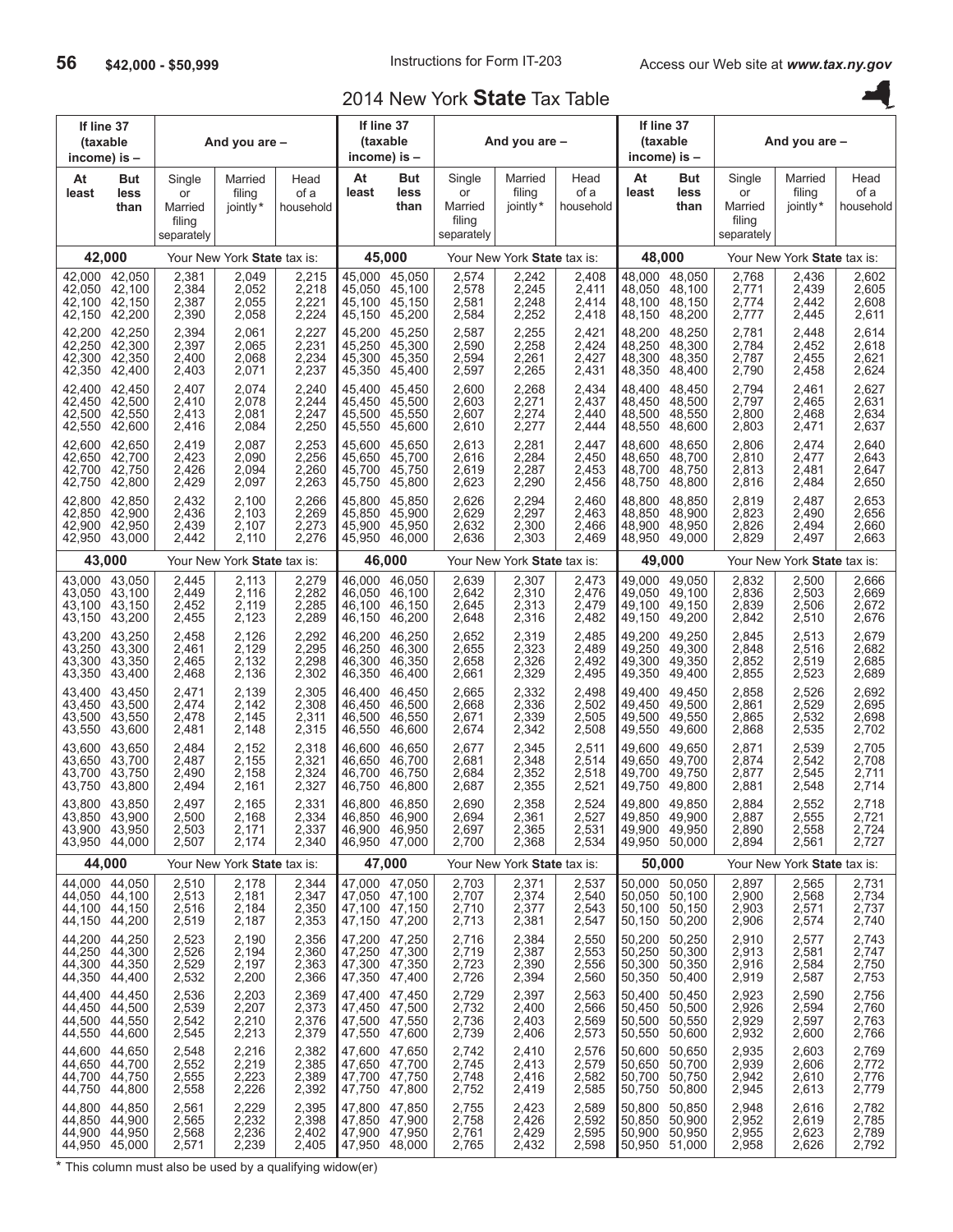# 2014 New York **State** Tax Table

$42,000 - $50,999

| If line 37 (taxable income) is – At least | But less than | Single or Married filing separately | Married filing jointly* | Head of a household |
|---|---|---|---|---|
| **42,000** | | Your New York **State** tax is: | | |
| 42,000 | 42,050 | 2,381 | 2,049 | 2,215 |
| 42,050 | 42,100 | 2,384 | 2,052 | 2,218 |
| 42,100 | 42,150 | 2,387 | 2,055 | 2,221 |
| 42,150 | 42,200 | 2,390 | 2,058 | 2,224 |
| 42,200 | 42,250 | 2,394 | 2,061 | 2,227 |
| 42,250 | 42,300 | 2,397 | 2,065 | 2,231 |
| 42,300 | 42,350 | 2,400 | 2,068 | 2,234 |
| 42,350 | 42,400 | 2,403 | 2,071 | 2,237 |
| 42,400 | 42,450 | 2,407 | 2,074 | 2,240 |
| 42,450 | 42,500 | 2,410 | 2,078 | 2,244 |
| 42,500 | 42,550 | 2,413 | 2,081 | 2,247 |
| 42,550 | 42,600 | 2,416 | 2,084 | 2,250 |
| 42,600 | 42,650 | 2,419 | 2,087 | 2,253 |
| 42,650 | 42,700 | 2,423 | 2,090 | 2,256 |
| 42,700 | 42,750 | 2,426 | 2,094 | 2,260 |
| 42,750 | 42,800 | 2,429 | 2,097 | 2,263 |
| 42,800 | 42,850 | 2,432 | 2,100 | 2,266 |
| 42,850 | 42,900 | 2,436 | 2,103 | 2,269 |
| 42,900 | 42,950 | 2,439 | 2,107 | 2,273 |
| 42,950 | 43,000 | 2,442 | 2,110 | 2,276 |
| **43,000** | | Your New York **State** tax is: | | |
| 43,000 | 43,050 | 2,445 | 2,113 | 2,279 |
| 43,050 | 43,100 | 2,449 | 2,116 | 2,282 |
| 43,100 | 43,150 | 2,452 | 2,119 | 2,285 |
| 43,150 | 43,200 | 2,455 | 2,123 | 2,289 |
| 43,200 | 43,250 | 2,458 | 2,126 | 2,292 |
| 43,250 | 43,300 | 2,461 | 2,129 | 2,295 |
| 43,300 | 43,350 | 2,465 | 2,132 | 2,298 |
| 43,350 | 43,400 | 2,468 | 2,136 | 2,302 |
| 43,400 | 43,450 | 2,471 | 2,139 | 2,305 |
| 43,450 | 43,500 | 2,474 | 2,142 | 2,308 |
| 43,500 | 43,550 | 2,478 | 2,145 | 2,311 |
| 43,550 | 43,600 | 2,481 | 2,148 | 2,315 |
| 43,600 | 43,650 | 2,484 | 2,152 | 2,318 |
| 43,650 | 43,700 | 2,487 | 2,155 | 2,321 |
| 43,700 | 43,750 | 2,490 | 2,158 | 2,324 |
| 43,750 | 43,800 | 2,494 | 2,161 | 2,327 |
| 43,800 | 43,850 | 2,497 | 2,165 | 2,331 |
| 43,850 | 43,900 | 2,500 | 2,168 | 2,334 |
| 43,900 | 43,950 | 2,503 | 2,171 | 2,337 |
| 43,950 | 44,000 | 2,507 | 2,174 | 2,340 |
| **44,000** | | Your New York **State** tax is: | | |
| 44,000 | 44,050 | 2,510 | 2,178 | 2,344 |
| 44,050 | 44,100 | 2,513 | 2,181 | 2,347 |
| 44,100 | 44,150 | 2,516 | 2,184 | 2,350 |
| 44,150 | 44,200 | 2,519 | 2,187 | 2,353 |
| 44,200 | 44,250 | 2,523 | 2,190 | 2,356 |
| 44,250 | 44,300 | 2,526 | 2,194 | 2,360 |
| 44,300 | 44,350 | 2,529 | 2,197 | 2,363 |
| 44,350 | 44,400 | 2,532 | 2,200 | 2,366 |
| 44,400 | 44,450 | 2,536 | 2,203 | 2,369 |
| 44,450 | 44,500 | 2,539 | 2,207 | 2,373 |
| 44,500 | 44,550 | 2,542 | 2,210 | 2,376 |
| 44,550 | 44,600 | 2,545 | 2,213 | 2,379 |
| 44,600 | 44,650 | 2,548 | 2,216 | 2,382 |
| 44,650 | 44,700 | 2,552 | 2,219 | 2,385 |
| 44,700 | 44,750 | 2,555 | 2,223 | 2,389 |
| 44,750 | 44,800 | 2,558 | 2,226 | 2,392 |
| 44,800 | 44,850 | 2,561 | 2,229 | 2,395 |
| 44,850 | 44,900 | 2,565 | 2,232 | 2,398 |
| 44,900 | 44,950 | 2,568 | 2,236 | 2,402 |
| 44,950 | 45,000 | 2,571 | 2,239 | 2,405 |
| **45,000** | | Your New York **State** tax is: | | |
| 45,000 | 45,050 | 2,574 | 2,242 | 2,408 |
| 45,050 | 45,100 | 2,578 | 2,245 | 2,411 |
| 45,100 | 45,150 | 2,581 | 2,248 | 2,414 |
| 45,150 | 45,200 | 2,584 | 2,252 | 2,418 |
| 45,200 | 45,250 | 2,587 | 2,255 | 2,421 |
| 45,250 | 45,300 | 2,590 | 2,258 | 2,424 |
| 45,300 | 45,350 | 2,594 | 2,261 | 2,427 |
| 45,350 | 45,400 | 2,597 | 2,265 | 2,431 |
| 45,400 | 45,450 | 2,600 | 2,268 | 2,434 |
| 45,450 | 45,500 | 2,603 | 2,271 | 2,437 |
| 45,500 | 45,550 | 2,607 | 2,274 | 2,440 |
| 45,550 | 45,600 | 2,610 | 2,277 | 2,444 |
| 45,600 | 45,650 | 2,613 | 2,281 | 2,447 |
| 45,650 | 45,700 | 2,616 | 2,284 | 2,450 |
| 45,700 | 45,750 | 2,619 | 2,287 | 2,453 |
| 45,750 | 45,800 | 2,623 | 2,290 | 2,456 |
| 45,800 | 45,850 | 2,626 | 2,294 | 2,460 |
| 45,850 | 45,900 | 2,629 | 2,297 | 2,463 |
| 45,900 | 45,950 | 2,632 | 2,300 | 2,466 |
| 45,950 | 46,000 | 2,636 | 2,303 | 2,469 |
| **46,000** | | Your New York **State** tax is: | | |
| 46,000 | 46,050 | 2,639 | 2,307 | 2,473 |
| 46,050 | 46,100 | 2,642 | 2,310 | 2,476 |
| 46,100 | 46,150 | 2,645 | 2,313 | 2,479 |
| 46,150 | 46,200 | 2,648 | 2,316 | 2,482 |
| 46,200 | 46,250 | 2,652 | 2,319 | 2,485 |
| 46,250 | 46,300 | 2,655 | 2,323 | 2,489 |
| 46,300 | 46,350 | 2,658 | 2,326 | 2,492 |
| 46,350 | 46,400 | 2,661 | 2,329 | 2,495 |
| 46,400 | 46,450 | 2,665 | 2,332 | 2,498 |
| 46,450 | 46,500 | 2,668 | 2,336 | 2,502 |
| 46,500 | 46,550 | 2,671 | 2,339 | 2,505 |
| 46,550 | 46,600 | 2,674 | 2,342 | 2,508 |
| 46,600 | 46,650 | 2,677 | 2,345 | 2,511 |
| 46,650 | 46,700 | 2,681 | 2,348 | 2,514 |
| 46,700 | 46,750 | 2,684 | 2,352 | 2,518 |
| 46,750 | 46,800 | 2,687 | 2,355 | 2,521 |
| 46,800 | 46,850 | 2,690 | 2,358 | 2,524 |
| 46,850 | 46,900 | 2,694 | 2,361 | 2,527 |
| 46,900 | 46,950 | 2,697 | 2,365 | 2,531 |
| 46,950 | 47,000 | 2,700 | 2,368 | 2,534 |
| **47,000** | | Your New York **State** tax is: | | |
| 47,000 | 47,050 | 2,703 | 2,371 | 2,537 |
| 47,050 | 47,100 | 2,707 | 2,374 | 2,540 |
| 47,100 | 47,150 | 2,710 | 2,377 | 2,543 |
| 47,150 | 47,200 | 2,713 | 2,381 | 2,547 |
| 47,200 | 47,250 | 2,716 | 2,384 | 2,550 |
| 47,250 | 47,300 | 2,719 | 2,387 | 2,553 |
| 47,300 | 47,350 | 2,723 | 2,390 | 2,556 |
| 47,350 | 47,400 | 2,726 | 2,394 | 2,560 |
| 47,400 | 47,450 | 2,729 | 2,397 | 2,563 |
| 47,450 | 47,500 | 2,732 | 2,400 | 2,566 |
| 47,500 | 47,550 | 2,736 | 2,403 | 2,569 |
| 47,550 | 47,600 | 2,739 | 2,406 | 2,573 |
| 47,600 | 47,650 | 2,742 | 2,410 | 2,576 |
| 47,650 | 47,700 | 2,745 | 2,413 | 2,579 |
| 47,700 | 47,750 | 2,748 | 2,416 | 2,582 |
| 47,750 | 47,800 | 2,752 | 2,419 | 2,585 |
| 47,800 | 47,850 | 2,755 | 2,423 | 2,589 |
| 47,850 | 47,900 | 2,758 | 2,426 | 2,592 |
| 47,900 | 47,950 | 2,761 | 2,429 | 2,595 |
| 47,950 | 48,000 | 2,765 | 2,432 | 2,598 |
| **48,000** | | Your New York **State** tax is: | | |
| 48,000 | 48,050 | 2,768 | 2,436 | 2,602 |
| 48,050 | 48,100 | 2,771 | 2,439 | 2,605 |
| 48,100 | 48,150 | 2,774 | 2,442 | 2,608 |
| 48,150 | 48,200 | 2,777 | 2,445 | 2,611 |
| 48,200 | 48,250 | 2,781 | 2,448 | 2,614 |
| 48,250 | 48,300 | 2,784 | 2,452 | 2,618 |
| 48,300 | 48,350 | 2,787 | 2,455 | 2,621 |
| 48,350 | 48,400 | 2,790 | 2,458 | 2,624 |
| 48,400 | 48,450 | 2,794 | 2,461 | 2,627 |
| 48,450 | 48,500 | 2,797 | 2,465 | 2,631 |
| 48,500 | 48,550 | 2,800 | 2,468 | 2,634 |
| 48,550 | 48,600 | 2,803 | 2,471 | 2,637 |
| 48,600 | 48,650 | 2,806 | 2,474 | 2,640 |
| 48,650 | 48,700 | 2,810 | 2,477 | 2,643 |
| 48,700 | 48,750 | 2,813 | 2,481 | 2,647 |
| 48,750 | 48,800 | 2,816 | 2,484 | 2,650 |
| 48,800 | 48,850 | 2,819 | 2,487 | 2,653 |
| 48,850 | 48,900 | 2,823 | 2,490 | 2,656 |
| 48,900 | 48,950 | 2,826 | 2,494 | 2,660 |
| 48,950 | 49,000 | 2,829 | 2,497 | 2,663 |
| **49,000** | | Your New York **State** tax is: | | |
| 49,000 | 49,050 | 2,832 | 2,500 | 2,666 |
| 49,050 | 49,100 | 2,836 | 2,503 | 2,669 |
| 49,100 | 49,150 | 2,839 | 2,506 | 2,672 |
| 49,150 | 49,200 | 2,842 | 2,510 | 2,676 |
| 49,200 | 49,250 | 2,845 | 2,513 | 2,679 |
| 49,250 | 49,300 | 2,848 | 2,516 | 2,682 |
| 49,300 | 49,350 | 2,852 | 2,519 | 2,685 |
| 49,350 | 49,400 | 2,855 | 2,523 | 2,689 |
| 49,400 | 49,450 | 2,858 | 2,526 | 2,692 |
| 49,450 | 49,500 | 2,861 | 2,529 | 2,695 |
| 49,500 | 49,550 | 2,865 | 2,532 | 2,698 |
| 49,550 | 49,600 | 2,868 | 2,535 | 2,702 |
| 49,600 | 49,650 | 2,871 | 2,539 | 2,705 |
| 49,650 | 49,700 | 2,874 | 2,542 | 2,708 |
| 49,700 | 49,750 | 2,877 | 2,545 | 2,711 |
| 49,750 | 49,800 | 2,881 | 2,548 | 2,714 |
| 49,800 | 49,850 | 2,884 | 2,552 | 2,718 |
| 49,850 | 49,900 | 2,887 | 2,555 | 2,721 |
| 49,900 | 49,950 | 2,890 | 2,558 | 2,724 |
| 49,950 | 50,000 | 2,894 | 2,561 | 2,727 |
| **50,000** | | Your New York **State** tax is: | | |
| 50,000 | 50,050 | 2,897 | 2,565 | 2,731 |
| 50,050 | 50,100 | 2,900 | 2,568 | 2,734 |
| 50,100 | 50,150 | 2,903 | 2,571 | 2,737 |
| 50,150 | 50,200 | 2,906 | 2,574 | 2,740 |
| 50,200 | 50,250 | 2,910 | 2,577 | 2,743 |
| 50,250 | 50,300 | 2,913 | 2,581 | 2,747 |
| 50,300 | 50,350 | 2,916 | 2,584 | 2,750 |
| 50,350 | 50,400 | 2,919 | 2,587 | 2,753 |
| 50,400 | 50,450 | 2,923 | 2,590 | 2,756 |
| 50,450 | 50,500 | 2,926 | 2,594 | 2,760 |
| 50,500 | 50,550 | 2,929 | 2,597 | 2,763 |
| 50,550 | 50,600 | 2,932 | 2,600 | 2,766 |
| 50,600 | 50,650 | 2,935 | 2,603 | 2,769 |
| 50,650 | 50,700 | 2,939 | 2,606 | 2,772 |
| 50,700 | 50,750 | 2,942 | 2,610 | 2,776 |
| 50,750 | 50,800 | 2,945 | 2,613 | 2,779 |
| 50,800 | 50,850 | 2,948 | 2,616 | 2,782 |
| 50,850 | 50,900 | 2,952 | 2,619 | 2,785 |
| 50,900 | 50,950 | 2,955 | 2,623 | 2,789 |
| 50,950 | 51,000 | 2,958 | 2,626 | 2,792 |

\* This column must also be used by a qualifying widow(er)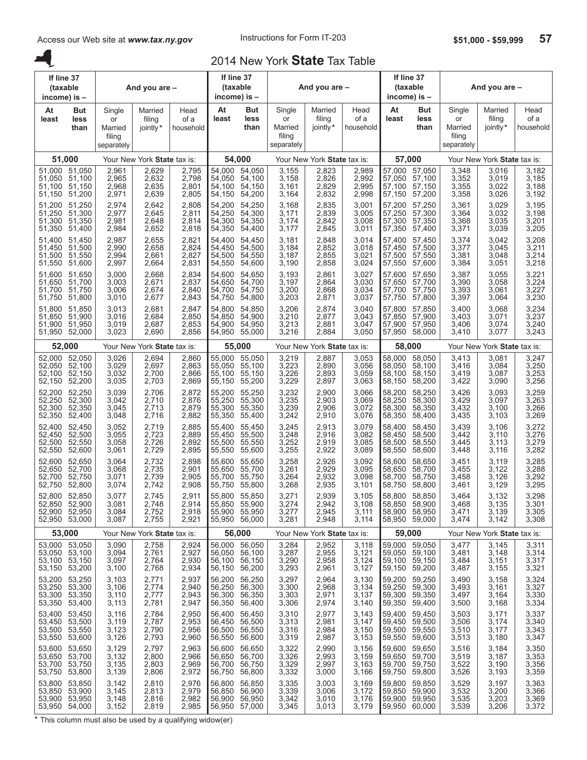# 2014 New York **State** Tax Table

| If line 37 (taxable income) is – At least | But less than | And you are – Single or Married filing separately | Married filing jointly* | Head of a household | If line 37 (taxable income) is – At least | But less than | And you are – Single or Married filing separately | Married filing jointly* | Head of a household | If line 37 (taxable income) is – At least | But less than | And you are – Single or Married filing separately | Married filing jointly* | Head of a household |
|---|---|---|---|---|---|---|---|---|---|---|---|---|---|---|
| **51,000** | | Your New York **State** tax is: | | | **54,000** | | Your New York **State** tax is: | | | **57,000** | | Your New York **State** tax is: | | |
| 51,000 | 51,050 | 2,961 | 2,629 | 2,795 | 54,000 | 54,050 | 3,155 | 2,823 | 2,989 | 57,000 | 57,050 | 3,348 | 3,016 | 3,182 |
| 51,050 | 51,100 | 2,965 | 2,632 | 2,798 | 54,050 | 54,100 | 3,158 | 2,826 | 2,992 | 57,050 | 57,100 | 3,352 | 3,019 | 3,185 |
| 51,100 | 51,150 | 2,968 | 2,635 | 2,801 | 54,100 | 54,150 | 3,161 | 2,829 | 2,995 | 57,100 | 57,150 | 3,355 | 3,022 | 3,188 |
| 51,150 | 51,200 | 2,971 | 2,639 | 2,805 | 54,150 | 54,200 | 3,164 | 2,832 | 2,998 | 57,150 | 57,200 | 3,358 | 3,026 | 3,192 |
| 51,200 | 51,250 | 2,974 | 2,642 | 2,808 | 54,200 | 54,250 | 3,168 | 2,835 | 3,001 | 57,200 | 57,250 | 3,361 | 3,029 | 3,195 |
| 51,250 | 51,300 | 2,977 | 2,645 | 2,811 | 54,250 | 54,300 | 3,171 | 2,839 | 3,005 | 57,250 | 57,300 | 3,364 | 3,032 | 3,198 |
| 51,300 | 51,350 | 2,981 | 2,648 | 2,814 | 54,300 | 54,350 | 3,174 | 2,842 | 3,008 | 57,300 | 57,350 | 3,368 | 3,035 | 3,201 |
| 51,350 | 51,400 | 2,984 | 2,652 | 2,818 | 54,350 | 54,400 | 3,177 | 2,845 | 3,011 | 57,350 | 57,400 | 3,371 | 3,039 | 3,205 |
| 51,400 | 51,450 | 2,987 | 2,655 | 2,821 | 54,400 | 54,450 | 3,181 | 2,848 | 3,014 | 57,400 | 57,450 | 3,374 | 3,042 | 3,208 |
| 51,450 | 51,500 | 2,990 | 2,658 | 2,824 | 54,450 | 54,500 | 3,184 | 2,852 | 3,018 | 57,450 | 57,500 | 3,377 | 3,045 | 3,211 |
| 51,500 | 51,550 | 2,994 | 2,661 | 2,827 | 54,500 | 54,550 | 3,187 | 2,855 | 3,021 | 57,500 | 57,550 | 3,381 | 3,048 | 3,214 |
| 51,550 | 51,600 | 2,997 | 2,664 | 2,831 | 54,550 | 54,600 | 3,190 | 2,858 | 3,024 | 57,550 | 57,600 | 3,384 | 3,051 | 3,218 |
| 51,600 | 51,650 | 3,000 | 2,668 | 2,834 | 54,600 | 54,650 | 3,193 | 2,861 | 3,027 | 57,600 | 57,650 | 3,387 | 3,055 | 3,221 |
| 51,650 | 51,700 | 3,003 | 2,671 | 2,837 | 54,650 | 54,700 | 3,197 | 2,864 | 3,030 | 57,650 | 57,700 | 3,390 | 3,058 | 3,224 |
| 51,700 | 51,750 | 3,006 | 2,674 | 2,840 | 54,700 | 54,750 | 3,200 | 2,868 | 3,034 | 57,700 | 57,750 | 3,393 | 3,061 | 3,227 |
| 51,750 | 51,800 | 3,010 | 2,677 | 2,843 | 54,750 | 54,800 | 3,203 | 2,871 | 3,037 | 57,750 | 57,800 | 3,397 | 3,064 | 3,230 |
| 51,800 | 51,850 | 3,013 | 2,681 | 2,847 | 54,800 | 54,850 | 3,206 | 2,874 | 3,040 | 57,800 | 57,850 | 3,400 | 3,068 | 3,234 |
| 51,850 | 51,900 | 3,016 | 2,684 | 2,850 | 54,850 | 54,900 | 3,210 | 2,877 | 3,043 | 57,850 | 57,900 | 3,403 | 3,071 | 3,237 |
| 51,900 | 51,950 | 3,019 | 2,687 | 2,853 | 54,900 | 54,950 | 3,213 | 2,881 | 3,047 | 57,900 | 57,950 | 3,406 | 3,074 | 3,240 |
| 51,950 | 52,000 | 3,023 | 2,690 | 2,856 | 54,950 | 55,000 | 3,216 | 2,884 | 3,050 | 57,950 | 58,000 | 3,410 | 3,077 | 3,243 |
| **52,000** | | Your New York **State** tax is: | | | **55,000** | | Your New York **State** tax is: | | | **58,000** | | Your New York **State** tax is: | | |
| 52,000 | 52,050 | 3,026 | 2,694 | 2,860 | 55,000 | 55,050 | 3,219 | 2,887 | 3,053 | 58,000 | 58,050 | 3,413 | 3,081 | 3,247 |
| 52,050 | 52,100 | 3,029 | 2,697 | 2,863 | 55,050 | 55,100 | 3,223 | 2,890 | 3,056 | 58,050 | 58,100 | 3,416 | 3,084 | 3,250 |
| 52,100 | 52,150 | 3,032 | 2,700 | 2,866 | 55,100 | 55,150 | 3,226 | 2,893 | 3,059 | 58,100 | 58,150 | 3,419 | 3,087 | 3,253 |
| 52,150 | 52,200 | 3,035 | 2,703 | 2,869 | 55,150 | 55,200 | 3,229 | 2,897 | 3,063 | 58,150 | 58,200 | 3,422 | 3,090 | 3,256 |
| 52,200 | 52,250 | 3,039 | 2,706 | 2,872 | 55,200 | 55,250 | 3,232 | 2,900 | 3,066 | 58,200 | 58,250 | 3,426 | 3,093 | 3,259 |
| 52,250 | 52,300 | 3,042 | 2,710 | 2,876 | 55,250 | 55,300 | 3,235 | 2,903 | 3,069 | 58,250 | 58,300 | 3,429 | 3,097 | 3,263 |
| 52,300 | 52,350 | 3,045 | 2,713 | 2,879 | 55,300 | 55,350 | 3,239 | 2,906 | 3,072 | 58,300 | 58,350 | 3,432 | 3,100 | 3,266 |
| 52,350 | 52,400 | 3,048 | 2,716 | 2,882 | 55,350 | 55,400 | 3,242 | 2,910 | 3,076 | 58,350 | 58,400 | 3,435 | 3,103 | 3,269 |
| 52,400 | 52,450 | 3,052 | 2,719 | 2,885 | 55,400 | 55,450 | 3,245 | 2,913 | 3,079 | 58,400 | 58,450 | 3,439 | 3,106 | 3,272 |
| 52,450 | 52,500 | 3,055 | 2,723 | 2,889 | 55,450 | 55,500 | 3,248 | 2,916 | 3,082 | 58,450 | 58,500 | 3,442 | 3,110 | 3,276 |
| 52,500 | 52,550 | 3,058 | 2,726 | 2,892 | 55,500 | 55,550 | 3,252 | 2,919 | 3,085 | 58,500 | 58,550 | 3,445 | 3,113 | 3,279 |
| 52,550 | 52,600 | 3,061 | 2,729 | 2,895 | 55,550 | 55,600 | 3,255 | 2,922 | 3,089 | 58,550 | 58,600 | 3,448 | 3,116 | 3,282 |
| 52,600 | 52,650 | 3,064 | 2,732 | 2,898 | 55,600 | 55,650 | 3,258 | 2,926 | 3,092 | 58,600 | 58,650 | 3,451 | 3,119 | 3,285 |
| 52,650 | 52,700 | 3,068 | 2,735 | 2,901 | 55,650 | 55,700 | 3,261 | 2,929 | 3,095 | 58,650 | 58,700 | 3,455 | 3,122 | 3,288 |
| 52,700 | 52,750 | 3,071 | 2,739 | 2,905 | 55,700 | 55,750 | 3,264 | 2,932 | 3,098 | 58,700 | 58,750 | 3,458 | 3,126 | 3,292 |
| 52,750 | 52,800 | 3,074 | 2,742 | 2,908 | 55,750 | 55,800 | 3,268 | 2,935 | 3,101 | 58,750 | 58,800 | 3,461 | 3,129 | 3,295 |
| 52,800 | 52,850 | 3,077 | 2,745 | 2,911 | 55,800 | 55,850 | 3,271 | 2,939 | 3,105 | 58,800 | 58,850 | 3,464 | 3,132 | 3,298 |
| 52,850 | 52,900 | 3,081 | 2,748 | 2,914 | 55,850 | 55,900 | 3,274 | 2,942 | 3,108 | 58,850 | 58,900 | 3,468 | 3,135 | 3,301 |
| 52,900 | 52,950 | 3,084 | 2,752 | 2,918 | 55,900 | 55,950 | 3,277 | 2,945 | 3,111 | 58,900 | 58,950 | 3,471 | 3,139 | 3,305 |
| 52,950 | 53,000 | 3,087 | 2,755 | 2,921 | 55,950 | 56,000 | 3,281 | 2,948 | 3,114 | 58,950 | 59,000 | 3,474 | 3,142 | 3,308 |
| **53,000** | | Your New York **State** tax is: | | | **56,000** | | Your New York **State** tax is: | | | **59,000** | | Your New York **State** tax is: | | |
| 53,000 | 53,050 | 3,090 | 2,758 | 2,924 | 56,000 | 56,050 | 3,284 | 2,952 | 3,118 | 59,000 | 59,050 | 3,477 | 3,145 | 3,311 |
| 53,050 | 53,100 | 3,094 | 2,761 | 2,927 | 56,050 | 56,100 | 3,287 | 2,955 | 3,121 | 59,050 | 59,100 | 3,481 | 3,148 | 3,314 |
| 53,100 | 53,150 | 3,097 | 2,764 | 2,930 | 56,100 | 56,150 | 3,290 | 2,958 | 3,124 | 59,100 | 59,150 | 3,484 | 3,151 | 3,317 |
| 53,150 | 53,200 | 3,100 | 2,768 | 2,934 | 56,150 | 56,200 | 3,293 | 2,961 | 3,127 | 59,150 | 59,200 | 3,487 | 3,155 | 3,321 |
| 53,200 | 53,250 | 3,103 | 2,771 | 2,937 | 56,200 | 56,250 | 3,297 | 2,964 | 3,130 | 59,200 | 59,250 | 3,490 | 3,158 | 3,324 |
| 53,250 | 53,300 | 3,106 | 2,774 | 2,940 | 56,250 | 56,300 | 3,300 | 2,968 | 3,134 | 59,250 | 59,300 | 3,493 | 3,161 | 3,327 |
| 53,300 | 53,350 | 3,110 | 2,777 | 2,943 | 56,300 | 56,350 | 3,303 | 2,971 | 3,137 | 59,300 | 59,350 | 3,497 | 3,164 | 3,330 |
| 53,350 | 53,400 | 3,113 | 2,781 | 2,947 | 56,350 | 56,400 | 3,306 | 2,974 | 3,140 | 59,350 | 59,400 | 3,500 | 3,168 | 3,334 |
| 53,400 | 53,450 | 3,116 | 2,784 | 2,950 | 56,400 | 56,450 | 3,310 | 2,977 | 3,143 | 59,400 | 59,450 | 3,503 | 3,171 | 3,337 |
| 53,450 | 53,500 | 3,119 | 2,787 | 2,953 | 56,450 | 56,500 | 3,313 | 2,981 | 3,147 | 59,450 | 59,500 | 3,506 | 3,174 | 3,340 |
| 53,500 | 53,550 | 3,123 | 2,790 | 2,956 | 56,500 | 56,550 | 3,316 | 2,984 | 3,150 | 59,500 | 59,550 | 3,510 | 3,177 | 3,343 |
| 53,550 | 53,600 | 3,126 | 2,793 | 2,960 | 56,550 | 56,600 | 3,319 | 2,987 | 3,153 | 59,550 | 59,600 | 3,513 | 3,180 | 3,347 |
| 53,600 | 53,650 | 3,129 | 2,797 | 2,963 | 56,600 | 56,650 | 3,322 | 2,990 | 3,156 | 59,600 | 59,650 | 3,516 | 3,184 | 3,350 |
| 53,650 | 53,700 | 3,132 | 2,800 | 2,966 | 56,650 | 56,700 | 3,326 | 2,993 | 3,159 | 59,650 | 59,700 | 3,519 | 3,187 | 3,353 |
| 53,700 | 53,750 | 3,135 | 2,803 | 2,969 | 56,700 | 56,750 | 3,329 | 2,997 | 3,163 | 59,700 | 59,750 | 3,522 | 3,190 | 3,356 |
| 53,750 | 53,800 | 3,139 | 2,806 | 2,972 | 56,750 | 56,800 | 3,332 | 3,000 | 3,166 | 59,750 | 59,800 | 3,526 | 3,193 | 3,359 |
| 53,800 | 53,850 | 3,142 | 2,810 | 2,976 | 56,800 | 56,850 | 3,335 | 3,003 | 3,169 | 59,800 | 59,850 | 3,529 | 3,197 | 3,363 |
| 53,850 | 53,900 | 3,145 | 2,813 | 2,979 | 56,850 | 56,900 | 3,339 | 3,006 | 3,172 | 59,850 | 59,900 | 3,532 | 3,200 | 3,366 |
| 53,900 | 53,950 | 3,148 | 2,816 | 2,982 | 56,900 | 56,950 | 3,342 | 3,010 | 3,176 | 59,900 | 59,950 | 3,535 | 3,203 | 3,369 |
| 53,950 | 54,000 | 3,152 | 2,819 | 2,985 | 56,950 | 57,000 | 3,345 | 3,013 | 3,179 | 59,950 | 60,000 | 3,539 | 3,206 | 3,372 |

* This column must also be used by a qualifying widow(er)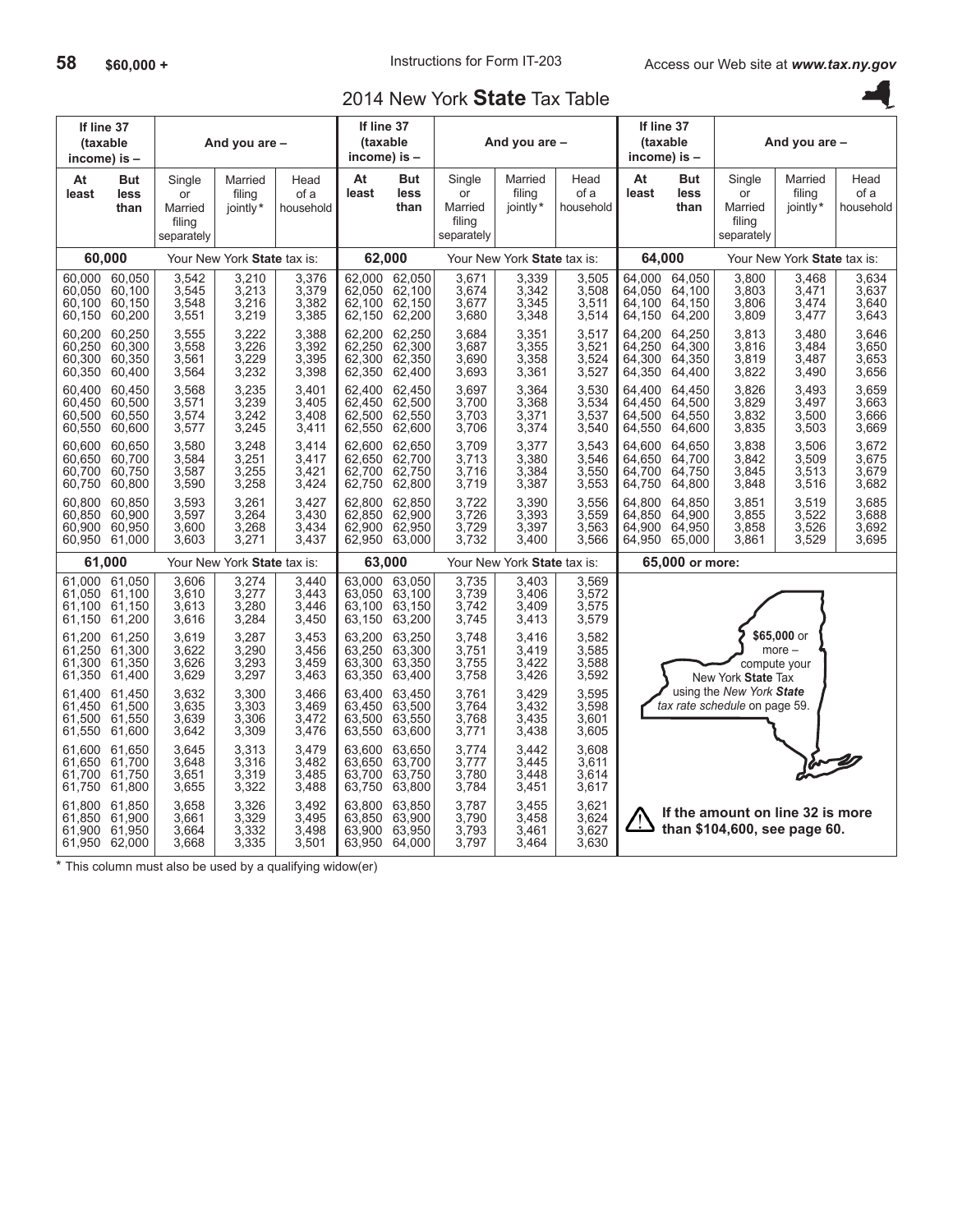## 2014 New York **State** Tax Table

| At least | But less than | Single or Married filing separately | Married filing jointly* | Head of a household |
|---|---|---|---|---|
| **60,000** | | Your New York **State** tax is: | | |
| 60,000 | 60,050 | 3,542 | 3,210 | 3,376 |
| 60,050 | 60,100 | 3,545 | 3,213 | 3,379 |
| 60,100 | 60,150 | 3,548 | 3,216 | 3,382 |
| 60,150 | 60,200 | 3,551 | 3,219 | 3,385 |
| 60,200 | 60,250 | 3,555 | 3,222 | 3,388 |
| 60,250 | 60,300 | 3,558 | 3,226 | 3,392 |
| 60,300 | 60,350 | 3,561 | 3,229 | 3,395 |
| 60,350 | 60,400 | 3,564 | 3,232 | 3,398 |
| 60,400 | 60,450 | 3,568 | 3,235 | 3,401 |
| 60,450 | 60,500 | 3,571 | 3,239 | 3,405 |
| 60,500 | 60,550 | 3,574 | 3,242 | 3,408 |
| 60,550 | 60,600 | 3,577 | 3,245 | 3,411 |
| 60,600 | 60,650 | 3,580 | 3,248 | 3,414 |
| 60,650 | 60,700 | 3,584 | 3,251 | 3,417 |
| 60,700 | 60,750 | 3,587 | 3,255 | 3,421 |
| 60,750 | 60,800 | 3,590 | 3,258 | 3,424 |
| 60,800 | 60,850 | 3,593 | 3,261 | 3,427 |
| 60,850 | 60,900 | 3,597 | 3,264 | 3,430 |
| 60,900 | 60,950 | 3,600 | 3,268 | 3,434 |
| 60,950 | 61,000 | 3,603 | 3,271 | 3,437 |
| **61,000** | | Your New York **State** tax is: | | |
| 61,000 | 61,050 | 3,606 | 3,274 | 3,440 |
| 61,050 | 61,100 | 3,610 | 3,277 | 3,443 |
| 61,100 | 61,150 | 3,613 | 3,280 | 3,446 |
| 61,150 | 61,200 | 3,616 | 3,284 | 3,450 |
| 61,200 | 61,250 | 3,619 | 3,287 | 3,453 |
| 61,250 | 61,300 | 3,622 | 3,290 | 3,456 |
| 61,300 | 61,350 | 3,626 | 3,293 | 3,459 |
| 61,350 | 61,400 | 3,629 | 3,297 | 3,463 |
| 61,400 | 61,450 | 3,632 | 3,300 | 3,466 |
| 61,450 | 61,500 | 3,635 | 3,303 | 3,469 |
| 61,500 | 61,550 | 3,639 | 3,306 | 3,472 |
| 61,550 | 61,600 | 3,642 | 3,309 | 3,476 |
| 61,600 | 61,650 | 3,645 | 3,313 | 3,479 |
| 61,650 | 61,700 | 3,648 | 3,316 | 3,482 |
| 61,700 | 61,750 | 3,651 | 3,319 | 3,485 |
| 61,750 | 61,800 | 3,655 | 3,322 | 3,488 |
| 61,800 | 61,850 | 3,658 | 3,326 | 3,492 |
| 61,850 | 61,900 | 3,661 | 3,329 | 3,495 |
| 61,900 | 61,950 | 3,664 | 3,332 | 3,498 |
| 61,950 | 62,000 | 3,668 | 3,335 | 3,501 |
| **62,000** | | Your New York **State** tax is: | | |
| 62,000 | 62,050 | 3,671 | 3,339 | 3,505 |
| 62,050 | 62,100 | 3,674 | 3,342 | 3,508 |
| 62,100 | 62,150 | 3,677 | 3,345 | 3,511 |
| 62,150 | 62,200 | 3,680 | 3,348 | 3,514 |
| 62,200 | 62,250 | 3,684 | 3,351 | 3,517 |
| 62,250 | 62,300 | 3,687 | 3,355 | 3,521 |
| 62,300 | 62,350 | 3,690 | 3,358 | 3,524 |
| 62,350 | 62,400 | 3,693 | 3,361 | 3,527 |
| 62,400 | 62,450 | 3,697 | 3,364 | 3,530 |
| 62,450 | 62,500 | 3,700 | 3,368 | 3,534 |
| 62,500 | 62,550 | 3,703 | 3,371 | 3,537 |
| 62,550 | 62,600 | 3,706 | 3,374 | 3,540 |
| 62,600 | 62,650 | 3,709 | 3,377 | 3,543 |
| 62,650 | 62,700 | 3,713 | 3,380 | 3,546 |
| 62,700 | 62,750 | 3,716 | 3,384 | 3,550 |
| 62,750 | 62,800 | 3,719 | 3,387 | 3,553 |
| 62,800 | 62,850 | 3,722 | 3,390 | 3,556 |
| 62,850 | 62,900 | 3,726 | 3,393 | 3,559 |
| 62,900 | 62,950 | 3,729 | 3,397 | 3,563 |
| 62,950 | 63,000 | 3,732 | 3,400 | 3,566 |
| **63,000** | | Your New York **State** tax is: | | |
| 63,000 | 63,050 | 3,735 | 3,403 | 3,569 |
| 63,050 | 63,100 | 3,739 | 3,406 | 3,572 |
| 63,100 | 63,150 | 3,742 | 3,409 | 3,575 |
| 63,150 | 63,200 | 3,745 | 3,413 | 3,579 |
| 63,200 | 63,250 | 3,748 | 3,416 | 3,582 |
| 63,250 | 63,300 | 3,751 | 3,419 | 3,585 |
| 63,300 | 63,350 | 3,755 | 3,422 | 3,588 |
| 63,350 | 63,400 | 3,758 | 3,426 | 3,592 |
| 63,400 | 63,450 | 3,761 | 3,429 | 3,595 |
| 63,450 | 63,500 | 3,764 | 3,432 | 3,598 |
| 63,500 | 63,550 | 3,768 | 3,435 | 3,601 |
| 63,550 | 63,600 | 3,771 | 3,438 | 3,605 |
| 63,600 | 63,650 | 3,774 | 3,442 | 3,608 |
| 63,650 | 63,700 | 3,777 | 3,445 | 3,611 |
| 63,700 | 63,750 | 3,780 | 3,448 | 3,614 |
| 63,750 | 63,800 | 3,784 | 3,451 | 3,617 |
| 63,800 | 63,850 | 3,787 | 3,455 | 3,621 |
| 63,850 | 63,900 | 3,790 | 3,458 | 3,624 |
| 63,900 | 63,950 | 3,793 | 3,461 | 3,627 |
| 63,950 | 64,000 | 3,797 | 3,464 | 3,630 |
| **64,000** | | Your New York **State** tax is: | | |
| 64,000 | 64,050 | 3,800 | 3,468 | 3,634 |
| 64,050 | 64,100 | 3,803 | 3,471 | 3,637 |
| 64,100 | 64,150 | 3,806 | 3,474 | 3,640 |
| 64,150 | 64,200 | 3,809 | 3,477 | 3,643 |
| 64,200 | 64,250 | 3,813 | 3,480 | 3,646 |
| 64,250 | 64,300 | 3,816 | 3,484 | 3,650 |
| 64,300 | 64,350 | 3,819 | 3,487 | 3,653 |
| 64,350 | 64,400 | 3,822 | 3,490 | 3,656 |
| 64,400 | 64,450 | 3,826 | 3,493 | 3,659 |
| 64,450 | 64,500 | 3,829 | 3,497 | 3,663 |
| 64,500 | 64,550 | 3,832 | 3,500 | 3,666 |
| 64,550 | 64,600 | 3,835 | 3,503 | 3,669 |
| 64,600 | 64,650 | 3,838 | 3,506 | 3,672 |
| 64,650 | 64,700 | 3,842 | 3,509 | 3,675 |
| 64,700 | 64,750 | 3,845 | 3,513 | 3,679 |
| 64,750 | 64,800 | 3,848 | 3,516 | 3,682 |
| 64,800 | 64,850 | 3,851 | 3,519 | 3,685 |
| 64,850 | 64,900 | 3,855 | 3,522 | 3,688 |
| 64,900 | 64,950 | 3,858 | 3,526 | 3,692 |
| 64,950 | 65,000 | 3,861 | 3,529 | 3,695 |

If line 37 (taxable income) is – / And you are –

**65,000 or more:**

**$65,000** or more – compute your New York **State** Tax using the *New York **State** tax rate schedule* on page 59.

**If the amount on line 32 is more than $104,600, see page 60.**

\* This column must also be used by a qualifying widow(er)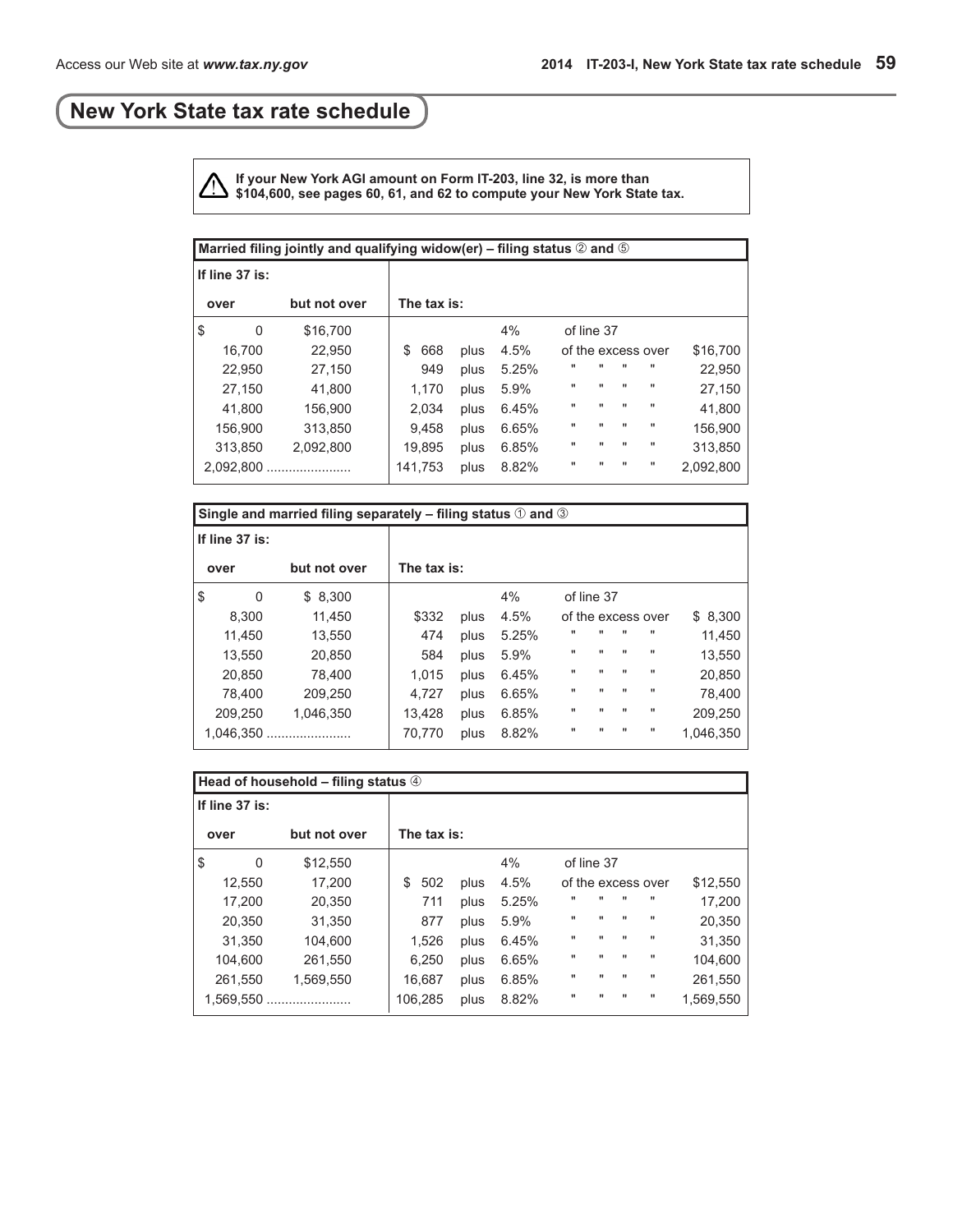# New York State tax rate schedule

⚠ **If your New York AGI amount on Form IT-203, line 32, is more than $104,600, see pages 60, 61, and 62 to compute your New York State tax.**

**Married filing jointly and qualifying widow(er) – filing status ② and ⑤**

| If line 37 is: over | but not over | The tax is: | | | | |
|---|---|---|---|---|---|---|
| $ 0 | $16,700 | | | 4% | of line 37 | |
| 16,700 | 22,950 | $ 668 | plus | 4.5% | of the excess over | $16,700 |
| 22,950 | 27,150 | 949 | plus | 5.25% | " " " " | 22,950 |
| 27,150 | 41,800 | 1,170 | plus | 5.9% | " " " " | 27,150 |
| 41,800 | 156,900 | 2,034 | plus | 6.45% | " " " " | 41,800 |
| 156,900 | 313,850 | 9,458 | plus | 6.65% | " " " " | 156,900 |
| 313,850 | 2,092,800 | 19,895 | plus | 6.85% | " " " " | 313,850 |
| 2,092,800 ....................... | | 141,753 | plus | 8.82% | " " " " | 2,092,800 |

**Single and married filing separately – filing status ① and ③**

| If line 37 is: over | but not over | The tax is: | | | | |
|---|---|---|---|---|---|---|
| $ 0 | $ 8,300 | | | 4% | of line 37 | |
| 8,300 | 11,450 | $332 | plus | 4.5% | of the excess over | $ 8,300 |
| 11,450 | 13,550 | 474 | plus | 5.25% | " " " " | 11,450 |
| 13,550 | 20,850 | 584 | plus | 5.9% | " " " " | 13,550 |
| 20,850 | 78,400 | 1,015 | plus | 6.45% | " " " " | 20,850 |
| 78,400 | 209,250 | 4,727 | plus | 6.65% | " " " " | 78,400 |
| 209,250 | 1,046,350 | 13,428 | plus | 6.85% | " " " " | 209,250 |
| 1,046,350 ....................... | | 70,770 | plus | 8.82% | " " " " | 1,046,350 |

**Head of household – filing status ④**

| If line 37 is: over | but not over | The tax is: | | | | |
|---|---|---|---|---|---|---|
| $ 0 | $12,550 | | | 4% | of line 37 | |
| 12,550 | 17,200 | $ 502 | plus | 4.5% | of the excess over | $12,550 |
| 17,200 | 20,350 | 711 | plus | 5.25% | " " " " | 17,200 |
| 20,350 | 31,350 | 877 | plus | 5.9% | " " " " | 20,350 |
| 31,350 | 104,600 | 1,526 | plus | 6.45% | " " " " | 31,350 |
| 104,600 | 261,550 | 6,250 | plus | 6.65% | " " " " | 104,600 |
| 261,550 | 1,569,550 | 16,687 | plus | 6.85% | " " " " | 261,550 |
| 1,569,550 ....................... | | 106,285 | plus | 8.82% | " " " " | 1,569,550 |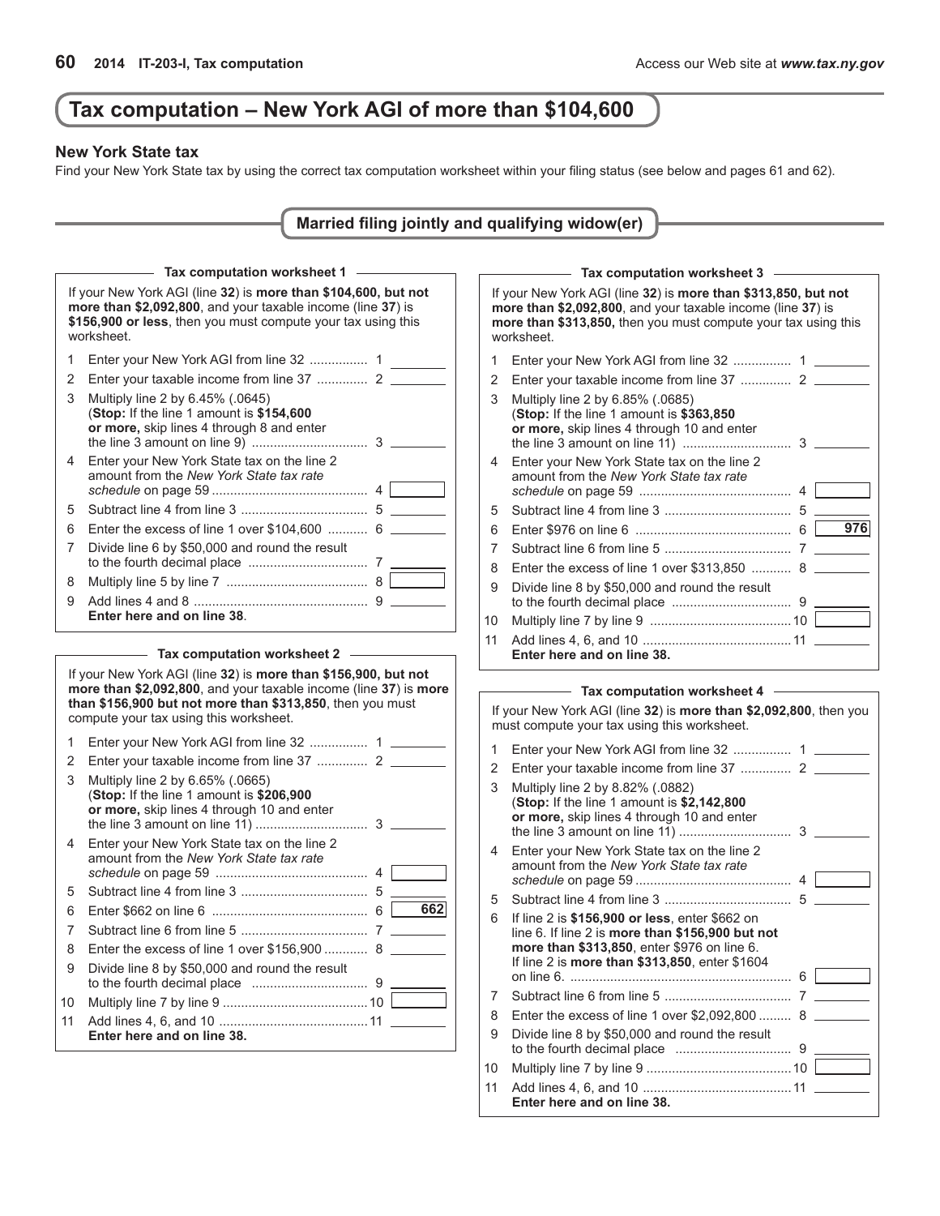# Tax computation – New York AGI of more than $104,600

### New York State tax

Find your New York State tax by using the correct tax computation worksheet within your filing status (see below and pages 61 and 62).

## Married filing jointly and qualifying widow(er)

### Tax computation worksheet 1

If your New York AGI (line **32**) is **more than $104,600, but not more than $2,092,800**, and your taxable income (line **37**) is **$156,900 or less**, then you must compute your tax using this worksheet.

1. Enter your New York AGI from line 32 ................ 1 ________
2. Enter your taxable income from line 37 .............. 2 ________
3. Multiply line 2 by 6.45% (.0645) (**Stop:** If the line 1 amount is **$154,600 or more,** skip lines 4 through 8 and enter the line 3 amount on line 9) ................................ 3 ________
4. Enter your New York State tax on the line 2 amount from the *New York State tax rate schedule* on page 59 ........................................... 4 ________
5. Subtract line 4 from line 3 .................................. 5 ________
6. Enter the excess of line 1 over $104,600 ........... 6 ________
7. Divide line 6 by $50,000 and round the result to the fourth decimal place ................................ 7 ________
8. Multiply line 5 by line 7 ...................................... 8 ________
9. Add lines 4 and 8 ............................................... 9 ________
   **Enter here and on line 38**.

### Tax computation worksheet 2

If your New York AGI (line **32**) is **more than $156,900, but not more than $2,092,800**, and your taxable income (line **37**) is **more than $156,900 but not more than $313,850**, then you must compute your tax using this worksheet.

1. Enter your New York AGI from line 32 ................ 1 ________
2. Enter your taxable income from line 37 .............. 2 ________
3. Multiply line 2 by 6.65% (.0665) (**Stop:** If the line 1 amount is **$206,900 or more,** skip lines 4 through 10 and enter the line 3 amount on line 11) ............................... 3 ________
4. Enter your New York State tax on the line 2 amount from the *New York State tax rate schedule* on page 59 .......................................... 4 ________
5. Subtract line 4 from line 3 .................................. 5 ________
6. Enter $662 on line 6 ........................................... 6 **662**
7. Subtract line 6 from line 5 .................................. 7 ________
8. Enter the excess of line 1 over $156,900 ............ 8 ________
9. Divide line 8 by $50,000 and round the result to the fourth decimal place ................................ 9 ________
10. Multiply line 7 by line 9 ........................................ 10 ________
11. Add lines 4, 6, and 10 ......................................... 11 ________
    **Enter here and on line 38.**

### Tax computation worksheet 3

If your New York AGI (line **32**) is **more than $313,850, but not more than $2,092,800**, and your taxable income (line **37**) is **more than $313,850,** then you must compute your tax using this worksheet.

1. Enter your New York AGI from line 32 ................ 1 ________
2. Enter your taxable income from line 37 .............. 2 ________
3. Multiply line 2 by 6.85% (.0685) (**Stop:** If the line 1 amount is **$363,850 or more,** skip lines 4 through 10 and enter the line 3 amount on line 11) ............................. 3 ________
4. Enter your New York State tax on the line 2 amount from the *New York State tax rate schedule* on page 59 .......................................... 4 ________
5. Subtract line 4 from line 3 .................................. 5 ________
6. Enter $976 on line 6 ........................................... 6 **976**
7. Subtract line 6 from line 5 .................................. 7 ________
8. Enter the excess of line 1 over $313,850 ........... 8 ________
9. Divide line 8 by $50,000 and round the result to the fourth decimal place ................................ 9 ________
10. Multiply line 7 by line 9 ....................................... 10 ________
11. Add lines 4, 6, and 10 ......................................... 11 ________
    **Enter here and on line 38.**

### Tax computation worksheet 4

If your New York AGI (line **32**) is **more than $2,092,800**, then you must compute your tax using this worksheet.

1. Enter your New York AGI from line 32 ................ 1 ________
2. Enter your taxable income from line 37 .............. 2 ________
3. Multiply line 2 by 8.82% (.0882) (**Stop:** If the line 1 amount is **$2,142,800 or more,** skip lines 4 through 10 and enter the line 3 amount on line 11) .............................. 3 ________
4. Enter your New York State tax on the line 2 amount from the *New York State tax rate schedule* on page 59 ........................................... 4 ________
5. Subtract line 4 from line 3 .................................. 5 ________
6. If line 2 is **$156,900 or less**, enter $662 on line 6. If line 2 is **more than $156,900 but not more than $313,850**, enter $976 on line 6. If line 2 is **more than $313,850**, enter $1604 on line 6. ............................................................ 6 ________
7. Subtract line 6 from line 5 .................................. 7 ________
8. Enter the excess of line 1 over $2,092,800 ......... 8 ________
9. Divide line 8 by $50,000 and round the result to the fourth decimal place ................................ 9 ________
10. Multiply line 7 by line 9 ........................................ 10 ________
11. Add lines 4, 6, and 10 ......................................... 11 ________
    **Enter here and on line 38.**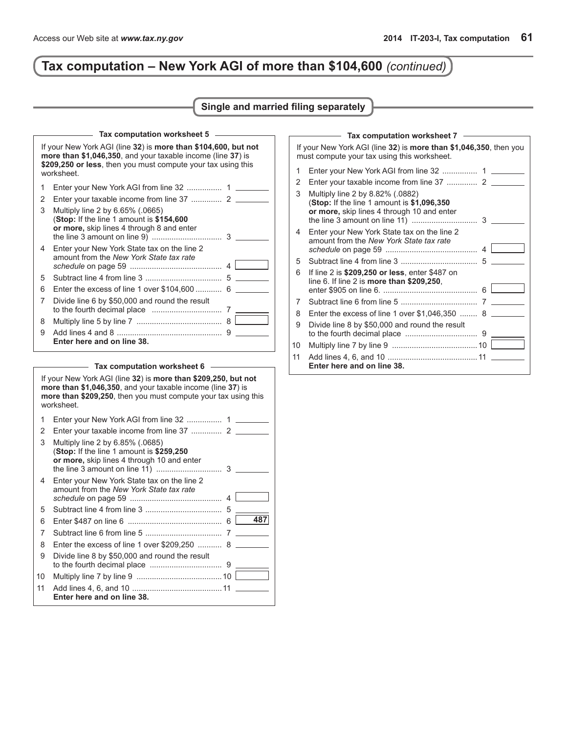# Tax computation – New York AGI of more than $104,600 *(continued)*

## Single and married filing separately

### Tax computation worksheet 5

If your New York AGI (line **32**) is **more than $104,600, but not more than $1,046,350**, and your taxable income (line **37**) is **$209,250 or less**, then you must compute your tax using this worksheet.

| | | | |
|---|---|---|---|
| 1 | Enter your New York AGI from line 32 | 1 | |
| 2 | Enter your taxable income from line 37 | 2 | |
| 3 | Multiply line 2 by 6.65% (.0665) (**Stop:** If the line 1 amount is **$154,600 or more,** skip lines 4 through 8 and enter the line 3 amount on line 9) | 3 | |
| 4 | Enter your New York State tax on the line 2 amount from the *New York State tax rate schedule* on page 59 | 4 | |
| 5 | Subtract line 4 from line 3 | 5 | |
| 6 | Enter the excess of line 1 over $104,600 | 6 | |
| 7 | Divide line 6 by $50,000 and round the result to the fourth decimal place | 7 | |
| 8 | Multiply line 5 by line 7 | 8 | |
| 9 | Add lines 4 and 8 **Enter here and on line 38.** | 9 | |

### Tax computation worksheet 6

If your New York AGI (line **32**) is **more than $209,250, but not more than $1,046,350**, and your taxable income (line **37**) is **more than $209,250**, then you must compute your tax using this worksheet.

| | | | |
|---|---|---|---|
| 1 | Enter your New York AGI from line 32 | 1 | |
| 2 | Enter your taxable income from line 37 | 2 | |
| 3 | Multiply line 2 by 6.85% (.0685) (**Stop:** If the line 1 amount is **$259,250 or more,** skip lines 4 through 10 and enter the line 3 amount on line 11) | 3 | |
| 4 | Enter your New York State tax on the line 2 amount from the *New York State tax rate schedule* on page 59 | 4 | |
| 5 | Subtract line 4 from line 3 | 5 | |
| 6 | Enter $487 on line 6 | 6 | **487** |
| 7 | Subtract line 6 from line 5 | 7 | |
| 8 | Enter the excess of line 1 over $209,250 | 8 | |
| 9 | Divide line 8 by $50,000 and round the result to the fourth decimal place | 9 | |
| 10 | Multiply line 7 by line 9 | 10 | |
| 11 | Add lines 4, 6, and 10 **Enter here and on line 38.** | 11 | |

### Tax computation worksheet 7

If your New York AGI (line **32**) is **more than $1,046,350**, then you must compute your tax using this worksheet.

| | | | |
|---|---|---|---|
| 1 | Enter your New York AGI from line 32 | 1 | |
| 2 | Enter your taxable income from line 37 | 2 | |
| 3 | Multiply line 2 by 8.82% (.0882) (**Stop:** If the line 1 amount is **$1,096,350 or more,** skip lines 4 through 10 and enter the line 3 amount on line 11) | 3 | |
| 4 | Enter your New York State tax on the line 2 amount from the *New York State tax rate schedule* on page 59 | 4 | |
| 5 | Subtract line 4 from line 3 | 5 | |
| 6 | If line 2 is **$209,250 or less**, enter $487 on line 6. If line 2 is **more than $209,250**, enter $905 on line 6. | 6 | |
| 7 | Subtract line 6 from line 5 | 7 | |
| 8 | Enter the excess of line 1 over $1,046,350 | 8 | |
| 9 | Divide line 8 by $50,000 and round the result to the fourth decimal place | 9 | |
| 10 | Multiply line 7 by line 9 | 10 | |
| 11 | Add lines 4, 6, and 10 **Enter here and on line 38.** | 11 | |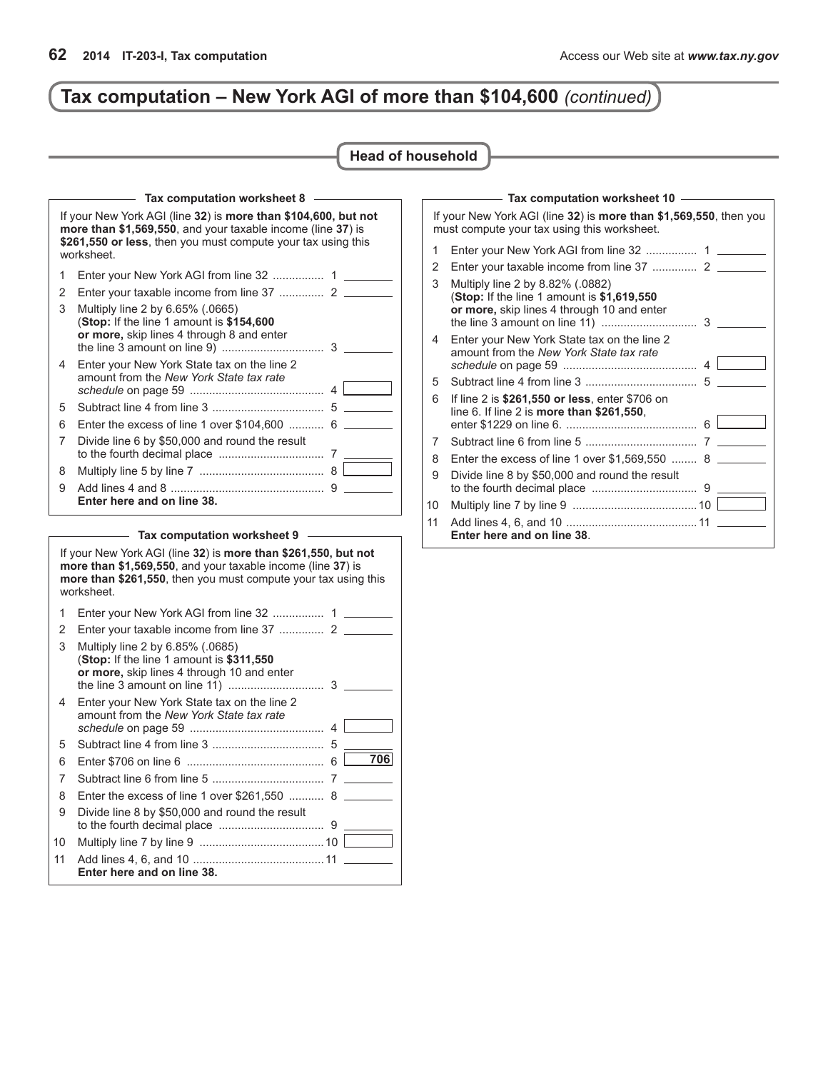# Tax computation – New York AGI of more than $104,600 *(continued)*

## Head of household

### Tax computation worksheet 8

If your New York AGI (line **32**) is **more than $104,600, but not more than $1,569,550**, and your taxable income (line **37**) is **$261,550 or less**, then you must compute your tax using this worksheet.

| | | | |
|---|---|---|---|
| 1 | Enter your New York AGI from line 32 | 1 | |
| 2 | Enter your taxable income from line 37 | 2 | |
| 3 | Multiply line 2 by 6.65% (.0665) (**Stop:** If the line 1 amount is **$154,600 or more,** skip lines 4 through 8 and enter the line 3 amount on line 9) | 3 | |
| 4 | Enter your New York State tax on the line 2 amount from the *New York State tax rate schedule* on page 59 | 4 | |
| 5 | Subtract line 4 from line 3 | 5 | |
| 6 | Enter the excess of line 1 over $104,600 | 6 | |
| 7 | Divide line 6 by $50,000 and round the result to the fourth decimal place | 7 | |
| 8 | Multiply line 5 by line 7 | 8 | |
| 9 | Add lines 4 and 8 **Enter here and on line 38.** | 9 | |

### Tax computation worksheet 9

If your New York AGI (line **32**) is **more than $261,550, but not more than $1,569,550**, and your taxable income (line **37**) is **more than $261,550**, then you must compute your tax using this worksheet.

| | | | |
|---|---|---|---|
| 1 | Enter your New York AGI from line 32 | 1 | |
| 2 | Enter your taxable income from line 37 | 2 | |
| 3 | Multiply line 2 by 6.85% (.0685) (**Stop:** If the line 1 amount is **$311,550 or more,** skip lines 4 through 10 and enter the line 3 amount on line 11) | 3 | |
| 4 | Enter your New York State tax on the line 2 amount from the *New York State tax rate schedule* on page 59 | 4 | |
| 5 | Subtract line 4 from line 3 | 5 | |
| 6 | Enter $706 on line 6 | 6 | 706 |
| 7 | Subtract line 6 from line 5 | 7 | |
| 8 | Enter the excess of line 1 over $261,550 | 8 | |
| 9 | Divide line 8 by $50,000 and round the result to the fourth decimal place | 9 | |
| 10 | Multiply line 7 by line 9 | 10 | |
| 11 | Add lines 4, 6, and 10 **Enter here and on line 38.** | 11 | |

### Tax computation worksheet 10

If your New York AGI (line **32**) is **more than $1,569,550**, then you must compute your tax using this worksheet.

| | | | |
|---|---|---|---|
| 1 | Enter your New York AGI from line 32 | 1 | |
| 2 | Enter your taxable income from line 37 | 2 | |
| 3 | Multiply line 2 by 8.82% (.0882) (**Stop:** If the line 1 amount is **$1,619,550 or more,** skip lines 4 through 10 and enter the line 3 amount on line 11) | 3 | |
| 4 | Enter your New York State tax on the line 2 amount from the *New York State tax rate schedule* on page 59 | 4 | |
| 5 | Subtract line 4 from line 3 | 5 | |
| 6 | If line 2 is **$261,550 or less**, enter $706 on line 6. If line 2 is **more than $261,550**, enter $1229 on line 6. | 6 | |
| 7 | Subtract line 6 from line 5 | 7 | |
| 8 | Enter the excess of line 1 over $1,569,550 | 8 | |
| 9 | Divide line 8 by $50,000 and round the result to the fourth decimal place | 9 | |
| 10 | Multiply line 7 by line 9 | 10 | |
| 11 | Add lines 4, 6, and 10 **Enter here and on line 38**. | 11 | |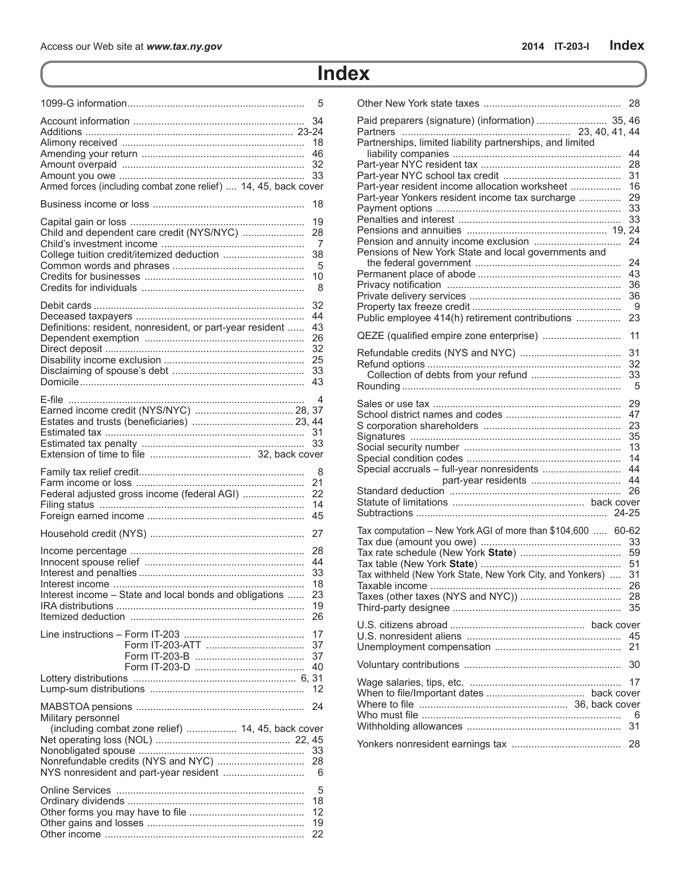# Index

1099-G information ... 5

Account information ... 34
Additions ... 23-24
Alimony received ... 18
Amending your return ... 46
Amount overpaid ... 32
Amount you owe ... 33
Armed forces (including combat zone relief) ... 14, 45, back cover

Business income or loss ... 18

Capital gain or loss ... 19
Child and dependent care credit (NYS/NYC) ... 28
Child's investment income ... 7
College tuition credit/itemized deduction ... 38
Common words and phrases ... 5
Credits for businesses ... 10
Credits for individuals ... 8

Debit cards ... 32
Deceased taxpayers ... 44
Definitions: resident, nonresident, or part-year resident ... 43
Dependent exemption ... 26
Direct deposit ... 32
Disability income exclusion ... 25
Disclaiming of spouse's debt ... 33
Domicile ... 43

E-file ... 4
Earned income credit (NYS/NYC) ... 28, 37
Estates and trusts (beneficiaries) ... 23, 44
Estimated tax ... 31
Estimated tax penalty ... 33
Extension of time to file ... 32, back cover

Family tax relief credit ... 8
Farm income or loss ... 21
Federal adjusted gross income (federal AGI) ... 22
Filing status ... 14
Foreign earned income ... 45

Household credit (NYS) ... 27

Income percentage ... 28
Innocent spouse relief ... 44
Interest and penalties ... 33
Interest income ... 18
Interest income – State and local bonds and obligations ... 23
IRA distributions ... 19
Itemized deduction ... 26

Line instructions – Form IT-203 ... 17
  Form IT-203-ATT ... 37
  Form IT-203-B ... 37
  Form IT-203-D ... 40
Lottery distributions ... 6, 31
Lump-sum distributions ... 12

MABSTOA pensions ... 24
Military personnel
  (including combat zone relief) ... 14, 45, back cover
Net operating loss (NOL) ... 22, 45
Nonobligated spouse ... 33
Nonrefundable credits (NYS and NYC) ... 28
NYS nonresident and part-year resident ... 6

Online Services ... 5
Ordinary dividends ... 18
Other forms you may have to file ... 12
Other gains and losses ... 19
Other income ... 22

Other New York state taxes ... 28

Paid preparers (signature) (information) ... 35, 46
Partners ... 23, 40, 41, 44
Partnerships, limited liability partnerships, and limited
  liability companies ... 44
Part-year NYC resident tax ... 28
Part-year NYC school tax credit ... 31
Part-year resident income allocation worksheet ... 16
Part-year Yonkers resident income tax surcharge ... 29
Payment options ... 33
Penalties and interest ... 33
Pensions and annuities ... 19, 24
Pension and annuity income exclusion ... 24
Pensions of New York State and local governments and
  the federal government ... 24
Permanent place of abode ... 43
Privacy notification ... 36
Private delivery services ... 36
Property tax freeze credit ... 9
Public employee 414(h) retirement contributions ... 23

QEZE (qualified empire zone enterprise) ... 11

Refundable credits (NYS and NYC) ... 31
Refund options ... 32
  Collection of debts from your refund ... 33
Rounding ... 5

Sales or use tax ... 29
School district names and codes ... 47
S corporation shareholders ... 23
Signatures ... 35
Social security number ... 13
Special condition codes ... 14
Special accruals – full-year nonresidents ... 44
  part-year residents ... 44
Standard deduction ... 26
Statute of limitations ... back cover
Subtractions ... 24-25

Tax computation – New York AGI of more than $104,600 ... 60-62
Tax due (amount you owe) ... 33
Tax rate schedule (New York **State**) ... 59
Tax table (New York **State**) ... 51
Tax withheld (New York State, New York City, and Yonkers) ... 31
Taxable income ... 26
Taxes (other taxes (NYS and NYC)) ... 28
Third-party designee ... 35

U.S. citizens abroad ... back cover
U.S. nonresident aliens ... 45
Unemployment compensation ... 21

Voluntary contributions ... 30

Wage salaries, tips, etc. ... 17
When to file/Important dates ... back cover
Where to file ... 36, back cover
Who must file ... 6
Withholding allowances ... 31

Yonkers nonresident earnings tax ... 28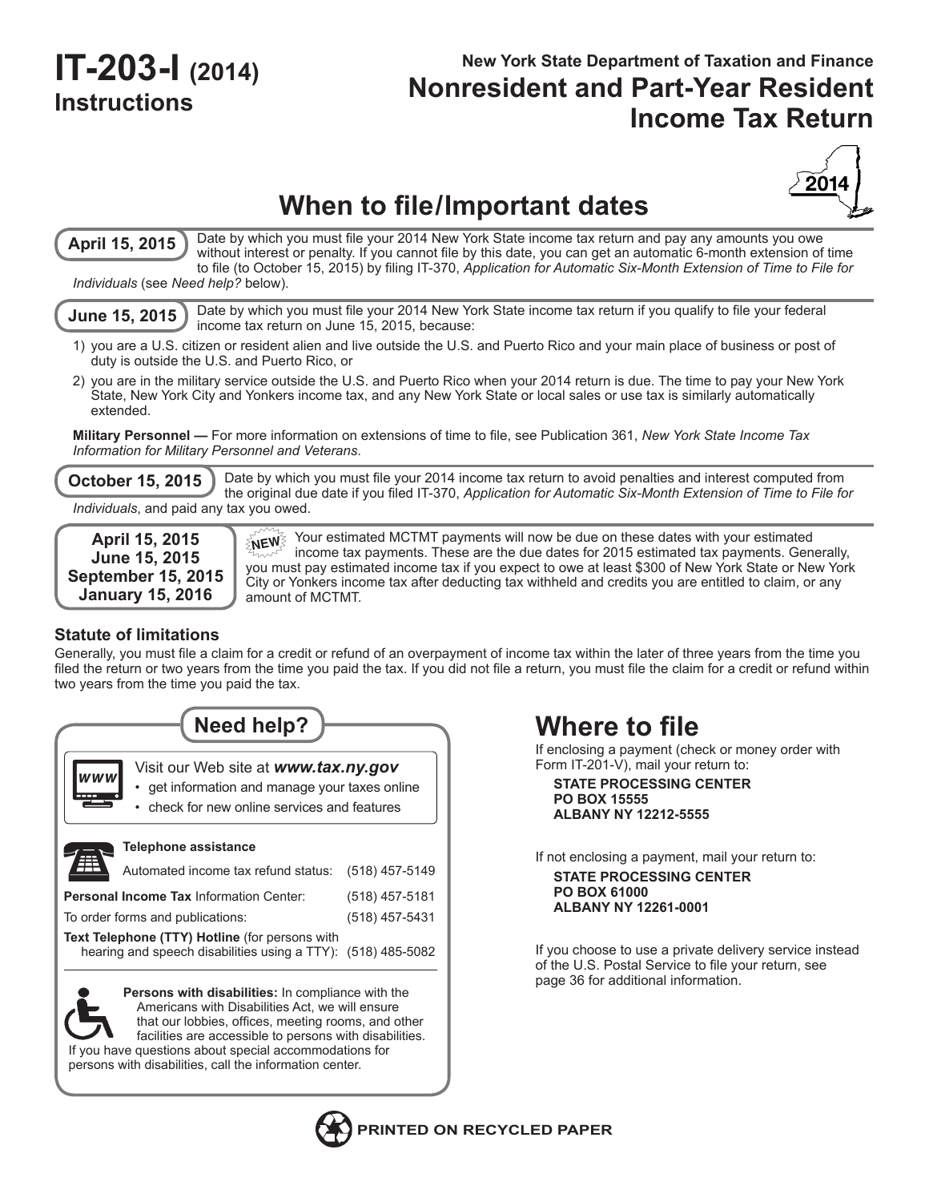# IT-203-I (2014) Instructions

**New York State Department of Taxation and Finance**

## Nonresident and Part-Year Resident Income Tax Return

2014

## When to file/Important dates

**April 15, 2015** — Date by which you must file your 2014 New York State income tax return and pay any amounts you owe without interest or penalty. If you cannot file by this date, you can get an automatic 6-month extension of time to file (to October 15, 2015) by filing IT-370, *Application for Automatic Six-Month Extension of Time to File for Individuals* (see *Need help?* below).

**June 15, 2015** — Date by which you must file your 2014 New York State income tax return if you qualify to file your federal income tax return on June 15, 2015, because:

1) you are a U.S. citizen or resident alien and live outside the U.S. and Puerto Rico and your main place of business or post of duty is outside the U.S. and Puerto Rico, or
2) you are in the military service outside the U.S. and Puerto Rico when your 2014 return is due. The time to pay your New York State, New York City and Yonkers income tax, and any New York State or local sales or use tax is similarly automatically extended.

**Military Personnel —** For more information on extensions of time to file, see Publication 361, *New York State Income Tax Information for Military Personnel and Veterans*.

**October 15, 2015** — Date by which you must file your 2014 income tax return to avoid penalties and interest computed from the original due date if you filed IT-370, *Application for Automatic Six-Month Extension of Time to File for Individuals*, and paid any tax you owed.

**April 15, 2015**
**June 15, 2015**
**September 15, 2015**
**January 15, 2016**

**NEW** Your estimated MCTMT payments will now be due on these dates with your estimated income tax payments. These are the due dates for 2015 estimated tax payments. Generally, you must pay estimated income tax if you expect to owe at least $300 of New York State or New York City or Yonkers income tax after deducting tax withheld and credits you are entitled to claim, or any amount of MCTMT.

### Statute of limitations

Generally, you must file a claim for a credit or refund of an overpayment of income tax within the later of three years from the time you filed the return or two years from the time you paid the tax. If you did not file a return, you must file the claim for a credit or refund within two years from the time you paid the tax.

## Need help?

Visit our Web site at ***www.tax.ny.gov***
- get information and manage your taxes online
- check for new online services and features

**Telephone assistance**

| | |
|---|---|
| Automated income tax refund status: | (518) 457-5149 |
| **Personal Income Tax** Information Center: | (518) 457-5181 |
| To order forms and publications: | (518) 457-5431 |
| **Text Telephone (TTY) Hotline** (for persons with hearing and speech disabilities using a TTY): | (518) 485-5082 |

**Persons with disabilities:** In compliance with the Americans with Disabilities Act, we will ensure that our lobbies, offices, meeting rooms, and other facilities are accessible to persons with disabilities. If you have questions about special accommodations for persons with disabilities, call the information center.

## Where to file

If enclosing a payment (check or money order with Form IT-201-V), mail your return to:

**STATE PROCESSING CENTER**
**PO BOX 15555**
**ALBANY NY 12212-5555**

If not enclosing a payment, mail your return to:

**STATE PROCESSING CENTER**
**PO BOX 61000**
**ALBANY NY 12261-0001**

If you choose to use a private delivery service instead of the U.S. Postal Service to file your return, see page 36 for additional information.

**PRINTED ON RECYCLED PAPER**